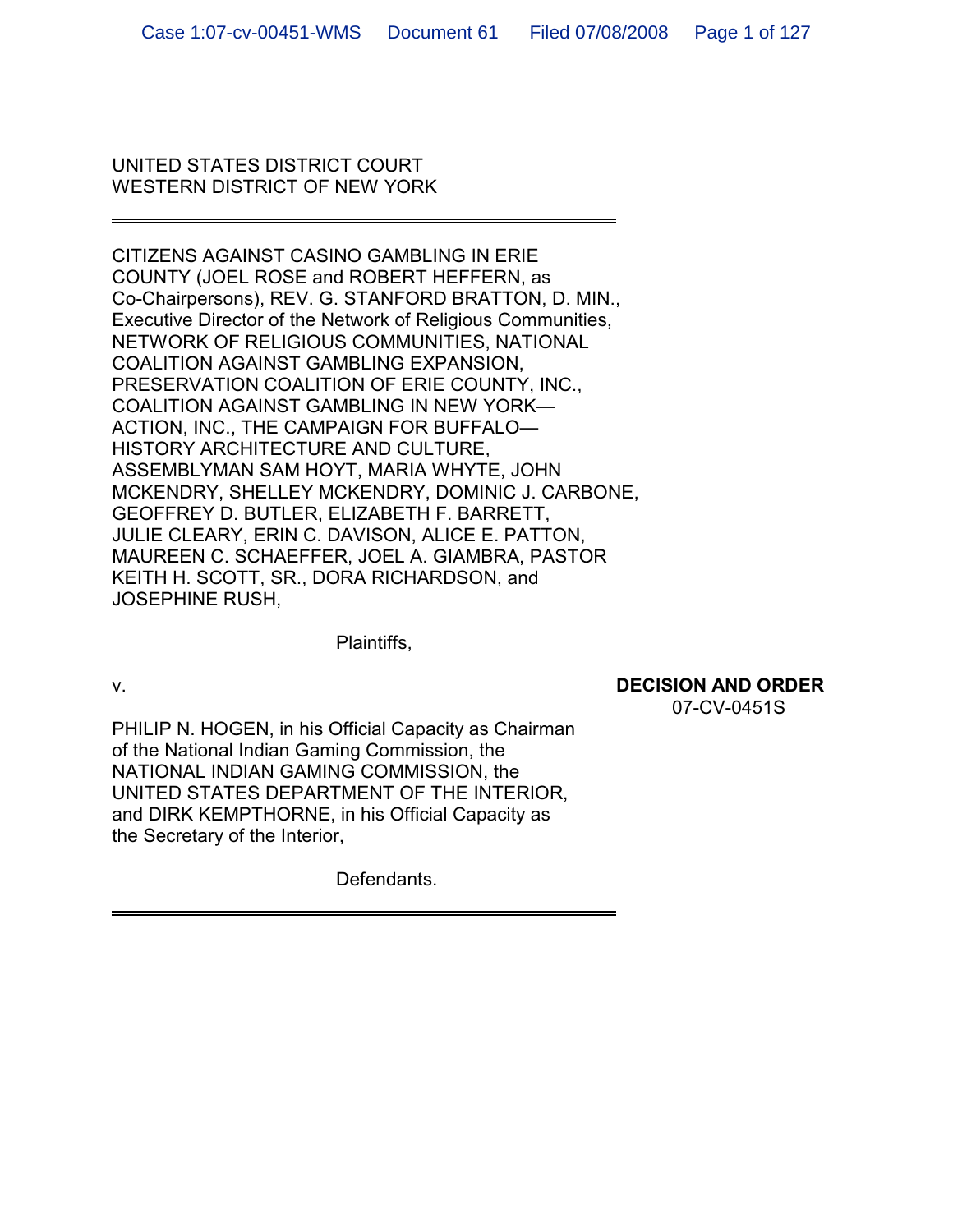UNITED STATES DISTRICT COURT
WESTERN DISTRICT OF NEW YORK

---

CITIZENS AGAINST CASINO GAMBLING IN ERIE COUNTY (JOEL ROSE and ROBERT HEFFERN, as Co-Chairpersons), REV. G. STANFORD BRATTON, D. MIN., Executive Director of the Network of Religious Communities, NETWORK OF RELIGIOUS COMMUNITIES, NATIONAL COALITION AGAINST GAMBLING EXPANSION, PRESERVATION COALITION OF ERIE COUNTY, INC., COALITION AGAINST GAMBLING IN NEW YORK—ACTION, INC., THE CAMPAIGN FOR BUFFALO—HISTORY ARCHITECTURE AND CULTURE, ASSEMBLYMAN SAM HOYT, MARIA WHYTE, JOHN MCKENDRY, SHELLEY MCKENDRY, DOMINIC J. CARBONE, GEOFFREY D. BUTLER, ELIZABETH F. BARRETT, JULIE CLEARY, ERIN C. DAVISON, ALICE E. PATTON, MAUREEN C. SCHAEFFER, JOEL A. GIAMBRA, PASTOR KEITH H. SCOTT, SR., DORA RICHARDSON, and JOSEPHINE RUSH,

Plaintiffs,

v.

**DECISION AND ORDER**
07-CV-0451S

PHILIP N. HOGEN, in his Official Capacity as Chairman of the National Indian Gaming Commission, the NATIONAL INDIAN GAMING COMMISSION, the UNITED STATES DEPARTMENT OF THE INTERIOR, and DIRK KEMPTHORNE, in his Official Capacity as the Secretary of the Interior,

Defendants.

---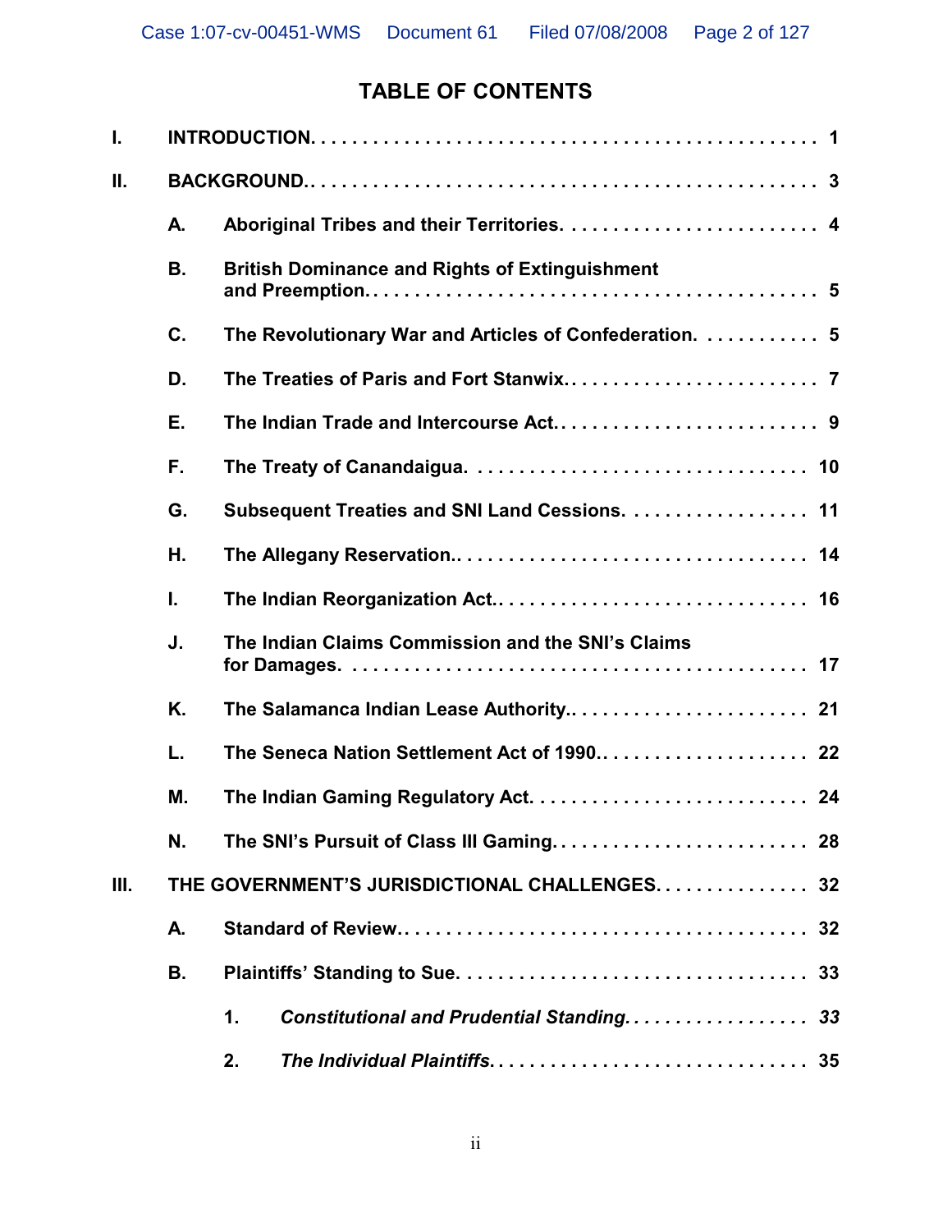# TABLE OF CONTENTS

| | | | |
|---|---|---|---|
| I. | **INTRODUCTION.** | | 1 |
| II. | **BACKGROUND.** | | 3 |
| | A. | **Aboriginal Tribes and their Territories.** | 4 |
| | B. | **British Dominance and Rights of Extinguishment and Preemption.** | 5 |
| | C. | **The Revolutionary War and Articles of Confederation.** | 5 |
| | D. | **The Treaties of Paris and Fort Stanwix.** | 7 |
| | E. | **The Indian Trade and Intercourse Act.** | 9 |
| | F. | **The Treaty of Canandaigua.** | 10 |
| | G. | **Subsequent Treaties and SNI Land Cessions.** | 11 |
| | H. | **The Allegany Reservation.** | 14 |
| | I. | **The Indian Reorganization Act.** | 16 |
| | J. | **The Indian Claims Commission and the SNI's Claims for Damages.** | 17 |
| | K. | **The Salamanca Indian Lease Authority.** | 21 |
| | L. | **The Seneca Nation Settlement Act of 1990.** | 22 |
| | M. | **The Indian Gaming Regulatory Act.** | 24 |
| | N. | **The SNI's Pursuit of Class III Gaming.** | 28 |
| III. | **THE GOVERNMENT'S JURISDICTIONAL CHALLENGES.** | | 32 |
| | A. | **Standard of Review.** | 32 |
| | B. | **Plaintiffs' Standing to Sue.** | 33 |
| | | 1. ***Constitutional and Prudential Standing.*** | *33* |
| | | 2. ***The Individual Plaintiffs.*** | 35 |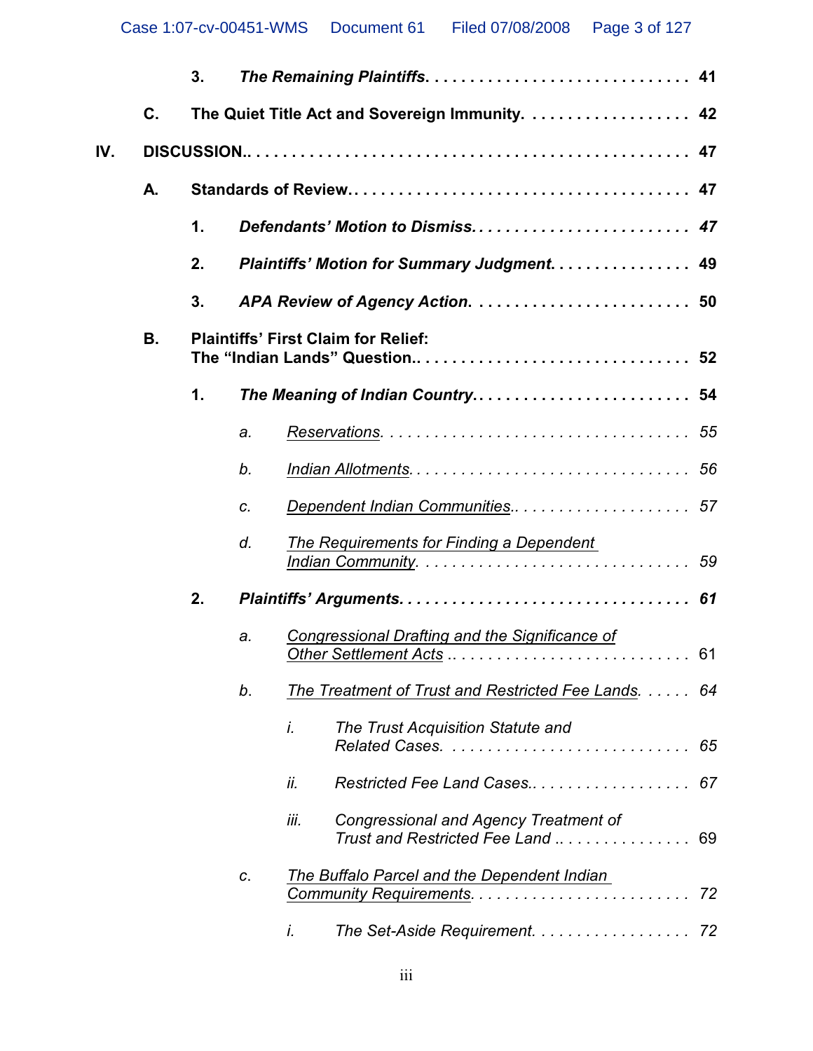3. ***The Remaining Plaintiffs*** . . . . . . . . . . . . . . . . . . . . . . . . . . . . . . 41

C. **The Quiet Title Act and Sovereign Immunity** . . . . . . . . . . . . . . . . . . . 42

IV. **DISCUSSION** . . . . . . . . . . . . . . . . . . . . . . . . . . . . . . . . . . . . . . . . . . . . . 47

A. **Standards of Review** . . . . . . . . . . . . . . . . . . . . . . . . . . . . . . . . . . . . . . 47

1. ***Defendants' Motion to Dismiss*** . . . . . . . . . . . . . . . . . . . . . . . . . *47*

2. ***Plaintiffs' Motion for Summary Judgment*** . . . . . . . . . . . . . . . . 49

3. ***APA Review of Agency Action*** . . . . . . . . . . . . . . . . . . . . . . . . . 50

B. **Plaintiffs' First Claim for Relief: The "Indian Lands" Question** . . . . . . . . . . . . . . . . . . . . . . . . . . . . . . . 52

1. ***The Meaning of Indian Country*** . . . . . . . . . . . . . . . . . . . . . . . . . 54

a. *Reservations* . . . . . . . . . . . . . . . . . . . . . . . . . . . . . . . . . . . *55*

b. *Indian Allotments* . . . . . . . . . . . . . . . . . . . . . . . . . . . . . . . *56*

c. *Dependent Indian Communities* . . . . . . . . . . . . . . . . . . . . . *57*

d. *The Requirements for Finding a Dependent Indian Community* . . . . . . . . . . . . . . . . . . . . . . . . . . . . . . . *59*

2. ***Plaintiffs' Arguments*** . . . . . . . . . . . . . . . . . . . . . . . . . . . . . . . . . *61*

a. *Congressional Drafting and the Significance of Other Settlement Acts* . . . . . . . . . . . . . . . . . . . . . . . . . . . 61

b. *The Treatment of Trust and Restricted Fee Lands* . . . . . . *64*

i. *The Trust Acquisition Statute and Related Cases* . . . . . . . . . . . . . . . . . . . . . . . . . . . . *65*

ii. *Restricted Fee Land Cases* . . . . . . . . . . . . . . . . . . . *67*

iii. *Congressional and Agency Treatment of Trust and Restricted Fee Land* . . . . . . . . . . . . . . . . 69

c. *The Buffalo Parcel and the Dependent Indian Community Requirements* . . . . . . . . . . . . . . . . . . . . . . . . . *72*

i. *The Set-Aside Requirement* . . . . . . . . . . . . . . . . . . *72*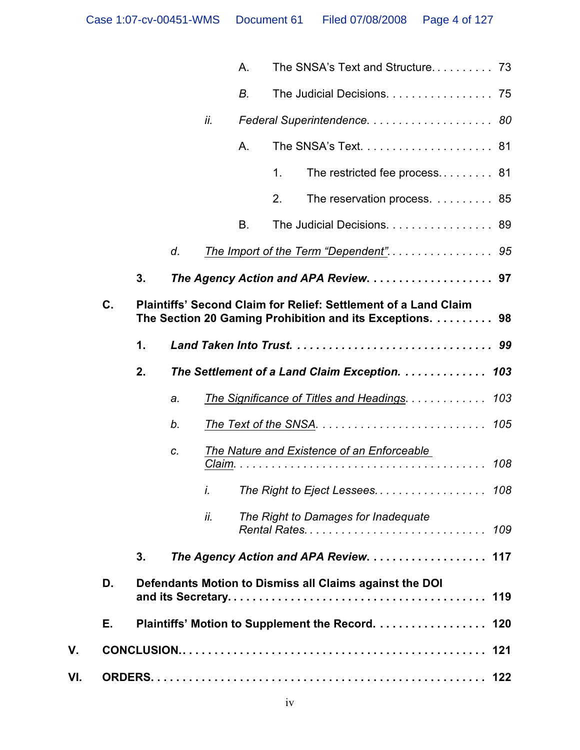A. The SNSA's Text and Structure. . . . . . . . . . 73

*B.* The Judicial Decisions. . . . . . . . . . . . . . . . . 75

*ii.* *Federal Superintendence. . . . . . . . . . . . . . . . . . . . 80*

A. The SNSA's Text. . . . . . . . . . . . . . . . . . . . . 81

1. The restricted fee process. . . . . . . . . 81

2. The reservation process. . . . . . . . . . 85

B. The Judicial Decisions. . . . . . . . . . . . . . . . . 89

*d.* *<u>The Import of the Term "Dependent"</u>. . . . . . . . . . . . . . . . . 95*

**3.** ***The Agency Action and APA Review. . . . . . . . . . . . . . . . . . . 97***

**C.** **Plaintiffs' Second Claim for Relief: Settlement of a Land Claim The Section 20 Gaming Prohibition and its Exceptions. . . . . . . . . . 98**

**1.** ***Land Taken Into Trust. . . . . . . . . . . . . . . . . . . . . . . . . . . . . . 99***

**2.** ***The Settlement of a Land Claim Exception. . . . . . . . . . . . . . 103***

*a.* *<u>The Significance of Titles and Headings</u>. . . . . . . . . . . . . 103*

*b.* *<u>The Text of the SNSA</u>. . . . . . . . . . . . . . . . . . . . . . . . . . . 105*

*c.* *<u>The Nature and Existence of an Enforceable Claim</u>. . . . . . . . . . . . . . . . . . . . . . . . . . . . . . . . . . . . . . 108*

*i.* *The Right to Eject Lessees. . . . . . . . . . . . . . . . . . 108*

*ii.* *The Right to Damages for Inadequate Rental Rates. . . . . . . . . . . . . . . . . . . . . . . . . . . . 109*

**3.** ***The Agency Action and APA Review. . . . . . . . . . . . . . . . . . 117***

**D.** **Defendants Motion to Dismiss all Claims against the DOI and its Secretary. . . . . . . . . . . . . . . . . . . . . . . . . . . . . . . . . . . . . 119**

**E.** **Plaintiffs' Motion to Supplement the Record. . . . . . . . . . . . . . . . . . 120**

**V.** **CONCLUSION.. . . . . . . . . . . . . . . . . . . . . . . . . . . . . . . . . . . . . . . . . . . . 121**

**VI.** **ORDERS. . . . . . . . . . . . . . . . . . . . . . . . . . . . . . . . . . . . . . . . . . . . . . . . 122**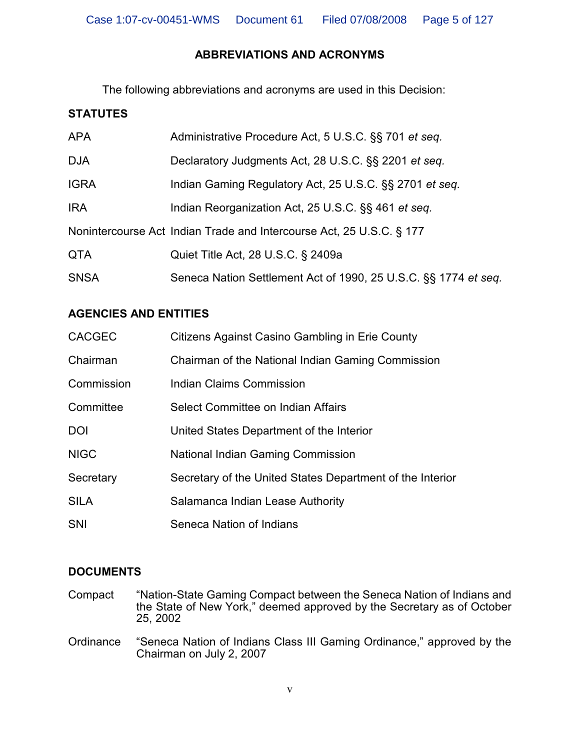## ABBREVIATIONS AND ACRONYMS

The following abbreviations and acronyms are used in this Decision:

### STATUTES

| | |
|---|---|
| APA | Administrative Procedure Act, 5 U.S.C. §§ 701 *et seq.* |
| DJA | Declaratory Judgments Act, 28 U.S.C. §§ 2201 *et seq.* |
| IGRA | Indian Gaming Regulatory Act, 25 U.S.C. §§ 2701 *et seq.* |
| IRA | Indian Reorganization Act, 25 U.S.C. §§ 461 *et seq.* |
| Nonintercourse Act | Indian Trade and Intercourse Act, 25 U.S.C. § 177 |
| QTA | Quiet Title Act, 28 U.S.C. § 2409a |
| SNSA | Seneca Nation Settlement Act of 1990, 25 U.S.C. §§ 1774 *et seq.* |

### AGENCIES AND ENTITIES

| | |
|---|---|
| CACGEC | Citizens Against Casino Gambling in Erie County |
| Chairman | Chairman of the National Indian Gaming Commission |
| Commission | Indian Claims Commission |
| Committee | Select Committee on Indian Affairs |
| DOI | United States Department of the Interior |
| NIGC | National Indian Gaming Commission |
| Secretary | Secretary of the United States Department of the Interior |
| SILA | Salamanca Indian Lease Authority |
| SNI | Seneca Nation of Indians |

### DOCUMENTS

| | |
|---|---|
| Compact | "Nation-State Gaming Compact between the Seneca Nation of Indians and the State of New York," deemed approved by the Secretary as of October 25, 2002 |
| Ordinance | "Seneca Nation of Indians Class III Gaming Ordinance," approved by the Chairman on July 2, 2007 |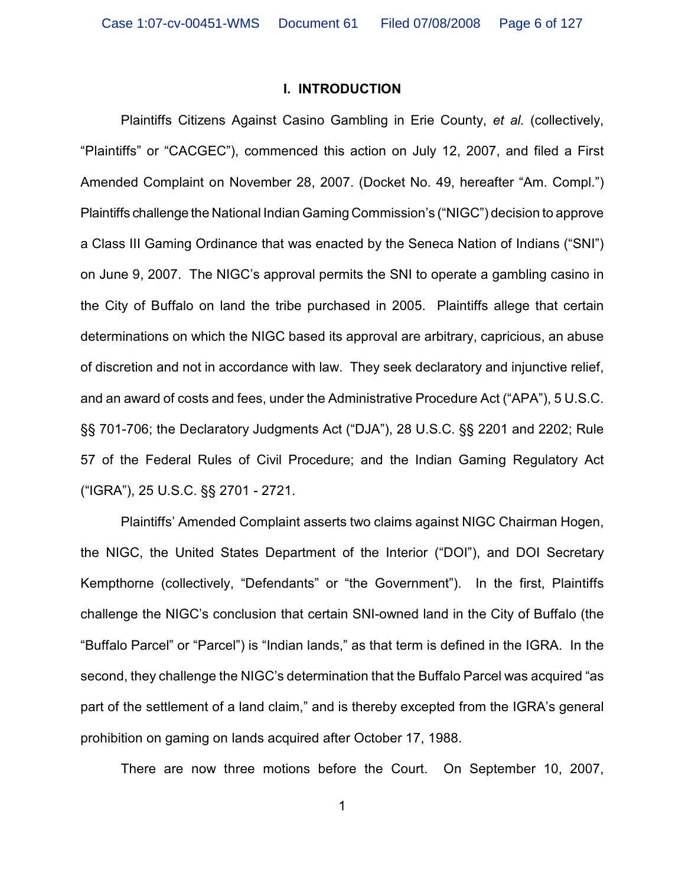# I. INTRODUCTION

Plaintiffs Citizens Against Casino Gambling in Erie County, *et al.* (collectively, "Plaintiffs" or "CACGEC"), commenced this action on July 12, 2007, and filed a First Amended Complaint on November 28, 2007. (Docket No. 49, hereafter "Am. Compl.") Plaintiffs challenge the National Indian Gaming Commission's ("NIGC") decision to approve a Class III Gaming Ordinance that was enacted by the Seneca Nation of Indians ("SNI") on June 9, 2007. The NIGC's approval permits the SNI to operate a gambling casino in the City of Buffalo on land the tribe purchased in 2005. Plaintiffs allege that certain determinations on which the NIGC based its approval are arbitrary, capricious, an abuse of discretion and not in accordance with law. They seek declaratory and injunctive relief, and an award of costs and fees, under the Administrative Procedure Act ("APA"), 5 U.S.C. §§ 701-706; the Declaratory Judgments Act ("DJA"), 28 U.S.C. §§ 2201 and 2202; Rule 57 of the Federal Rules of Civil Procedure; and the Indian Gaming Regulatory Act ("IGRA"), 25 U.S.C. §§ 2701 - 2721.

Plaintiffs' Amended Complaint asserts two claims against NIGC Chairman Hogen, the NIGC, the United States Department of the Interior ("DOI"), and DOI Secretary Kempthorne (collectively, "Defendants" or "the Government"). In the first, Plaintiffs challenge the NIGC's conclusion that certain SNI-owned land in the City of Buffalo (the "Buffalo Parcel" or "Parcel") is "Indian lands," as that term is defined in the IGRA. In the second, they challenge the NIGC's determination that the Buffalo Parcel was acquired "as part of the settlement of a land claim," and is thereby excepted from the IGRA's general prohibition on gaming on lands acquired after October 17, 1988.

There are now three motions before the Court. On September 10, 2007,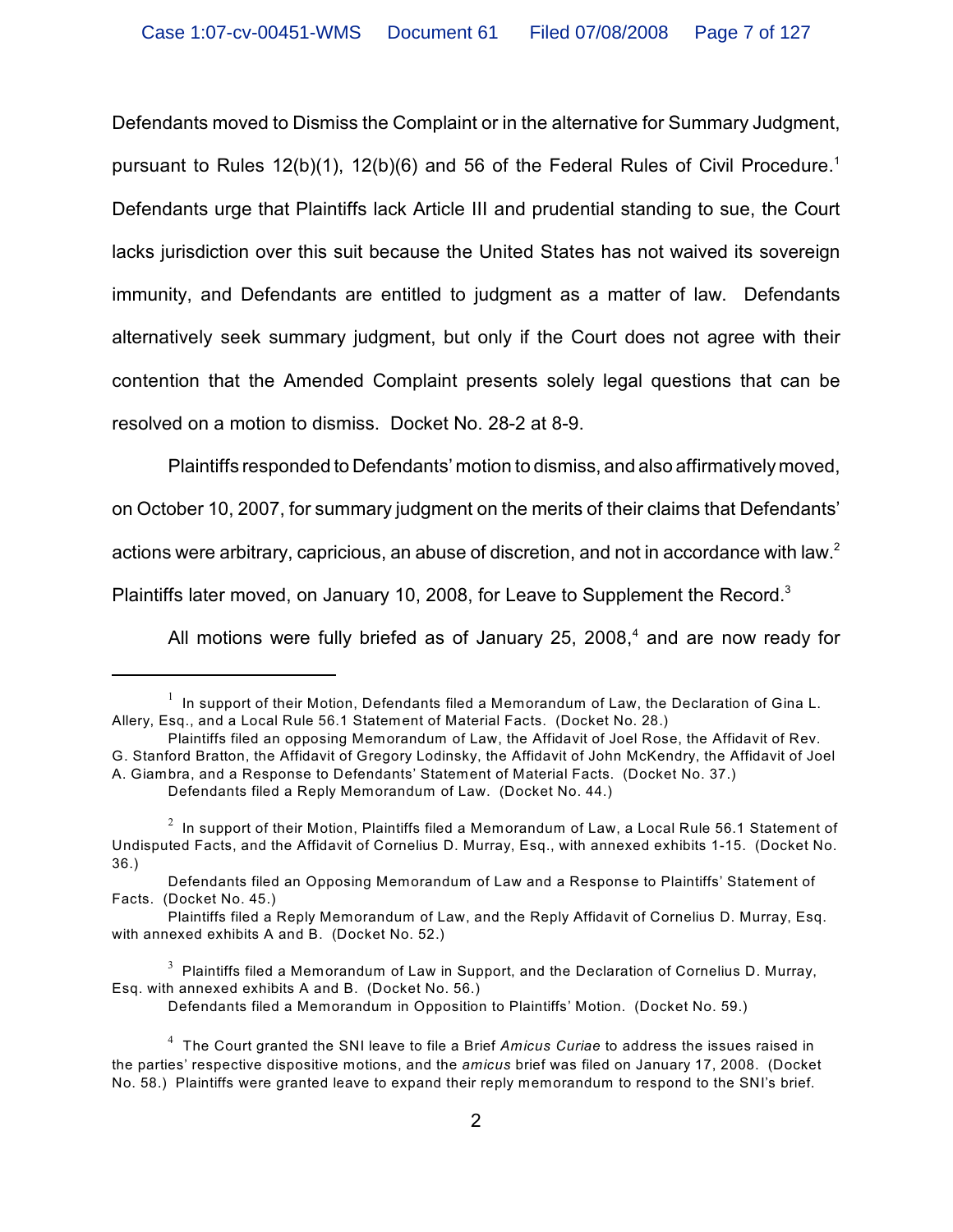Defendants moved to Dismiss the Complaint or in the alternative for Summary Judgment, pursuant to Rules 12(b)(1), 12(b)(6) and 56 of the Federal Rules of Civil Procedure.[1] Defendants urge that Plaintiffs lack Article III and prudential standing to sue, the Court lacks jurisdiction over this suit because the United States has not waived its sovereign immunity, and Defendants are entitled to judgment as a matter of law. Defendants alternatively seek summary judgment, but only if the Court does not agree with their contention that the Amended Complaint presents solely legal questions that can be resolved on a motion to dismiss. Docket No. 28-2 at 8-9.

Plaintiffs responded to Defendants' motion to dismiss, and also affirmatively moved, on October 10, 2007, for summary judgment on the merits of their claims that Defendants' actions were arbitrary, capricious, an abuse of discretion, and not in accordance with law.[2] Plaintiffs later moved, on January 10, 2008, for Leave to Supplement the Record.[3]

All motions were fully briefed as of January 25, 2008,[4] and are now ready for

---

[1] In support of their Motion, Defendants filed a Memorandum of Law, the Declaration of Gina L. Allery, Esq., and a Local Rule 56.1 Statement of Material Facts. (Docket No. 28.)

Plaintiffs filed an opposing Memorandum of Law, the Affidavit of Joel Rose, the Affidavit of Rev. G. Stanford Bratton, the Affidavit of Gregory Lodinsky, the Affidavit of John McKendry, the Affidavit of Joel A. Giambra, and a Response to Defendants' Statement of Material Facts. (Docket No. 37.)

Defendants filed a Reply Memorandum of Law. (Docket No. 44.)

[2] In support of their Motion, Plaintiffs filed a Memorandum of Law, a Local Rule 56.1 Statement of Undisputed Facts, and the Affidavit of Cornelius D. Murray, Esq., with annexed exhibits 1-15. (Docket No. 36.)

Defendants filed an Opposing Memorandum of Law and a Response to Plaintiffs' Statement of Facts. (Docket No. 45.)

Plaintiffs filed a Reply Memorandum of Law, and the Reply Affidavit of Cornelius D. Murray, Esq. with annexed exhibits A and B. (Docket No. 52.)

[3] Plaintiffs filed a Memorandum of Law in Support, and the Declaration of Cornelius D. Murray, Esq. with annexed exhibits A and B. (Docket No. 56.)

Defendants filed a Memorandum in Opposition to Plaintiffs' Motion. (Docket No. 59.)

[4] The Court granted the SNI leave to file a Brief *Amicus Curiae* to address the issues raised in the parties' respective dispositive motions, and the *amicus* brief was filed on January 17, 2008. (Docket No. 58.) Plaintiffs were granted leave to expand their reply memorandum to respond to the SNI's brief.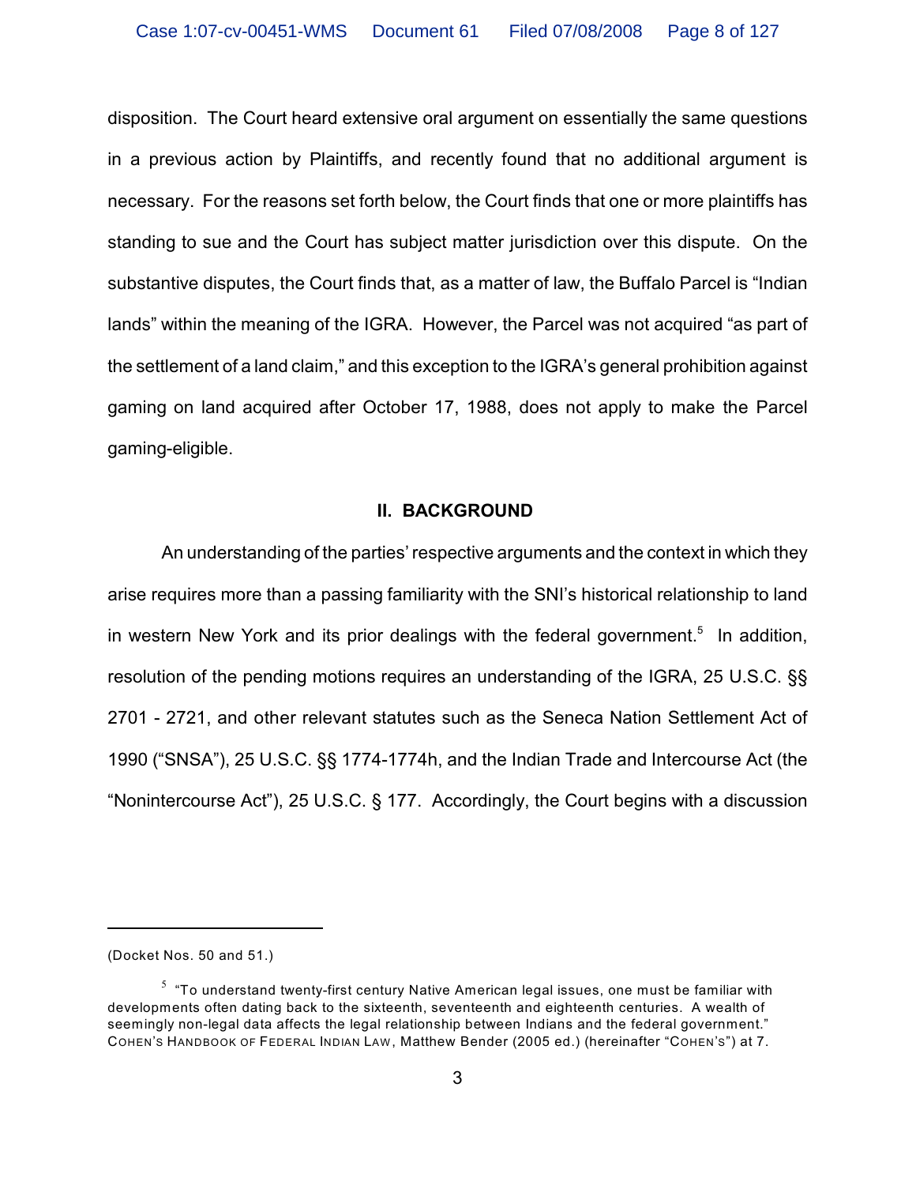disposition. The Court heard extensive oral argument on essentially the same questions in a previous action by Plaintiffs, and recently found that no additional argument is necessary. For the reasons set forth below, the Court finds that one or more plaintiffs has standing to sue and the Court has subject matter jurisdiction over this dispute. On the substantive disputes, the Court finds that, as a matter of law, the Buffalo Parcel is "Indian lands" within the meaning of the IGRA. However, the Parcel was not acquired "as part of the settlement of a land claim," and this exception to the IGRA's general prohibition against gaming on land acquired after October 17, 1988, does not apply to make the Parcel gaming-eligible.

## II. BACKGROUND

An understanding of the parties' respective arguments and the context in which they arise requires more than a passing familiarity with the SNI's historical relationship to land in western New York and its prior dealings with the federal government.[5] In addition, resolution of the pending motions requires an understanding of the IGRA, 25 U.S.C. §§ 2701 - 2721, and other relevant statutes such as the Seneca Nation Settlement Act of 1990 ("SNSA"), 25 U.S.C. §§ 1774-1774h, and the Indian Trade and Intercourse Act (the "Nonintercourse Act"), 25 U.S.C. § 177. Accordingly, the Court begins with a discussion

---

(Docket Nos. 50 and 51.)

[5] "To understand twenty-first century Native American legal issues, one must be familiar with developments often dating back to the sixteenth, seventeenth and eighteenth centuries. A wealth of seemingly non-legal data affects the legal relationship between Indians and the federal government." COHEN'S HANDBOOK OF FEDERAL INDIAN LAW, Matthew Bender (2005 ed.) (hereinafter "COHEN'S") at 7.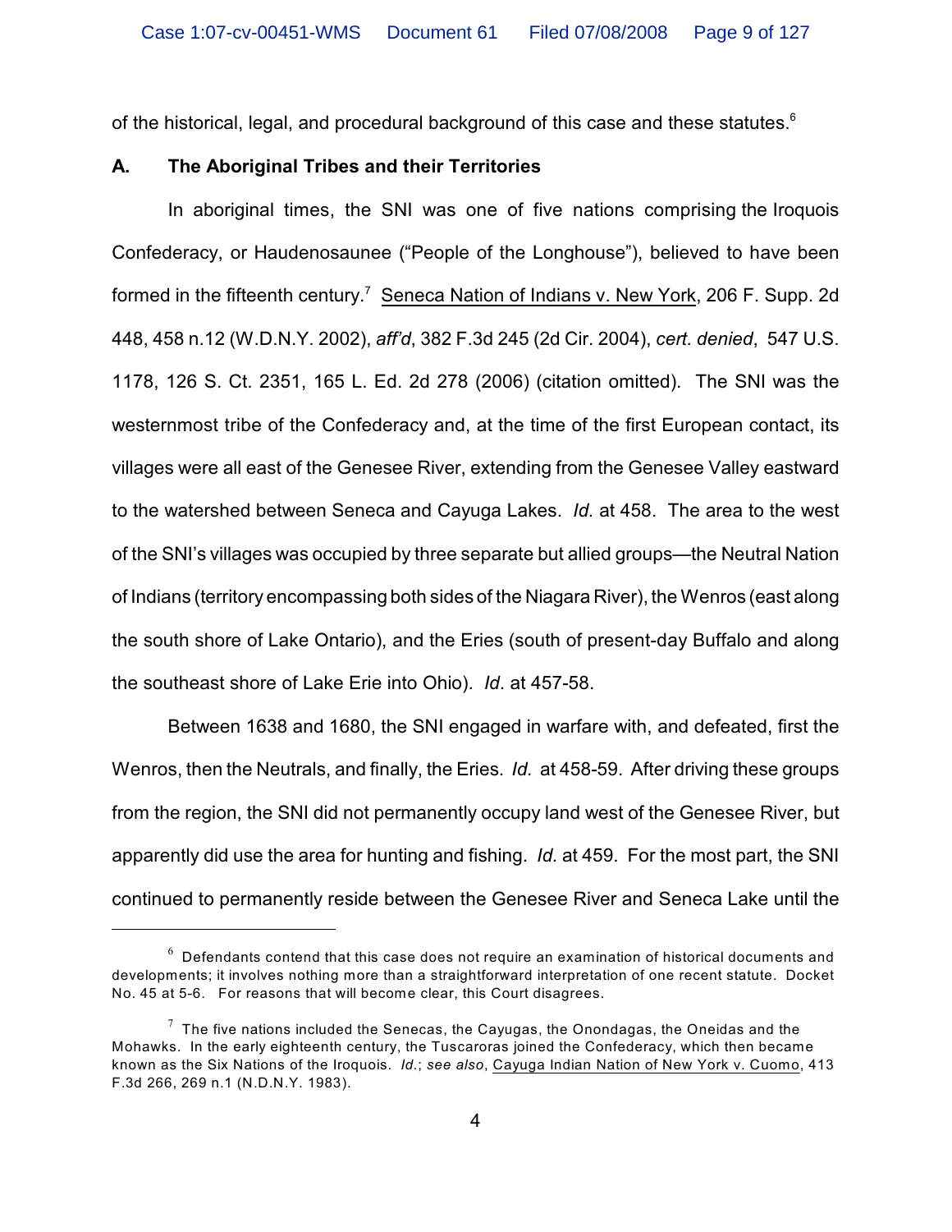of the historical, legal, and procedural background of this case and these statutes.[6]

### A. The Aboriginal Tribes and their Territories

In aboriginal times, the SNI was one of five nations comprising the Iroquois Confederacy, or Haudenosaunee ("People of the Longhouse"), believed to have been formed in the fifteenth century.[7] Seneca Nation of Indians v. New York, 206 F. Supp. 2d 448, 458 n.12 (W.D.N.Y. 2002), *aff'd*, 382 F.3d 245 (2d Cir. 2004), *cert. denied*, 547 U.S. 1178, 126 S. Ct. 2351, 165 L. Ed. 2d 278 (2006) (citation omitted). The SNI was the westernmost tribe of the Confederacy and, at the time of the first European contact, its villages were all east of the Genesee River, extending from the Genesee Valley eastward to the watershed between Seneca and Cayuga Lakes. *Id.* at 458. The area to the west of the SNI's villages was occupied by three separate but allied groups—the Neutral Nation of Indians (territory encompassing both sides of the Niagara River), the Wenros (east along the south shore of Lake Ontario), and the Eries (south of present-day Buffalo and along the southeast shore of Lake Erie into Ohio). *Id*. at 457-58.

Between 1638 and 1680, the SNI engaged in warfare with, and defeated, first the Wenros, then the Neutrals, and finally, the Eries. *Id.* at 458-59. After driving these groups from the region, the SNI did not permanently occupy land west of the Genesee River, but apparently did use the area for hunting and fishing. *Id.* at 459. For the most part, the SNI continued to permanently reside between the Genesee River and Seneca Lake until the

---

[6] Defendants contend that this case does not require an examination of historical documents and developments; it involves nothing more than a straightforward interpretation of one recent statute. Docket No. 45 at 5-6. For reasons that will become clear, this Court disagrees.

[7] The five nations included the Senecas, the Cayugas, the Onondagas, the Oneidas and the Mohawks. In the early eighteenth century, the Tuscaroras joined the Confederacy, which then became known as the Six Nations of the Iroquois. *Id.*; *see also*, Cayuga Indian Nation of New York v. Cuomo, 413 F.3d 266, 269 n.1 (N.D.N.Y. 1983).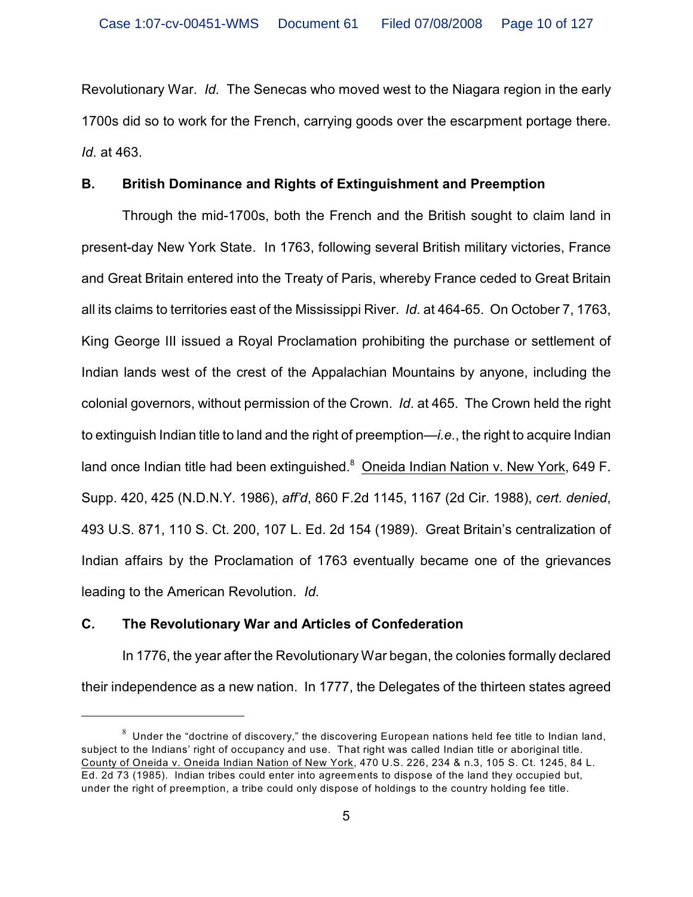Revolutionary War. *Id.* The Senecas who moved west to the Niagara region in the early 1700s did so to work for the French, carrying goods over the escarpment portage there. *Id*. at 463.

**B. British Dominance and Rights of Extinguishment and Preemption**

Through the mid-1700s, both the French and the British sought to claim land in present-day New York State. In 1763, following several British military victories, France and Great Britain entered into the Treaty of Paris, whereby France ceded to Great Britain all its claims to territories east of the Mississippi River. *Id*. at 464-65. On October 7, 1763, King George III issued a Royal Proclamation prohibiting the purchase or settlement of Indian lands west of the crest of the Appalachian Mountains by anyone, including the colonial governors, without permission of the Crown. *Id*. at 465. The Crown held the right to extinguish Indian title to land and the right of preemption—*i.e.*, the right to acquire Indian land once Indian title had been extinguished.[8] Oneida Indian Nation v. New York, 649 F. Supp. 420, 425 (N.D.N.Y. 1986), *aff'd*, 860 F.2d 1145, 1167 (2d Cir. 1988), *cert. denied*, 493 U.S. 871, 110 S. Ct. 200, 107 L. Ed. 2d 154 (1989). Great Britain's centralization of Indian affairs by the Proclamation of 1763 eventually became one of the grievances leading to the American Revolution. *Id.*

**C. The Revolutionary War and Articles of Confederation**

In 1776, the year after the Revolutionary War began, the colonies formally declared their independence as a new nation. In 1777, the Delegates of the thirteen states agreed

---

[8] Under the "doctrine of discovery," the discovering European nations held fee title to Indian land, subject to the Indians' right of occupancy and use. That right was called Indian title or aboriginal title. County of Oneida v. Oneida Indian Nation of New York, 470 U.S. 226, 234 & n.3, 105 S. Ct. 1245, 84 L. Ed. 2d 73 (1985). Indian tribes could enter into agreements to dispose of the land they occupied but, under the right of preemption, a tribe could only dispose of holdings to the country holding fee title.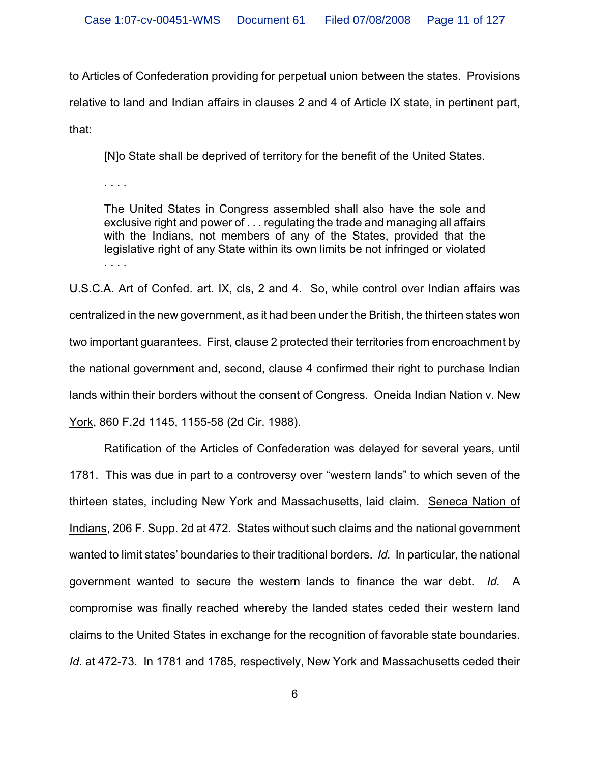to Articles of Confederation providing for perpetual union between the states. Provisions relative to land and Indian affairs in clauses 2 and 4 of Article IX state, in pertinent part, that:

> [N]o State shall be deprived of territory for the benefit of the United States.
>
> . . . .
>
> The United States in Congress assembled shall also have the sole and exclusive right and power of . . . regulating the trade and managing all affairs with the Indians, not members of any of the States, provided that the legislative right of any State within its own limits be not infringed or violated . . . .

U.S.C.A. Art of Confed. art. IX, cls, 2 and 4. So, while control over Indian affairs was centralized in the new government, as it had been under the British, the thirteen states won two important guarantees. First, clause 2 protected their territories from encroachment by the national government and, second, clause 4 confirmed their right to purchase Indian lands within their borders without the consent of Congress. Oneida Indian Nation v. New York, 860 F.2d 1145, 1155-58 (2d Cir. 1988).

Ratification of the Articles of Confederation was delayed for several years, until 1781. This was due in part to a controversy over "western lands" to which seven of the thirteen states, including New York and Massachusetts, laid claim. Seneca Nation of Indians, 206 F. Supp. 2d at 472. States without such claims and the national government wanted to limit states' boundaries to their traditional borders. *Id.* In particular, the national government wanted to secure the western lands to finance the war debt. *Id.* A compromise was finally reached whereby the landed states ceded their western land claims to the United States in exchange for the recognition of favorable state boundaries. *Id.* at 472-73. In 1781 and 1785, respectively, New York and Massachusetts ceded their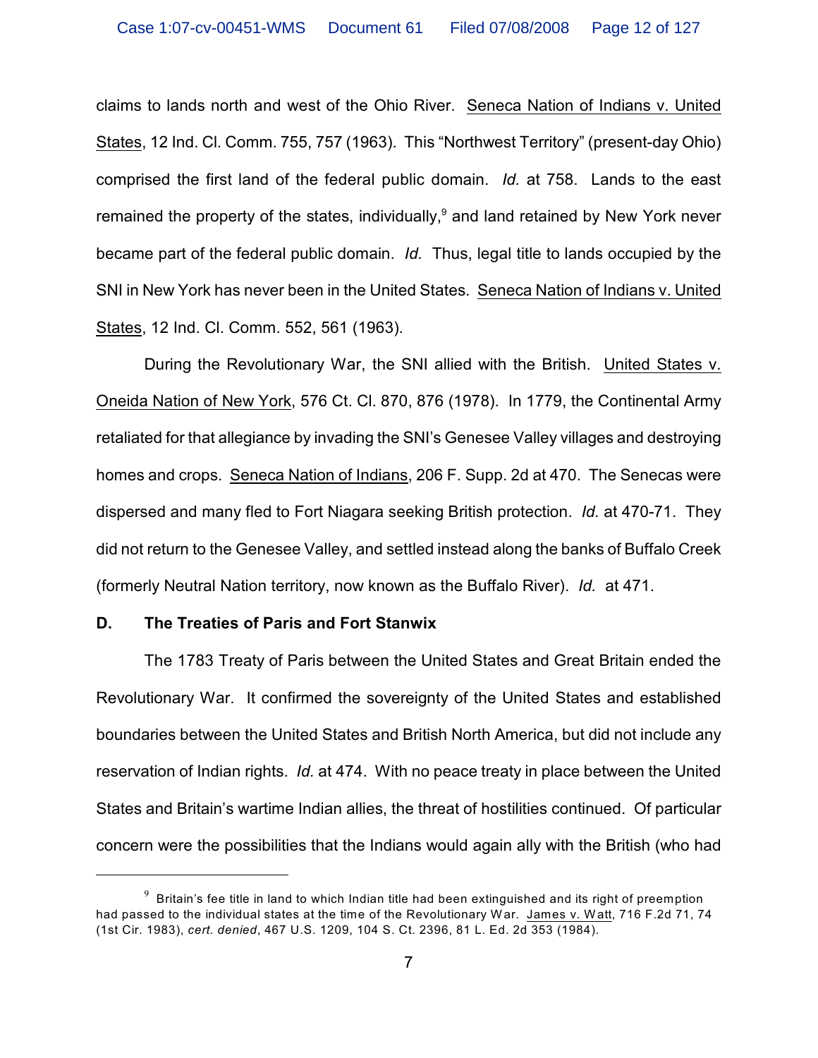claims to lands north and west of the Ohio River. Seneca Nation of Indians v. United States, 12 Ind. Cl. Comm. 755, 757 (1963). This "Northwest Territory" (present-day Ohio) comprised the first land of the federal public domain. *Id.* at 758. Lands to the east remained the property of the states, individually,[9] and land retained by New York never became part of the federal public domain. *Id.* Thus, legal title to lands occupied by the SNI in New York has never been in the United States. Seneca Nation of Indians v. United States, 12 Ind. Cl. Comm. 552, 561 (1963).

During the Revolutionary War, the SNI allied with the British. United States v. Oneida Nation of New York, 576 Ct. Cl. 870, 876 (1978). In 1779, the Continental Army retaliated for that allegiance by invading the SNI's Genesee Valley villages and destroying homes and crops. Seneca Nation of Indians, 206 F. Supp. 2d at 470. The Senecas were dispersed and many fled to Fort Niagara seeking British protection. *Id.* at 470-71. They did not return to the Genesee Valley, and settled instead along the banks of Buffalo Creek (formerly Neutral Nation territory, now known as the Buffalo River). *Id.* at 471.

**D. The Treaties of Paris and Fort Stanwix**

The 1783 Treaty of Paris between the United States and Great Britain ended the Revolutionary War. It confirmed the sovereignty of the United States and established boundaries between the United States and British North America, but did not include any reservation of Indian rights. *Id.* at 474. With no peace treaty in place between the United States and Britain's wartime Indian allies, the threat of hostilities continued. Of particular concern were the possibilities that the Indians would again ally with the British (who had

---

[9] Britain's fee title in land to which Indian title had been extinguished and its right of preemption had passed to the individual states at the time of the Revolutionary War. James v. Watt, 716 F.2d 71, 74 (1st Cir. 1983), *cert. denied*, 467 U.S. 1209, 104 S. Ct. 2396, 81 L. Ed. 2d 353 (1984).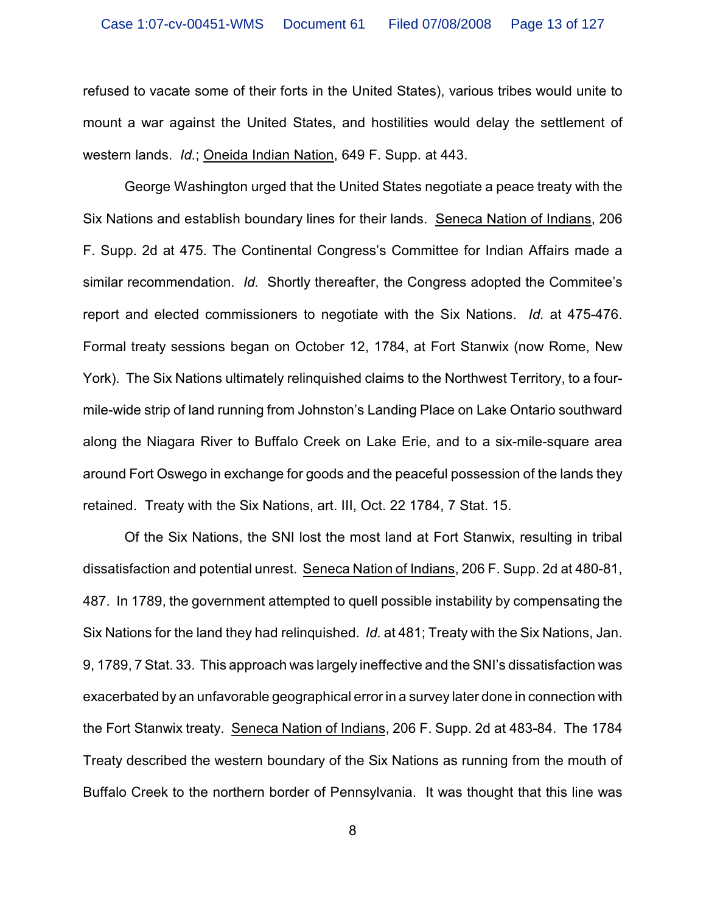refused to vacate some of their forts in the United States), various tribes would unite to mount a war against the United States, and hostilities would delay the settlement of western lands. *Id.*; Oneida Indian Nation, 649 F. Supp. at 443.

George Washington urged that the United States negotiate a peace treaty with the Six Nations and establish boundary lines for their lands. Seneca Nation of Indians, 206 F. Supp. 2d at 475. The Continental Congress's Committee for Indian Affairs made a similar recommendation. *Id.* Shortly thereafter, the Congress adopted the Commitee's report and elected commissioners to negotiate with the Six Nations. *Id.* at 475-476. Formal treaty sessions began on October 12, 1784, at Fort Stanwix (now Rome, New York). The Six Nations ultimately relinquished claims to the Northwest Territory, to a four-mile-wide strip of land running from Johnston's Landing Place on Lake Ontario southward along the Niagara River to Buffalo Creek on Lake Erie, and to a six-mile-square area around Fort Oswego in exchange for goods and the peaceful possession of the lands they retained. Treaty with the Six Nations, art. III, Oct. 22 1784, 7 Stat. 15.

Of the Six Nations, the SNI lost the most land at Fort Stanwix, resulting in tribal dissatisfaction and potential unrest. Seneca Nation of Indians, 206 F. Supp. 2d at 480-81, 487. In 1789, the government attempted to quell possible instability by compensating the Six Nations for the land they had relinquished. *Id.* at 481; Treaty with the Six Nations, Jan. 9, 1789, 7 Stat. 33. This approach was largely ineffective and the SNI's dissatisfaction was exacerbated by an unfavorable geographical error in a survey later done in connection with the Fort Stanwix treaty. Seneca Nation of Indians, 206 F. Supp. 2d at 483-84. The 1784 Treaty described the western boundary of the Six Nations as running from the mouth of Buffalo Creek to the northern border of Pennsylvania. It was thought that this line was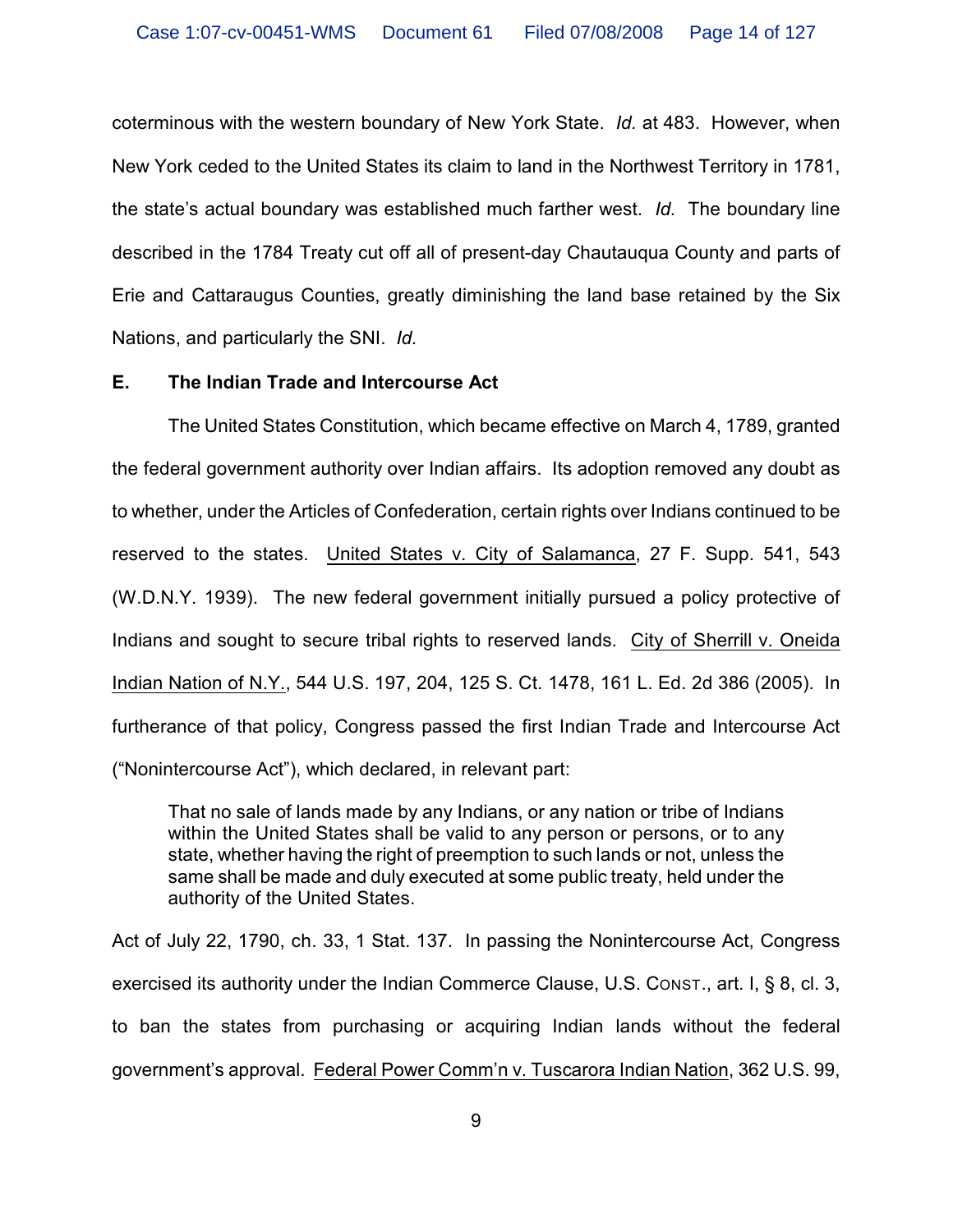coterminous with the western boundary of New York State. *Id.* at 483. However, when New York ceded to the United States its claim to land in the Northwest Territory in 1781, the state's actual boundary was established much farther west. *Id.* The boundary line described in the 1784 Treaty cut off all of present-day Chautauqua County and parts of Erie and Cattaraugus Counties, greatly diminishing the land base retained by the Six Nations, and particularly the SNI. *Id.*

### E. The Indian Trade and Intercourse Act

The United States Constitution, which became effective on March 4, 1789, granted the federal government authority over Indian affairs. Its adoption removed any doubt as to whether, under the Articles of Confederation, certain rights over Indians continued to be reserved to the states. United States v. City of Salamanca, 27 F. Supp. 541, 543 (W.D.N.Y. 1939). The new federal government initially pursued a policy protective of Indians and sought to secure tribal rights to reserved lands. City of Sherrill v. Oneida Indian Nation of N.Y., 544 U.S. 197, 204, 125 S. Ct. 1478, 161 L. Ed. 2d 386 (2005). In furtherance of that policy, Congress passed the first Indian Trade and Intercourse Act ("Nonintercourse Act"), which declared, in relevant part:

> That no sale of lands made by any Indians, or any nation or tribe of Indians within the United States shall be valid to any person or persons, or to any state, whether having the right of preemption to such lands or not, unless the same shall be made and duly executed at some public treaty, held under the authority of the United States.

Act of July 22, 1790, ch. 33, 1 Stat. 137. In passing the Nonintercourse Act, Congress exercised its authority under the Indian Commerce Clause, U.S. CONST., art. I, § 8, cl. 3, to ban the states from purchasing or acquiring Indian lands without the federal government's approval. Federal Power Comm'n v. Tuscarora Indian Nation, 362 U.S. 99,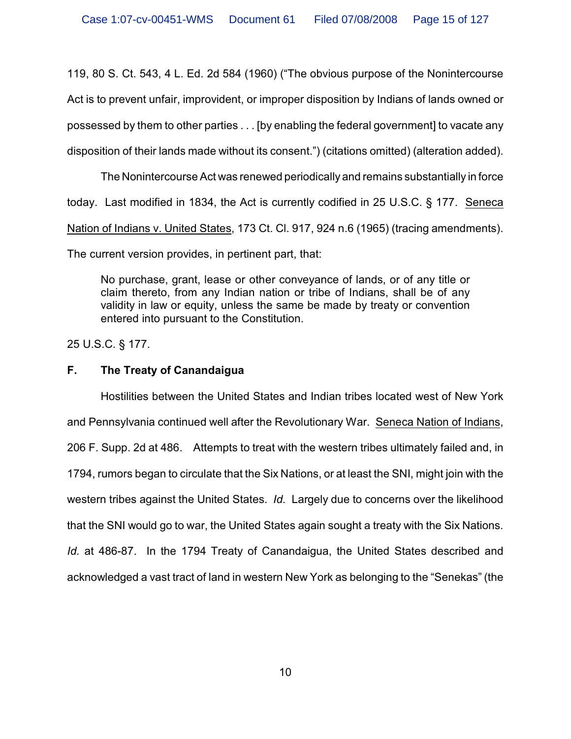119, 80 S. Ct. 543, 4 L. Ed. 2d 584 (1960) ("The obvious purpose of the Nonintercourse Act is to prevent unfair, improvident, or improper disposition by Indians of lands owned or possessed by them to other parties . . . [by enabling the federal government] to vacate any disposition of their lands made without its consent.") (citations omitted) (alteration added).

The Nonintercourse Act was renewed periodically and remains substantially in force today. Last modified in 1834, the Act is currently codified in 25 U.S.C. § 177. Seneca Nation of Indians v. United States, 173 Ct. Cl. 917, 924 n.6 (1965) (tracing amendments). The current version provides, in pertinent part, that:

> No purchase, grant, lease or other conveyance of lands, or of any title or claim thereto, from any Indian nation or tribe of Indians, shall be of any validity in law or equity, unless the same be made by treaty or convention entered into pursuant to the Constitution.

25 U.S.C. § 177.

**F. The Treaty of Canandaigua**

Hostilities between the United States and Indian tribes located west of New York and Pennsylvania continued well after the Revolutionary War. Seneca Nation of Indians, 206 F. Supp. 2d at 486. Attempts to treat with the western tribes ultimately failed and, in 1794, rumors began to circulate that the Six Nations, or at least the SNI, might join with the western tribes against the United States. *Id.* Largely due to concerns over the likelihood that the SNI would go to war, the United States again sought a treaty with the Six Nations. *Id.* at 486-87. In the 1794 Treaty of Canandaigua, the United States described and acknowledged a vast tract of land in western New York as belonging to the "Senekas" (the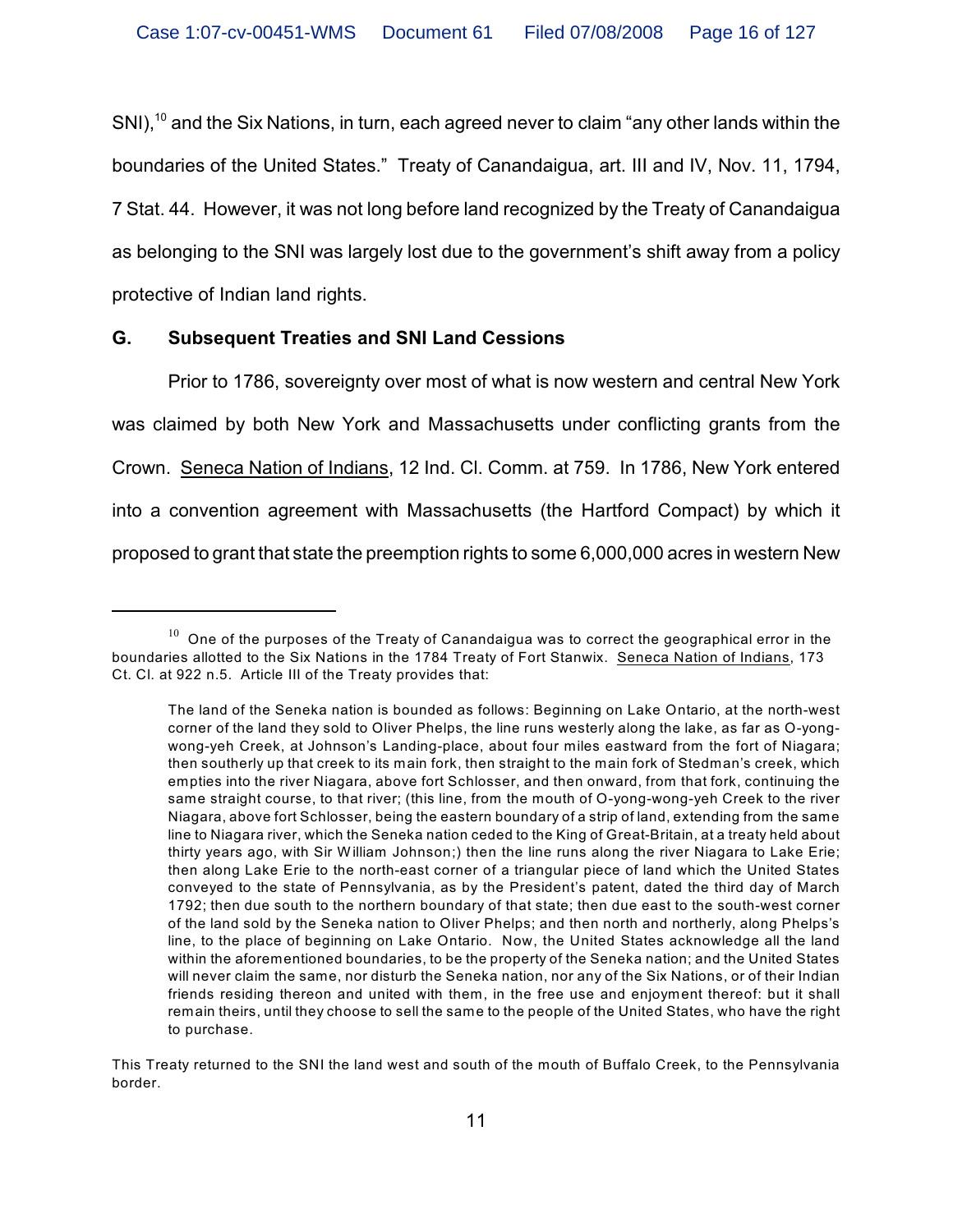SNI),[10] and the Six Nations, in turn, each agreed never to claim "any other lands within the boundaries of the United States." Treaty of Canandaigua, art. III and IV, Nov. 11, 1794, 7 Stat. 44. However, it was not long before land recognized by the Treaty of Canandaigua as belonging to the SNI was largely lost due to the government's shift away from a policy protective of Indian land rights.

### G. Subsequent Treaties and SNI Land Cessions

Prior to 1786, sovereignty over most of what is now western and central New York was claimed by both New York and Massachusetts under conflicting grants from the Crown. Seneca Nation of Indians, 12 Ind. Cl. Comm. at 759. In 1786, New York entered into a convention agreement with Massachusetts (the Hartford Compact) by which it proposed to grant that state the preemption rights to some 6,000,000 acres in western New

---

[10] One of the purposes of the Treaty of Canandaigua was to correct the geographical error in the boundaries allotted to the Six Nations in the 1784 Treaty of Fort Stanwix. Seneca Nation of Indians, 173 Ct. Cl. at 922 n.5. Article III of the Treaty provides that:

> The land of the Seneka nation is bounded as follows: Beginning on Lake Ontario, at the north-west corner of the land they sold to Oliver Phelps, the line runs westerly along the lake, as far as O-yong-wong-yeh Creek, at Johnson's Landing-place, about four miles eastward from the fort of Niagara; then southerly up that creek to its main fork, then straight to the main fork of Stedman's creek, which empties into the river Niagara, above fort Schlosser, and then onward, from that fork, continuing the same straight course, to that river; (this line, from the mouth of O-yong-wong-yeh Creek to the river Niagara, above fort Schlosser, being the eastern boundary of a strip of land, extending from the same line to Niagara river, which the Seneka nation ceded to the King of Great-Britain, at a treaty held about thirty years ago, with Sir William Johnson;) then the line runs along the river Niagara to Lake Erie; then along Lake Erie to the north-east corner of a triangular piece of land which the United States conveyed to the state of Pennsylvania, as by the President's patent, dated the third day of March 1792; then due south to the northern boundary of that state; then due east to the south-west corner of the land sold by the Seneka nation to Oliver Phelps; and then north and northerly, along Phelps's line, to the place of beginning on Lake Ontario. Now, the United States acknowledge all the land within the aforementioned boundaries, to be the property of the Seneka nation; and the United States will never claim the same, nor disturb the Seneka nation, nor any of the Six Nations, or of their Indian friends residing thereon and united with them, in the free use and enjoyment thereof: but it shall remain theirs, until they choose to sell the same to the people of the United States, who have the right to purchase.

This Treaty returned to the SNI the land west and south of the mouth of Buffalo Creek, to the Pennsylvania border.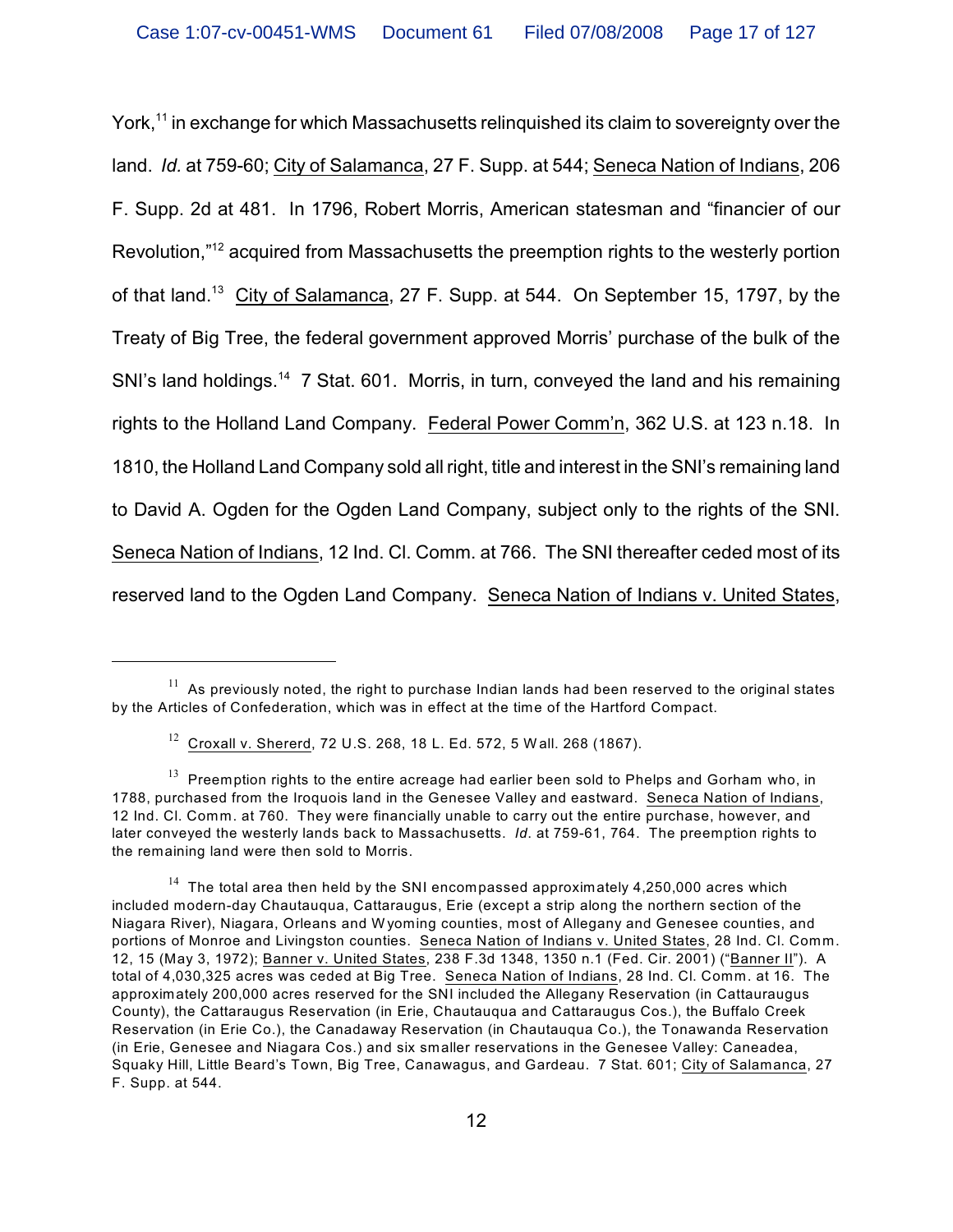York,[11] in exchange for which Massachusetts relinquished its claim to sovereignty over the land. *Id.* at 759-60; City of Salamanca, 27 F. Supp. at 544; Seneca Nation of Indians, 206 F. Supp. 2d at 481. In 1796, Robert Morris, American statesman and "financier of our Revolution,"[12] acquired from Massachusetts the preemption rights to the westerly portion of that land.[13] City of Salamanca, 27 F. Supp. at 544. On September 15, 1797, by the Treaty of Big Tree, the federal government approved Morris' purchase of the bulk of the SNI's land holdings.[14] 7 Stat. 601. Morris, in turn, conveyed the land and his remaining rights to the Holland Land Company. Federal Power Comm'n, 362 U.S. at 123 n.18. In 1810, the Holland Land Company sold all right, title and interest in the SNI's remaining land to David A. Ogden for the Ogden Land Company, subject only to the rights of the SNI. Seneca Nation of Indians, 12 Ind. Cl. Comm. at 766. The SNI thereafter ceded most of its reserved land to the Ogden Land Company. Seneca Nation of Indians v. United States,

---

[11] As previously noted, the right to purchase Indian lands had been reserved to the original states by the Articles of Confederation, which was in effect at the time of the Hartford Compact.

[12] Croxall v. Shererd, 72 U.S. 268, 18 L. Ed. 572, 5 Wall. 268 (1867).

[13] Preemption rights to the entire acreage had earlier been sold to Phelps and Gorham who, in 1788, purchased from the Iroquois land in the Genesee Valley and eastward. Seneca Nation of Indians, 12 Ind. Cl. Comm. at 760. They were financially unable to carry out the entire purchase, however, and later conveyed the westerly lands back to Massachusetts. *Id.* at 759-61, 764. The preemption rights to the remaining land were then sold to Morris.

[14] The total area then held by the SNI encompassed approximately 4,250,000 acres which included modern-day Chautauqua, Cattaraugus, Erie (except a strip along the northern section of the Niagara River), Niagara, Orleans and Wyoming counties, most of Allegany and Genesee counties, and portions of Monroe and Livingston counties. Seneca Nation of Indians v. United States, 28 Ind. Cl. Comm. 12, 15 (May 3, 1972); Banner v. United States, 238 F.3d 1348, 1350 n.1 (Fed. Cir. 2001) ("Banner II"). A total of 4,030,325 acres was ceded at Big Tree. Seneca Nation of Indians, 28 Ind. Cl. Comm. at 16. The approximately 200,000 acres reserved for the SNI included the Allegany Reservation (in Cattaraugus County), the Cattaraugus Reservation (in Erie, Chautauqua and Cattaraugus Cos.), the Buffalo Creek Reservation (in Erie Co.), the Canadaway Reservation (in Chautauqua Co.), the Tonawanda Reservation (in Erie, Genesee and Niagara Cos.) and six smaller reservations in the Genesee Valley: Caneadea, Squaky Hill, Little Beard's Town, Big Tree, Canawagus, and Gardeau. 7 Stat. 601; City of Salamanca, 27 F. Supp. at 544.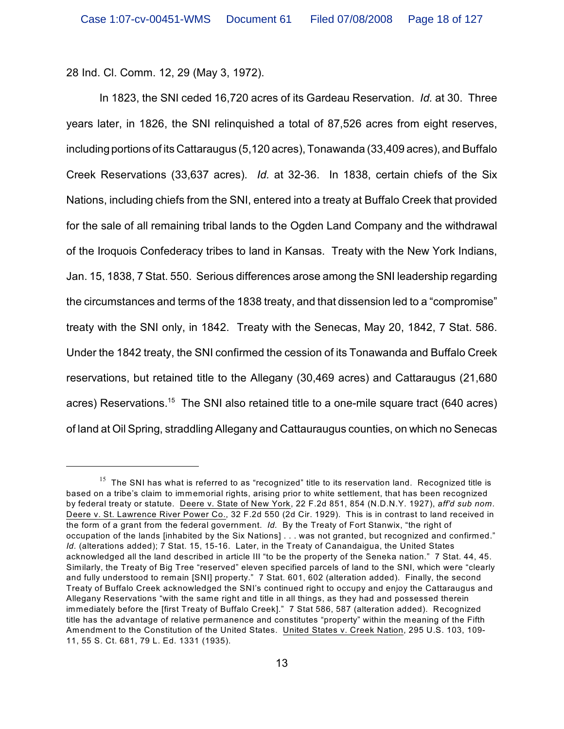28 Ind. Cl. Comm. 12, 29 (May 3, 1972).

In 1823, the SNI ceded 16,720 acres of its Gardeau Reservation. *Id.* at 30. Three years later, in 1826, the SNI relinquished a total of 87,526 acres from eight reserves, including portions of its Cattaraugus (5,120 acres), Tonawanda (33,409 acres), and Buffalo Creek Reservations (33,637 acres). *Id.* at 32-36. In 1838, certain chiefs of the Six Nations, including chiefs from the SNI, entered into a treaty at Buffalo Creek that provided for the sale of all remaining tribal lands to the Ogden Land Company and the withdrawal of the Iroquois Confederacy tribes to land in Kansas. Treaty with the New York Indians, Jan. 15, 1838, 7 Stat. 550. Serious differences arose among the SNI leadership regarding the circumstances and terms of the 1838 treaty, and that dissension led to a "compromise" treaty with the SNI only, in 1842. Treaty with the Senecas, May 20, 1842, 7 Stat. 586. Under the 1842 treaty, the SNI confirmed the cession of its Tonawanda and Buffalo Creek reservations, but retained title to the Allegany (30,469 acres) and Cattaraugus (21,680 acres) Reservations.[15] The SNI also retained title to a one-mile square tract (640 acres) of land at Oil Spring, straddling Allegany and Cattauraugus counties, on which no Senecas

---

[15] The SNI has what is referred to as "recognized" title to its reservation land. Recognized title is based on a tribe's claim to immemorial rights, arising prior to white settlement, that has been recognized by federal treaty or statute. Deere v. State of New York, 22 F.2d 851, 854 (N.D.N.Y. 1927), *aff'd sub nom.* Deere v. St. Lawrence River Power Co., 32 F.2d 550 (2d Cir. 1929). This is in contrast to land received in the form of a grant from the federal government. *Id.* By the Treaty of Fort Stanwix, "the right of occupation of the lands [inhabited by the Six Nations] . . . was not granted, but recognized and confirmed." *Id.* (alterations added); 7 Stat. 15, 15-16. Later, in the Treaty of Canandaigua, the United States acknowledged all the land described in article III "to be the property of the Seneka nation." 7 Stat. 44, 45. Similarly, the Treaty of Big Tree "reserved" eleven specified parcels of land to the SNI, which were "clearly and fully understood to remain [SNI] property." 7 Stat. 601, 602 (alteration added). Finally, the second Treaty of Buffalo Creek acknowledged the SNI's continued right to occupy and enjoy the Cattaraugus and Allegany Reservations "with the same right and title in all things, as they had and possessed therein immediately before the [first Treaty of Buffalo Creek]." 7 Stat 586, 587 (alteration added). Recognized title has the advantage of relative permanence and constitutes "property" within the meaning of the Fifth Amendment to the Constitution of the United States. United States v. Creek Nation, 295 U.S. 103, 109-11, 55 S. Ct. 681, 79 L. Ed. 1331 (1935).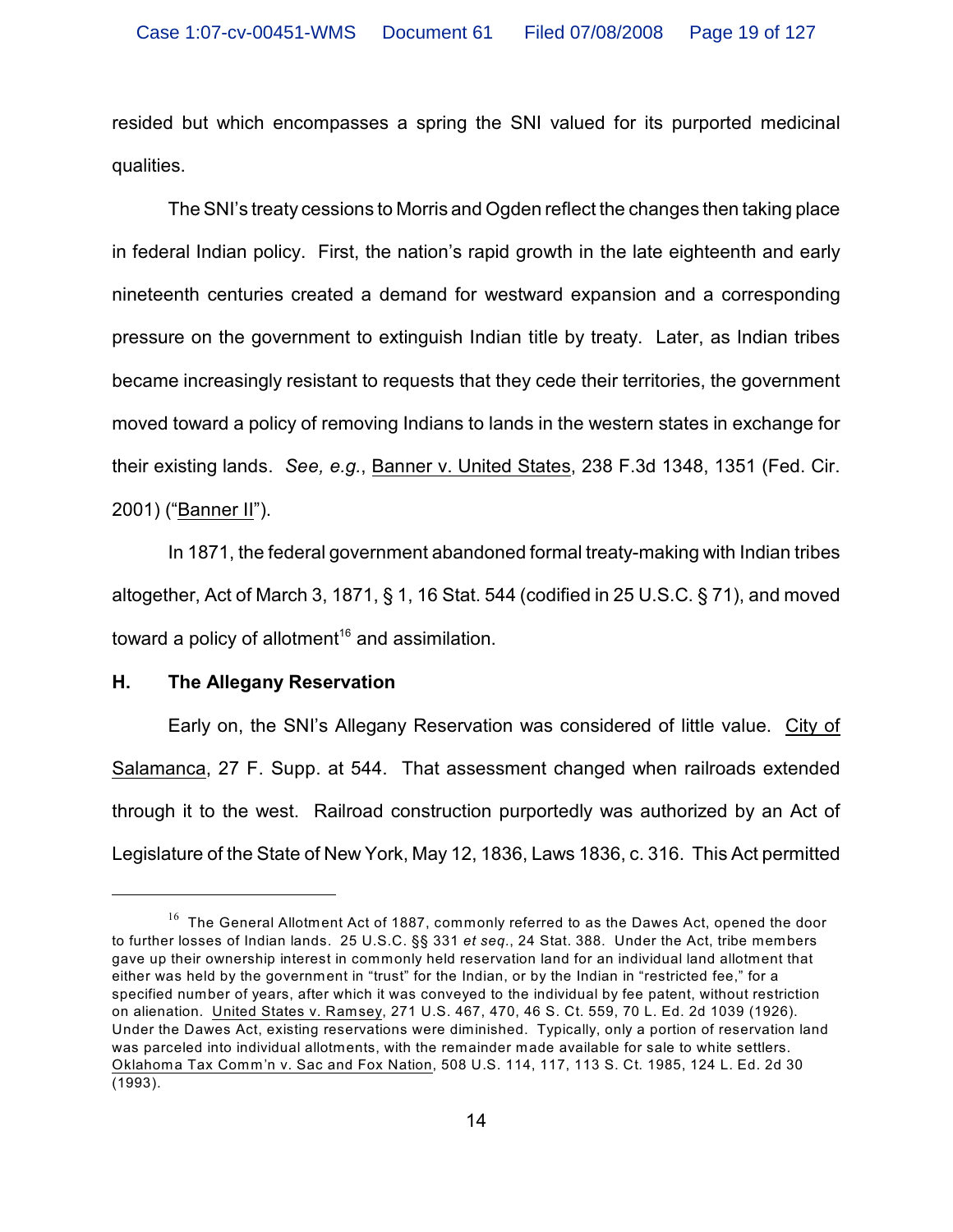resided but which encompasses a spring the SNI valued for its purported medicinal qualities.

The SNI's treaty cessions to Morris and Ogden reflect the changes then taking place in federal Indian policy. First, the nation's rapid growth in the late eighteenth and early nineteenth centuries created a demand for westward expansion and a corresponding pressure on the government to extinguish Indian title by treaty. Later, as Indian tribes became increasingly resistant to requests that they cede their territories, the government moved toward a policy of removing Indians to lands in the western states in exchange for their existing lands. *See, e.g.*, Banner v. United States, 238 F.3d 1348, 1351 (Fed. Cir. 2001) ("Banner II").

In 1871, the federal government abandoned formal treaty-making with Indian tribes altogether, Act of March 3, 1871, § 1, 16 Stat. 544 (codified in 25 U.S.C. § 71), and moved toward a policy of allotment[16] and assimilation.

**H. The Allegany Reservation**

Early on, the SNI's Allegany Reservation was considered of little value. City of Salamanca, 27 F. Supp. at 544. That assessment changed when railroads extended through it to the west. Railroad construction purportedly was authorized by an Act of Legislature of the State of New York, May 12, 1836, Laws 1836, c. 316. This Act permitted

---

[16] The General Allotment Act of 1887, commonly referred to as the Dawes Act, opened the door to further losses of Indian lands. 25 U.S.C. §§ 331 *et seq.*, 24 Stat. 388. Under the Act, tribe members gave up their ownership interest in commonly held reservation land for an individual land allotment that either was held by the government in "trust" for the Indian, or by the Indian in "restricted fee," for a specified number of years, after which it was conveyed to the individual by fee patent, without restriction on alienation. United States v. Ramsey, 271 U.S. 467, 470, 46 S. Ct. 559, 70 L. Ed. 2d 1039 (1926). Under the Dawes Act, existing reservations were diminished. Typically, only a portion of reservation land was parceled into individual allotments, with the remainder made available for sale to white settlers. Oklahoma Tax Comm'n v. Sac and Fox Nation, 508 U.S. 114, 117, 113 S. Ct. 1985, 124 L. Ed. 2d 30 (1993).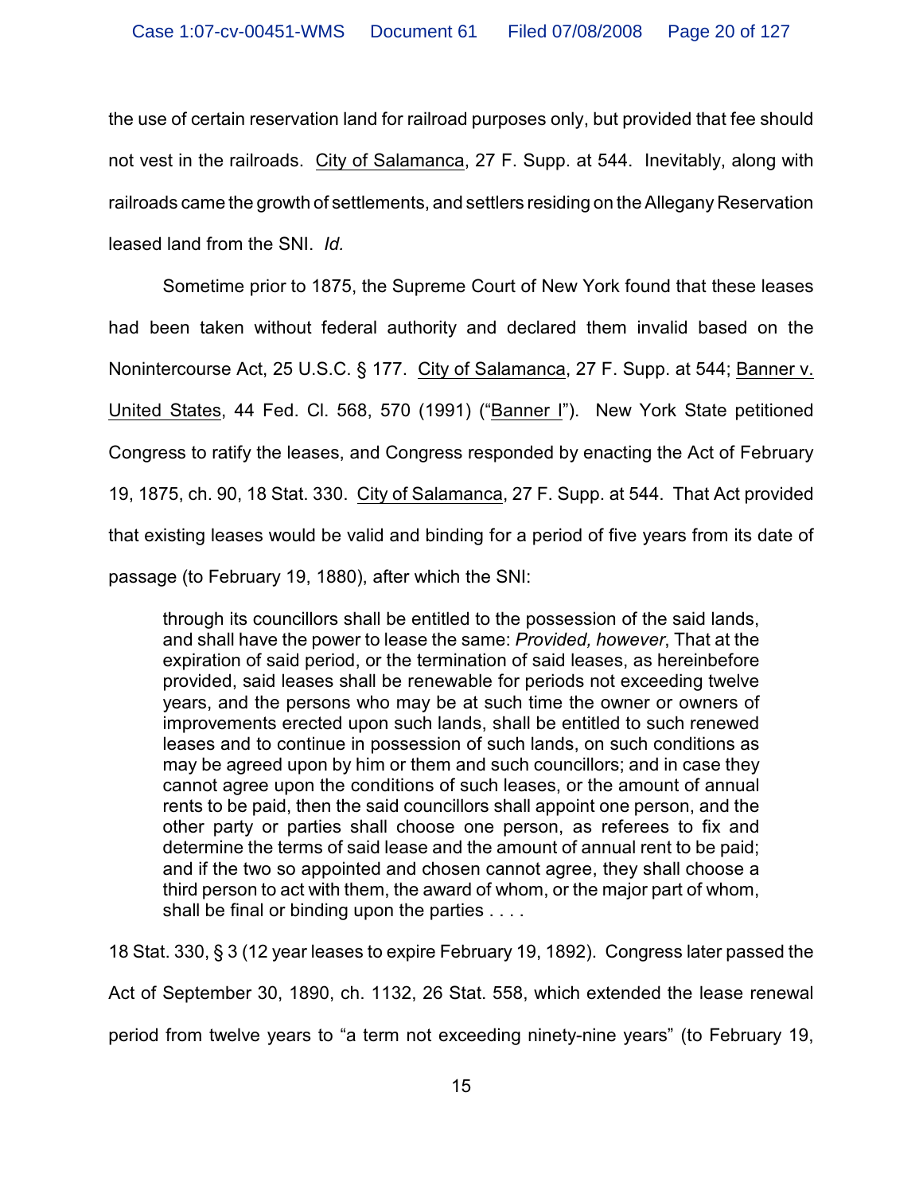the use of certain reservation land for railroad purposes only, but provided that fee should not vest in the railroads. City of Salamanca, 27 F. Supp. at 544. Inevitably, along with railroads came the growth of settlements, and settlers residing on the Allegany Reservation leased land from the SNI. *Id.*

Sometime prior to 1875, the Supreme Court of New York found that these leases had been taken without federal authority and declared them invalid based on the Nonintercourse Act, 25 U.S.C. § 177. City of Salamanca, 27 F. Supp. at 544; Banner v. United States, 44 Fed. Cl. 568, 570 (1991) ("Banner I"). New York State petitioned Congress to ratify the leases, and Congress responded by enacting the Act of February 19, 1875, ch. 90, 18 Stat. 330. City of Salamanca, 27 F. Supp. at 544. That Act provided that existing leases would be valid and binding for a period of five years from its date of passage (to February 19, 1880), after which the SNI:

> through its councillors shall be entitled to the possession of the said lands, and shall have the power to lease the same: *Provided, however*, That at the expiration of said period, or the termination of said leases, as hereinbefore provided, said leases shall be renewable for periods not exceeding twelve years, and the persons who may be at such time the owner or owners of improvements erected upon such lands, shall be entitled to such renewed leases and to continue in possession of such lands, on such conditions as may be agreed upon by him or them and such councillors; and in case they cannot agree upon the conditions of such leases, or the amount of annual rents to be paid, then the said councillors shall appoint one person, and the other party or parties shall choose one person, as referees to fix and determine the terms of said lease and the amount of annual rent to be paid; and if the two so appointed and chosen cannot agree, they shall choose a third person to act with them, the award of whom, or the major part of whom, shall be final or binding upon the parties . . . .

18 Stat. 330, § 3 (12 year leases to expire February 19, 1892). Congress later passed the Act of September 30, 1890, ch. 1132, 26 Stat. 558, which extended the lease renewal period from twelve years to "a term not exceeding ninety-nine years" (to February 19,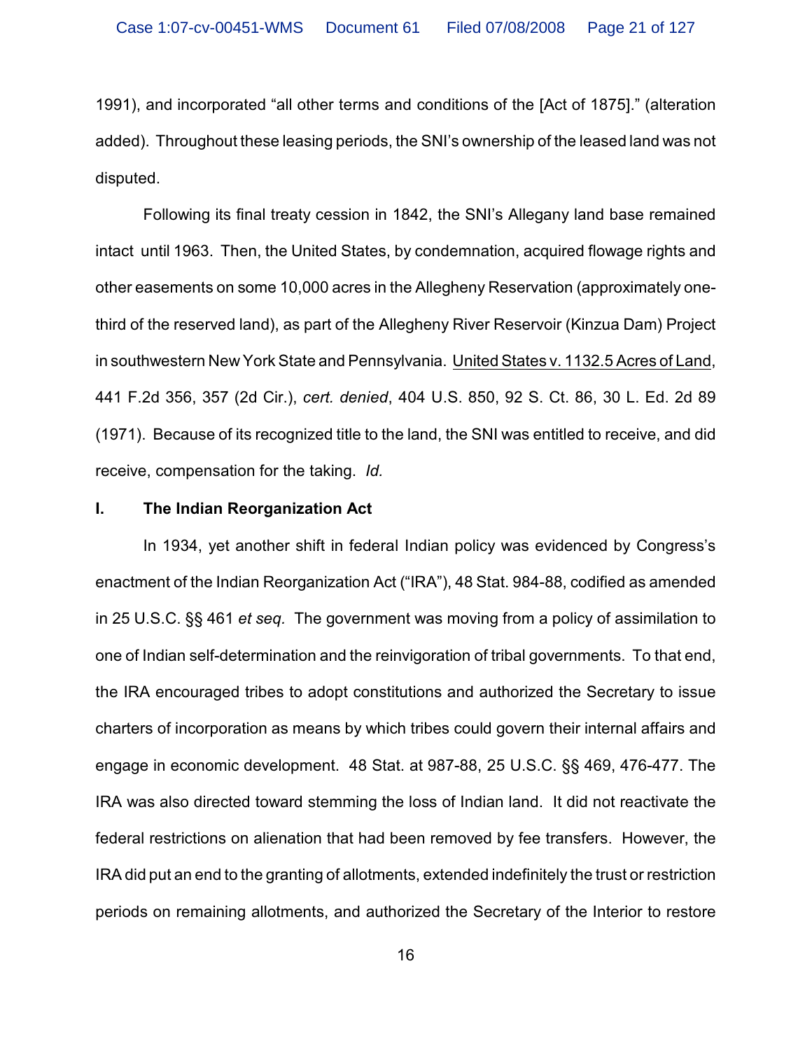1991), and incorporated "all other terms and conditions of the [Act of 1875]." (alteration added). Throughout these leasing periods, the SNI's ownership of the leased land was not disputed.

Following its final treaty cession in 1842, the SNI's Allegany land base remained intact until 1963. Then, the United States, by condemnation, acquired flowage rights and other easements on some 10,000 acres in the Allegheny Reservation (approximately one-third of the reserved land), as part of the Allegheny River Reservoir (Kinzua Dam) Project in southwestern New York State and Pennsylvania. United States v. 1132.5 Acres of Land, 441 F.2d 356, 357 (2d Cir.), *cert. denied*, 404 U.S. 850, 92 S. Ct. 86, 30 L. Ed. 2d 89 (1971). Because of its recognized title to the land, the SNI was entitled to receive, and did receive, compensation for the taking. *Id.*

**I. The Indian Reorganization Act**

In 1934, yet another shift in federal Indian policy was evidenced by Congress's enactment of the Indian Reorganization Act ("IRA"), 48 Stat. 984-88, codified as amended in 25 U.S.C. §§ 461 *et seq.* The government was moving from a policy of assimilation to one of Indian self-determination and the reinvigoration of tribal governments. To that end, the IRA encouraged tribes to adopt constitutions and authorized the Secretary to issue charters of incorporation as means by which tribes could govern their internal affairs and engage in economic development. 48 Stat. at 987-88, 25 U.S.C. §§ 469, 476-477. The IRA was also directed toward stemming the loss of Indian land. It did not reactivate the federal restrictions on alienation that had been removed by fee transfers. However, the IRA did put an end to the granting of allotments, extended indefinitely the trust or restriction periods on remaining allotments, and authorized the Secretary of the Interior to restore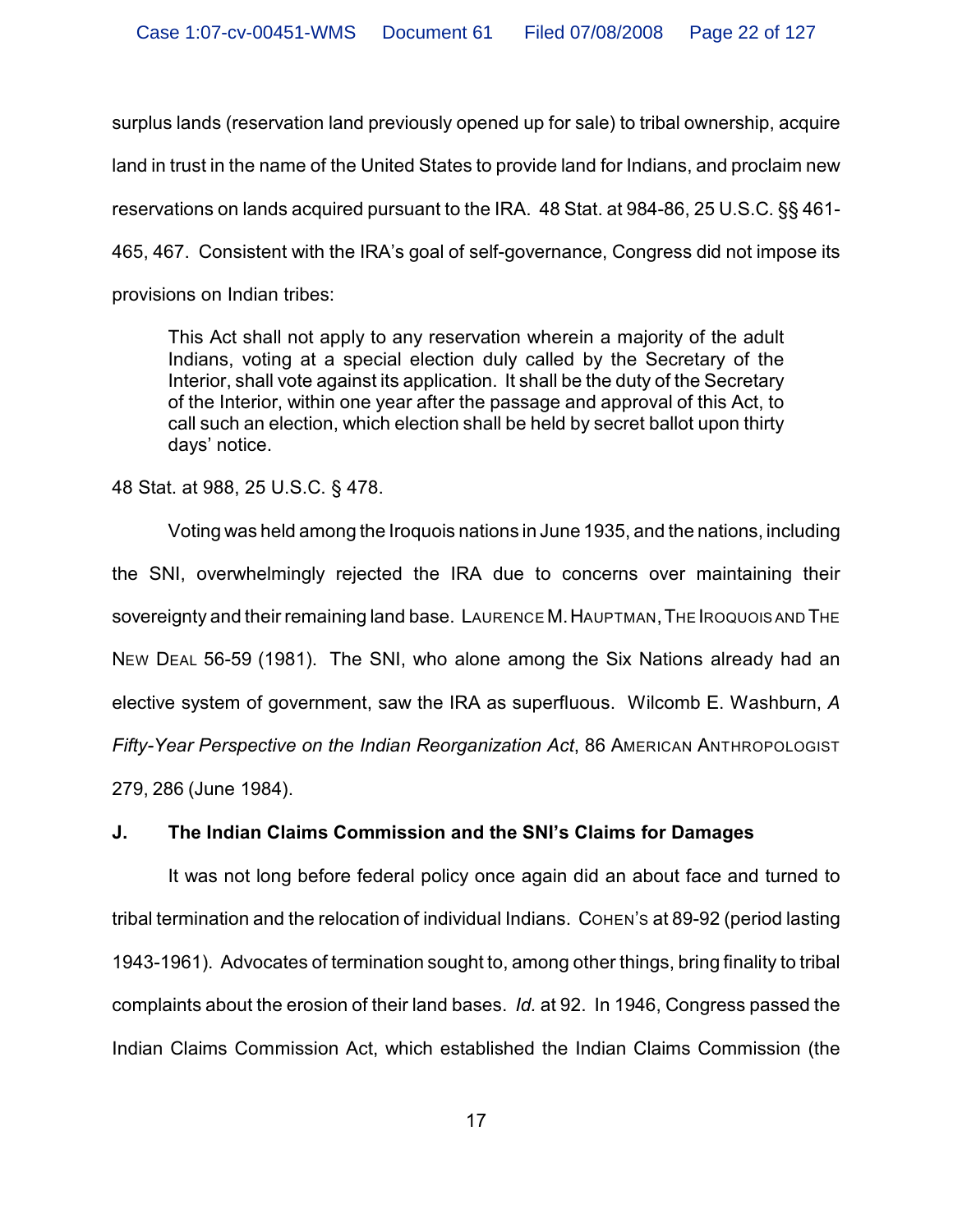surplus lands (reservation land previously opened up for sale) to tribal ownership, acquire land in trust in the name of the United States to provide land for Indians, and proclaim new reservations on lands acquired pursuant to the IRA. 48 Stat. at 984-86, 25 U.S.C. §§ 461-465, 467. Consistent with the IRA's goal of self-governance, Congress did not impose its provisions on Indian tribes:

> This Act shall not apply to any reservation wherein a majority of the adult Indians, voting at a special election duly called by the Secretary of the Interior, shall vote against its application. It shall be the duty of the Secretary of the Interior, within one year after the passage and approval of this Act, to call such an election, which election shall be held by secret ballot upon thirty days' notice.

48 Stat. at 988, 25 U.S.C. § 478.

Voting was held among the Iroquois nations in June 1935, and the nations, including the SNI, overwhelmingly rejected the IRA due to concerns over maintaining their sovereignty and their remaining land base. LAURENCE M. HAUPTMAN, THE IROQUOIS AND THE NEW DEAL 56-59 (1981). The SNI, who alone among the Six Nations already had an elective system of government, saw the IRA as superfluous. Wilcomb E. Washburn, *A Fifty-Year Perspective on the Indian Reorganization Act*, 86 AMERICAN ANTHROPOLOGIST 279, 286 (June 1984).

### J. The Indian Claims Commission and the SNI's Claims for Damages

It was not long before federal policy once again did an about face and turned to tribal termination and the relocation of individual Indians. COHEN'S at 89-92 (period lasting 1943-1961). Advocates of termination sought to, among other things, bring finality to tribal complaints about the erosion of their land bases. *Id.* at 92. In 1946, Congress passed the Indian Claims Commission Act, which established the Indian Claims Commission (the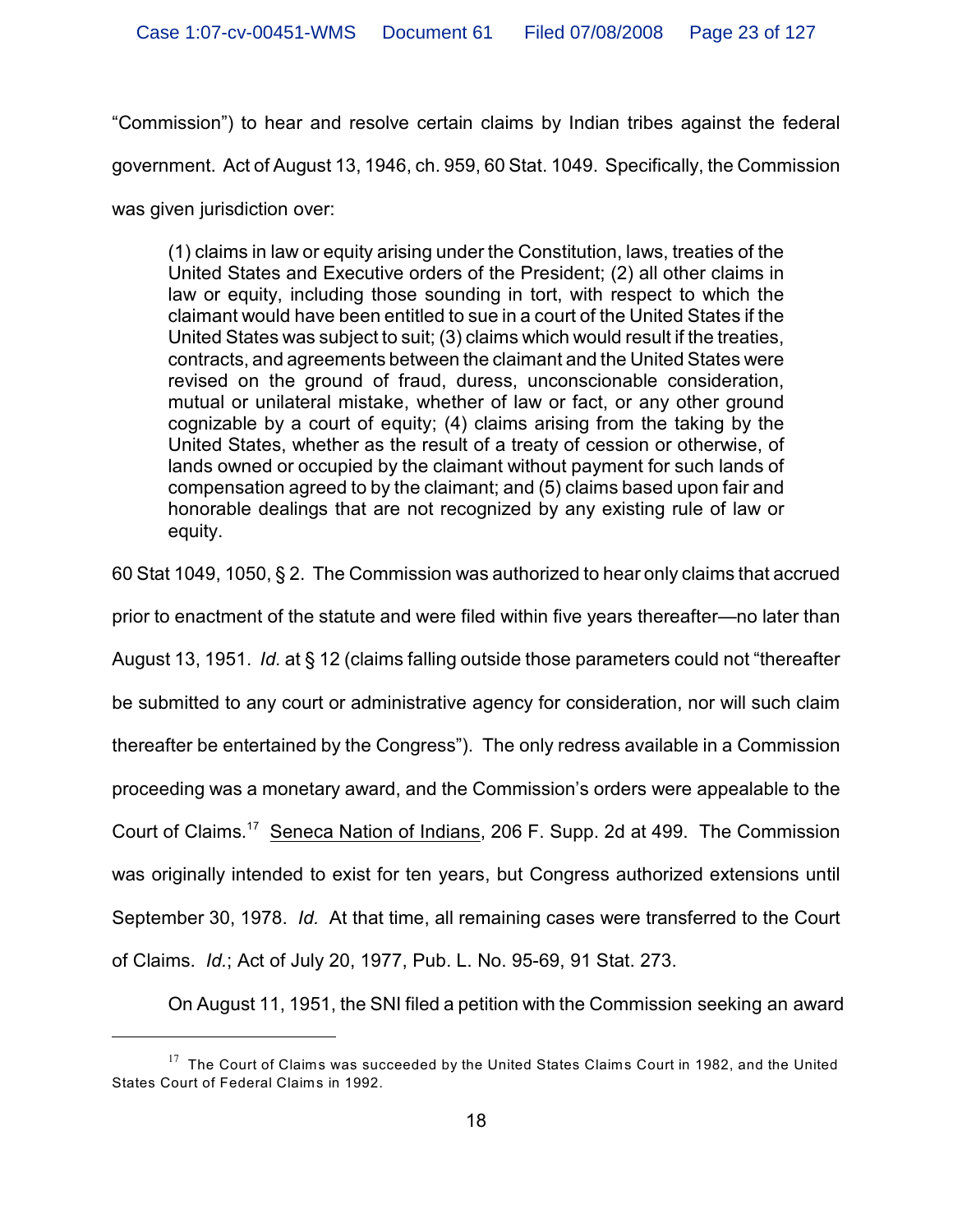"Commission") to hear and resolve certain claims by Indian tribes against the federal government. Act of August 13, 1946, ch. 959, 60 Stat. 1049. Specifically, the Commission was given jurisdiction over:

> (1) claims in law or equity arising under the Constitution, laws, treaties of the United States and Executive orders of the President; (2) all other claims in law or equity, including those sounding in tort, with respect to which the claimant would have been entitled to sue in a court of the United States if the United States was subject to suit; (3) claims which would result if the treaties, contracts, and agreements between the claimant and the United States were revised on the ground of fraud, duress, unconscionable consideration, mutual or unilateral mistake, whether of law or fact, or any other ground cognizable by a court of equity; (4) claims arising from the taking by the United States, whether as the result of a treaty of cession or otherwise, of lands owned or occupied by the claimant without payment for such lands of compensation agreed to by the claimant; and (5) claims based upon fair and honorable dealings that are not recognized by any existing rule of law or equity.

60 Stat 1049, 1050, § 2. The Commission was authorized to hear only claims that accrued prior to enactment of the statute and were filed within five years thereafter—no later than August 13, 1951. *Id.* at § 12 (claims falling outside those parameters could not "thereafter be submitted to any court or administrative agency for consideration, nor will such claim thereafter be entertained by the Congress"). The only redress available in a Commission proceeding was a monetary award, and the Commission's orders were appealable to the Court of Claims.[17] Seneca Nation of Indians, 206 F. Supp. 2d at 499. The Commission was originally intended to exist for ten years, but Congress authorized extensions until September 30, 1978. *Id.* At that time, all remaining cases were transferred to the Court of Claims. *Id.*; Act of July 20, 1977, Pub. L. No. 95-69, 91 Stat. 273.

On August 11, 1951, the SNI filed a petition with the Commission seeking an award

---

[17] The Court of Claims was succeeded by the United States Claims Court in 1982, and the United States Court of Federal Claims in 1992.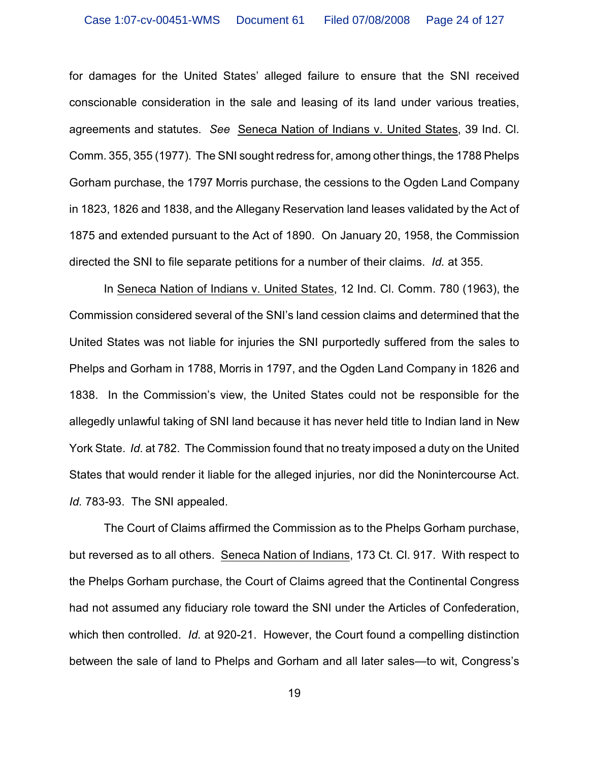for damages for the United States' alleged failure to ensure that the SNI received conscionable consideration in the sale and leasing of its land under various treaties, agreements and statutes. *See* Seneca Nation of Indians v. United States, 39 Ind. Cl. Comm. 355, 355 (1977). The SNI sought redress for, among other things, the 1788 Phelps Gorham purchase, the 1797 Morris purchase, the cessions to the Ogden Land Company in 1823, 1826 and 1838, and the Allegany Reservation land leases validated by the Act of 1875 and extended pursuant to the Act of 1890. On January 20, 1958, the Commission directed the SNI to file separate petitions for a number of their claims. *Id.* at 355.

In Seneca Nation of Indians v. United States, 12 Ind. Cl. Comm. 780 (1963), the Commission considered several of the SNI's land cession claims and determined that the United States was not liable for injuries the SNI purportedly suffered from the sales to Phelps and Gorham in 1788, Morris in 1797, and the Ogden Land Company in 1826 and 1838. In the Commission's view, the United States could not be responsible for the allegedly unlawful taking of SNI land because it has never held title to Indian land in New York State. *Id*. at 782. The Commission found that no treaty imposed a duty on the United States that would render it liable for the alleged injuries, nor did the Nonintercourse Act. *Id.* 783-93. The SNI appealed.

The Court of Claims affirmed the Commission as to the Phelps Gorham purchase, but reversed as to all others. Seneca Nation of Indians, 173 Ct. Cl. 917. With respect to the Phelps Gorham purchase, the Court of Claims agreed that the Continental Congress had not assumed any fiduciary role toward the SNI under the Articles of Confederation, which then controlled. *Id.* at 920-21. However, the Court found a compelling distinction between the sale of land to Phelps and Gorham and all later sales—to wit, Congress's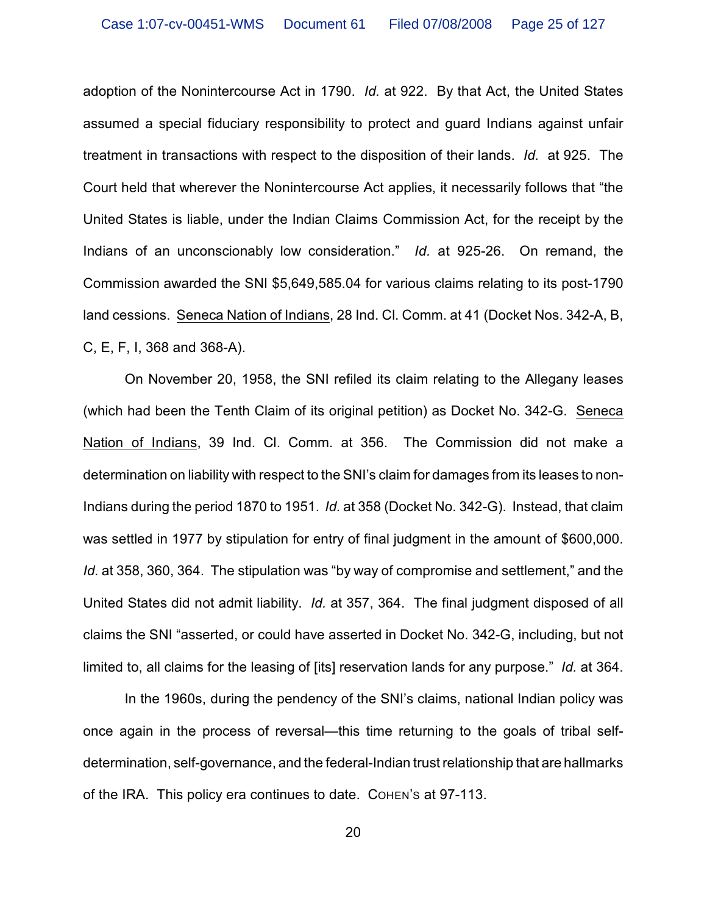adoption of the Nonintercourse Act in 1790. *Id.* at 922. By that Act, the United States assumed a special fiduciary responsibility to protect and guard Indians against unfair treatment in transactions with respect to the disposition of their lands. *Id.* at 925. The Court held that wherever the Nonintercourse Act applies, it necessarily follows that "the United States is liable, under the Indian Claims Commission Act, for the receipt by the Indians of an unconscionably low consideration." *Id.* at 925-26. On remand, the Commission awarded the SNI $5,649,585.04 for various claims relating to its post-1790 land cessions. Seneca Nation of Indians, 28 Ind. Cl. Comm. at 41 (Docket Nos. 342-A, B, C, E, F, I, 368 and 368-A).

On November 20, 1958, the SNI refiled its claim relating to the Allegany leases (which had been the Tenth Claim of its original petition) as Docket No. 342-G. Seneca Nation of Indians, 39 Ind. Cl. Comm. at 356. The Commission did not make a determination on liability with respect to the SNI's claim for damages from its leases to non-Indians during the period 1870 to 1951. *Id.* at 358 (Docket No. 342-G). Instead, that claim was settled in 1977 by stipulation for entry of final judgment in the amount of $600,000. *Id.* at 358, 360, 364. The stipulation was "by way of compromise and settlement," and the United States did not admit liability. *Id.* at 357, 364. The final judgment disposed of all claims the SNI "asserted, or could have asserted in Docket No. 342-G, including, but not limited to, all claims for the leasing of [its] reservation lands for any purpose." *Id.* at 364.

In the 1960s, during the pendency of the SNI's claims, national Indian policy was once again in the process of reversal—this time returning to the goals of tribal self-determination, self-governance, and the federal-Indian trust relationship that are hallmarks of the IRA. This policy era continues to date. COHEN'S at 97-113.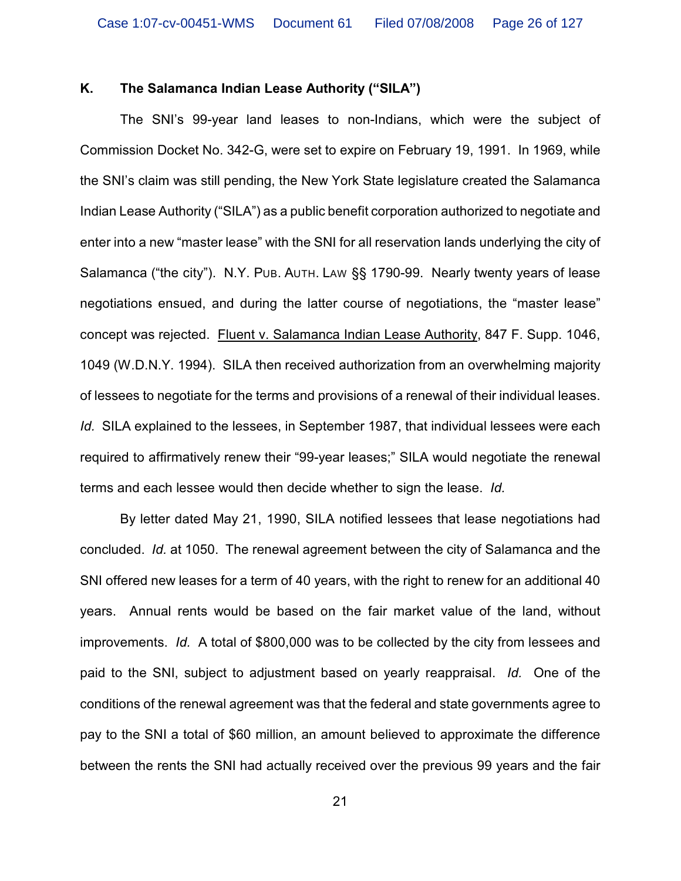### K. The Salamanca Indian Lease Authority ("SILA")

The SNI's 99-year land leases to non-Indians, which were the subject of Commission Docket No. 342-G, were set to expire on February 19, 1991. In 1969, while the SNI's claim was still pending, the New York State legislature created the Salamanca Indian Lease Authority ("SILA") as a public benefit corporation authorized to negotiate and enter into a new "master lease" with the SNI for all reservation lands underlying the city of Salamanca ("the city"). N.Y. PUB. AUTH. LAW §§ 1790-99. Nearly twenty years of lease negotiations ensued, and during the latter course of negotiations, the "master lease" concept was rejected. Fluent v. Salamanca Indian Lease Authority, 847 F. Supp. 1046, 1049 (W.D.N.Y. 1994). SILA then received authorization from an overwhelming majority of lessees to negotiate for the terms and provisions of a renewal of their individual leases. *Id.* SILA explained to the lessees, in September 1987, that individual lessees were each required to affirmatively renew their "99-year leases;" SILA would negotiate the renewal terms and each lessee would then decide whether to sign the lease. *Id.*

By letter dated May 21, 1990, SILA notified lessees that lease negotiations had concluded. *Id.* at 1050. The renewal agreement between the city of Salamanca and the SNI offered new leases for a term of 40 years, with the right to renew for an additional 40 years. Annual rents would be based on the fair market value of the land, without improvements. *Id.* A total of $800,000 was to be collected by the city from lessees and paid to the SNI, subject to adjustment based on yearly reappraisal. *Id.* One of the conditions of the renewal agreement was that the federal and state governments agree to pay to the SNI a total of $60 million, an amount believed to approximate the difference between the rents the SNI had actually received over the previous 99 years and the fair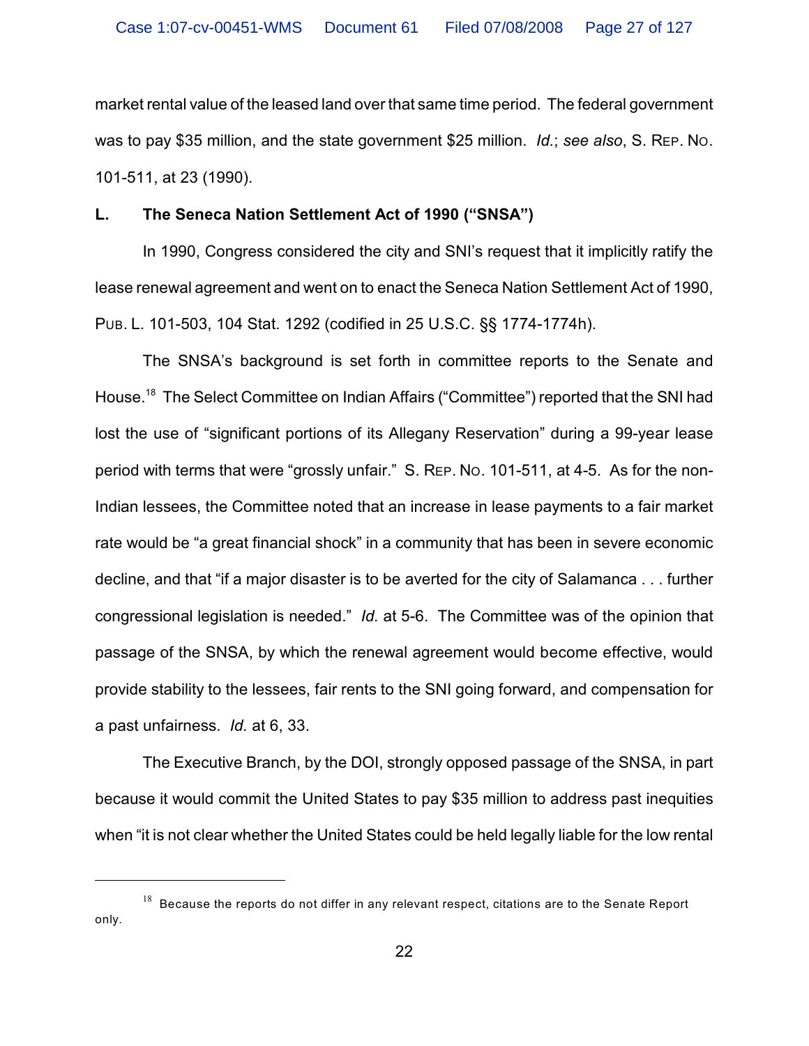market rental value of the leased land over that same time period. The federal government was to pay $35 million, and the state government $25 million. *Id.*; *see also*, S. REP. NO. 101-511, at 23 (1990).

**L. The Seneca Nation Settlement Act of 1990 ("SNSA")**

In 1990, Congress considered the city and SNI's request that it implicitly ratify the lease renewal agreement and went on to enact the Seneca Nation Settlement Act of 1990, PUB. L. 101-503, 104 Stat. 1292 (codified in 25 U.S.C. §§ 1774-1774h).

The SNSA's background is set forth in committee reports to the Senate and House.[18] The Select Committee on Indian Affairs ("Committee") reported that the SNI had lost the use of "significant portions of its Allegany Reservation" during a 99-year lease period with terms that were "grossly unfair." S. REP. NO. 101-511, at 4-5. As for the non-Indian lessees, the Committee noted that an increase in lease payments to a fair market rate would be "a great financial shock" in a community that has been in severe economic decline, and that "if a major disaster is to be averted for the city of Salamanca . . . further congressional legislation is needed." *Id.* at 5-6. The Committee was of the opinion that passage of the SNSA, by which the renewal agreement would become effective, would provide stability to the lessees, fair rents to the SNI going forward, and compensation for a past unfairness. *Id.* at 6, 33.

The Executive Branch, by the DOI, strongly opposed passage of the SNSA, in part because it would commit the United States to pay $35 million to address past inequities when "it is not clear whether the United States could be held legally liable for the low rental

[18] Because the reports do not differ in any relevant respect, citations are to the Senate Report only.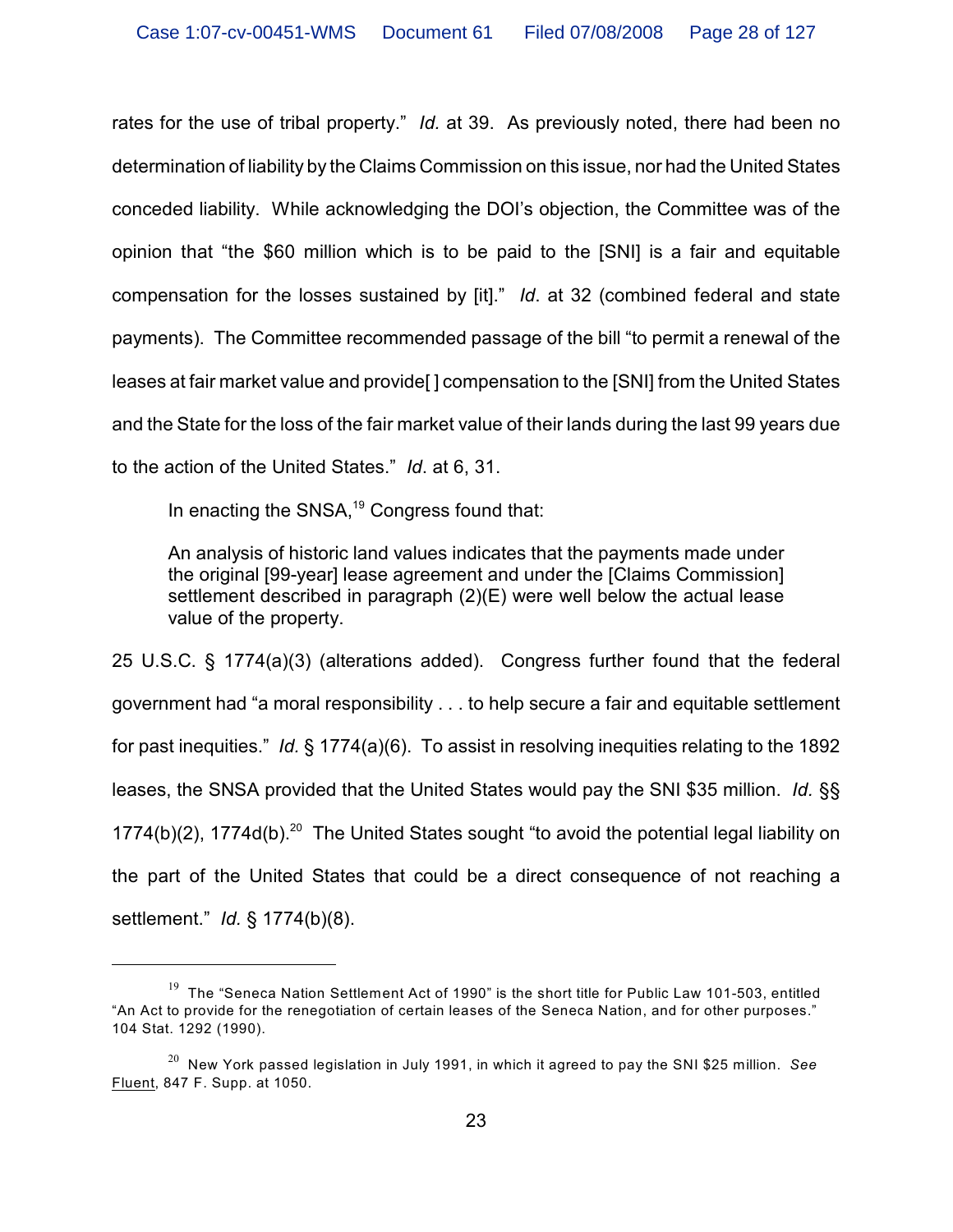rates for the use of tribal property." *Id.* at 39. As previously noted, there had been no determination of liability by the Claims Commission on this issue, nor had the United States conceded liability. While acknowledging the DOI's objection, the Committee was of the opinion that "the $60 million which is to be paid to the [SNI] is a fair and equitable compensation for the losses sustained by [it]." *Id*. at 32 (combined federal and state payments). The Committee recommended passage of the bill "to permit a renewal of the leases at fair market value and provide[ ] compensation to the [SNI] from the United States and the State for the loss of the fair market value of their lands during the last 99 years due to the action of the United States." *Id*. at 6, 31.

In enacting the SNSA,[19] Congress found that:

> An analysis of historic land values indicates that the payments made under the original [99-year] lease agreement and under the [Claims Commission] settlement described in paragraph (2)(E) were well below the actual lease value of the property.

25 U.S.C. § 1774(a)(3) (alterations added). Congress further found that the federal government had "a moral responsibility . . . to help secure a fair and equitable settlement for past inequities." *Id.* § 1774(a)(6). To assist in resolving inequities relating to the 1892 leases, the SNSA provided that the United States would pay the SNI $35 million. *Id.* §§ 1774(b)(2), 1774d(b).[20] The United States sought "to avoid the potential legal liability on the part of the United States that could be a direct consequence of not reaching a settlement." *Id.* § 1774(b)(8).

---

[19] The "Seneca Nation Settlement Act of 1990" is the short title for Public Law 101-503, entitled "An Act to provide for the renegotiation of certain leases of the Seneca Nation, and for other purposes." 104 Stat. 1292 (1990).

[20] New York passed legislation in July 1991, in which it agreed to pay the SNI $25 million. *See* Fluent, 847 F. Supp. at 1050.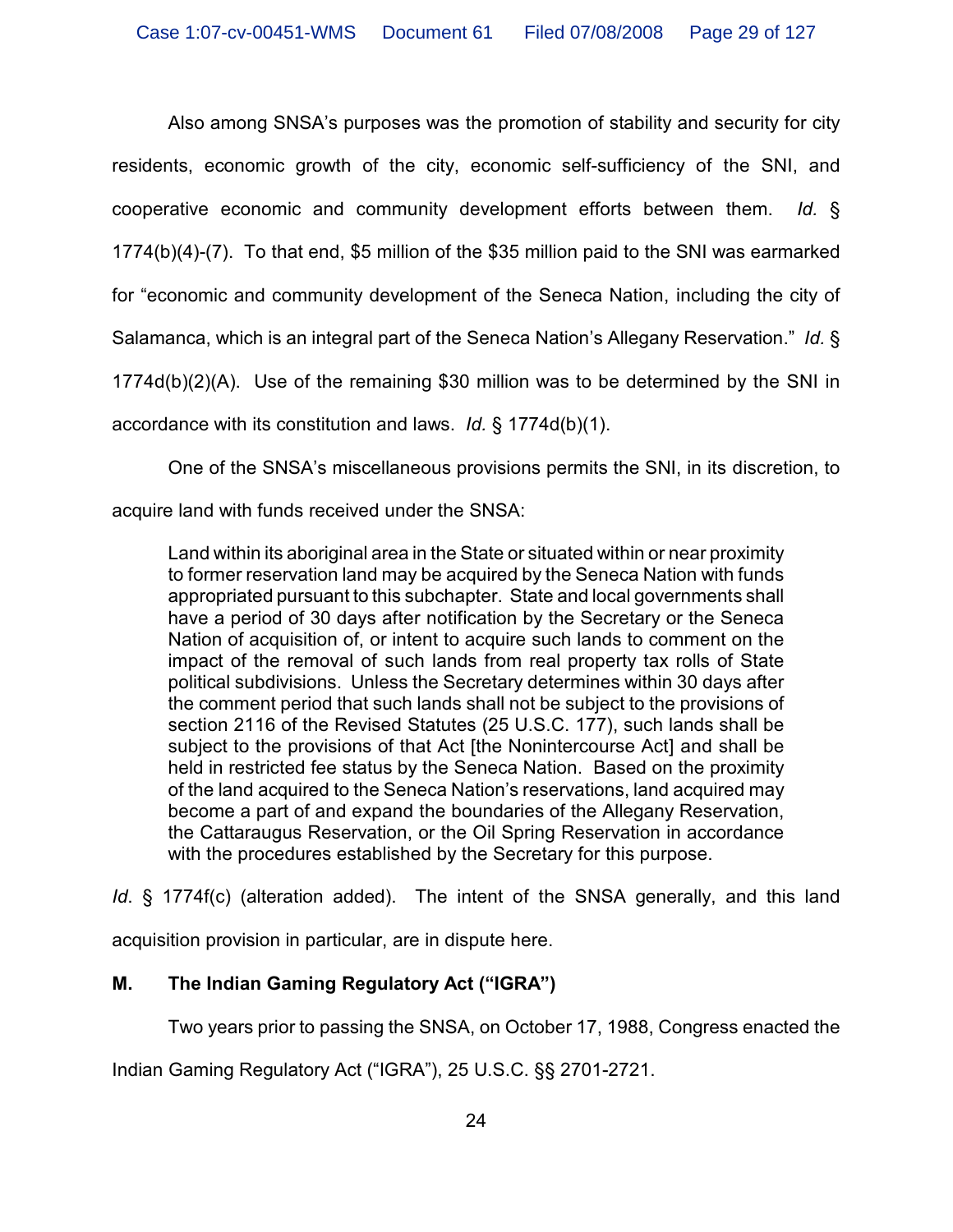Also among SNSA's purposes was the promotion of stability and security for city residents, economic growth of the city, economic self-sufficiency of the SNI, and cooperative economic and community development efforts between them. *Id.* § 1774(b)(4)-(7). To that end, $5 million of the $35 million paid to the SNI was earmarked for "economic and community development of the Seneca Nation, including the city of Salamanca, which is an integral part of the Seneca Nation's Allegany Reservation." *Id.* § 1774d(b)(2)(A). Use of the remaining $30 million was to be determined by the SNI in accordance with its constitution and laws. *Id.* § 1774d(b)(1).

One of the SNSA's miscellaneous provisions permits the SNI, in its discretion, to acquire land with funds received under the SNSA:

> Land within its aboriginal area in the State or situated within or near proximity to former reservation land may be acquired by the Seneca Nation with funds appropriated pursuant to this subchapter. State and local governments shall have a period of 30 days after notification by the Secretary or the Seneca Nation of acquisition of, or intent to acquire such lands to comment on the impact of the removal of such lands from real property tax rolls of State political subdivisions. Unless the Secretary determines within 30 days after the comment period that such lands shall not be subject to the provisions of section 2116 of the Revised Statutes (25 U.S.C. 177), such lands shall be subject to the provisions of that Act [the Nonintercourse Act] and shall be held in restricted fee status by the Seneca Nation. Based on the proximity of the land acquired to the Seneca Nation's reservations, land acquired may become a part of and expand the boundaries of the Allegany Reservation, the Cattaraugus Reservation, or the Oil Spring Reservation in accordance with the procedures established by the Secretary for this purpose.

*Id.* § 1774f(c) (alteration added). The intent of the SNSA generally, and this land acquisition provision in particular, are in dispute here.

### M. The Indian Gaming Regulatory Act ("IGRA")

Two years prior to passing the SNSA, on October 17, 1988, Congress enacted the Indian Gaming Regulatory Act ("IGRA"), 25 U.S.C. §§ 2701-2721.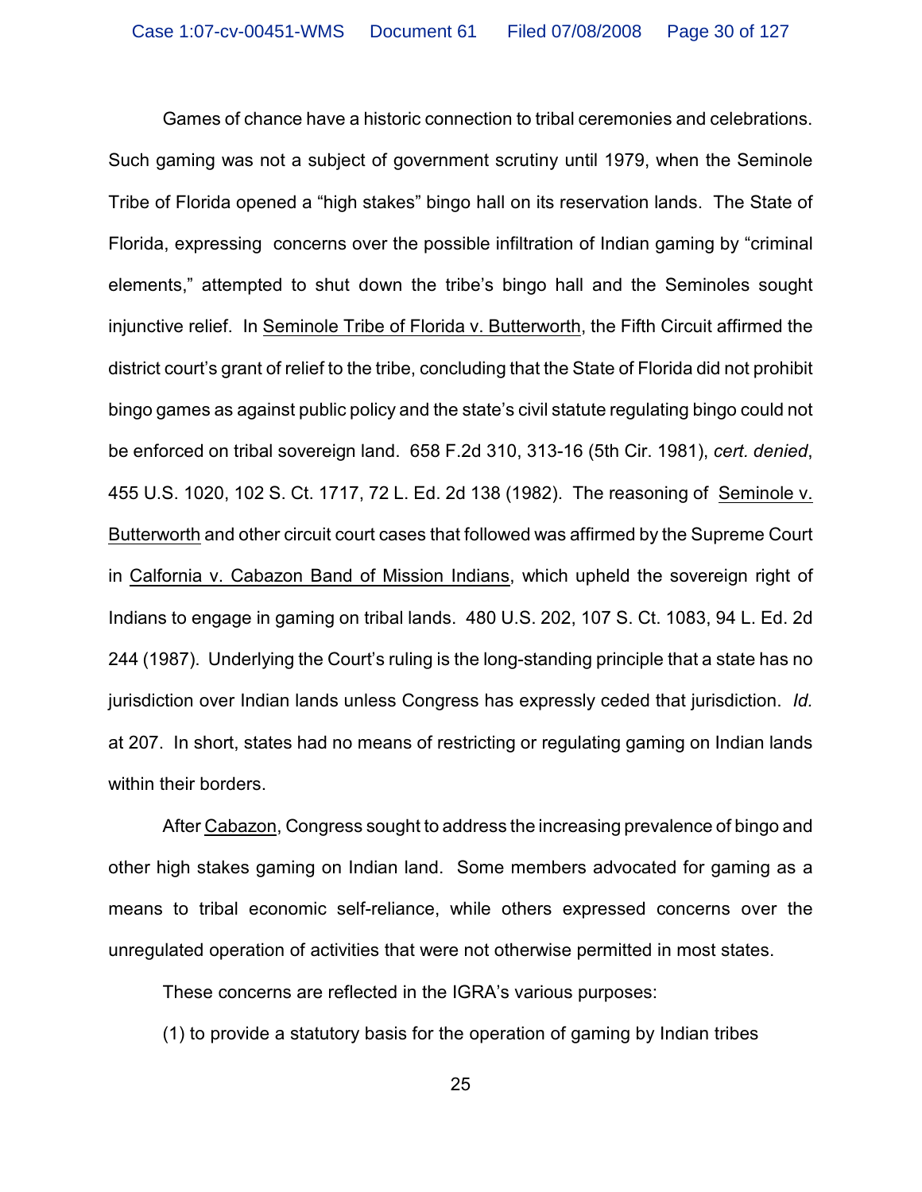Games of chance have a historic connection to tribal ceremonies and celebrations. Such gaming was not a subject of government scrutiny until 1979, when the Seminole Tribe of Florida opened a "high stakes" bingo hall on its reservation lands. The State of Florida, expressing concerns over the possible infiltration of Indian gaming by "criminal elements," attempted to shut down the tribe's bingo hall and the Seminoles sought injunctive relief. In Seminole Tribe of Florida v. Butterworth, the Fifth Circuit affirmed the district court's grant of relief to the tribe, concluding that the State of Florida did not prohibit bingo games as against public policy and the state's civil statute regulating bingo could not be enforced on tribal sovereign land. 658 F.2d 310, 313-16 (5th Cir. 1981), *cert. denied*, 455 U.S. 1020, 102 S. Ct. 1717, 72 L. Ed. 2d 138 (1982). The reasoning of Seminole v. Butterworth and other circuit court cases that followed was affirmed by the Supreme Court in Calfornia v. Cabazon Band of Mission Indians, which upheld the sovereign right of Indians to engage in gaming on tribal lands. 480 U.S. 202, 107 S. Ct. 1083, 94 L. Ed. 2d 244 (1987). Underlying the Court's ruling is the long-standing principle that a state has no jurisdiction over Indian lands unless Congress has expressly ceded that jurisdiction. *Id.* at 207. In short, states had no means of restricting or regulating gaming on Indian lands within their borders.

After Cabazon, Congress sought to address the increasing prevalence of bingo and other high stakes gaming on Indian land. Some members advocated for gaming as a means to tribal economic self-reliance, while others expressed concerns over the unregulated operation of activities that were not otherwise permitted in most states.

These concerns are reflected in the IGRA's various purposes:

(1) to provide a statutory basis for the operation of gaming by Indian tribes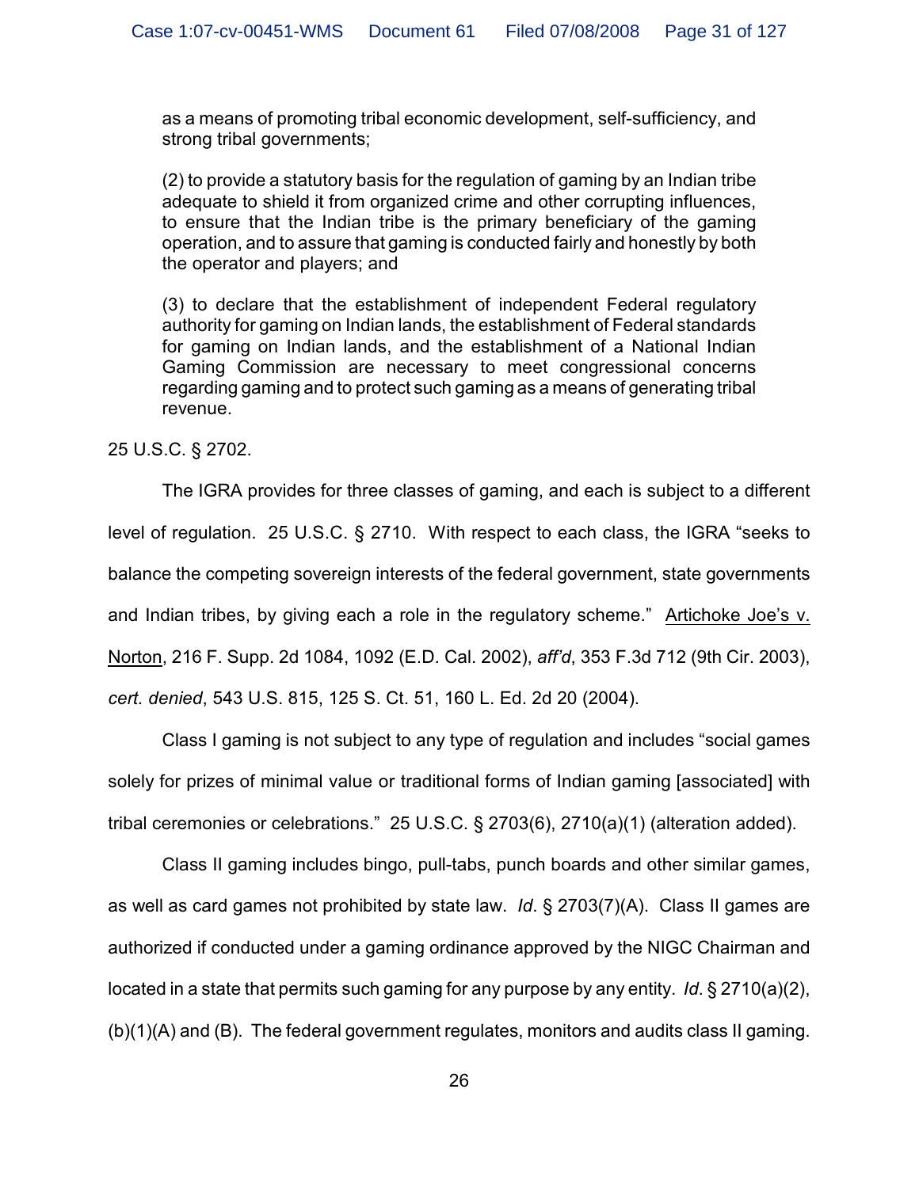> as a means of promoting tribal economic development, self-sufficiency, and strong tribal governments;
>
> (2) to provide a statutory basis for the regulation of gaming by an Indian tribe adequate to shield it from organized crime and other corrupting influences, to ensure that the Indian tribe is the primary beneficiary of the gaming operation, and to assure that gaming is conducted fairly and honestly by both the operator and players; and
>
> (3) to declare that the establishment of independent Federal regulatory authority for gaming on Indian lands, the establishment of Federal standards for gaming on Indian lands, and the establishment of a National Indian Gaming Commission are necessary to meet congressional concerns regarding gaming and to protect such gaming as a means of generating tribal revenue.

25 U.S.C. § 2702.

The IGRA provides for three classes of gaming, and each is subject to a different level of regulation. 25 U.S.C. § 2710. With respect to each class, the IGRA "seeks to balance the competing sovereign interests of the federal government, state governments and Indian tribes, by giving each a role in the regulatory scheme." Artichoke Joe's v. Norton, 216 F. Supp. 2d 1084, 1092 (E.D. Cal. 2002), *aff'd*, 353 F.3d 712 (9th Cir. 2003), *cert. denied*, 543 U.S. 815, 125 S. Ct. 51, 160 L. Ed. 2d 20 (2004).

Class I gaming is not subject to any type of regulation and includes "social games solely for prizes of minimal value or traditional forms of Indian gaming [associated] with tribal ceremonies or celebrations." 25 U.S.C. § 2703(6), 2710(a)(1) (alteration added).

Class II gaming includes bingo, pull-tabs, punch boards and other similar games, as well as card games not prohibited by state law. *Id*. § 2703(7)(A). Class II games are authorized if conducted under a gaming ordinance approved by the NIGC Chairman and located in a state that permits such gaming for any purpose by any entity. *Id*. § 2710(a)(2), (b)(1)(A) and (B). The federal government regulates, monitors and audits class II gaming.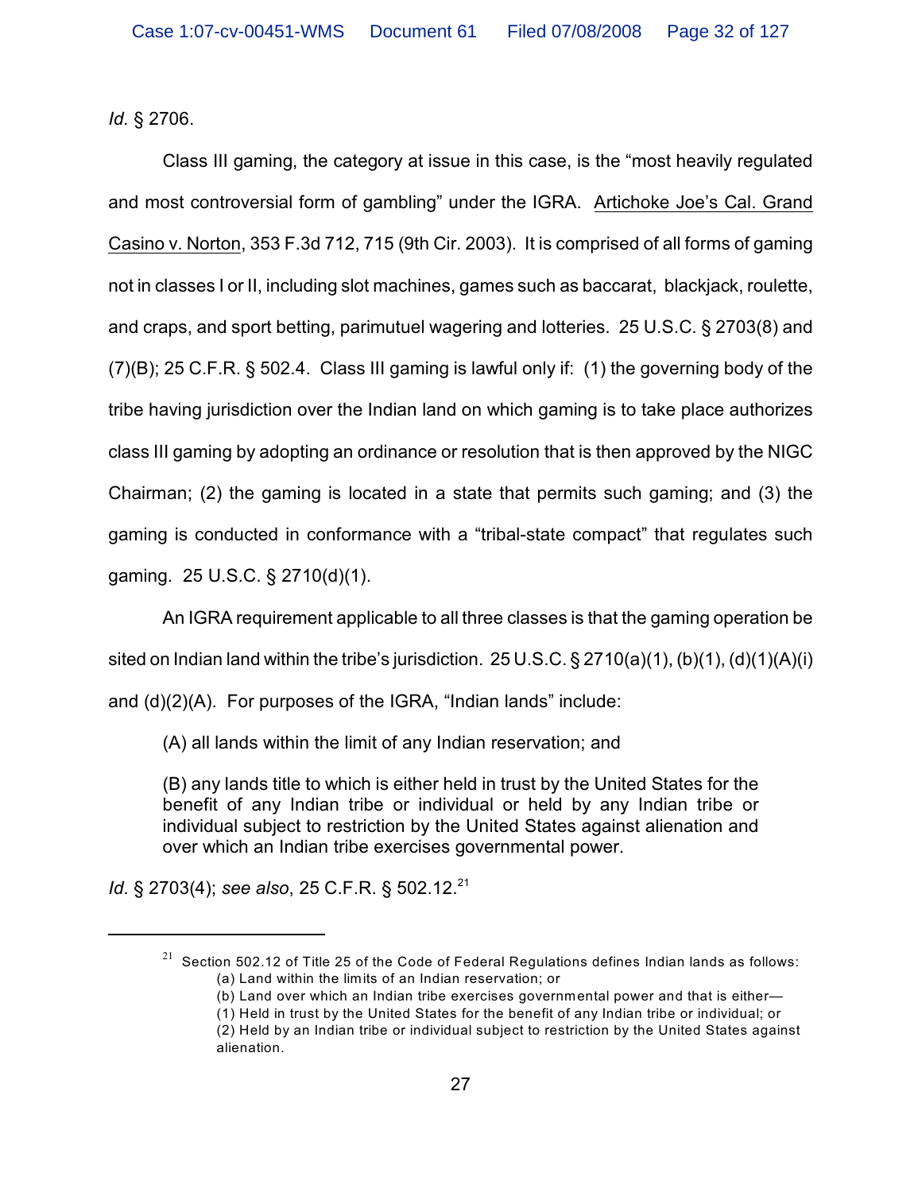*Id.* § 2706.

Class III gaming, the category at issue in this case, is the "most heavily regulated and most controversial form of gambling" under the IGRA. Artichoke Joe's Cal. Grand Casino v. Norton, 353 F.3d 712, 715 (9th Cir. 2003). It is comprised of all forms of gaming not in classes I or II, including slot machines, games such as baccarat, blackjack, roulette, and craps, and sport betting, parimutuel wagering and lotteries. 25 U.S.C. § 2703(8) and (7)(B); 25 C.F.R. § 502.4. Class III gaming is lawful only if: (1) the governing body of the tribe having jurisdiction over the Indian land on which gaming is to take place authorizes class III gaming by adopting an ordinance or resolution that is then approved by the NIGC Chairman; (2) the gaming is located in a state that permits such gaming; and (3) the gaming is conducted in conformance with a "tribal-state compact" that regulates such gaming. 25 U.S.C. § 2710(d)(1).

An IGRA requirement applicable to all three classes is that the gaming operation be sited on Indian land within the tribe's jurisdiction. 25 U.S.C. § 2710(a)(1), (b)(1), (d)(1)(A)(i) and (d)(2)(A). For purposes of the IGRA, "Indian lands" include:

> (A) all lands within the limit of any Indian reservation; and
>
> (B) any lands title to which is either held in trust by the United States for the benefit of any Indian tribe or individual or held by any Indian tribe or individual subject to restriction by the United States against alienation and over which an Indian tribe exercises governmental power.

*Id*. § 2703(4); *see also*, 25 C.F.R. § 502.12.[21]

---

[21] Section 502.12 of Title 25 of the Code of Federal Regulations defines Indian lands as follows:
(a) Land within the limits of an Indian reservation; or
(b) Land over which an Indian tribe exercises governmental power and that is either—
(1) Held in trust by the United States for the benefit of any Indian tribe or individual; or
(2) Held by an Indian tribe or individual subject to restriction by the United States against alienation.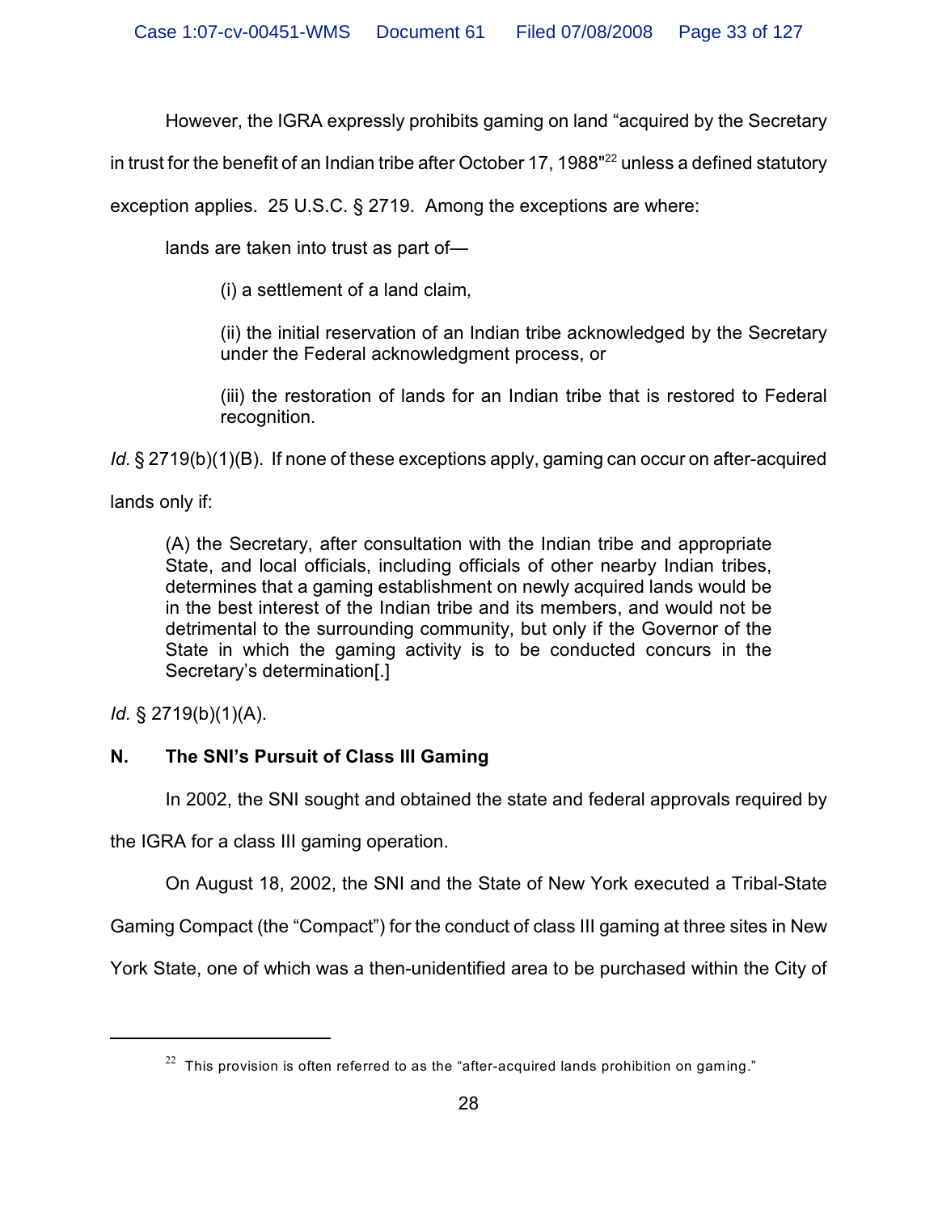However, the IGRA expressly prohibits gaming on land "acquired by the Secretary in trust for the benefit of an Indian tribe after October 17, 1988"[22] unless a defined statutory exception applies. 25 U.S.C. § 2719. Among the exceptions are where:

> lands are taken into trust as part of—
>
> > (i) a settlement of a land claim*,*
> >
> > (ii) the initial reservation of an Indian tribe acknowledged by the Secretary under the Federal acknowledgment process, or
> >
> > (iii) the restoration of lands for an Indian tribe that is restored to Federal recognition.

*Id.* § 2719(b)(1)(B). If none of these exceptions apply, gaming can occur on after-acquired lands only if:

> (A) the Secretary, after consultation with the Indian tribe and appropriate State, and local officials, including officials of other nearby Indian tribes, determines that a gaming establishment on newly acquired lands would be in the best interest of the Indian tribe and its members, and would not be detrimental to the surrounding community, but only if the Governor of the State in which the gaming activity is to be conducted concurs in the Secretary's determination[.]

*Id.* § 2719(b)(1)(A).

### N. The SNI's Pursuit of Class III Gaming

In 2002, the SNI sought and obtained the state and federal approvals required by the IGRA for a class III gaming operation.

On August 18, 2002, the SNI and the State of New York executed a Tribal-State Gaming Compact (the "Compact") for the conduct of class III gaming at three sites in New York State, one of which was a then-unidentified area to be purchased within the City of

---

[22] This provision is often referred to as the "after-acquired lands prohibition on gaming."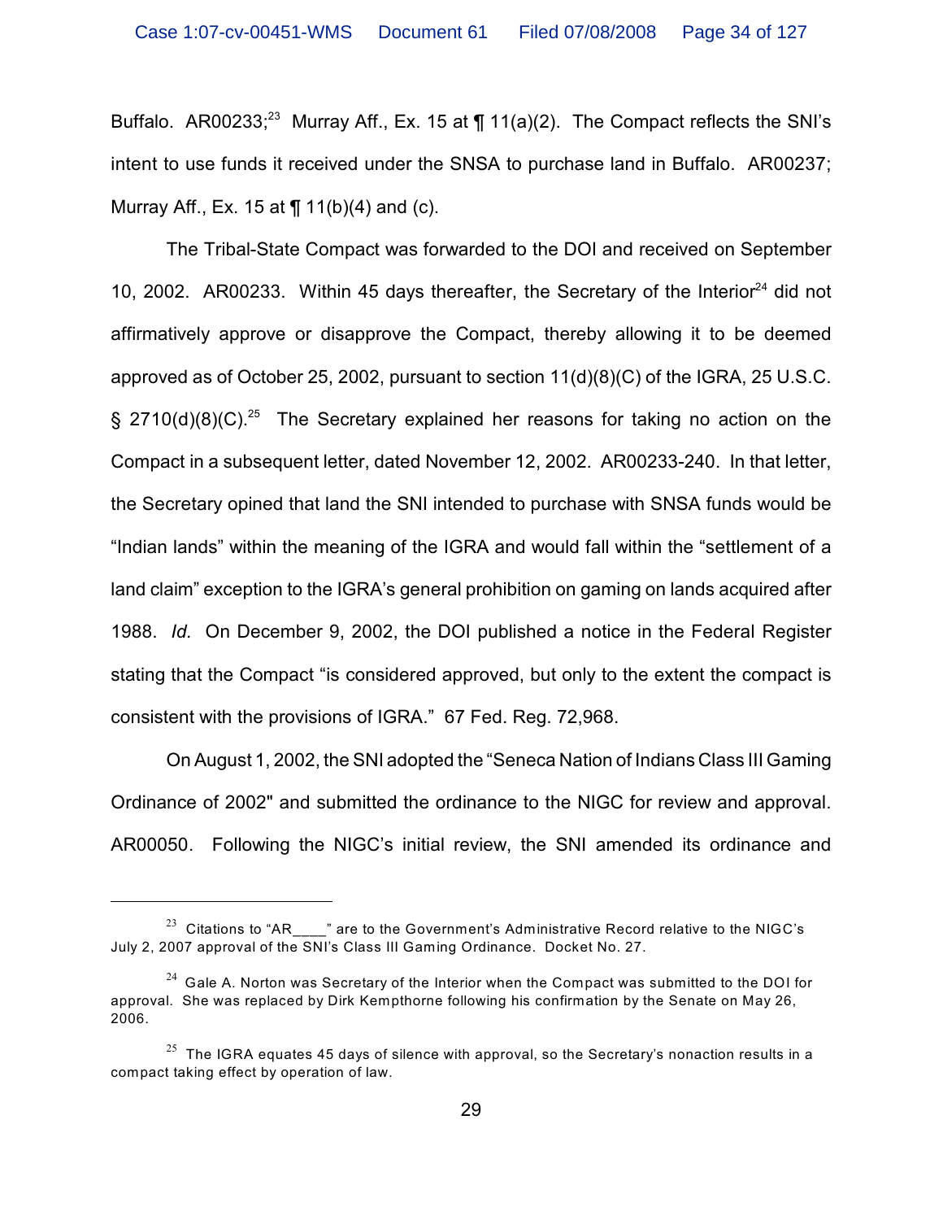Buffalo. AR00233;[23] Murray Aff., Ex. 15 at ¶ 11(a)(2). The Compact reflects the SNI's intent to use funds it received under the SNSA to purchase land in Buffalo. AR00237; Murray Aff., Ex. 15 at ¶ 11(b)(4) and (c).

The Tribal-State Compact was forwarded to the DOI and received on September 10, 2002. AR00233. Within 45 days thereafter, the Secretary of the Interior[24] did not affirmatively approve or disapprove the Compact, thereby allowing it to be deemed approved as of October 25, 2002, pursuant to section 11(d)(8)(C) of the IGRA, 25 U.S.C. § 2710(d)(8)(C).[25] The Secretary explained her reasons for taking no action on the Compact in a subsequent letter, dated November 12, 2002. AR00233-240. In that letter, the Secretary opined that land the SNI intended to purchase with SNSA funds would be "Indian lands" within the meaning of the IGRA and would fall within the "settlement of a land claim" exception to the IGRA's general prohibition on gaming on lands acquired after 1988. *Id.* On December 9, 2002, the DOI published a notice in the Federal Register stating that the Compact "is considered approved, but only to the extent the compact is consistent with the provisions of IGRA." 67 Fed. Reg. 72,968.

On August 1, 2002, the SNI adopted the "Seneca Nation of Indians Class III Gaming Ordinance of 2002" and submitted the ordinance to the NIGC for review and approval. AR00050. Following the NIGC's initial review, the SNI amended its ordinance and

---

[23] Citations to "AR____" are to the Government's Administrative Record relative to the NIGC's July 2, 2007 approval of the SNI's Class III Gaming Ordinance. Docket No. 27.

[24] Gale A. Norton was Secretary of the Interior when the Compact was submitted to the DOI for approval. She was replaced by Dirk Kempthorne following his confirmation by the Senate on May 26, 2006.

[25] The IGRA equates 45 days of silence with approval, so the Secretary's nonaction results in a compact taking effect by operation of law.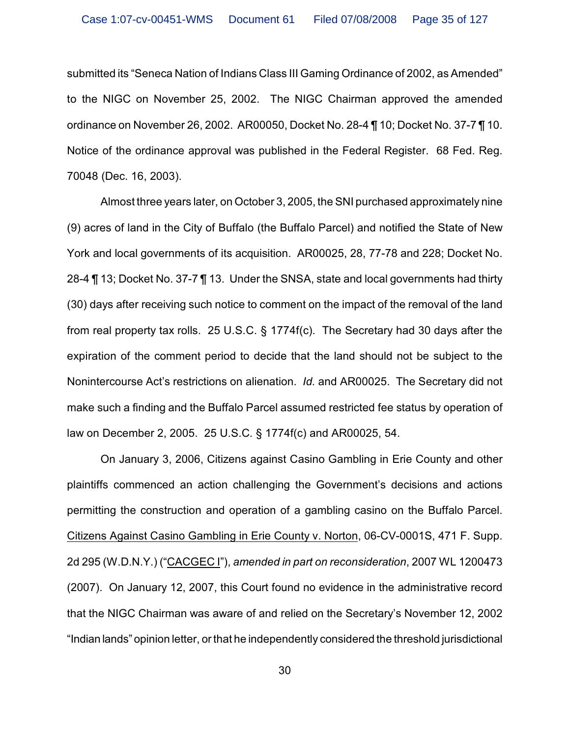submitted its "Seneca Nation of Indians Class III Gaming Ordinance of 2002, as Amended" to the NIGC on November 25, 2002. The NIGC Chairman approved the amended ordinance on November 26, 2002. AR00050, Docket No. 28-4 ¶ 10; Docket No. 37-7 ¶ 10. Notice of the ordinance approval was published in the Federal Register. 68 Fed. Reg. 70048 (Dec. 16, 2003).

Almost three years later, on October 3, 2005, the SNI purchased approximately nine (9) acres of land in the City of Buffalo (the Buffalo Parcel) and notified the State of New York and local governments of its acquisition. AR00025, 28, 77-78 and 228; Docket No. 28-4 ¶ 13; Docket No. 37-7 ¶ 13. Under the SNSA, state and local governments had thirty (30) days after receiving such notice to comment on the impact of the removal of the land from real property tax rolls. 25 U.S.C. § 1774f(c). The Secretary had 30 days after the expiration of the comment period to decide that the land should not be subject to the Nonintercourse Act's restrictions on alienation. *Id.* and AR00025. The Secretary did not make such a finding and the Buffalo Parcel assumed restricted fee status by operation of law on December 2, 2005. 25 U.S.C. § 1774f(c) and AR00025, 54.

On January 3, 2006, Citizens against Casino Gambling in Erie County and other plaintiffs commenced an action challenging the Government's decisions and actions permitting the construction and operation of a gambling casino on the Buffalo Parcel. Citizens Against Casino Gambling in Erie County v. Norton, 06-CV-0001S, 471 F. Supp. 2d 295 (W.D.N.Y.) ("CACGEC I"), *amended in part on reconsideration*, 2007 WL 1200473 (2007). On January 12, 2007, this Court found no evidence in the administrative record that the NIGC Chairman was aware of and relied on the Secretary's November 12, 2002 "Indian lands" opinion letter, or that he independently considered the threshold jurisdictional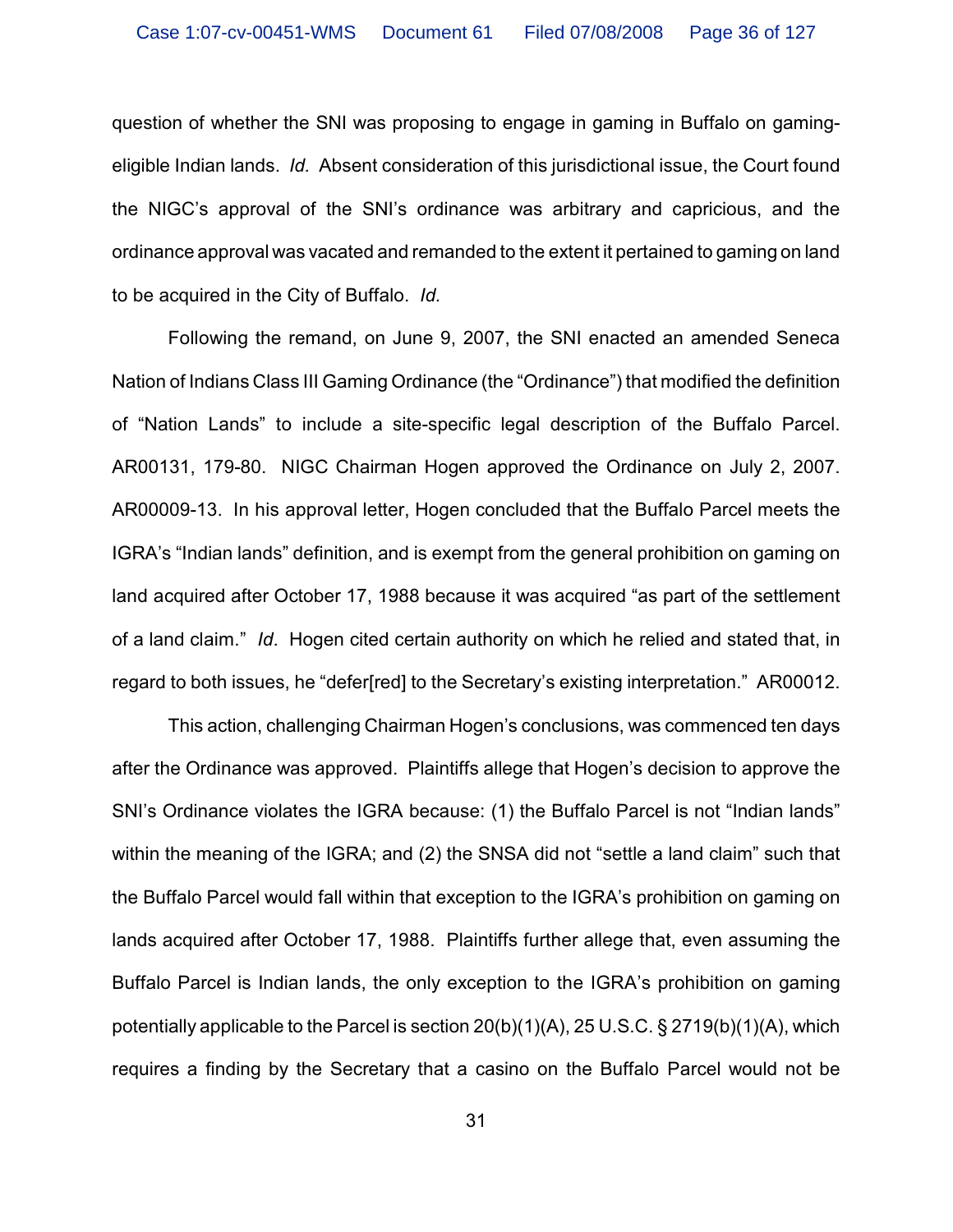question of whether the SNI was proposing to engage in gaming in Buffalo on gaming-eligible Indian lands. *Id.* Absent consideration of this jurisdictional issue, the Court found the NIGC's approval of the SNI's ordinance was arbitrary and capricious, and the ordinance approval was vacated and remanded to the extent it pertained to gaming on land to be acquired in the City of Buffalo. *Id.*

Following the remand, on June 9, 2007, the SNI enacted an amended Seneca Nation of Indians Class III Gaming Ordinance (the "Ordinance") that modified the definition of "Nation Lands" to include a site-specific legal description of the Buffalo Parcel. AR00131, 179-80. NIGC Chairman Hogen approved the Ordinance on July 2, 2007. AR00009-13. In his approval letter, Hogen concluded that the Buffalo Parcel meets the IGRA's "Indian lands" definition, and is exempt from the general prohibition on gaming on land acquired after October 17, 1988 because it was acquired "as part of the settlement of a land claim." *Id*. Hogen cited certain authority on which he relied and stated that, in regard to both issues, he "defer[red] to the Secretary's existing interpretation." AR00012.

This action, challenging Chairman Hogen's conclusions, was commenced ten days after the Ordinance was approved. Plaintiffs allege that Hogen's decision to approve the SNI's Ordinance violates the IGRA because: (1) the Buffalo Parcel is not "Indian lands" within the meaning of the IGRA; and (2) the SNSA did not "settle a land claim" such that the Buffalo Parcel would fall within that exception to the IGRA's prohibition on gaming on lands acquired after October 17, 1988. Plaintiffs further allege that, even assuming the Buffalo Parcel is Indian lands, the only exception to the IGRA's prohibition on gaming potentially applicable to the Parcel is section 20(b)(1)(A), 25 U.S.C. § 2719(b)(1)(A), which requires a finding by the Secretary that a casino on the Buffalo Parcel would not be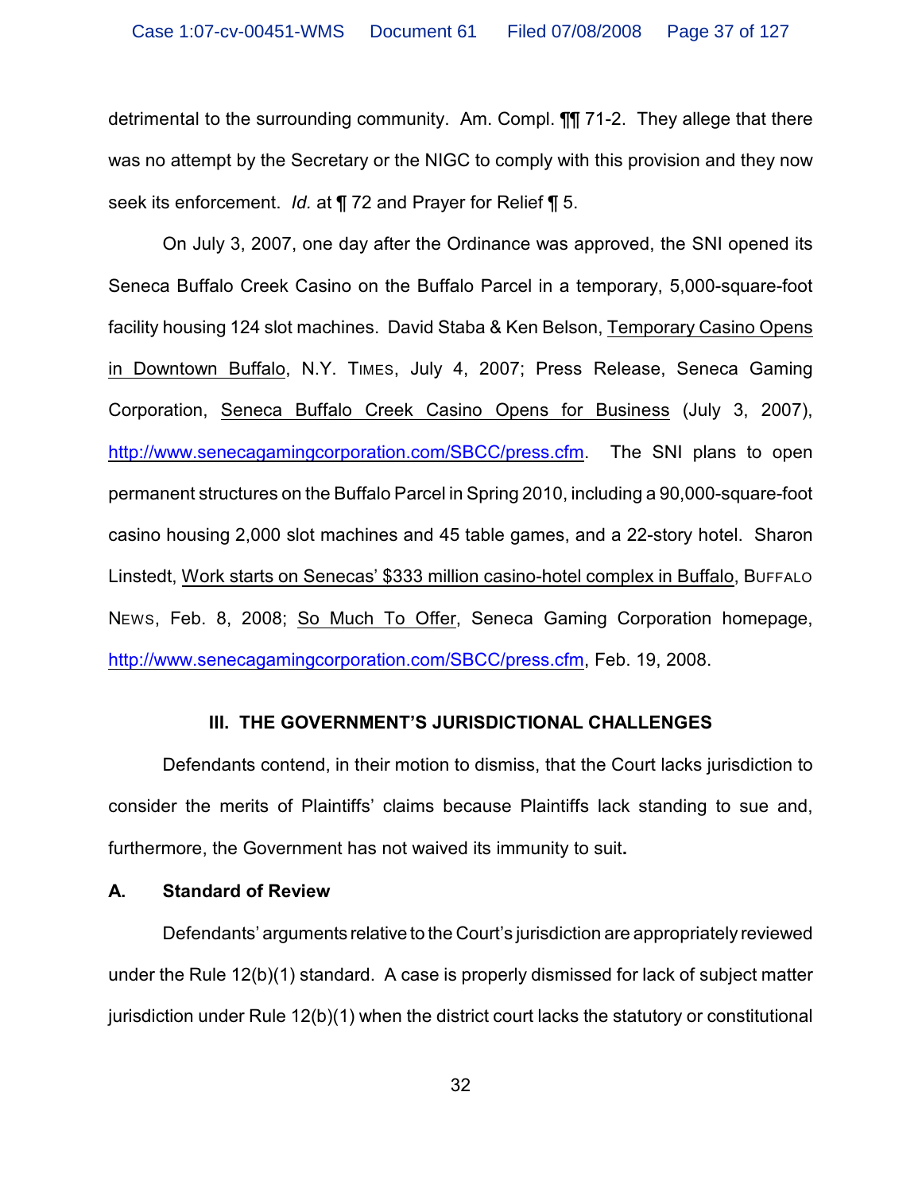detrimental to the surrounding community. Am. Compl. ¶¶ 71-2. They allege that there was no attempt by the Secretary or the NIGC to comply with this provision and they now seek its enforcement. *Id.* at ¶ 72 and Prayer for Relief ¶ 5.

On July 3, 2007, one day after the Ordinance was approved, the SNI opened its Seneca Buffalo Creek Casino on the Buffalo Parcel in a temporary, 5,000-square-foot facility housing 124 slot machines. David Staba & Ken Belson, Temporary Casino Opens in Downtown Buffalo, N.Y. TIMES, July 4, 2007; Press Release, Seneca Gaming Corporation, Seneca Buffalo Creek Casino Opens for Business (July 3, 2007), http://www.senecagamingcorporation.com/SBCC/press.cfm. The SNI plans to open permanent structures on the Buffalo Parcel in Spring 2010, including a 90,000-square-foot casino housing 2,000 slot machines and 45 table games, and a 22-story hotel. Sharon Linstedt, Work starts on Senecas' $333 million casino-hotel complex in Buffalo, BUFFALO NEWS, Feb. 8, 2008; So Much To Offer, Seneca Gaming Corporation homepage, http://www.senecagamingcorporation.com/SBCC/press.cfm, Feb. 19, 2008.

## III. THE GOVERNMENT'S JURISDICTIONAL CHALLENGES

Defendants contend, in their motion to dismiss, that the Court lacks jurisdiction to consider the merits of Plaintiffs' claims because Plaintiffs lack standing to sue and, furthermore, the Government has not waived its immunity to suit**.**

### A. Standard of Review

Defendants' arguments relative to the Court's jurisdiction are appropriately reviewed under the Rule 12(b)(1) standard. A case is properly dismissed for lack of subject matter jurisdiction under Rule 12(b)(1) when the district court lacks the statutory or constitutional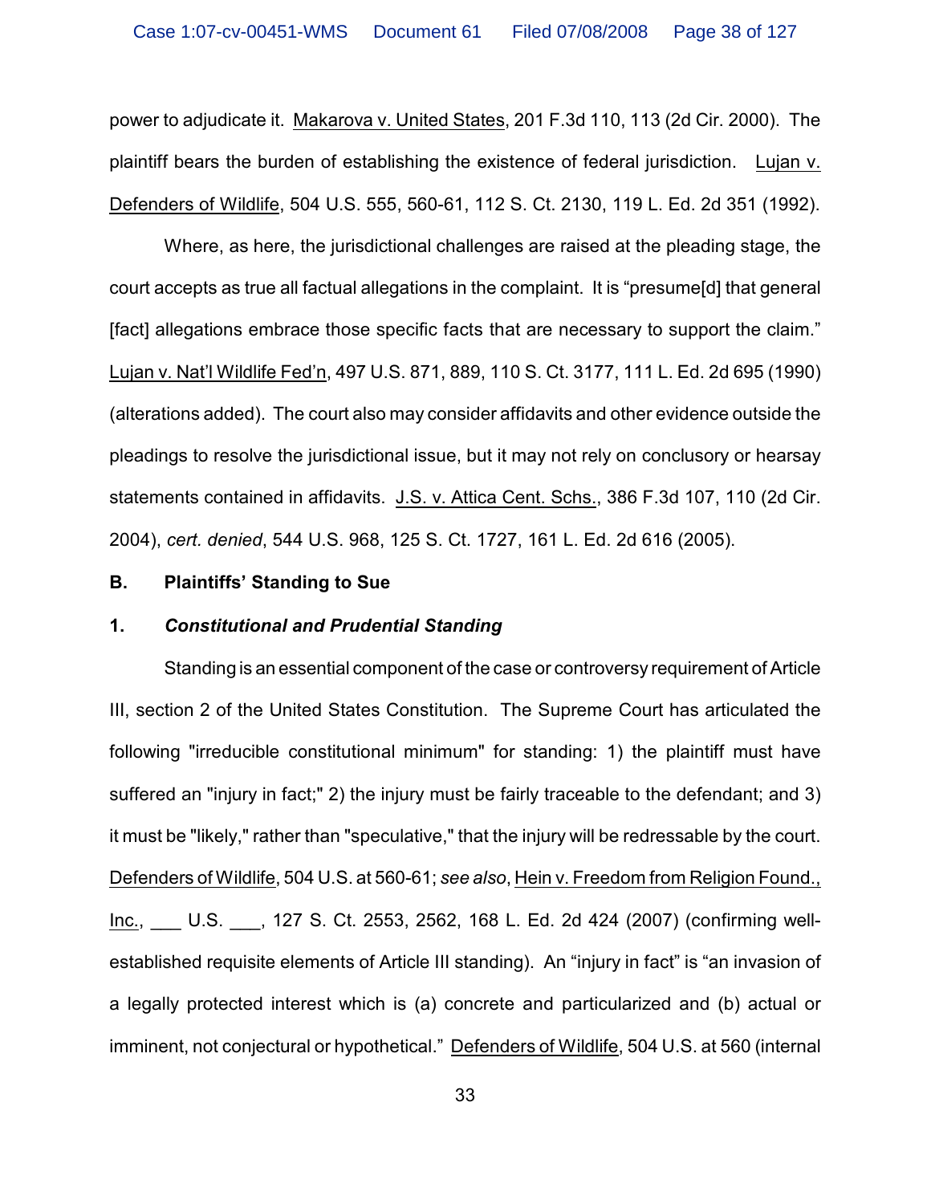power to adjudicate it. Makarova v. United States, 201 F.3d 110, 113 (2d Cir. 2000). The plaintiff bears the burden of establishing the existence of federal jurisdiction. Lujan v. Defenders of Wildlife, 504 U.S. 555, 560-61, 112 S. Ct. 2130, 119 L. Ed. 2d 351 (1992).

Where, as here, the jurisdictional challenges are raised at the pleading stage, the court accepts as true all factual allegations in the complaint. It is "presume[d] that general [fact] allegations embrace those specific facts that are necessary to support the claim." Lujan v. Nat'l Wildlife Fed'n, 497 U.S. 871, 889, 110 S. Ct. 3177, 111 L. Ed. 2d 695 (1990) (alterations added). The court also may consider affidavits and other evidence outside the pleadings to resolve the jurisdictional issue, but it may not rely on conclusory or hearsay statements contained in affidavits. J.S. v. Attica Cent. Schs., 386 F.3d 107, 110 (2d Cir. 2004), *cert. denied*, 544 U.S. 968, 125 S. Ct. 1727, 161 L. Ed. 2d 616 (2005).

**B. Plaintiffs' Standing to Sue**

**1. *Constitutional and Prudential Standing***

Standing is an essential component of the case or controversy requirement of Article III, section 2 of the United States Constitution. The Supreme Court has articulated the following "irreducible constitutional minimum" for standing: 1) the plaintiff must have suffered an "injury in fact;" 2) the injury must be fairly traceable to the defendant; and 3) it must be "likely," rather than "speculative," that the injury will be redressable by the court. Defenders of Wildlife, 504 U.S. at 560-61; *see also*, Hein v. Freedom from Religion Found., Inc., ___ U.S. ___, 127 S. Ct. 2553, 2562, 168 L. Ed. 2d 424 (2007) (confirming well-established requisite elements of Article III standing). An "injury in fact" is "an invasion of a legally protected interest which is (a) concrete and particularized and (b) actual or imminent, not conjectural or hypothetical." Defenders of Wildlife, 504 U.S. at 560 (internal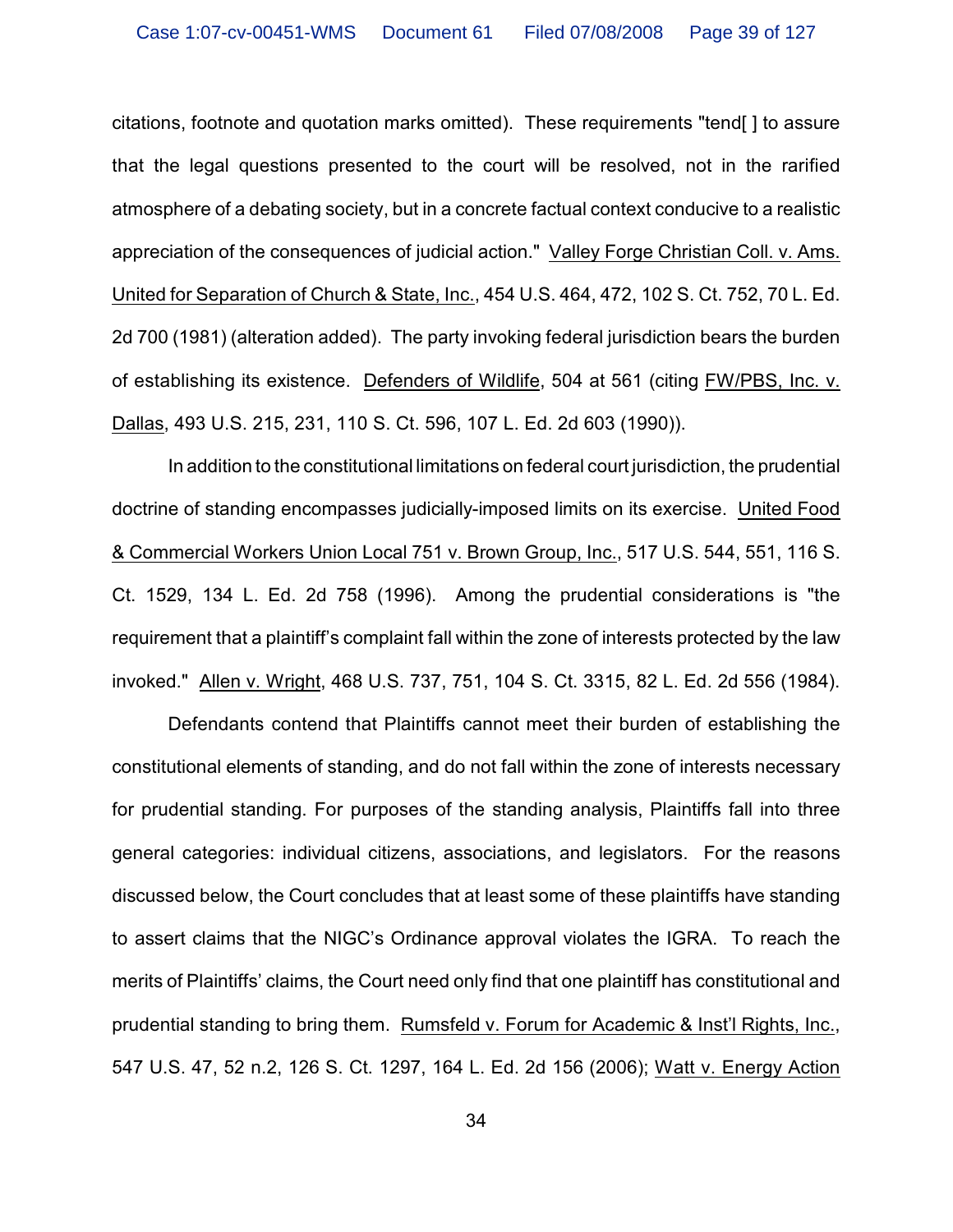citations, footnote and quotation marks omitted). These requirements "tend[ ] to assure that the legal questions presented to the court will be resolved, not in the rarified atmosphere of a debating society, but in a concrete factual context conducive to a realistic appreciation of the consequences of judicial action." Valley Forge Christian Coll. v. Ams. United for Separation of Church & State, Inc., 454 U.S. 464, 472, 102 S. Ct. 752, 70 L. Ed. 2d 700 (1981) (alteration added). The party invoking federal jurisdiction bears the burden of establishing its existence. Defenders of Wildlife, 504 at 561 (citing FW/PBS, Inc. v. Dallas, 493 U.S. 215, 231, 110 S. Ct. 596, 107 L. Ed. 2d 603 (1990)).

In addition to the constitutional limitations on federal court jurisdiction, the prudential doctrine of standing encompasses judicially-imposed limits on its exercise. United Food & Commercial Workers Union Local 751 v. Brown Group, Inc., 517 U.S. 544, 551, 116 S. Ct. 1529, 134 L. Ed. 2d 758 (1996). Among the prudential considerations is "the requirement that a plaintiff's complaint fall within the zone of interests protected by the law invoked." Allen v. Wright, 468 U.S. 737, 751, 104 S. Ct. 3315, 82 L. Ed. 2d 556 (1984).

Defendants contend that Plaintiffs cannot meet their burden of establishing the constitutional elements of standing, and do not fall within the zone of interests necessary for prudential standing. For purposes of the standing analysis, Plaintiffs fall into three general categories: individual citizens, associations, and legislators. For the reasons discussed below, the Court concludes that at least some of these plaintiffs have standing to assert claims that the NIGC's Ordinance approval violates the IGRA. To reach the merits of Plaintiffs' claims, the Court need only find that one plaintiff has constitutional and prudential standing to bring them. Rumsfeld v. Forum for Academic & Inst'l Rights, Inc., 547 U.S. 47, 52 n.2, 126 S. Ct. 1297, 164 L. Ed. 2d 156 (2006); Watt v. Energy Action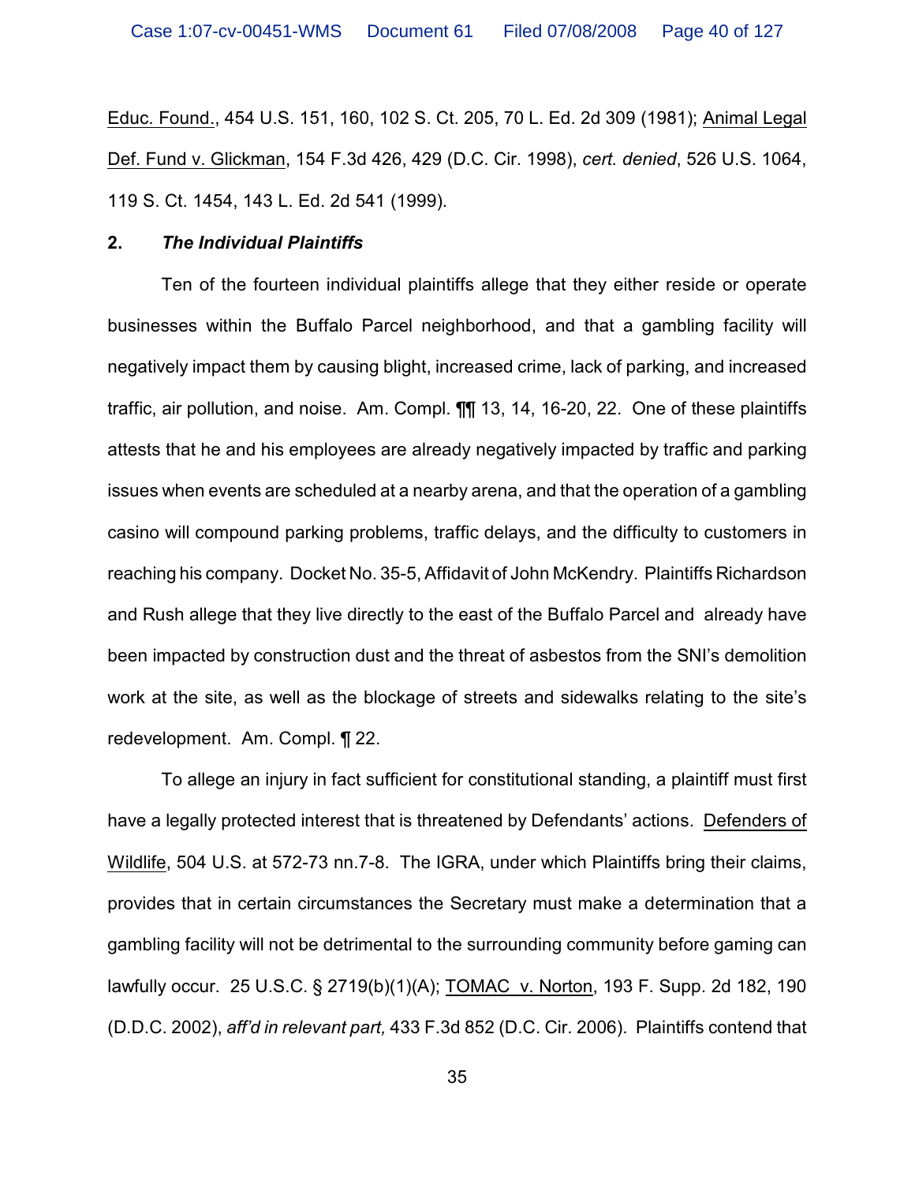Educ. Found., 454 U.S. 151, 160, 102 S. Ct. 205, 70 L. Ed. 2d 309 (1981); Animal Legal Def. Fund v. Glickman, 154 F.3d 426, 429 (D.C. Cir. 1998), *cert. denied*, 526 U.S. 1064, 119 S. Ct. 1454, 143 L. Ed. 2d 541 (1999).

**2. *The Individual Plaintiffs***

Ten of the fourteen individual plaintiffs allege that they either reside or operate businesses within the Buffalo Parcel neighborhood, and that a gambling facility will negatively impact them by causing blight, increased crime, lack of parking, and increased traffic, air pollution, and noise. Am. Compl. ¶¶ 13, 14, 16-20, 22. One of these plaintiffs attests that he and his employees are already negatively impacted by traffic and parking issues when events are scheduled at a nearby arena, and that the operation of a gambling casino will compound parking problems, traffic delays, and the difficulty to customers in reaching his company. Docket No. 35-5, Affidavit of John McKendry. Plaintiffs Richardson and Rush allege that they live directly to the east of the Buffalo Parcel and already have been impacted by construction dust and the threat of asbestos from the SNI's demolition work at the site, as well as the blockage of streets and sidewalks relating to the site's redevelopment. Am. Compl. ¶ 22.

To allege an injury in fact sufficient for constitutional standing, a plaintiff must first have a legally protected interest that is threatened by Defendants' actions. Defenders of Wildlife, 504 U.S. at 572-73 nn.7-8. The IGRA, under which Plaintiffs bring their claims, provides that in certain circumstances the Secretary must make a determination that a gambling facility will not be detrimental to the surrounding community before gaming can lawfully occur. 25 U.S.C. § 2719(b)(1)(A); TOMAC v. Norton, 193 F. Supp. 2d 182, 190 (D.D.C. 2002), *aff'd in relevant part,* 433 F.3d 852 (D.C. Cir. 2006). Plaintiffs contend that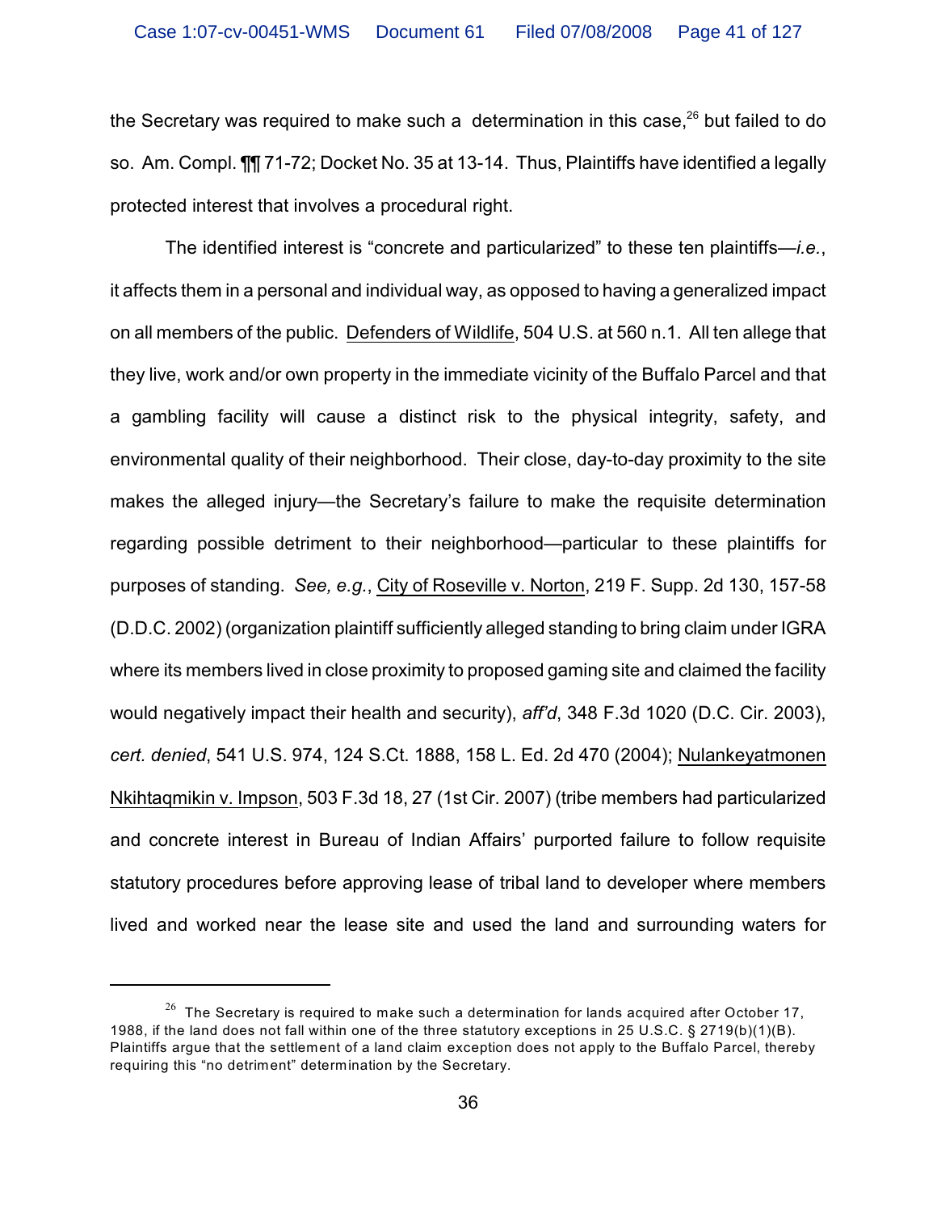the Secretary was required to make such a determination in this case,[26] but failed to do so. Am. Compl. ¶¶ 71-72; Docket No. 35 at 13-14. Thus, Plaintiffs have identified a legally protected interest that involves a procedural right.

The identified interest is "concrete and particularized" to these ten plaintiffs—*i.e.*, it affects them in a personal and individual way, as opposed to having a generalized impact on all members of the public. Defenders of Wildlife, 504 U.S. at 560 n.1. All ten allege that they live, work and/or own property in the immediate vicinity of the Buffalo Parcel and that a gambling facility will cause a distinct risk to the physical integrity, safety, and environmental quality of their neighborhood. Their close, day-to-day proximity to the site makes the alleged injury—the Secretary's failure to make the requisite determination regarding possible detriment to their neighborhood—particular to these plaintiffs for purposes of standing. *See, e.g.*, City of Roseville v. Norton, 219 F. Supp. 2d 130, 157-58 (D.D.C. 2002) (organization plaintiff sufficiently alleged standing to bring claim under IGRA where its members lived in close proximity to proposed gaming site and claimed the facility would negatively impact their health and security), *aff'd*, 348 F.3d 1020 (D.C. Cir. 2003), *cert. denied*, 541 U.S. 974, 124 S.Ct. 1888, 158 L. Ed. 2d 470 (2004); Nulankeyatmonen Nkihtaqmikin v. Impson, 503 F.3d 18, 27 (1st Cir. 2007) (tribe members had particularized and concrete interest in Bureau of Indian Affairs' purported failure to follow requisite statutory procedures before approving lease of tribal land to developer where members lived and worked near the lease site and used the land and surrounding waters for

---

[26] The Secretary is required to make such a determination for lands acquired after October 17, 1988, if the land does not fall within one of the three statutory exceptions in 25 U.S.C. § 2719(b)(1)(B). Plaintiffs argue that the settlement of a land claim exception does not apply to the Buffalo Parcel, thereby requiring this "no detriment" determination by the Secretary.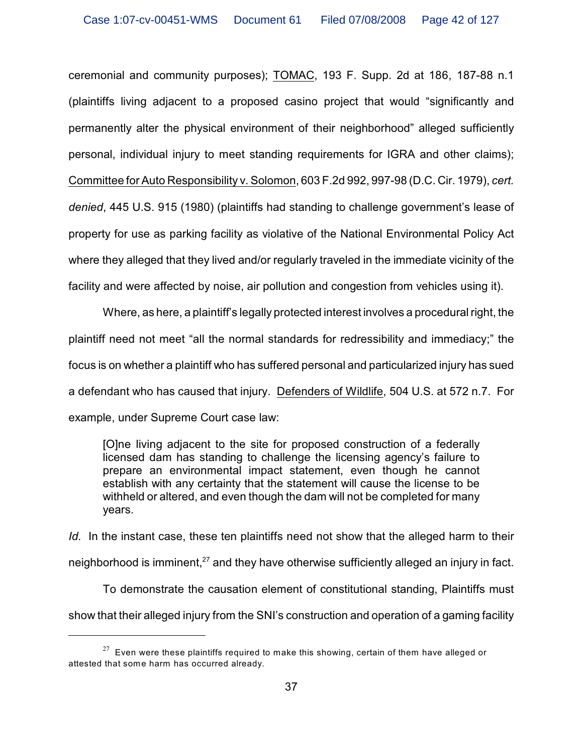ceremonial and community purposes); TOMAC, 193 F. Supp. 2d at 186, 187-88 n.1 (plaintiffs living adjacent to a proposed casino project that would "significantly and permanently alter the physical environment of their neighborhood" alleged sufficiently personal, individual injury to meet standing requirements for IGRA and other claims); Committee for Auto Responsibility v. Solomon, 603 F.2d 992, 997-98 (D.C. Cir. 1979), *cert. denied*, 445 U.S. 915 (1980) (plaintiffs had standing to challenge government's lease of property for use as parking facility as violative of the National Environmental Policy Act where they alleged that they lived and/or regularly traveled in the immediate vicinity of the facility and were affected by noise, air pollution and congestion from vehicles using it).

Where, as here, a plaintiff's legally protected interest involves a procedural right, the plaintiff need not meet "all the normal standards for redressibility and immediacy;" the focus is on whether a plaintiff who has suffered personal and particularized injury has sued a defendant who has caused that injury. Defenders of Wildlife, 504 U.S. at 572 n.7. For example, under Supreme Court case law:

> [O]ne living adjacent to the site for proposed construction of a federally licensed dam has standing to challenge the licensing agency's failure to prepare an environmental impact statement, even though he cannot establish with any certainty that the statement will cause the license to be withheld or altered, and even though the dam will not be completed for many years.

*Id.* In the instant case, these ten plaintiffs need not show that the alleged harm to their neighborhood is imminent,[27] and they have otherwise sufficiently alleged an injury in fact.

To demonstrate the causation element of constitutional standing, Plaintiffs must show that their alleged injury from the SNI's construction and operation of a gaming facility

[27] Even were these plaintiffs required to make this showing, certain of them have alleged or attested that some harm has occurred already.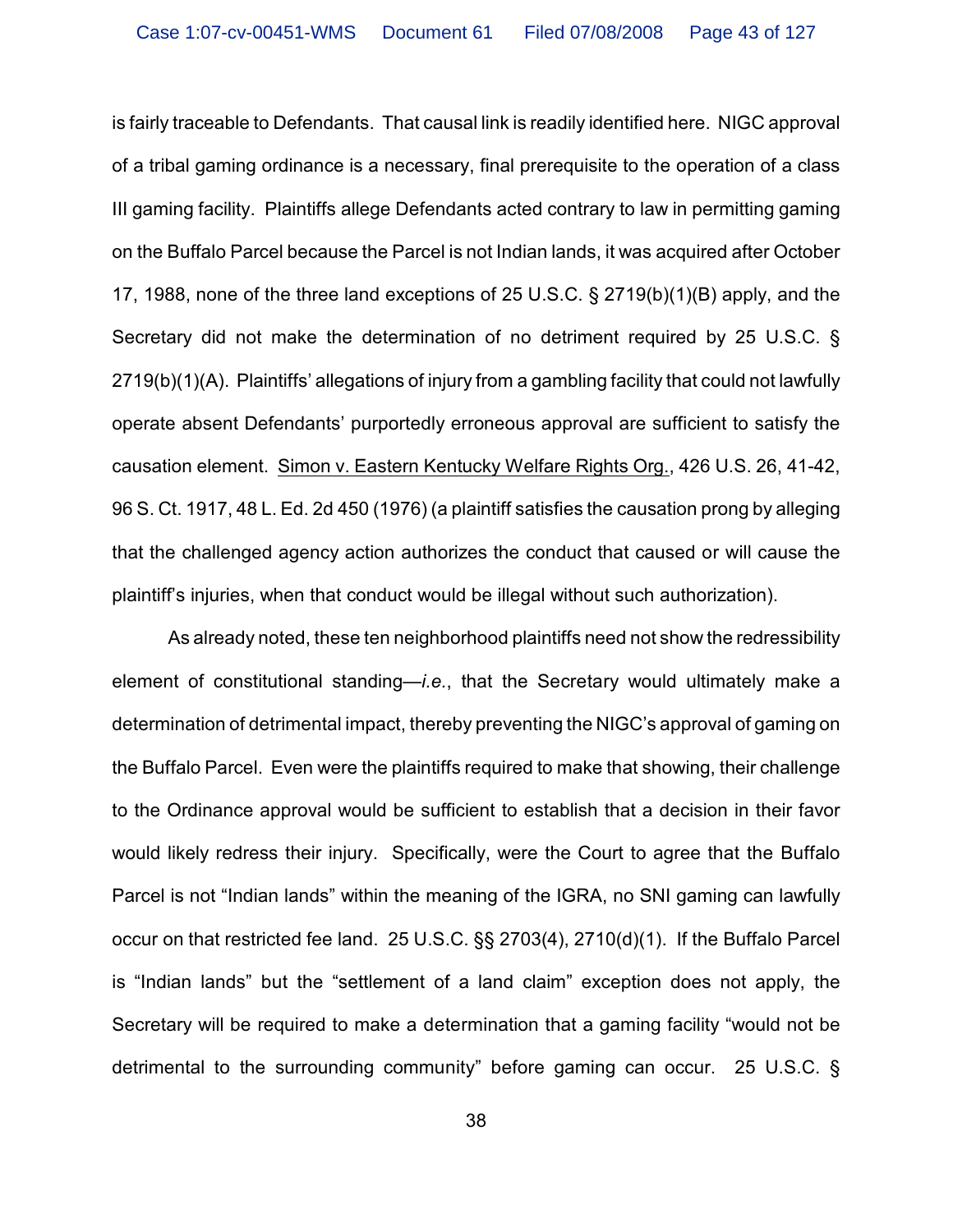is fairly traceable to Defendants. That causal link is readily identified here. NIGC approval of a tribal gaming ordinance is a necessary, final prerequisite to the operation of a class III gaming facility. Plaintiffs allege Defendants acted contrary to law in permitting gaming on the Buffalo Parcel because the Parcel is not Indian lands, it was acquired after October 17, 1988, none of the three land exceptions of 25 U.S.C. § 2719(b)(1)(B) apply, and the Secretary did not make the determination of no detriment required by 25 U.S.C. § 2719(b)(1)(A). Plaintiffs' allegations of injury from a gambling facility that could not lawfully operate absent Defendants' purportedly erroneous approval are sufficient to satisfy the causation element. Simon v. Eastern Kentucky Welfare Rights Org., 426 U.S. 26, 41-42, 96 S. Ct. 1917, 48 L. Ed. 2d 450 (1976) (a plaintiff satisfies the causation prong by alleging that the challenged agency action authorizes the conduct that caused or will cause the plaintiff's injuries, when that conduct would be illegal without such authorization).

As already noted, these ten neighborhood plaintiffs need not show the redressibility element of constitutional standing—*i.e.*, that the Secretary would ultimately make a determination of detrimental impact, thereby preventing the NIGC's approval of gaming on the Buffalo Parcel. Even were the plaintiffs required to make that showing, their challenge to the Ordinance approval would be sufficient to establish that a decision in their favor would likely redress their injury. Specifically, were the Court to agree that the Buffalo Parcel is not "Indian lands" within the meaning of the IGRA, no SNI gaming can lawfully occur on that restricted fee land. 25 U.S.C. §§ 2703(4), 2710(d)(1). If the Buffalo Parcel is "Indian lands" but the "settlement of a land claim" exception does not apply, the Secretary will be required to make a determination that a gaming facility "would not be detrimental to the surrounding community" before gaming can occur. 25 U.S.C. §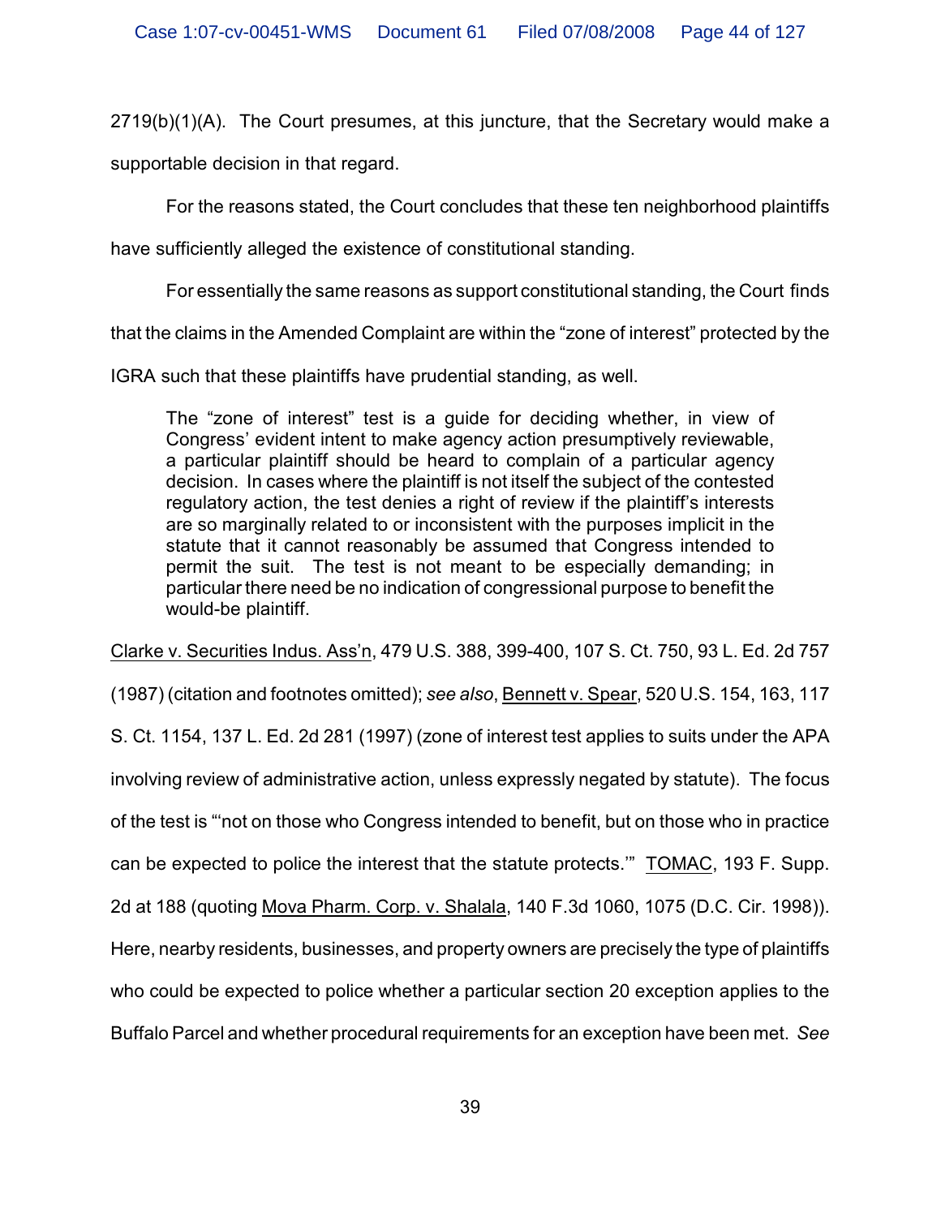2719(b)(1)(A). The Court presumes, at this juncture, that the Secretary would make a supportable decision in that regard.

For the reasons stated, the Court concludes that these ten neighborhood plaintiffs have sufficiently alleged the existence of constitutional standing.

For essentially the same reasons as support constitutional standing, the Court finds that the claims in the Amended Complaint are within the "zone of interest" protected by the IGRA such that these plaintiffs have prudential standing, as well.

> The "zone of interest" test is a guide for deciding whether, in view of Congress' evident intent to make agency action presumptively reviewable, a particular plaintiff should be heard to complain of a particular agency decision. In cases where the plaintiff is not itself the subject of the contested regulatory action, the test denies a right of review if the plaintiff's interests are so marginally related to or inconsistent with the purposes implicit in the statute that it cannot reasonably be assumed that Congress intended to permit the suit. The test is not meant to be especially demanding; in particular there need be no indication of congressional purpose to benefit the would-be plaintiff.

Clarke v. Securities Indus. Ass'n, 479 U.S. 388, 399-400, 107 S. Ct. 750, 93 L. Ed. 2d 757 (1987) (citation and footnotes omitted); *see also*, Bennett v. Spear, 520 U.S. 154, 163, 117 S. Ct. 1154, 137 L. Ed. 2d 281 (1997) (zone of interest test applies to suits under the APA involving review of administrative action, unless expressly negated by statute). The focus of the test is "'not on those who Congress intended to benefit, but on those who in practice can be expected to police the interest that the statute protects.'" TOMAC, 193 F. Supp. 2d at 188 (quoting Mova Pharm. Corp. v. Shalala, 140 F.3d 1060, 1075 (D.C. Cir. 1998)). Here, nearby residents, businesses, and property owners are precisely the type of plaintiffs who could be expected to police whether a particular section 20 exception applies to the Buffalo Parcel and whether procedural requirements for an exception have been met. *See*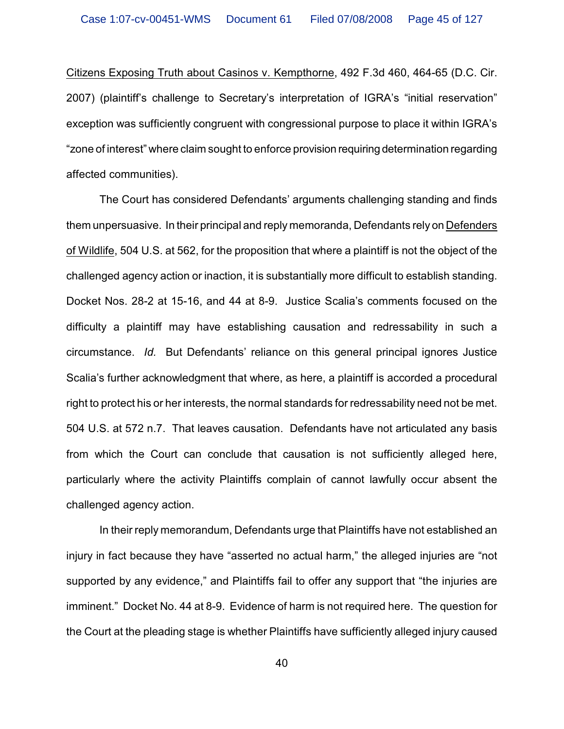Citizens Exposing Truth about Casinos v. Kempthorne, 492 F.3d 460, 464-65 (D.C. Cir. 2007) (plaintiff's challenge to Secretary's interpretation of IGRA's "initial reservation" exception was sufficiently congruent with congressional purpose to place it within IGRA's "zone of interest" where claim sought to enforce provision requiring determination regarding affected communities).

The Court has considered Defendants' arguments challenging standing and finds them unpersuasive. In their principal and reply memoranda, Defendants rely on Defenders of Wildlife, 504 U.S. at 562, for the proposition that where a plaintiff is not the object of the challenged agency action or inaction, it is substantially more difficult to establish standing. Docket Nos. 28-2 at 15-16, and 44 at 8-9. Justice Scalia's comments focused on the difficulty a plaintiff may have establishing causation and redressability in such a circumstance. *Id.* But Defendants' reliance on this general principal ignores Justice Scalia's further acknowledgment that where, as here, a plaintiff is accorded a procedural right to protect his or her interests, the normal standards for redressability need not be met. 504 U.S. at 572 n.7. That leaves causation. Defendants have not articulated any basis from which the Court can conclude that causation is not sufficiently alleged here, particularly where the activity Plaintiffs complain of cannot lawfully occur absent the challenged agency action.

In their reply memorandum, Defendants urge that Plaintiffs have not established an injury in fact because they have "asserted no actual harm," the alleged injuries are "not supported by any evidence," and Plaintiffs fail to offer any support that "the injuries are imminent." Docket No. 44 at 8-9. Evidence of harm is not required here. The question for the Court at the pleading stage is whether Plaintiffs have sufficiently alleged injury caused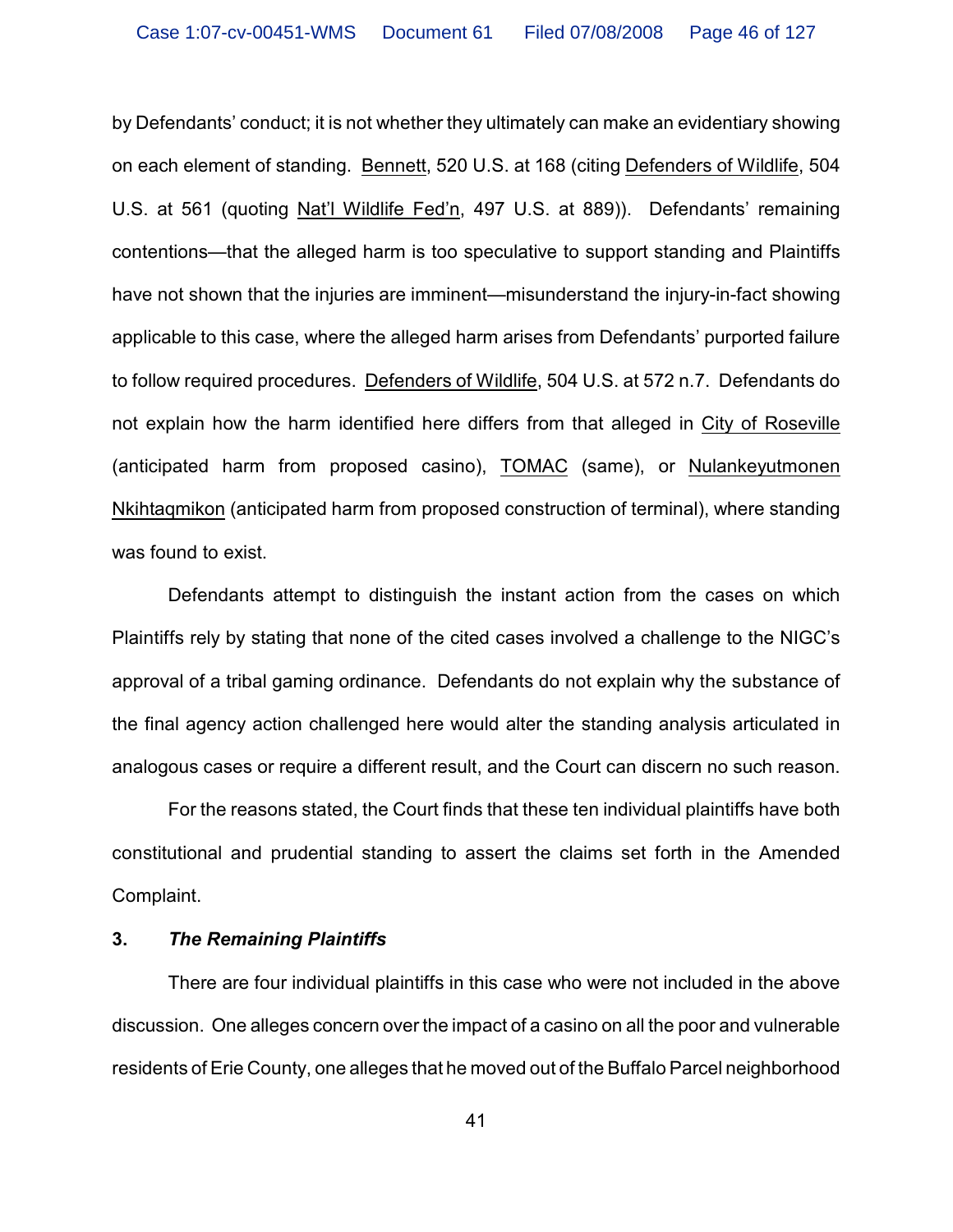by Defendants' conduct; it is not whether they ultimately can make an evidentiary showing on each element of standing. Bennett, 520 U.S. at 168 (citing Defenders of Wildlife, 504 U.S. at 561 (quoting Nat'l Wildlife Fed'n, 497 U.S. at 889)). Defendants' remaining contentions—that the alleged harm is too speculative to support standing and Plaintiffs have not shown that the injuries are imminent—misunderstand the injury-in-fact showing applicable to this case, where the alleged harm arises from Defendants' purported failure to follow required procedures. Defenders of Wildlife, 504 U.S. at 572 n.7. Defendants do not explain how the harm identified here differs from that alleged in City of Roseville (anticipated harm from proposed casino), TOMAC (same), or Nulankeyutmonen Nkihtaqmikon (anticipated harm from proposed construction of terminal), where standing was found to exist.

Defendants attempt to distinguish the instant action from the cases on which Plaintiffs rely by stating that none of the cited cases involved a challenge to the NIGC's approval of a tribal gaming ordinance. Defendants do not explain why the substance of the final agency action challenged here would alter the standing analysis articulated in analogous cases or require a different result, and the Court can discern no such reason.

For the reasons stated, the Court finds that these ten individual plaintiffs have both constitutional and prudential standing to assert the claims set forth in the Amended Complaint.

**3. *The Remaining Plaintiffs***

There are four individual plaintiffs in this case who were not included in the above discussion. One alleges concern over the impact of a casino on all the poor and vulnerable residents of Erie County, one alleges that he moved out of the Buffalo Parcel neighborhood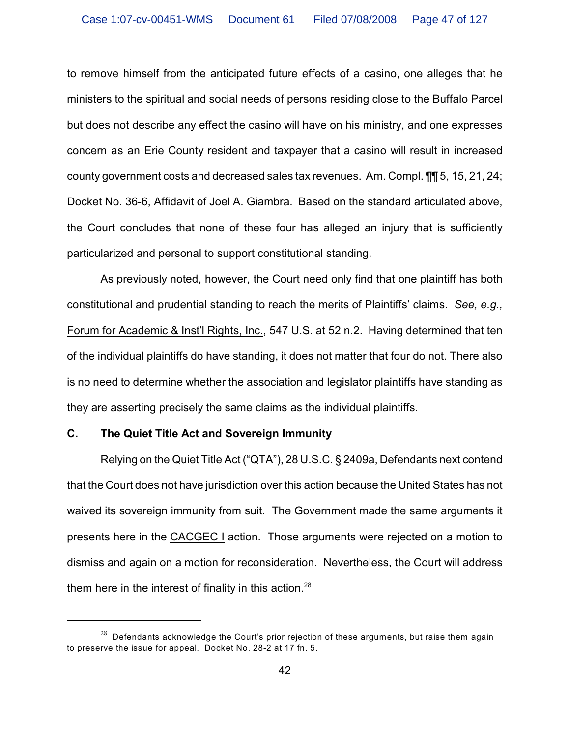to remove himself from the anticipated future effects of a casino, one alleges that he ministers to the spiritual and social needs of persons residing close to the Buffalo Parcel but does not describe any effect the casino will have on his ministry, and one expresses concern as an Erie County resident and taxpayer that a casino will result in increased county government costs and decreased sales tax revenues. Am. Compl. ¶¶ 5, 15, 21, 24; Docket No. 36-6, Affidavit of Joel A. Giambra. Based on the standard articulated above, the Court concludes that none of these four has alleged an injury that is sufficiently particularized and personal to support constitutional standing.

As previously noted, however, the Court need only find that one plaintiff has both constitutional and prudential standing to reach the merits of Plaintiffs' claims. *See, e.g.,* Forum for Academic & Inst'l Rights, Inc., 547 U.S. at 52 n.2. Having determined that ten of the individual plaintiffs do have standing, it does not matter that four do not. There also is no need to determine whether the association and legislator plaintiffs have standing as they are asserting precisely the same claims as the individual plaintiffs.

### C. The Quiet Title Act and Sovereign Immunity

Relying on the Quiet Title Act ("QTA"), 28 U.S.C. § 2409a, Defendants next contend that the Court does not have jurisdiction over this action because the United States has not waived its sovereign immunity from suit. The Government made the same arguments it presents here in the CACGEC I action. Those arguments were rejected on a motion to dismiss and again on a motion for reconsideration. Nevertheless, the Court will address them here in the interest of finality in this action.[28]

---

[28] Defendants acknowledge the Court's prior rejection of these arguments, but raise them again to preserve the issue for appeal. Docket No. 28-2 at 17 fn. 5.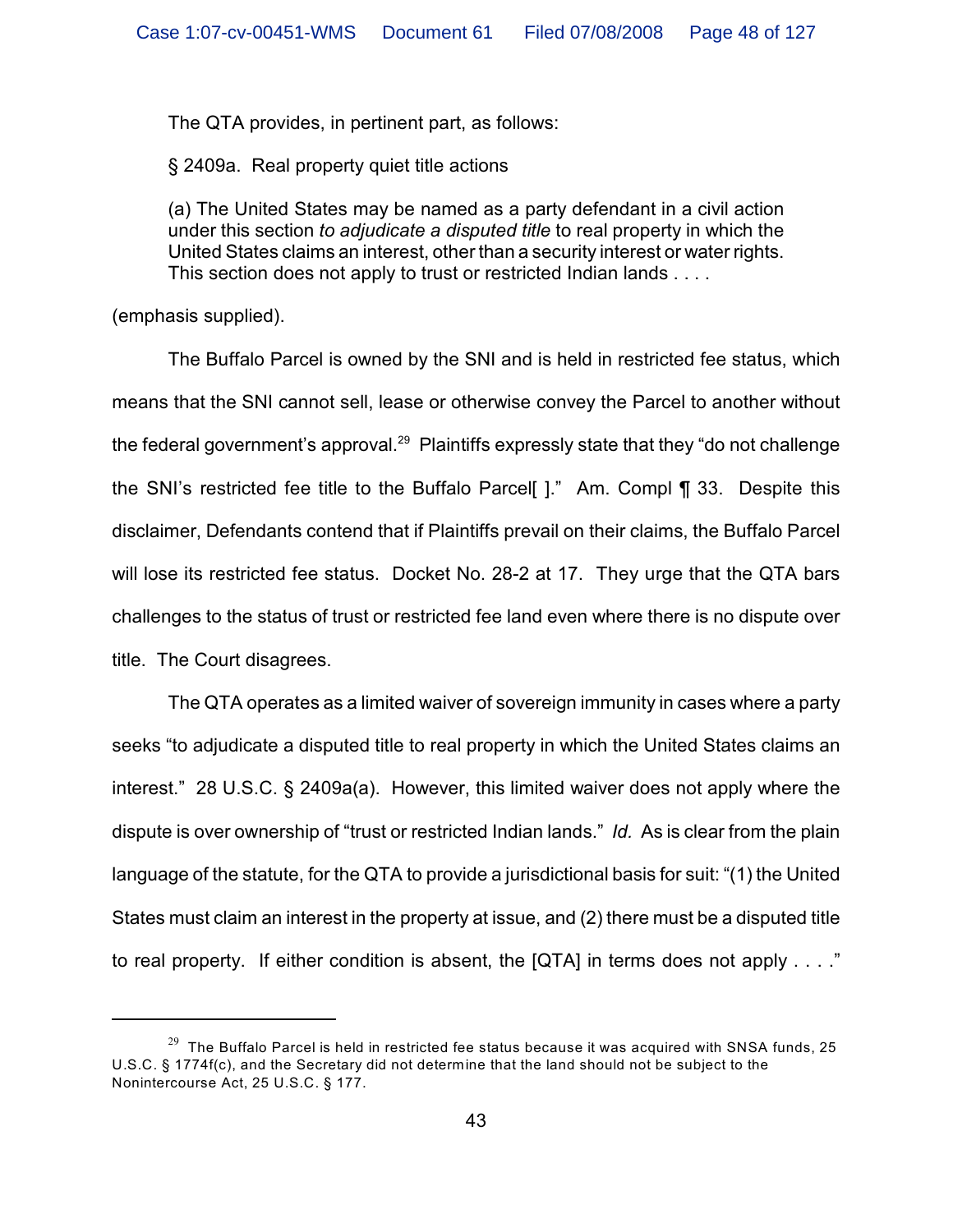The QTA provides, in pertinent part, as follows:

> § 2409a. Real property quiet title actions
>
> (a) The United States may be named as a party defendant in a civil action under this section *to adjudicate a disputed title* to real property in which the United States claims an interest, other than a security interest or water rights. This section does not apply to trust or restricted Indian lands . . . .

(emphasis supplied).

The Buffalo Parcel is owned by the SNI and is held in restricted fee status, which means that the SNI cannot sell, lease or otherwise convey the Parcel to another without the federal government's approval.[29] Plaintiffs expressly state that they "do not challenge the SNI's restricted fee title to the Buffalo Parcel[ ]." Am. Compl ¶ 33. Despite this disclaimer, Defendants contend that if Plaintiffs prevail on their claims, the Buffalo Parcel will lose its restricted fee status. Docket No. 28-2 at 17. They urge that the QTA bars challenges to the status of trust or restricted fee land even where there is no dispute over title. The Court disagrees.

The QTA operates as a limited waiver of sovereign immunity in cases where a party seeks "to adjudicate a disputed title to real property in which the United States claims an interest." 28 U.S.C. § 2409a(a). However, this limited waiver does not apply where the dispute is over ownership of "trust or restricted Indian lands." *Id.* As is clear from the plain language of the statute, for the QTA to provide a jurisdictional basis for suit: "(1) the United States must claim an interest in the property at issue, and (2) there must be a disputed title to real property. If either condition is absent, the [QTA] in terms does not apply . . . ."

---

[29] The Buffalo Parcel is held in restricted fee status because it was acquired with SNSA funds, 25 U.S.C. § 1774f(c), and the Secretary did not determine that the land should not be subject to the Nonintercourse Act, 25 U.S.C. § 177.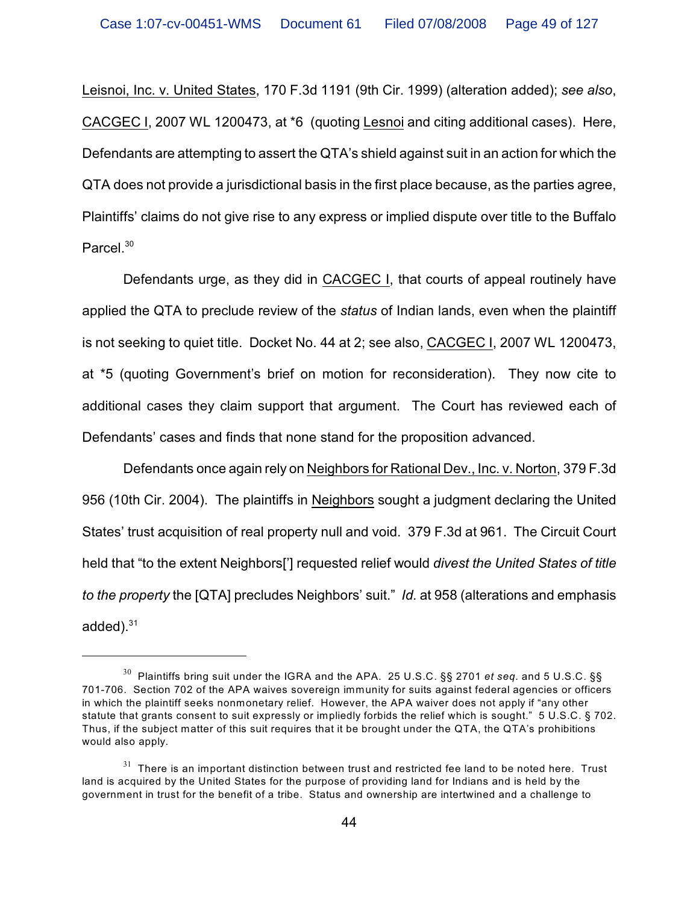Leisnoi, Inc. v. United States, 170 F.3d 1191 (9th Cir. 1999) (alteration added); *see also*, CACGEC I, 2007 WL 1200473, at *6 (quoting Lesnoi and citing additional cases). Here, Defendants are attempting to assert the QTA's shield against suit in an action for which the QTA does not provide a jurisdictional basis in the first place because, as the parties agree, Plaintiffs' claims do not give rise to any express or implied dispute over title to the Buffalo Parcel.[30]

Defendants urge, as they did in CACGEC I, that courts of appeal routinely have applied the QTA to preclude review of the *status* of Indian lands, even when the plaintiff is not seeking to quiet title. Docket No. 44 at 2; see also, CACGEC I, 2007 WL 1200473, at *5 (quoting Government's brief on motion for reconsideration). They now cite to additional cases they claim support that argument. The Court has reviewed each of Defendants' cases and finds that none stand for the proposition advanced.

Defendants once again rely on Neighbors for Rational Dev., Inc. v. Norton, 379 F.3d 956 (10th Cir. 2004). The plaintiffs in Neighbors sought a judgment declaring the United States' trust acquisition of real property null and void. 379 F.3d at 961. The Circuit Court held that "to the extent Neighbors['] requested relief would *divest the United States of title to the property* the [QTA] precludes Neighbors' suit." *Id.* at 958 (alterations and emphasis added).[31]

---

[30] Plaintiffs bring suit under the IGRA and the APA. 25 U.S.C. §§ 2701 *et seq.* and 5 U.S.C. §§ 701-706. Section 702 of the APA waives sovereign immunity for suits against federal agencies or officers in which the plaintiff seeks nonmonetary relief. However, the APA waiver does not apply if "any other statute that grants consent to suit expressly or impliedly forbids the relief which is sought." 5 U.S.C. § 702. Thus, if the subject matter of this suit requires that it be brought under the QTA, the QTA's prohibitions would also apply.

[31] There is an important distinction between trust and restricted fee land to be noted here. Trust land is acquired by the United States for the purpose of providing land for Indians and is held by the government in trust for the benefit of a tribe. Status and ownership are intertwined and a challenge to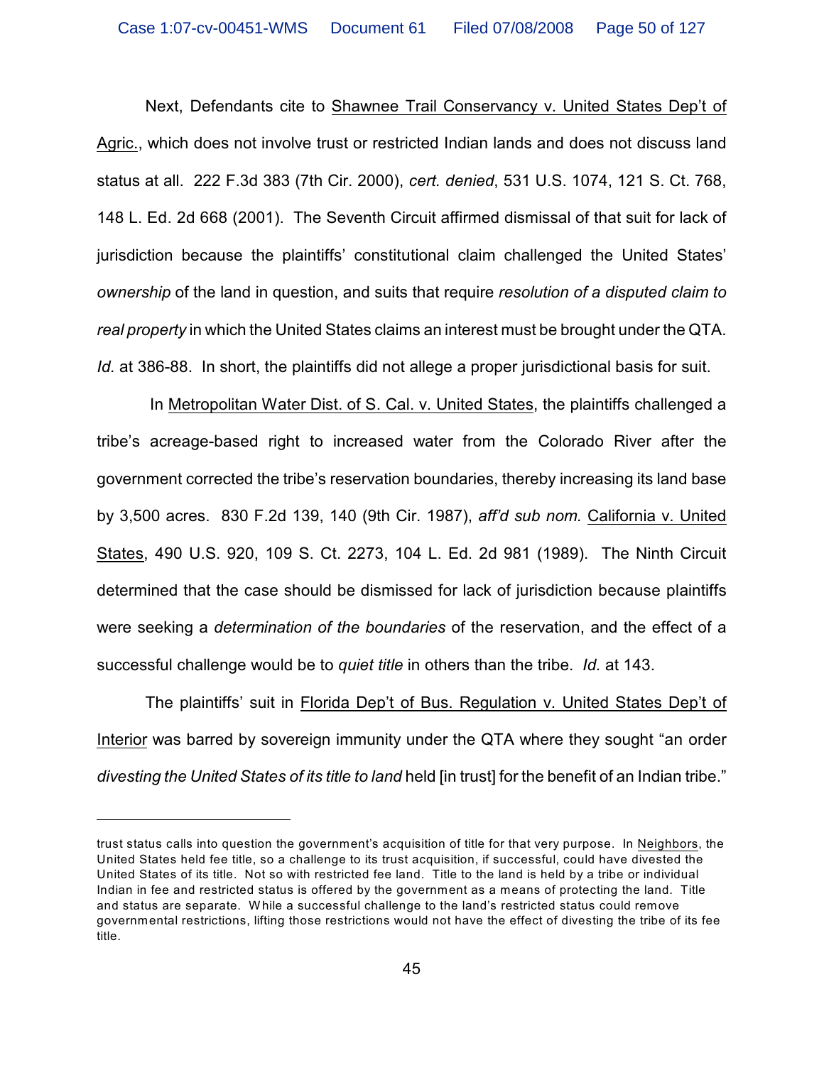Next, Defendants cite to Shawnee Trail Conservancy v. United States Dep't of Agric., which does not involve trust or restricted Indian lands and does not discuss land status at all. 222 F.3d 383 (7th Cir. 2000), *cert. denied*, 531 U.S. 1074, 121 S. Ct. 768, 148 L. Ed. 2d 668 (2001). The Seventh Circuit affirmed dismissal of that suit for lack of jurisdiction because the plaintiffs' constitutional claim challenged the United States' *ownership* of the land in question, and suits that require *resolution of a disputed claim to real property* in which the United States claims an interest must be brought under the QTA. *Id.* at 386-88. In short, the plaintiffs did not allege a proper jurisdictional basis for suit.

In Metropolitan Water Dist. of S. Cal. v. United States, the plaintiffs challenged a tribe's acreage-based right to increased water from the Colorado River after the government corrected the tribe's reservation boundaries, thereby increasing its land base by 3,500 acres. 830 F.2d 139, 140 (9th Cir. 1987), *aff'd sub nom.* California v. United States, 490 U.S. 920, 109 S. Ct. 2273, 104 L. Ed. 2d 981 (1989). The Ninth Circuit determined that the case should be dismissed for lack of jurisdiction because plaintiffs were seeking a *determination of the boundaries* of the reservation, and the effect of a successful challenge would be to *quiet title* in others than the tribe. *Id.* at 143.

The plaintiffs' suit in Florida Dep't of Bus. Regulation v. United States Dep't of Interior was barred by sovereign immunity under the QTA where they sought "an order *divesting the United States of its title to land* held [in trust] for the benefit of an Indian tribe."

---

trust status calls into question the government's acquisition of title for that very purpose. In Neighbors, the United States held fee title, so a challenge to its trust acquisition, if successful, could have divested the United States of its title. Not so with restricted fee land. Title to the land is held by a tribe or individual Indian in fee and restricted status is offered by the government as a means of protecting the land. Title and status are separate. While a successful challenge to the land's restricted status could remove governmental restrictions, lifting those restrictions would not have the effect of divesting the tribe of its fee title.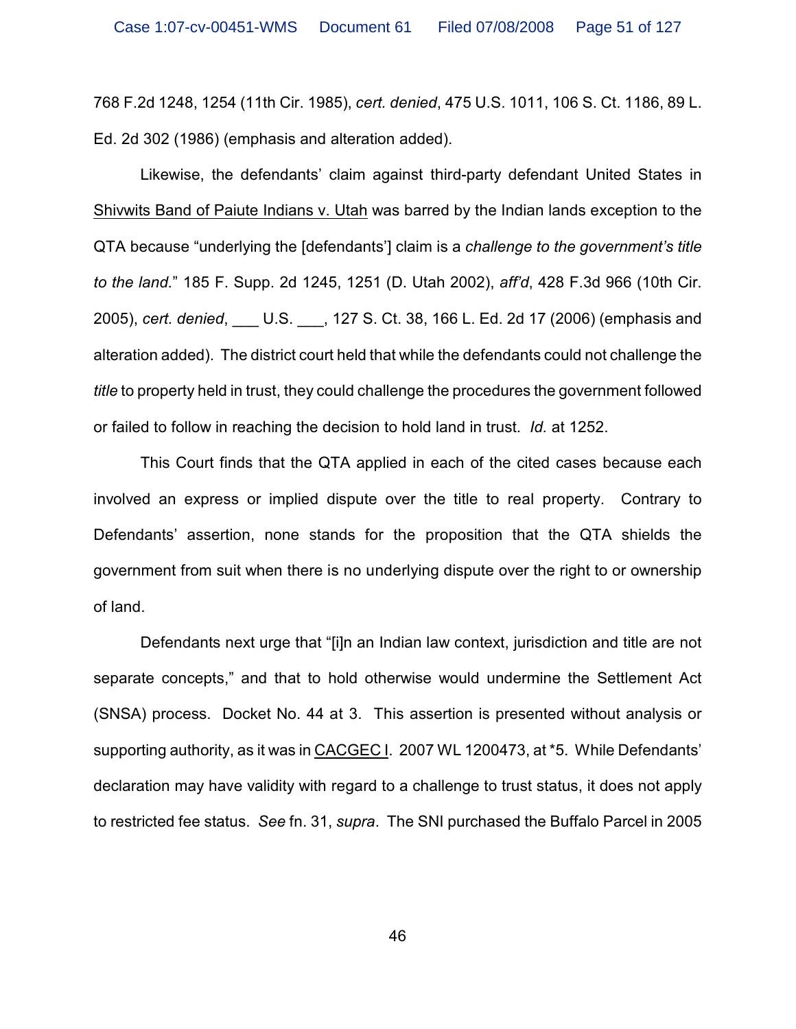768 F.2d 1248, 1254 (11th Cir. 1985), *cert. denied*, 475 U.S. 1011, 106 S. Ct. 1186, 89 L. Ed. 2d 302 (1986) (emphasis and alteration added).

Likewise, the defendants' claim against third-party defendant United States in Shivwits Band of Paiute Indians v. Utah was barred by the Indian lands exception to the QTA because "underlying the [defendants'] claim is a *challenge to the government's title to the land*." 185 F. Supp. 2d 1245, 1251 (D. Utah 2002), *aff'd*, 428 F.3d 966 (10th Cir. 2005), *cert. denied*, ___ U.S. ___, 127 S. Ct. 38, 166 L. Ed. 2d 17 (2006) (emphasis and alteration added). The district court held that while the defendants could not challenge the *title* to property held in trust, they could challenge the procedures the government followed or failed to follow in reaching the decision to hold land in trust. *Id.* at 1252.

This Court finds that the QTA applied in each of the cited cases because each involved an express or implied dispute over the title to real property. Contrary to Defendants' assertion, none stands for the proposition that the QTA shields the government from suit when there is no underlying dispute over the right to or ownership of land.

Defendants next urge that "[i]n an Indian law context, jurisdiction and title are not separate concepts," and that to hold otherwise would undermine the Settlement Act (SNSA) process. Docket No. 44 at 3. This assertion is presented without analysis or supporting authority, as it was in CACGEC I. 2007 WL 1200473, at *5. While Defendants' declaration may have validity with regard to a challenge to trust status, it does not apply to restricted fee status. *See* fn. 31, *supra*. The SNI purchased the Buffalo Parcel in 2005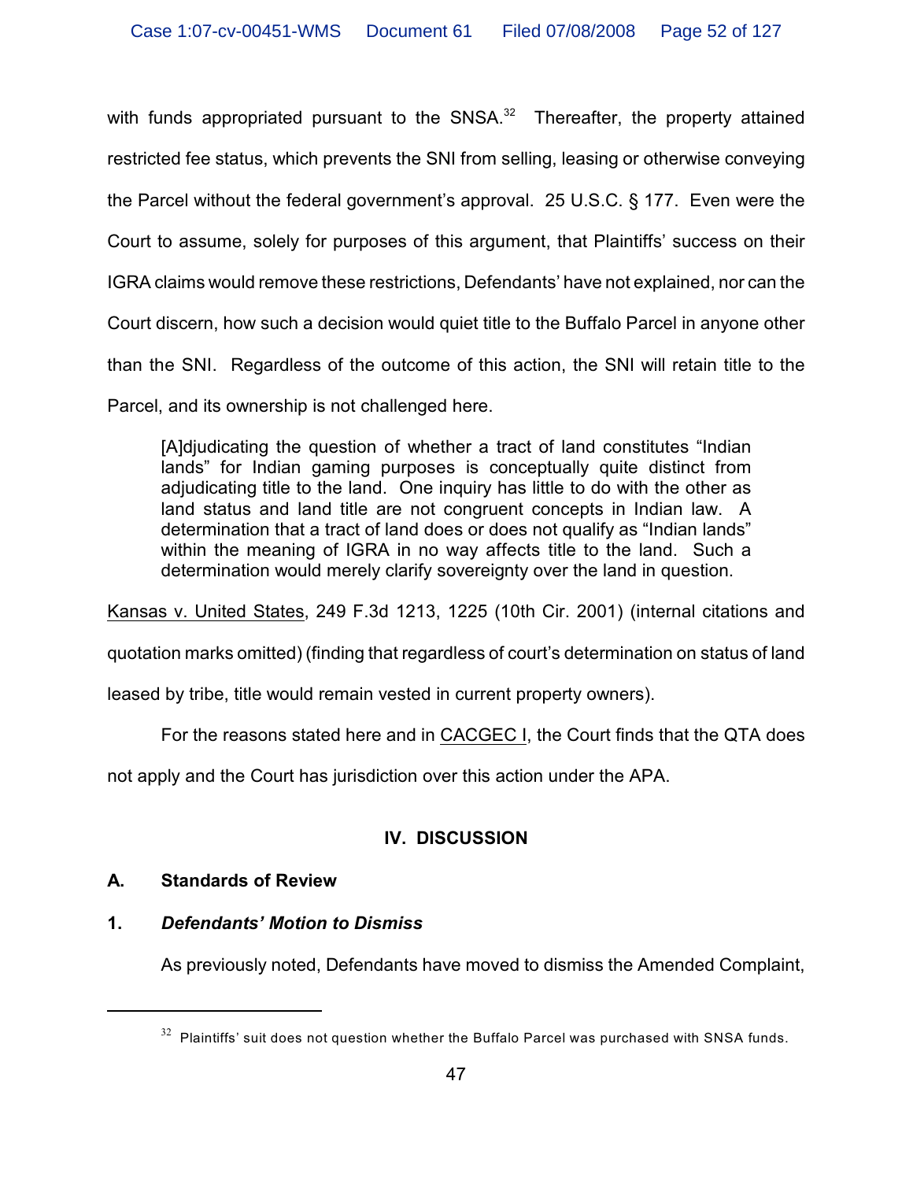with funds appropriated pursuant to the SNSA.[32] Thereafter, the property attained restricted fee status, which prevents the SNI from selling, leasing or otherwise conveying the Parcel without the federal government's approval. 25 U.S.C. § 177. Even were the Court to assume, solely for purposes of this argument, that Plaintiffs' success on their IGRA claims would remove these restrictions, Defendants' have not explained, nor can the Court discern, how such a decision would quiet title to the Buffalo Parcel in anyone other than the SNI. Regardless of the outcome of this action, the SNI will retain title to the Parcel, and its ownership is not challenged here.

> [A]djudicating the question of whether a tract of land constitutes "Indian lands" for Indian gaming purposes is conceptually quite distinct from adjudicating title to the land. One inquiry has little to do with the other as land status and land title are not congruent concepts in Indian law. A determination that a tract of land does or does not qualify as "Indian lands" within the meaning of IGRA in no way affects title to the land. Such a determination would merely clarify sovereignty over the land in question.

Kansas v. United States, 249 F.3d 1213, 1225 (10th Cir. 2001) (internal citations and quotation marks omitted) (finding that regardless of court's determination on status of land leased by tribe, title would remain vested in current property owners).

For the reasons stated here and in CACGEC I, the Court finds that the QTA does not apply and the Court has jurisdiction over this action under the APA.

## IV. DISCUSSION

### A. Standards of Review

#### 1. *Defendants' Motion to Dismiss*

As previously noted, Defendants have moved to dismiss the Amended Complaint,

---

[32] Plaintiffs' suit does not question whether the Buffalo Parcel was purchased with SNSA funds.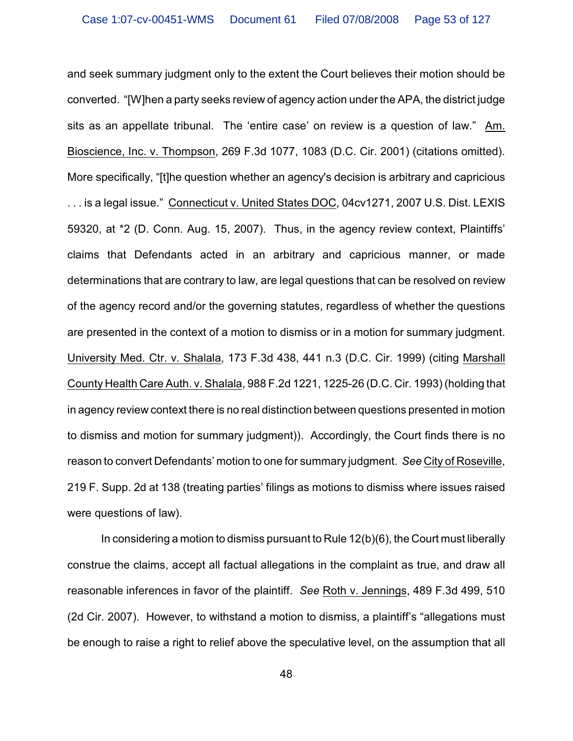and seek summary judgment only to the extent the Court believes their motion should be converted. "[W]hen a party seeks review of agency action under the APA, the district judge sits as an appellate tribunal. The 'entire case' on review is a question of law." Am. Bioscience, Inc. v. Thompson, 269 F.3d 1077, 1083 (D.C. Cir. 2001) (citations omitted). More specifically, "[t]he question whether an agency's decision is arbitrary and capricious . . . is a legal issue." Connecticut v. United States DOC, 04cv1271, 2007 U.S. Dist. LEXIS 59320, at *2 (D. Conn. Aug. 15, 2007). Thus, in the agency review context, Plaintiffs' claims that Defendants acted in an arbitrary and capricious manner, or made determinations that are contrary to law, are legal questions that can be resolved on review of the agency record and/or the governing statutes, regardless of whether the questions are presented in the context of a motion to dismiss or in a motion for summary judgment. University Med. Ctr. v. Shalala, 173 F.3d 438, 441 n.3 (D.C. Cir. 1999) (citing Marshall County Health Care Auth. v. Shalala, 988 F.2d 1221, 1225-26 (D.C. Cir. 1993) (holding that in agency review context there is no real distinction between questions presented in motion to dismiss and motion for summary judgment)). Accordingly, the Court finds there is no reason to convert Defendants' motion to one for summary judgment. *See* City of Roseville, 219 F. Supp. 2d at 138 (treating parties' filings as motions to dismiss where issues raised were questions of law).

In considering a motion to dismiss pursuant to Rule 12(b)(6), the Court must liberally construe the claims, accept all factual allegations in the complaint as true, and draw all reasonable inferences in favor of the plaintiff. *See* Roth v. Jennings, 489 F.3d 499, 510 (2d Cir. 2007). However, to withstand a motion to dismiss, a plaintiff's "allegations must be enough to raise a right to relief above the speculative level, on the assumption that all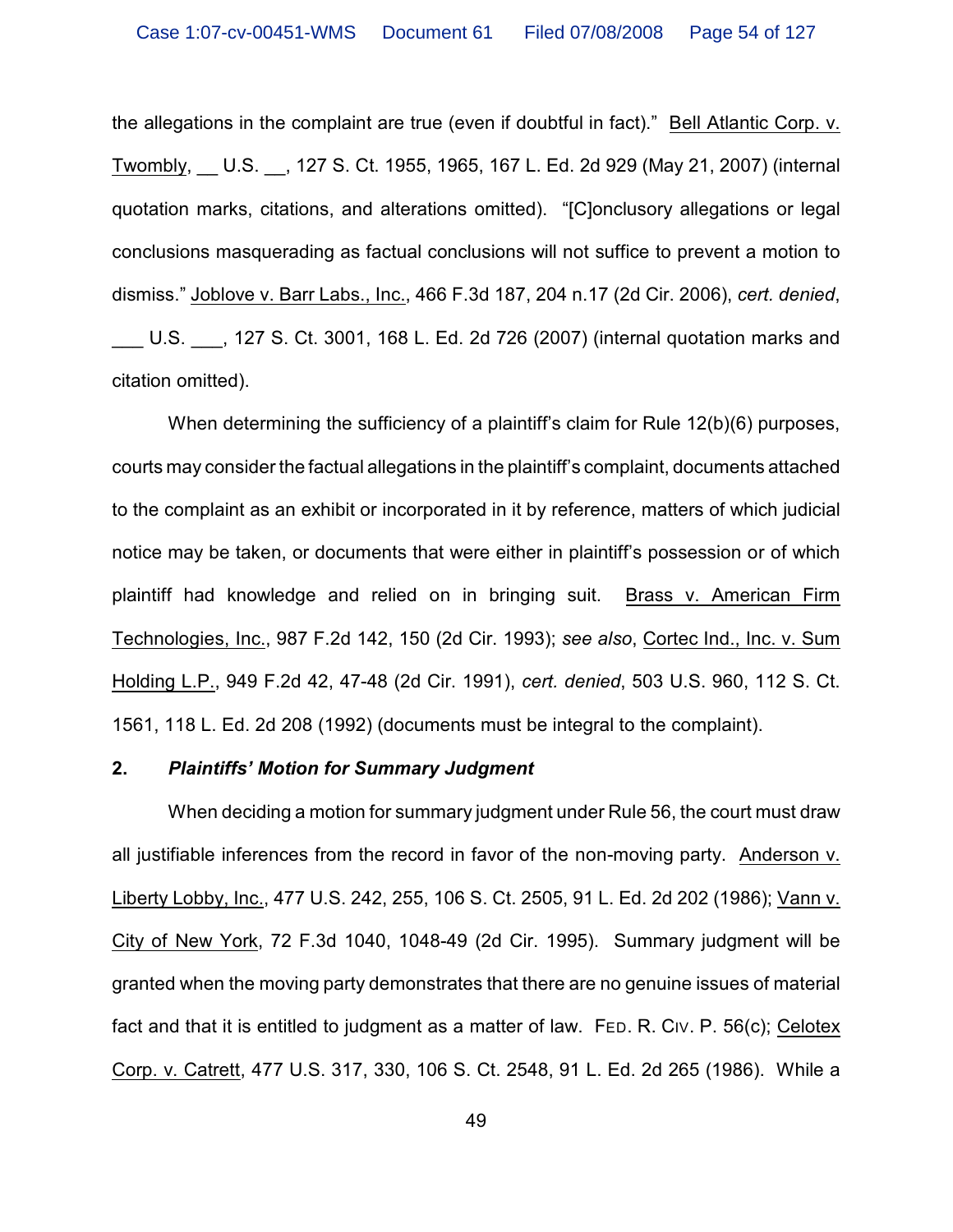the allegations in the complaint are true (even if doubtful in fact)." Bell Atlantic Corp. v. Twombly, __ U.S. __, 127 S. Ct. 1955, 1965, 167 L. Ed. 2d 929 (May 21, 2007) (internal quotation marks, citations, and alterations omitted). "[C]onclusory allegations or legal conclusions masquerading as factual conclusions will not suffice to prevent a motion to dismiss." Joblove v. Barr Labs., Inc., 466 F.3d 187, 204 n.17 (2d Cir. 2006), *cert. denied*, ___ U.S. ___, 127 S. Ct. 3001, 168 L. Ed. 2d 726 (2007) (internal quotation marks and citation omitted).

When determining the sufficiency of a plaintiff's claim for Rule 12(b)(6) purposes, courts may consider the factual allegations in the plaintiff's complaint, documents attached to the complaint as an exhibit or incorporated in it by reference, matters of which judicial notice may be taken, or documents that were either in plaintiff's possession or of which plaintiff had knowledge and relied on in bringing suit. Brass v. American Firm Technologies, Inc., 987 F.2d 142, 150 (2d Cir. 1993); *see also*, Cortec Ind., Inc. v. Sum Holding L.P., 949 F.2d 42, 47-48 (2d Cir. 1991), *cert. denied*, 503 U.S. 960, 112 S. Ct. 1561, 118 L. Ed. 2d 208 (1992) (documents must be integral to the complaint).

**2. *Plaintiffs' Motion for Summary Judgment***

When deciding a motion for summary judgment under Rule 56, the court must draw all justifiable inferences from the record in favor of the non-moving party. Anderson v. Liberty Lobby, Inc., 477 U.S. 242, 255, 106 S. Ct. 2505, 91 L. Ed. 2d 202 (1986); Vann v. City of New York, 72 F.3d 1040, 1048-49 (2d Cir. 1995). Summary judgment will be granted when the moving party demonstrates that there are no genuine issues of material fact and that it is entitled to judgment as a matter of law. FED. R. CIV. P. 56(c); Celotex Corp. v. Catrett, 477 U.S. 317, 330, 106 S. Ct. 2548, 91 L. Ed. 2d 265 (1986). While a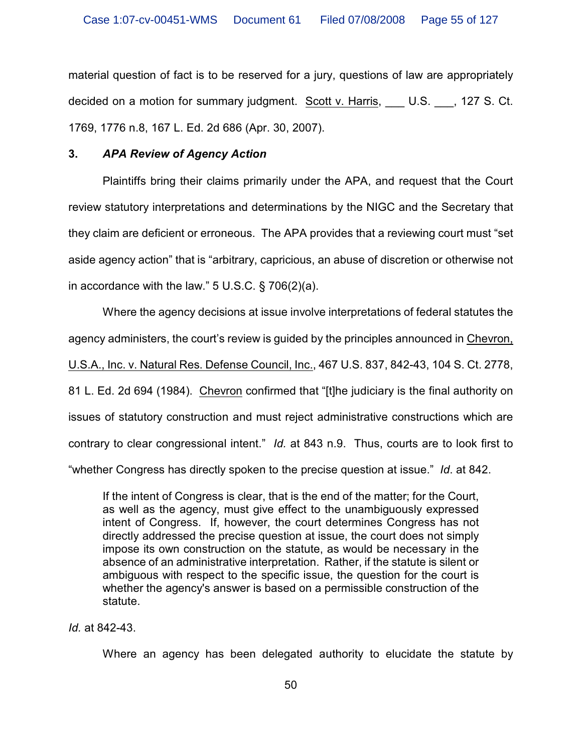material question of fact is to be reserved for a jury, questions of law are appropriately decided on a motion for summary judgment. Scott v. Harris, ___ U.S. ___, 127 S. Ct. 1769, 1776 n.8, 167 L. Ed. 2d 686 (Apr. 30, 2007).

### 3. *APA Review of Agency Action*

Plaintiffs bring their claims primarily under the APA, and request that the Court review statutory interpretations and determinations by the NIGC and the Secretary that they claim are deficient or erroneous. The APA provides that a reviewing court must "set aside agency action" that is "arbitrary, capricious, an abuse of discretion or otherwise not in accordance with the law." 5 U.S.C. § 706(2)(a).

Where the agency decisions at issue involve interpretations of federal statutes the agency administers, the court's review is guided by the principles announced in Chevron, U.S.A., Inc. v. Natural Res. Defense Council, Inc., 467 U.S. 837, 842-43, 104 S. Ct. 2778, 81 L. Ed. 2d 694 (1984). Chevron confirmed that "[t]he judiciary is the final authority on issues of statutory construction and must reject administrative constructions which are contrary to clear congressional intent." *Id.* at 843 n.9. Thus, courts are to look first to "whether Congress has directly spoken to the precise question at issue." *Id*. at 842.

> If the intent of Congress is clear, that is the end of the matter; for the Court, as well as the agency, must give effect to the unambiguously expressed intent of Congress. If, however, the court determines Congress has not directly addressed the precise question at issue, the court does not simply impose its own construction on the statute, as would be necessary in the absence of an administrative interpretation. Rather, if the statute is silent or ambiguous with respect to the specific issue, the question for the court is whether the agency's answer is based on a permissible construction of the statute.

*Id.* at 842-43.

Where an agency has been delegated authority to elucidate the statute by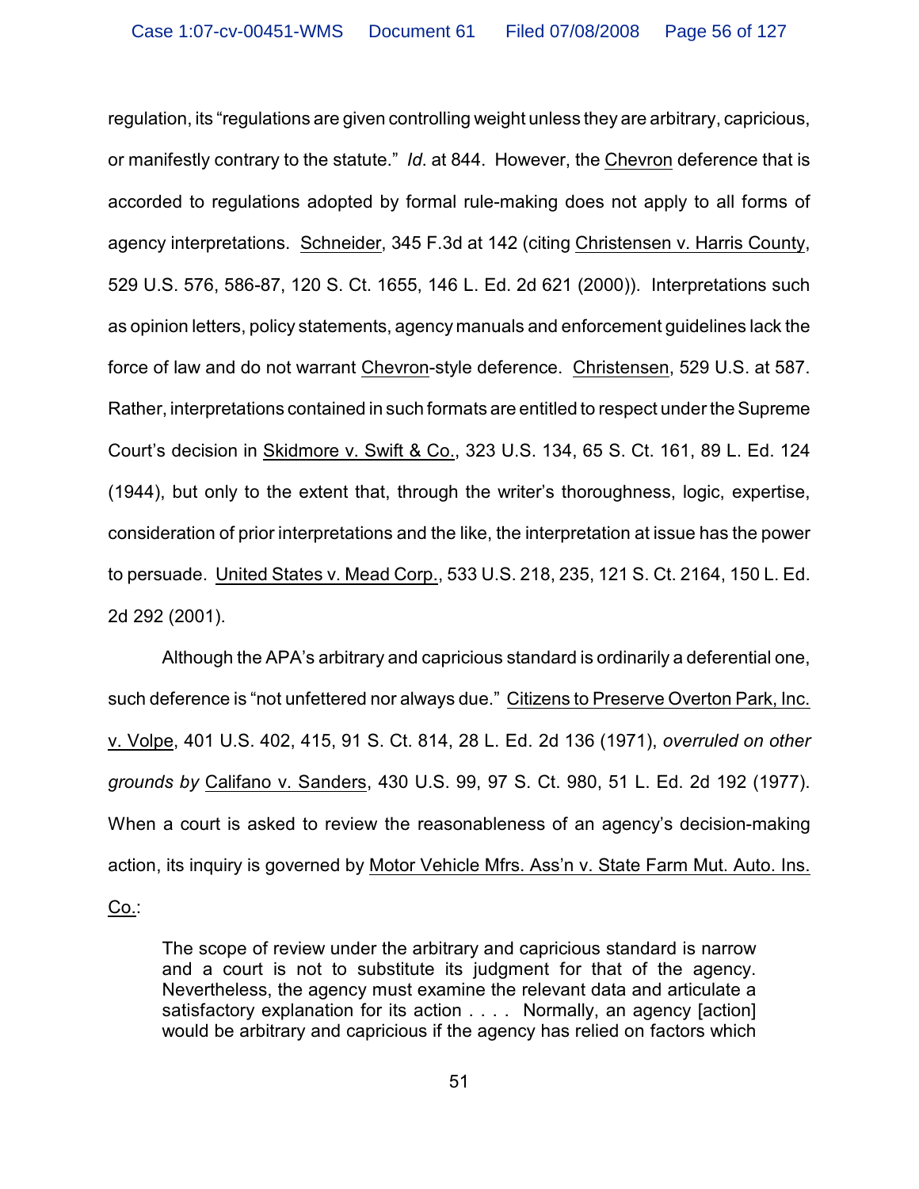regulation, its "regulations are given controlling weight unless they are arbitrary, capricious, or manifestly contrary to the statute." *Id.* at 844. However, the Chevron deference that is accorded to regulations adopted by formal rule-making does not apply to all forms of agency interpretations. Schneider, 345 F.3d at 142 (citing Christensen v. Harris County, 529 U.S. 576, 586-87, 120 S. Ct. 1655, 146 L. Ed. 2d 621 (2000)). Interpretations such as opinion letters, policy statements, agency manuals and enforcement guidelines lack the force of law and do not warrant Chevron-style deference. Christensen, 529 U.S. at 587. Rather, interpretations contained in such formats are entitled to respect under the Supreme Court's decision in Skidmore v. Swift & Co., 323 U.S. 134, 65 S. Ct. 161, 89 L. Ed. 124 (1944), but only to the extent that, through the writer's thoroughness, logic, expertise, consideration of prior interpretations and the like, the interpretation at issue has the power to persuade. United States v. Mead Corp., 533 U.S. 218, 235, 121 S. Ct. 2164, 150 L. Ed. 2d 292 (2001).

Although the APA's arbitrary and capricious standard is ordinarily a deferential one, such deference is "not unfettered nor always due." Citizens to Preserve Overton Park, Inc. v. Volpe, 401 U.S. 402, 415, 91 S. Ct. 814, 28 L. Ed. 2d 136 (1971), *overruled on other grounds by* Califano v. Sanders, 430 U.S. 99, 97 S. Ct. 980, 51 L. Ed. 2d 192 (1977). When a court is asked to review the reasonableness of an agency's decision-making action, its inquiry is governed by Motor Vehicle Mfrs. Ass'n v. State Farm Mut. Auto. Ins. Co.:

> The scope of review under the arbitrary and capricious standard is narrow and a court is not to substitute its judgment for that of the agency. Nevertheless, the agency must examine the relevant data and articulate a satisfactory explanation for its action . . . . Normally, an agency [action] would be arbitrary and capricious if the agency has relied on factors which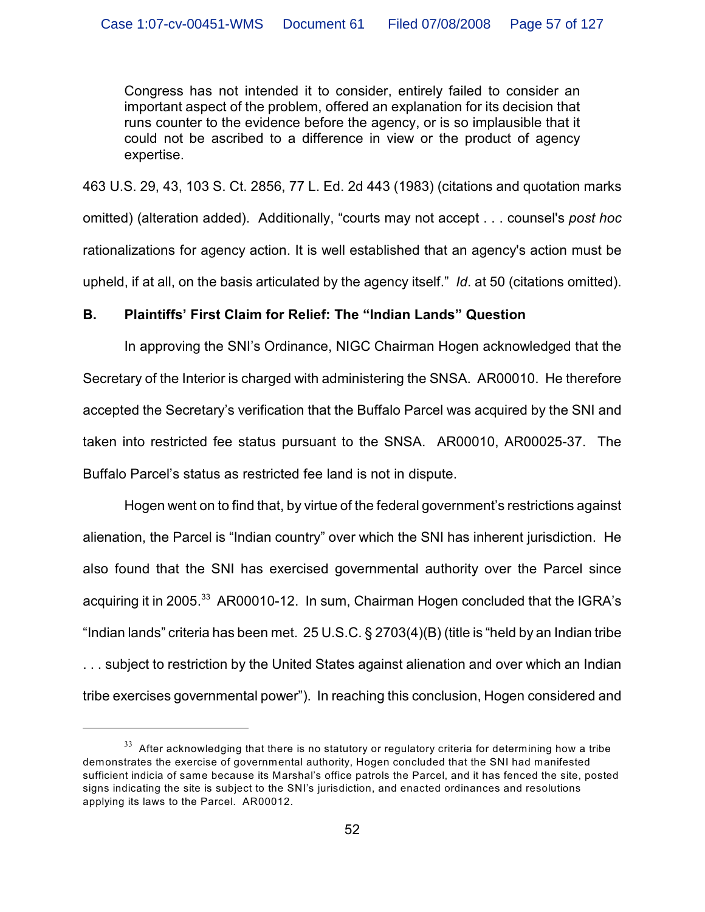> Congress has not intended it to consider, entirely failed to consider an important aspect of the problem, offered an explanation for its decision that runs counter to the evidence before the agency, or is so implausible that it could not be ascribed to a difference in view or the product of agency expertise.

463 U.S. 29, 43, 103 S. Ct. 2856, 77 L. Ed. 2d 443 (1983) (citations and quotation marks omitted) (alteration added). Additionally, "courts may not accept . . . counsel's *post hoc* rationalizations for agency action. It is well established that an agency's action must be upheld, if at all, on the basis articulated by the agency itself." *Id*. at 50 (citations omitted).

### B. Plaintiffs' First Claim for Relief: The "Indian Lands" Question

In approving the SNI's Ordinance, NIGC Chairman Hogen acknowledged that the Secretary of the Interior is charged with administering the SNSA. AR00010. He therefore accepted the Secretary's verification that the Buffalo Parcel was acquired by the SNI and taken into restricted fee status pursuant to the SNSA. AR00010, AR00025-37. The Buffalo Parcel's status as restricted fee land is not in dispute.

Hogen went on to find that, by virtue of the federal government's restrictions against alienation, the Parcel is "Indian country" over which the SNI has inherent jurisdiction. He also found that the SNI has exercised governmental authority over the Parcel since acquiring it in 2005.[33] AR00010-12. In sum, Chairman Hogen concluded that the IGRA's "Indian lands" criteria has been met. 25 U.S.C. § 2703(4)(B) (title is "held by an Indian tribe . . . subject to restriction by the United States against alienation and over which an Indian tribe exercises governmental power"). In reaching this conclusion, Hogen considered and

---

[33] After acknowledging that there is no statutory or regulatory criteria for determining how a tribe demonstrates the exercise of governmental authority, Hogen concluded that the SNI had manifested sufficient indicia of same because its Marshal's office patrols the Parcel, and it has fenced the site, posted signs indicating the site is subject to the SNI's jurisdiction, and enacted ordinances and resolutions applying its laws to the Parcel. AR00012.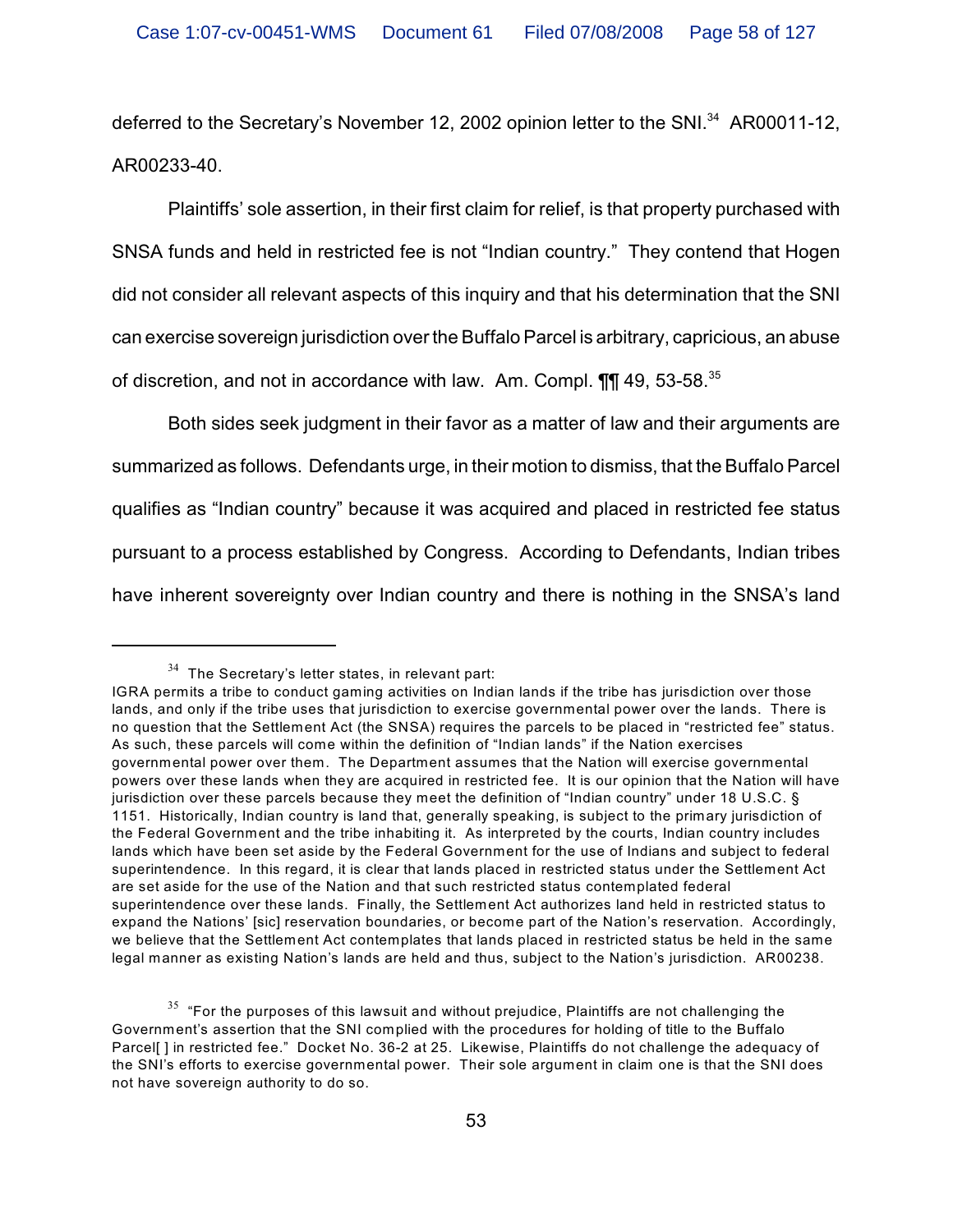deferred to the Secretary's November 12, 2002 opinion letter to the SNI.[34] AR00011-12, AR00233-40.

Plaintiffs' sole assertion, in their first claim for relief, is that property purchased with SNSA funds and held in restricted fee is not "Indian country." They contend that Hogen did not consider all relevant aspects of this inquiry and that his determination that the SNI can exercise sovereign jurisdiction over the Buffalo Parcel is arbitrary, capricious, an abuse of discretion, and not in accordance with law. Am. Compl. ¶¶ 49, 53-58.[35]

Both sides seek judgment in their favor as a matter of law and their arguments are summarized as follows. Defendants urge, in their motion to dismiss, that the Buffalo Parcel qualifies as "Indian country" because it was acquired and placed in restricted fee status pursuant to a process established by Congress. According to Defendants, Indian tribes have inherent sovereignty over Indian country and there is nothing in the SNSA's land

---

[34] The Secretary's letter states, in relevant part:
IGRA permits a tribe to conduct gaming activities on Indian lands if the tribe has jurisdiction over those lands, and only if the tribe uses that jurisdiction to exercise governmental power over the lands. There is no question that the Settlement Act (the SNSA) requires the parcels to be placed in "restricted fee" status. As such, these parcels will come within the definition of "Indian lands" if the Nation exercises governmental power over them. The Department assumes that the Nation will exercise governmental powers over these lands when they are acquired in restricted fee. It is our opinion that the Nation will have jurisdiction over these parcels because they meet the definition of "Indian country" under 18 U.S.C. § 1151. Historically, Indian country is land that, generally speaking, is subject to the primary jurisdiction of the Federal Government and the tribe inhabiting it. As interpreted by the courts, Indian country includes lands which have been set aside by the Federal Government for the use of Indians and subject to federal superintendence. In this regard, it is clear that lands placed in restricted status under the Settlement Act are set aside for the use of the Nation and that such restricted status contemplated federal superintendence over these lands. Finally, the Settlement Act authorizes land held in restricted status to expand the Nations' [sic] reservation boundaries, or become part of the Nation's reservation. Accordingly, we believe that the Settlement Act contemplates that lands placed in restricted status be held in the same legal manner as existing Nation's lands are held and thus, subject to the Nation's jurisdiction. AR00238.

[35] "For the purposes of this lawsuit and without prejudice, Plaintiffs are not challenging the Government's assertion that the SNI complied with the procedures for holding of title to the Buffalo Parcel[ ] in restricted fee." Docket No. 36-2 at 25. Likewise, Plaintiffs do not challenge the adequacy of the SNI's efforts to exercise governmental power. Their sole argument in claim one is that the SNI does not have sovereign authority to do so.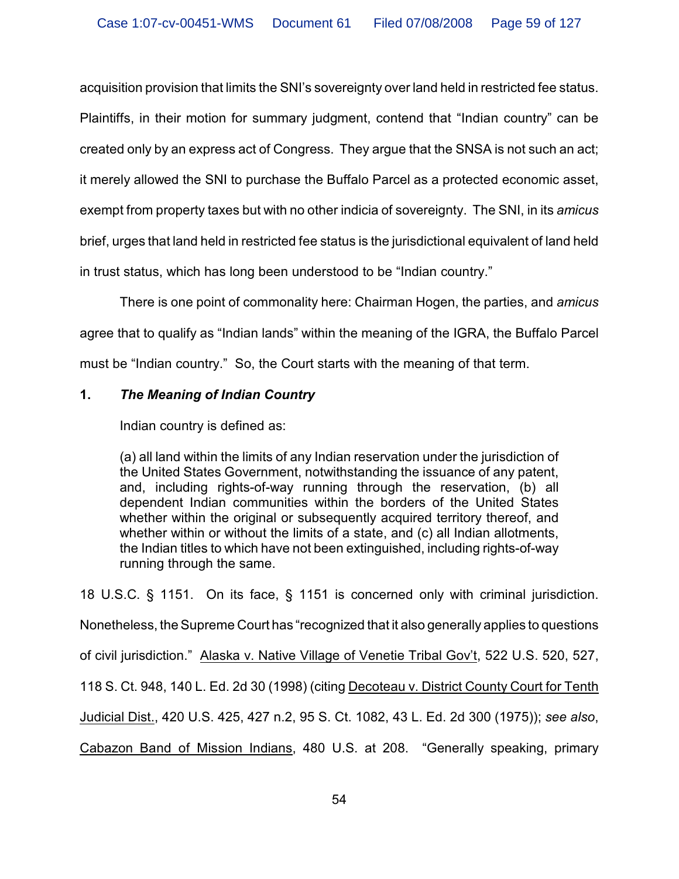acquisition provision that limits the SNI's sovereignty over land held in restricted fee status. Plaintiffs, in their motion for summary judgment, contend that "Indian country" can be created only by an express act of Congress. They argue that the SNSA is not such an act; it merely allowed the SNI to purchase the Buffalo Parcel as a protected economic asset, exempt from property taxes but with no other indicia of sovereignty. The SNI, in its *amicus* brief, urges that land held in restricted fee status is the jurisdictional equivalent of land held in trust status, which has long been understood to be "Indian country."

There is one point of commonality here: Chairman Hogen, the parties, and *amicus* agree that to qualify as "Indian lands" within the meaning of the IGRA, the Buffalo Parcel must be "Indian country." So, the Court starts with the meaning of that term.

### 1. *The Meaning of Indian Country*

Indian country is defined as:

> (a) all land within the limits of any Indian reservation under the jurisdiction of the United States Government, notwithstanding the issuance of any patent, and, including rights-of-way running through the reservation, (b) all dependent Indian communities within the borders of the United States whether within the original or subsequently acquired territory thereof, and whether within or without the limits of a state, and (c) all Indian allotments, the Indian titles to which have not been extinguished, including rights-of-way running through the same.

18 U.S.C. § 1151. On its face, § 1151 is concerned only with criminal jurisdiction. Nonetheless, the Supreme Court has "recognized that it also generally applies to questions of civil jurisdiction." Alaska v. Native Village of Venetie Tribal Gov't, 522 U.S. 520, 527, 118 S. Ct. 948, 140 L. Ed. 2d 30 (1998) (citing Decoteau v. District County Court for Tenth Judicial Dist., 420 U.S. 425, 427 n.2, 95 S. Ct. 1082, 43 L. Ed. 2d 300 (1975)); *see also*, Cabazon Band of Mission Indians, 480 U.S. at 208. "Generally speaking, primary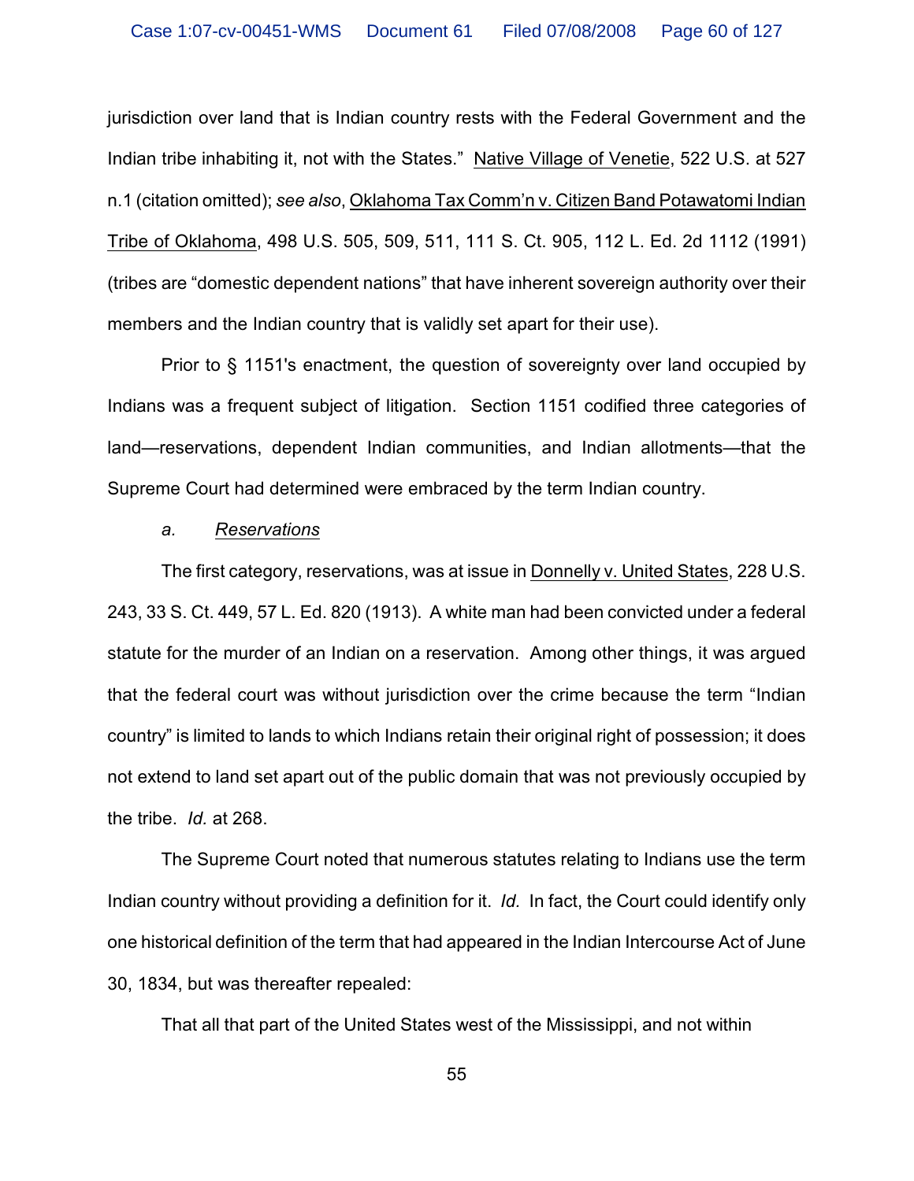jurisdiction over land that is Indian country rests with the Federal Government and the Indian tribe inhabiting it, not with the States." Native Village of Venetie, 522 U.S. at 527 n.1 (citation omitted); *see also*, Oklahoma Tax Comm'n v. Citizen Band Potawatomi Indian Tribe of Oklahoma, 498 U.S. 505, 509, 511, 111 S. Ct. 905, 112 L. Ed. 2d 1112 (1991) (tribes are "domestic dependent nations" that have inherent sovereign authority over their members and the Indian country that is validly set apart for their use).

Prior to § 1151's enactment, the question of sovereignty over land occupied by Indians was a frequent subject of litigation. Section 1151 codified three categories of land—reservations, dependent Indian communities, and Indian allotments—that the Supreme Court had determined were embraced by the term Indian country.

*a. Reservations*

The first category, reservations, was at issue in Donnelly v. United States, 228 U.S. 243, 33 S. Ct. 449, 57 L. Ed. 820 (1913). A white man had been convicted under a federal statute for the murder of an Indian on a reservation. Among other things, it was argued that the federal court was without jurisdiction over the crime because the term "Indian country" is limited to lands to which Indians retain their original right of possession; it does not extend to land set apart out of the public domain that was not previously occupied by the tribe. *Id.* at 268.

The Supreme Court noted that numerous statutes relating to Indians use the term Indian country without providing a definition for it. *Id.* In fact, the Court could identify only one historical definition of the term that had appeared in the Indian Intercourse Act of June 30, 1834, but was thereafter repealed:

That all that part of the United States west of the Mississippi, and not within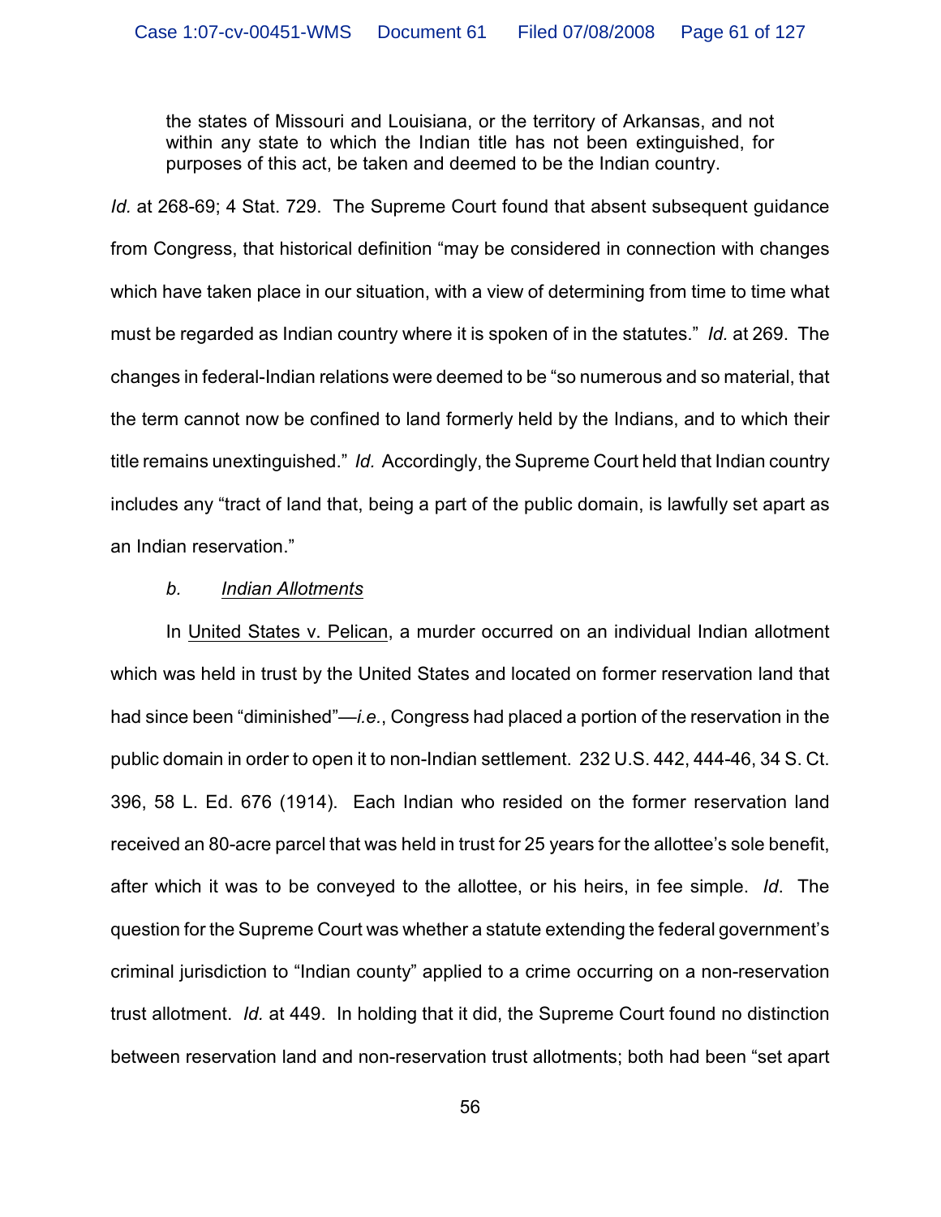> the states of Missouri and Louisiana, or the territory of Arkansas, and not within any state to which the Indian title has not been extinguished, for purposes of this act, be taken and deemed to be the Indian country.

*Id.* at 268-69; 4 Stat. 729. The Supreme Court found that absent subsequent guidance from Congress, that historical definition "may be considered in connection with changes which have taken place in our situation, with a view of determining from time to time what must be regarded as Indian country where it is spoken of in the statutes." *Id.* at 269. The changes in federal-Indian relations were deemed to be "so numerous and so material, that the term cannot now be confined to land formerly held by the Indians, and to which their title remains unextinguished." *Id.* Accordingly, the Supreme Court held that Indian country includes any "tract of land that, being a part of the public domain, is lawfully set apart as an Indian reservation."

*b. Indian Allotments*

In United States v. Pelican, a murder occurred on an individual Indian allotment which was held in trust by the United States and located on former reservation land that had since been "diminished"—*i.e.*, Congress had placed a portion of the reservation in the public domain in order to open it to non-Indian settlement. 232 U.S. 442, 444-46, 34 S. Ct. 396, 58 L. Ed. 676 (1914). Each Indian who resided on the former reservation land received an 80-acre parcel that was held in trust for 25 years for the allottee's sole benefit, after which it was to be conveyed to the allottee, or his heirs, in fee simple. *Id*. The question for the Supreme Court was whether a statute extending the federal government's criminal jurisdiction to "Indian county" applied to a crime occurring on a non-reservation trust allotment. *Id.* at 449. In holding that it did, the Supreme Court found no distinction between reservation land and non-reservation trust allotments; both had been "set apart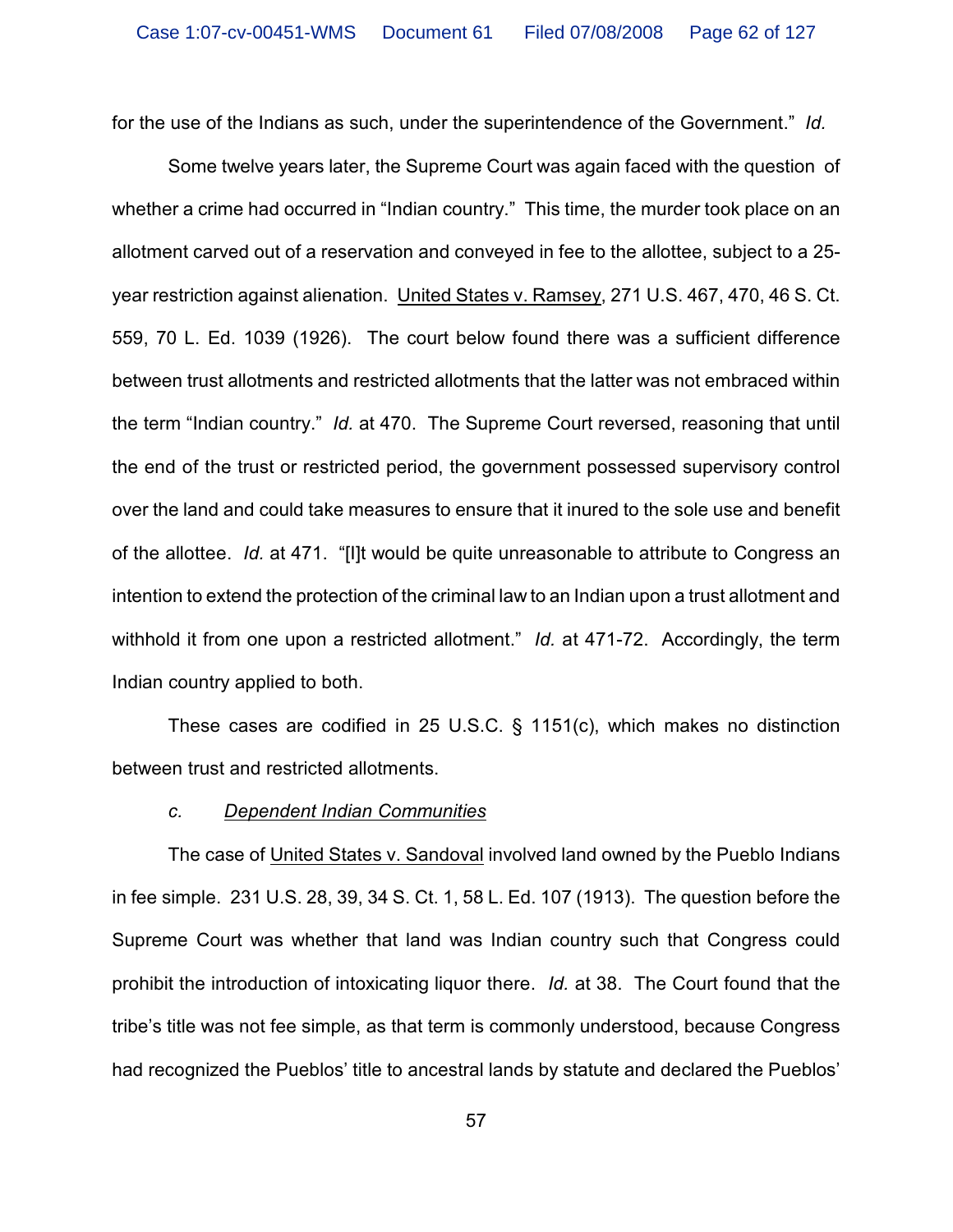for the use of the Indians as such, under the superintendence of the Government." *Id.*

Some twelve years later, the Supreme Court was again faced with the question of whether a crime had occurred in "Indian country." This time, the murder took place on an allotment carved out of a reservation and conveyed in fee to the allottee, subject to a 25-year restriction against alienation. United States v. Ramsey, 271 U.S. 467, 470, 46 S. Ct. 559, 70 L. Ed. 1039 (1926). The court below found there was a sufficient difference between trust allotments and restricted allotments that the latter was not embraced within the term "Indian country." *Id.* at 470. The Supreme Court reversed, reasoning that until the end of the trust or restricted period, the government possessed supervisory control over the land and could take measures to ensure that it inured to the sole use and benefit of the allottee. *Id.* at 471. "[I]t would be quite unreasonable to attribute to Congress an intention to extend the protection of the criminal law to an Indian upon a trust allotment and withhold it from one upon a restricted allotment." *Id.* at 471-72. Accordingly, the term Indian country applied to both.

These cases are codified in 25 U.S.C. § 1151(c), which makes no distinction between trust and restricted allotments.

*c.* *Dependent Indian Communities*

The case of United States v. Sandoval involved land owned by the Pueblo Indians in fee simple. 231 U.S. 28, 39, 34 S. Ct. 1, 58 L. Ed. 107 (1913). The question before the Supreme Court was whether that land was Indian country such that Congress could prohibit the introduction of intoxicating liquor there. *Id.* at 38. The Court found that the tribe's title was not fee simple, as that term is commonly understood, because Congress had recognized the Pueblos' title to ancestral lands by statute and declared the Pueblos'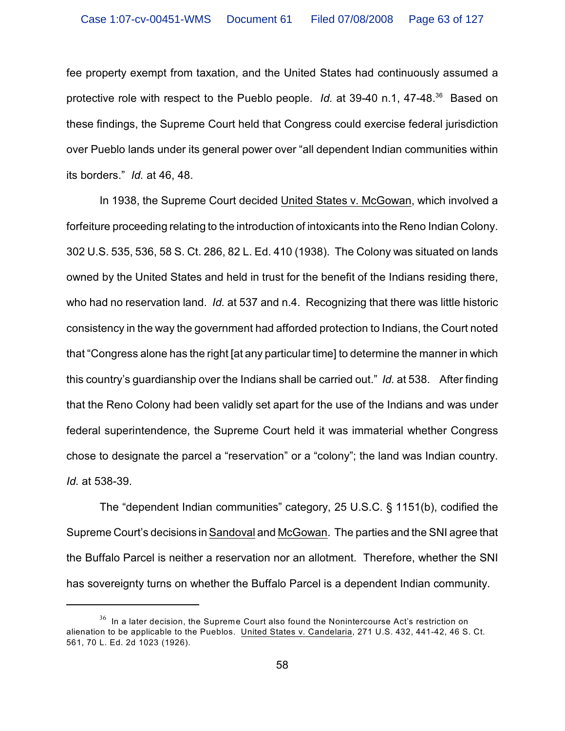fee property exempt from taxation, and the United States had continuously assumed a protective role with respect to the Pueblo people. *Id.* at 39-40 n.1, 47-48.[36] Based on these findings, the Supreme Court held that Congress could exercise federal jurisdiction over Pueblo lands under its general power over "all dependent Indian communities within its borders." *Id.* at 46, 48.

In 1938, the Supreme Court decided United States v. McGowan, which involved a forfeiture proceeding relating to the introduction of intoxicants into the Reno Indian Colony. 302 U.S. 535, 536, 58 S. Ct. 286, 82 L. Ed. 410 (1938). The Colony was situated on lands owned by the United States and held in trust for the benefit of the Indians residing there, who had no reservation land. *Id.* at 537 and n.4. Recognizing that there was little historic consistency in the way the government had afforded protection to Indians, the Court noted that "Congress alone has the right [at any particular time] to determine the manner in which this country's guardianship over the Indians shall be carried out." *Id.* at 538. After finding that the Reno Colony had been validly set apart for the use of the Indians and was under federal superintendence, the Supreme Court held it was immaterial whether Congress chose to designate the parcel a "reservation" or a "colony"; the land was Indian country. *Id.* at 538-39.

The "dependent Indian communities" category, 25 U.S.C. § 1151(b), codified the Supreme Court's decisions in Sandoval and McGowan. The parties and the SNI agree that the Buffalo Parcel is neither a reservation nor an allotment. Therefore, whether the SNI has sovereignty turns on whether the Buffalo Parcel is a dependent Indian community.

---

[36] In a later decision, the Supreme Court also found the Nonintercourse Act's restriction on alienation to be applicable to the Pueblos. United States v. Candelaria, 271 U.S. 432, 441-42, 46 S. Ct. 561, 70 L. Ed. 2d 1023 (1926).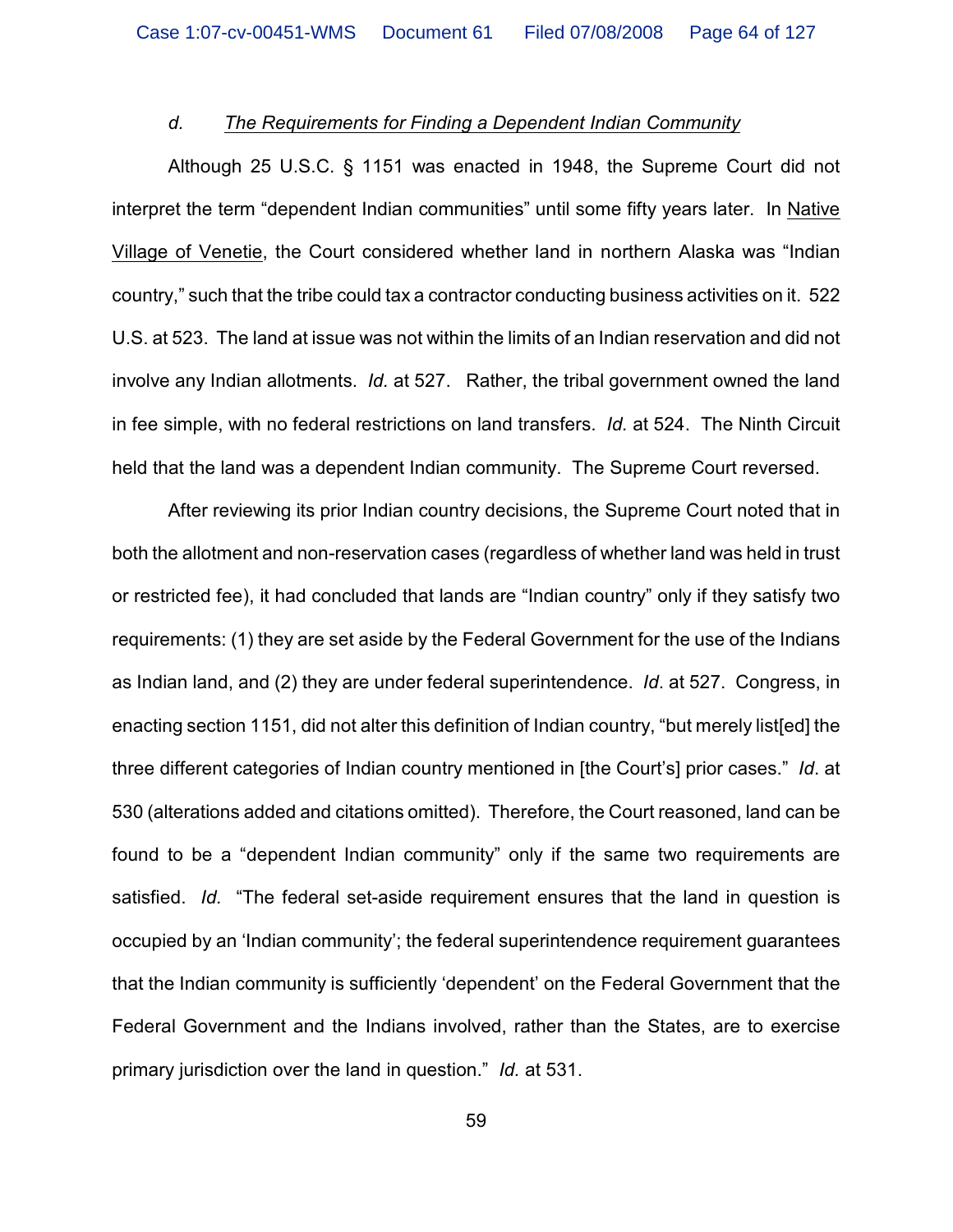#### *d. The Requirements for Finding a Dependent Indian Community*

Although 25 U.S.C. § 1151 was enacted in 1948, the Supreme Court did not interpret the term "dependent Indian communities" until some fifty years later. In Native Village of Venetie, the Court considered whether land in northern Alaska was "Indian country," such that the tribe could tax a contractor conducting business activities on it. 522 U.S. at 523. The land at issue was not within the limits of an Indian reservation and did not involve any Indian allotments. *Id.* at 527. Rather, the tribal government owned the land in fee simple, with no federal restrictions on land transfers. *Id.* at 524. The Ninth Circuit held that the land was a dependent Indian community. The Supreme Court reversed.

After reviewing its prior Indian country decisions, the Supreme Court noted that in both the allotment and non-reservation cases (regardless of whether land was held in trust or restricted fee), it had concluded that lands are "Indian country" only if they satisfy two requirements: (1) they are set aside by the Federal Government for the use of the Indians as Indian land, and (2) they are under federal superintendence. *Id*. at 527. Congress, in enacting section 1151, did not alter this definition of Indian country, "but merely list[ed] the three different categories of Indian country mentioned in [the Court's] prior cases." *Id*. at 530 (alterations added and citations omitted). Therefore, the Court reasoned, land can be found to be a "dependent Indian community" only if the same two requirements are satisfied. *Id.* "The federal set-aside requirement ensures that the land in question is occupied by an 'Indian community'; the federal superintendence requirement guarantees that the Indian community is sufficiently 'dependent' on the Federal Government that the Federal Government and the Indians involved, rather than the States, are to exercise primary jurisdiction over the land in question." *Id.* at 531.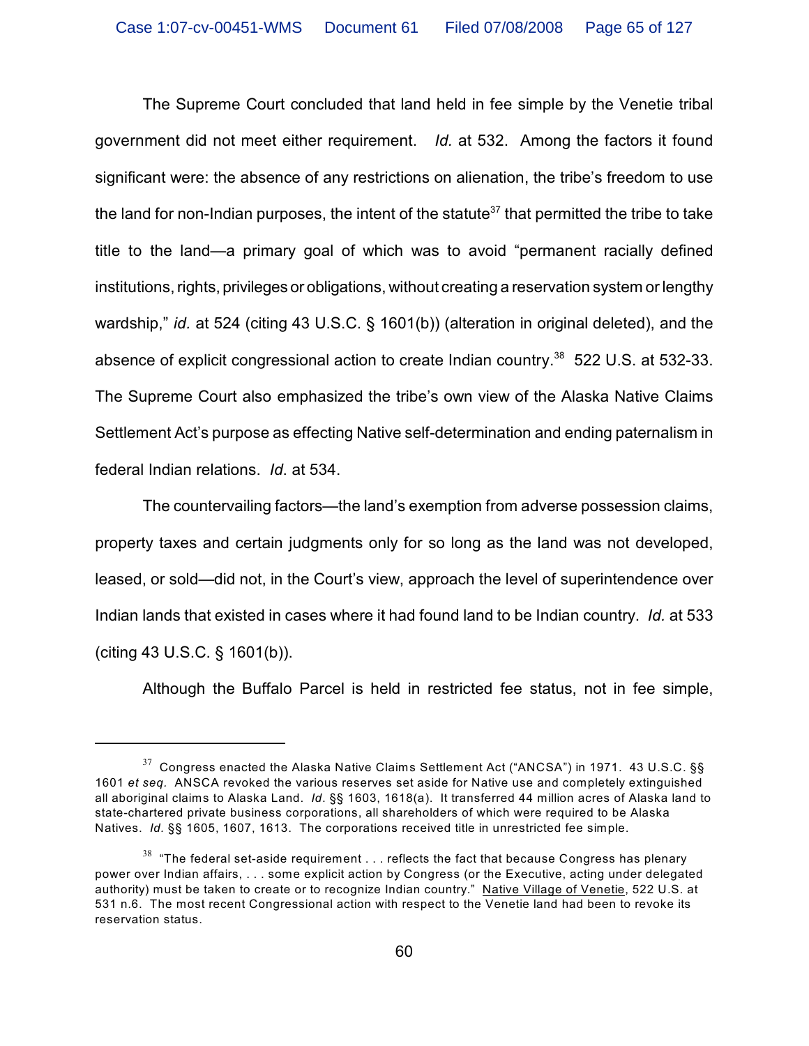The Supreme Court concluded that land held in fee simple by the Venetie tribal government did not meet either requirement. *Id.* at 532. Among the factors it found significant were: the absence of any restrictions on alienation, the tribe's freedom to use the land for non-Indian purposes, the intent of the statute[37] that permitted the tribe to take title to the land—a primary goal of which was to avoid "permanent racially defined institutions, rights, privileges or obligations, without creating a reservation system or lengthy wardship," *id.* at 524 (citing 43 U.S.C. § 1601(b)) (alteration in original deleted), and the absence of explicit congressional action to create Indian country.[38] 522 U.S. at 532-33. The Supreme Court also emphasized the tribe's own view of the Alaska Native Claims Settlement Act's purpose as effecting Native self-determination and ending paternalism in federal Indian relations. *Id*. at 534.

The countervailing factors—the land's exemption from adverse possession claims, property taxes and certain judgments only for so long as the land was not developed, leased, or sold—did not, in the Court's view, approach the level of superintendence over Indian lands that existed in cases where it had found land to be Indian country. *Id.* at 533 (citing 43 U.S.C. § 1601(b)).

Although the Buffalo Parcel is held in restricted fee status, not in fee simple,

---

[37] Congress enacted the Alaska Native Claims Settlement Act ("ANCSA") in 1971. 43 U.S.C. §§ 1601 *et seq.* ANSCA revoked the various reserves set aside for Native use and completely extinguished all aboriginal claims to Alaska Land. *Id*. §§ 1603, 1618(a). It transferred 44 million acres of Alaska land to state-chartered private business corporations, all shareholders of which were required to be Alaska Natives. *Id.* §§ 1605, 1607, 1613. The corporations received title in unrestricted fee simple.

[38] "The federal set-aside requirement . . . reflects the fact that because Congress has plenary power over Indian affairs, . . . some explicit action by Congress (or the Executive, acting under delegated authority) must be taken to create or to recognize Indian country." Native Village of Venetie, 522 U.S. at 531 n.6. The most recent Congressional action with respect to the Venetie land had been to revoke its reservation status.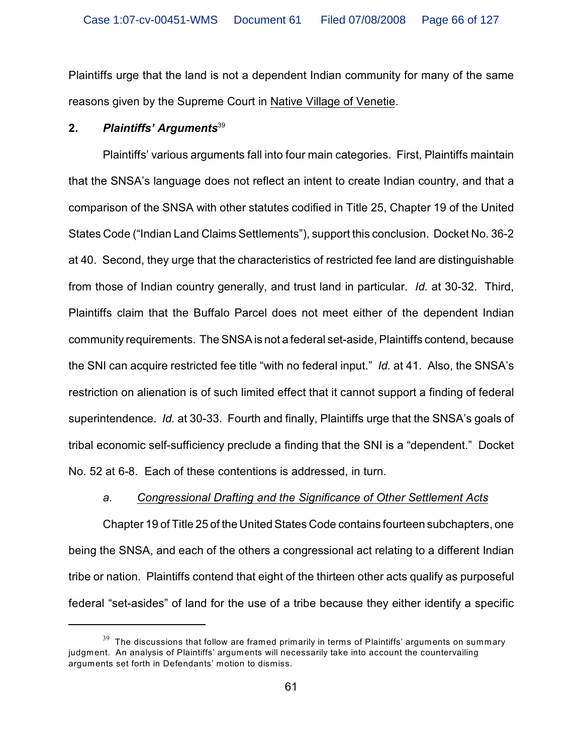Plaintiffs urge that the land is not a dependent Indian community for many of the same reasons given by the Supreme Court in Native Village of Venetie.

**2. *Plaintiffs' Arguments*[39]**

Plaintiffs' various arguments fall into four main categories. First, Plaintiffs maintain that the SNSA's language does not reflect an intent to create Indian country, and that a comparison of the SNSA with other statutes codified in Title 25, Chapter 19 of the United States Code ("Indian Land Claims Settlements"), support this conclusion. Docket No. 36-2 at 40. Second, they urge that the characteristics of restricted fee land are distinguishable from those of Indian country generally, and trust land in particular. *Id.* at 30-32. Third, Plaintiffs claim that the Buffalo Parcel does not meet either of the dependent Indian community requirements. The SNSA is not a federal set-aside, Plaintiffs contend, because the SNI can acquire restricted fee title "with no federal input." *Id.* at 41. Also, the SNSA's restriction on alienation is of such limited effect that it cannot support a finding of federal superintendence. *Id.* at 30-33. Fourth and finally, Plaintiffs urge that the SNSA's goals of tribal economic self-sufficiency preclude a finding that the SNI is a "dependent." Docket No. 52 at 6-8. Each of these contentions is addressed, in turn.

*a. Congressional Drafting and the Significance of Other Settlement Acts*

Chapter 19 of Title 25 of the United States Code contains fourteen subchapters, one being the SNSA, and each of the others a congressional act relating to a different Indian tribe or nation. Plaintiffs contend that eight of the thirteen other acts qualify as purposeful federal "set-asides" of land for the use of a tribe because they either identify a specific

[39] The discussions that follow are framed primarily in terms of Plaintiffs' arguments on summary judgment. An analysis of Plaintiffs' arguments will necessarily take into account the countervailing arguments set forth in Defendants' motion to dismiss.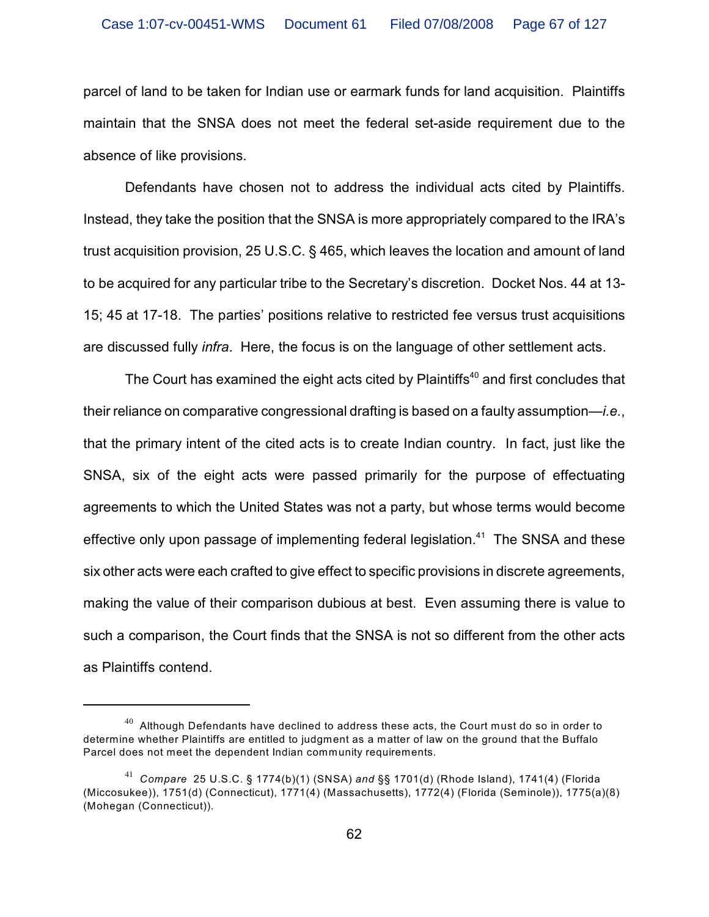parcel of land to be taken for Indian use or earmark funds for land acquisition. Plaintiffs maintain that the SNSA does not meet the federal set-aside requirement due to the absence of like provisions.

Defendants have chosen not to address the individual acts cited by Plaintiffs. Instead, they take the position that the SNSA is more appropriately compared to the IRA's trust acquisition provision, 25 U.S.C. § 465, which leaves the location and amount of land to be acquired for any particular tribe to the Secretary's discretion. Docket Nos. 44 at 13-15; 45 at 17-18. The parties' positions relative to restricted fee versus trust acquisitions are discussed fully *infra*. Here, the focus is on the language of other settlement acts.

The Court has examined the eight acts cited by Plaintiffs[40] and first concludes that their reliance on comparative congressional drafting is based on a faulty assumption—*i.e.*, that the primary intent of the cited acts is to create Indian country. In fact, just like the SNSA, six of the eight acts were passed primarily for the purpose of effectuating agreements to which the United States was not a party, but whose terms would become effective only upon passage of implementing federal legislation.[41] The SNSA and these six other acts were each crafted to give effect to specific provisions in discrete agreements, making the value of their comparison dubious at best. Even assuming there is value to such a comparison, the Court finds that the SNSA is not so different from the other acts as Plaintiffs contend.

---

[40] Although Defendants have declined to address these acts, the Court must do so in order to determine whether Plaintiffs are entitled to judgment as a matter of law on the ground that the Buffalo Parcel does not meet the dependent Indian community requirements.

[41] *Compare* 25 U.S.C. § 1774(b)(1) (SNSA) *and* §§ 1701(d) (Rhode Island), 1741(4) (Florida (Miccosukee)), 1751(d) (Connecticut), 1771(4) (Massachusetts), 1772(4) (Florida (Seminole)), 1775(a)(8) (Mohegan (Connecticut)).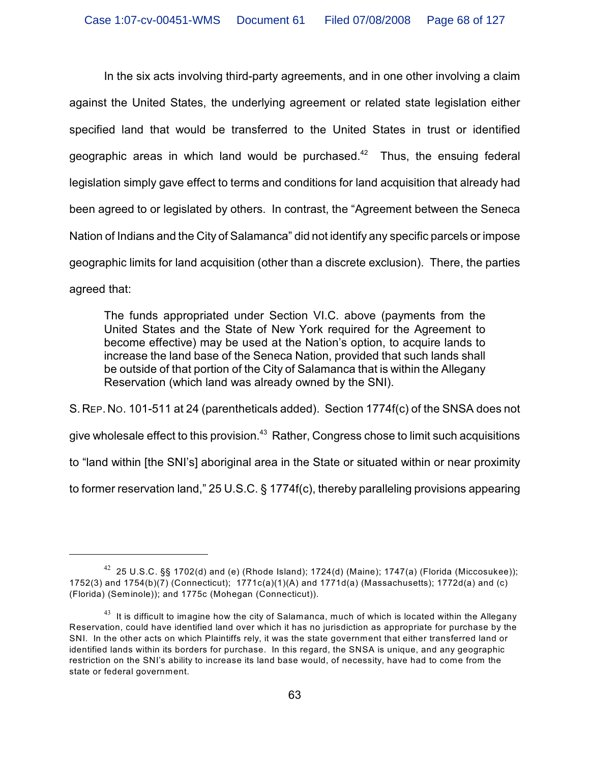In the six acts involving third-party agreements, and in one other involving a claim against the United States, the underlying agreement or related state legislation either specified land that would be transferred to the United States in trust or identified geographic areas in which land would be purchased.[42] Thus, the ensuing federal legislation simply gave effect to terms and conditions for land acquisition that already had been agreed to or legislated by others. In contrast, the "Agreement between the Seneca Nation of Indians and the City of Salamanca" did not identify any specific parcels or impose geographic limits for land acquisition (other than a discrete exclusion). There, the parties agreed that:

> The funds appropriated under Section VI.C. above (payments from the United States and the State of New York required for the Agreement to become effective) may be used at the Nation's option, to acquire lands to increase the land base of the Seneca Nation, provided that such lands shall be outside of that portion of the City of Salamanca that is within the Allegany Reservation (which land was already owned by the SNI).

S. REP. NO. 101-511 at 24 (parentheticals added). Section 1774f(c) of the SNSA does not give wholesale effect to this provision.[43] Rather, Congress chose to limit such acquisitions to "land within [the SNI's] aboriginal area in the State or situated within or near proximity to former reservation land," 25 U.S.C. § 1774f(c), thereby paralleling provisions appearing

---

[42] 25 U.S.C. §§ 1702(d) and (e) (Rhode Island); 1724(d) (Maine); 1747(a) (Florida (Miccosukee)); 1752(3) and 1754(b)(7) (Connecticut); 1771c(a)(1)(A) and 1771d(a) (Massachusetts); 1772d(a) and (c) (Florida) (Seminole)); and 1775c (Mohegan (Connecticut)).

[43] It is difficult to imagine how the city of Salamanca, much of which is located within the Allegany Reservation, could have identified land over which it has no jurisdiction as appropriate for purchase by the SNI. In the other acts on which Plaintiffs rely, it was the state government that either transferred land or identified lands within its borders for purchase. In this regard, the SNSA is unique, and any geographic restriction on the SNI's ability to increase its land base would, of necessity, have had to come from the state or federal government.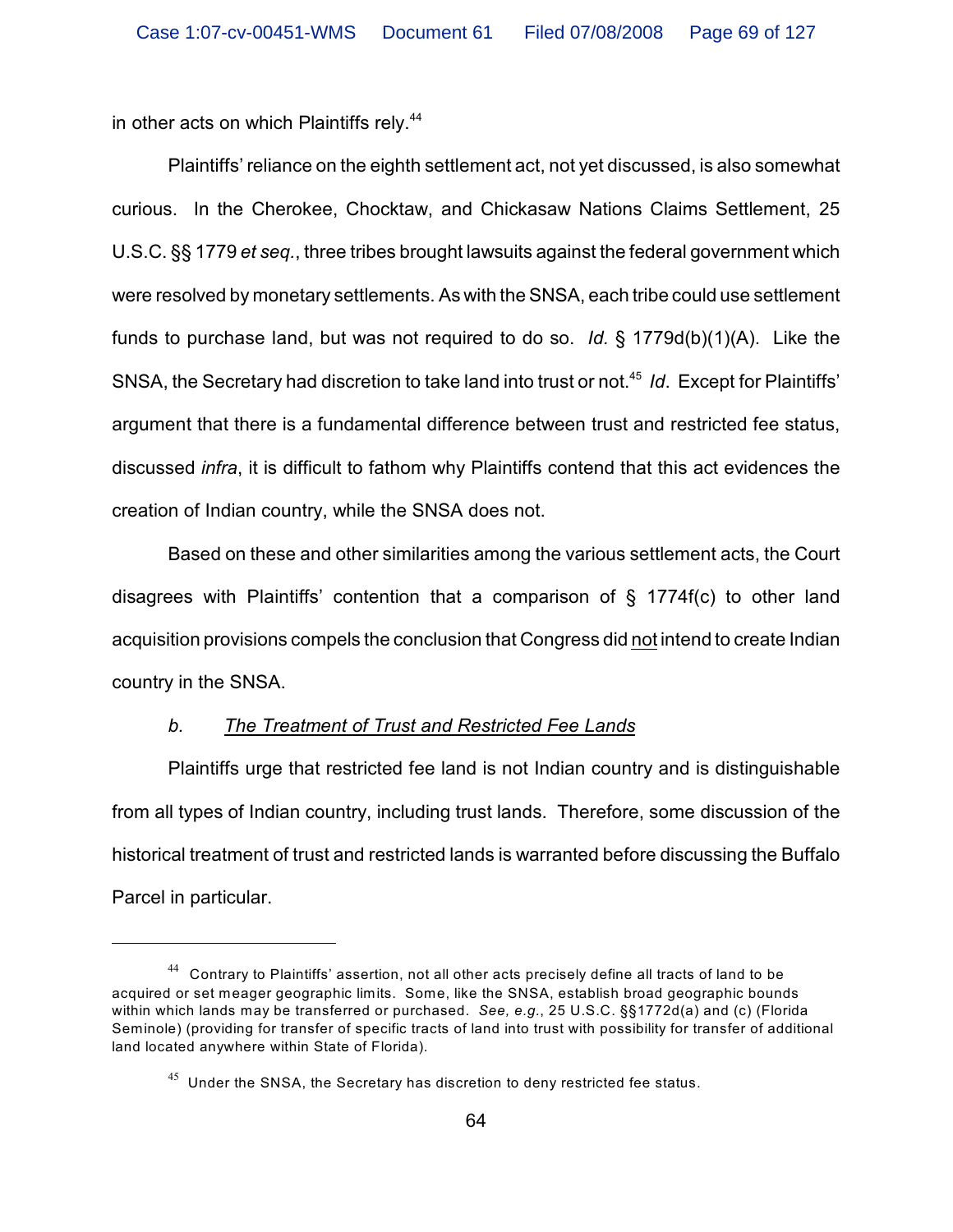in other acts on which Plaintiffs rely.[44]

Plaintiffs' reliance on the eighth settlement act, not yet discussed, is also somewhat curious. In the Cherokee, Chocktaw, and Chickasaw Nations Claims Settlement, 25 U.S.C. §§ 1779 *et seq.*, three tribes brought lawsuits against the federal government which were resolved by monetary settlements. As with the SNSA, each tribe could use settlement funds to purchase land, but was not required to do so. *Id.* § 1779d(b)(1)(A). Like the SNSA, the Secretary had discretion to take land into trust or not.[45] *Id*. Except for Plaintiffs' argument that there is a fundamental difference between trust and restricted fee status, discussed *infra*, it is difficult to fathom why Plaintiffs contend that this act evidences the creation of Indian country, while the SNSA does not.

Based on these and other similarities among the various settlement acts, the Court disagrees with Plaintiffs' contention that a comparison of § 1774f(c) to other land acquisition provisions compels the conclusion that Congress did not intend to create Indian country in the SNSA.

*b. The Treatment of Trust and Restricted Fee Lands*

Plaintiffs urge that restricted fee land is not Indian country and is distinguishable from all types of Indian country, including trust lands. Therefore, some discussion of the historical treatment of trust and restricted lands is warranted before discussing the Buffalo Parcel in particular.

---

[44] Contrary to Plaintiffs' assertion, not all other acts precisely define all tracts of land to be acquired or set meager geographic limits. Some, like the SNSA, establish broad geographic bounds within which lands may be transferred or purchased. *See, e.g.*, 25 U.S.C. §§1772d(a) and (c) (Florida Seminole) (providing for transfer of specific tracts of land into trust with possibility for transfer of additional land located anywhere within State of Florida).

[45] Under the SNSA, the Secretary has discretion to deny restricted fee status.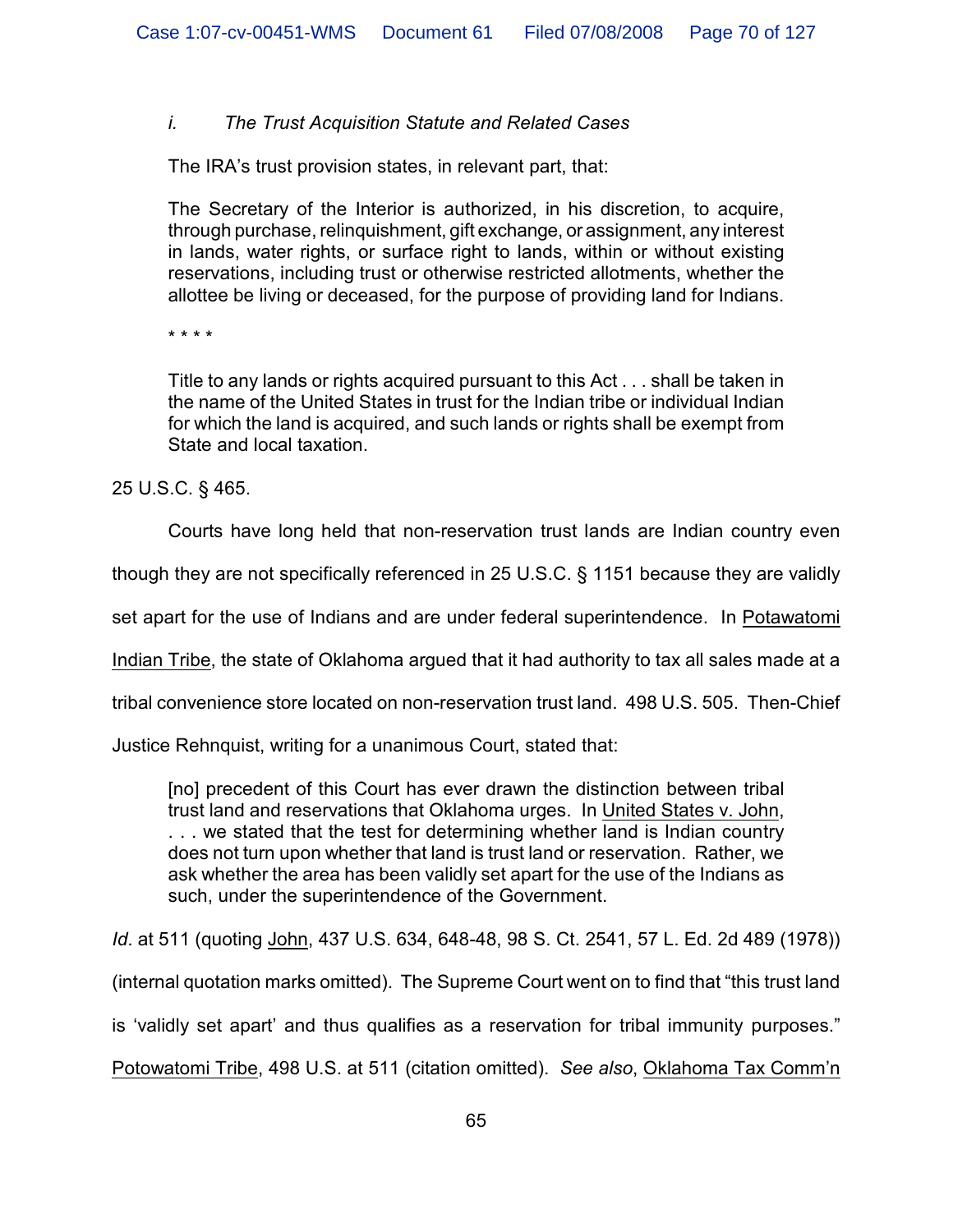#### *i. The Trust Acquisition Statute and Related Cases*

The IRA's trust provision states, in relevant part, that:

> The Secretary of the Interior is authorized, in his discretion, to acquire, through purchase, relinquishment, gift exchange, or assignment, any interest in lands, water rights, or surface right to lands, within or without existing reservations, including trust or otherwise restricted allotments, whether the allottee be living or deceased, for the purpose of providing land for Indians.
>
> * * * *
>
> Title to any lands or rights acquired pursuant to this Act . . . shall be taken in the name of the United States in trust for the Indian tribe or individual Indian for which the land is acquired, and such lands or rights shall be exempt from State and local taxation.

25 U.S.C. § 465.

Courts have long held that non-reservation trust lands are Indian country even though they are not specifically referenced in 25 U.S.C. § 1151 because they are validly set apart for the use of Indians and are under federal superintendence. In Potawatomi Indian Tribe, the state of Oklahoma argued that it had authority to tax all sales made at a tribal convenience store located on non-reservation trust land. 498 U.S. 505. Then-Chief Justice Rehnquist, writing for a unanimous Court, stated that:

> [no] precedent of this Court has ever drawn the distinction between tribal trust land and reservations that Oklahoma urges. In United States v. John, . . . we stated that the test for determining whether land is Indian country does not turn upon whether that land is trust land or reservation. Rather, we ask whether the area has been validly set apart for the use of the Indians as such, under the superintendence of the Government.

*Id*. at 511 (quoting John, 437 U.S. 634, 648-48, 98 S. Ct. 2541, 57 L. Ed. 2d 489 (1978)) (internal quotation marks omitted). The Supreme Court went on to find that "this trust land is 'validly set apart' and thus qualifies as a reservation for tribal immunity purposes." Potowatomi Tribe, 498 U.S. at 511 (citation omitted). *See also*, Oklahoma Tax Comm'n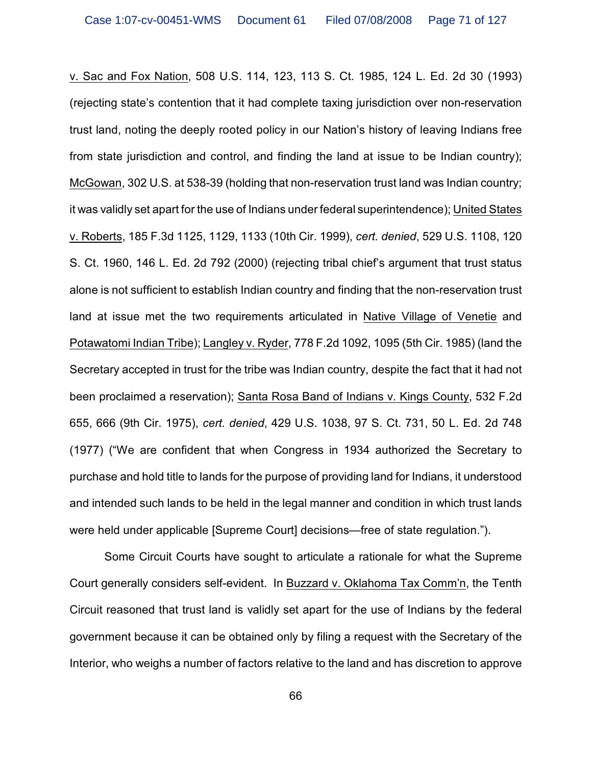v. Sac and Fox Nation, 508 U.S. 114, 123, 113 S. Ct. 1985, 124 L. Ed. 2d 30 (1993) (rejecting state's contention that it had complete taxing jurisdiction over non-reservation trust land, noting the deeply rooted policy in our Nation's history of leaving Indians free from state jurisdiction and control, and finding the land at issue to be Indian country); McGowan, 302 U.S. at 538-39 (holding that non-reservation trust land was Indian country; it was validly set apart for the use of Indians under federal superintendence); United States v. Roberts, 185 F.3d 1125, 1129, 1133 (10th Cir. 1999), *cert. denied*, 529 U.S. 1108, 120 S. Ct. 1960, 146 L. Ed. 2d 792 (2000) (rejecting tribal chief's argument that trust status alone is not sufficient to establish Indian country and finding that the non-reservation trust land at issue met the two requirements articulated in Native Village of Venetie and Potawatomi Indian Tribe); Langley v. Ryder, 778 F.2d 1092, 1095 (5th Cir. 1985) (land the Secretary accepted in trust for the tribe was Indian country, despite the fact that it had not been proclaimed a reservation); Santa Rosa Band of Indians v. Kings County, 532 F.2d 655, 666 (9th Cir. 1975), *cert. denied*, 429 U.S. 1038, 97 S. Ct. 731, 50 L. Ed. 2d 748 (1977) ("We are confident that when Congress in 1934 authorized the Secretary to purchase and hold title to lands for the purpose of providing land for Indians, it understood and intended such lands to be held in the legal manner and condition in which trust lands were held under applicable [Supreme Court] decisions—free of state regulation.").

Some Circuit Courts have sought to articulate a rationale for what the Supreme Court generally considers self-evident. In Buzzard v. Oklahoma Tax Comm'n, the Tenth Circuit reasoned that trust land is validly set apart for the use of Indians by the federal government because it can be obtained only by filing a request with the Secretary of the Interior, who weighs a number of factors relative to the land and has discretion to approve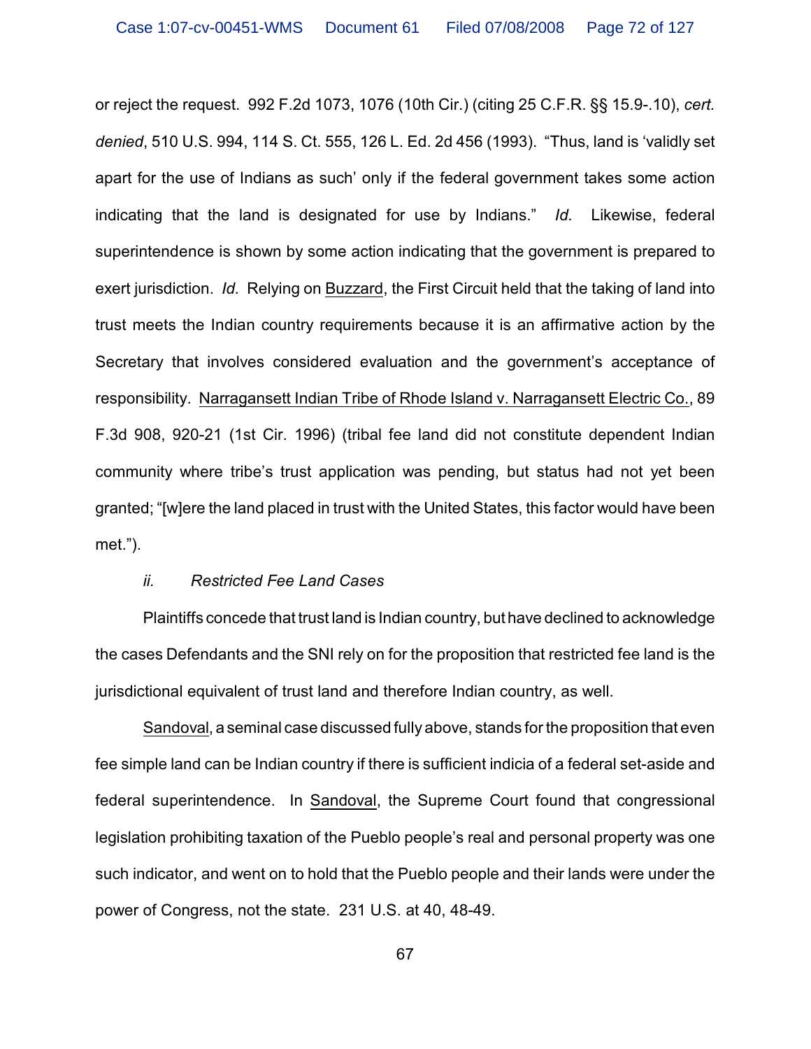or reject the request. 992 F.2d 1073, 1076 (10th Cir.) (citing 25 C.F.R. §§ 15.9-.10), *cert. denied*, 510 U.S. 994, 114 S. Ct. 555, 126 L. Ed. 2d 456 (1993). "Thus, land is 'validly set apart for the use of Indians as such' only if the federal government takes some action indicating that the land is designated for use by Indians." *Id.* Likewise, federal superintendence is shown by some action indicating that the government is prepared to exert jurisdiction. *Id.* Relying on Buzzard, the First Circuit held that the taking of land into trust meets the Indian country requirements because it is an affirmative action by the Secretary that involves considered evaluation and the government's acceptance of responsibility. Narragansett Indian Tribe of Rhode Island v. Narragansett Electric Co., 89 F.3d 908, 920-21 (1st Cir. 1996) (tribal fee land did not constitute dependent Indian community where tribe's trust application was pending, but status had not yet been granted; "[w]ere the land placed in trust with the United States, this factor would have been met.").

*ii. Restricted Fee Land Cases*

Plaintiffs concede that trust land is Indian country, but have declined to acknowledge the cases Defendants and the SNI rely on for the proposition that restricted fee land is the jurisdictional equivalent of trust land and therefore Indian country, as well.

Sandoval, a seminal case discussed fully above, stands for the proposition that even fee simple land can be Indian country if there is sufficient indicia of a federal set-aside and federal superintendence. In Sandoval, the Supreme Court found that congressional legislation prohibiting taxation of the Pueblo people's real and personal property was one such indicator, and went on to hold that the Pueblo people and their lands were under the power of Congress, not the state. 231 U.S. at 40, 48-49.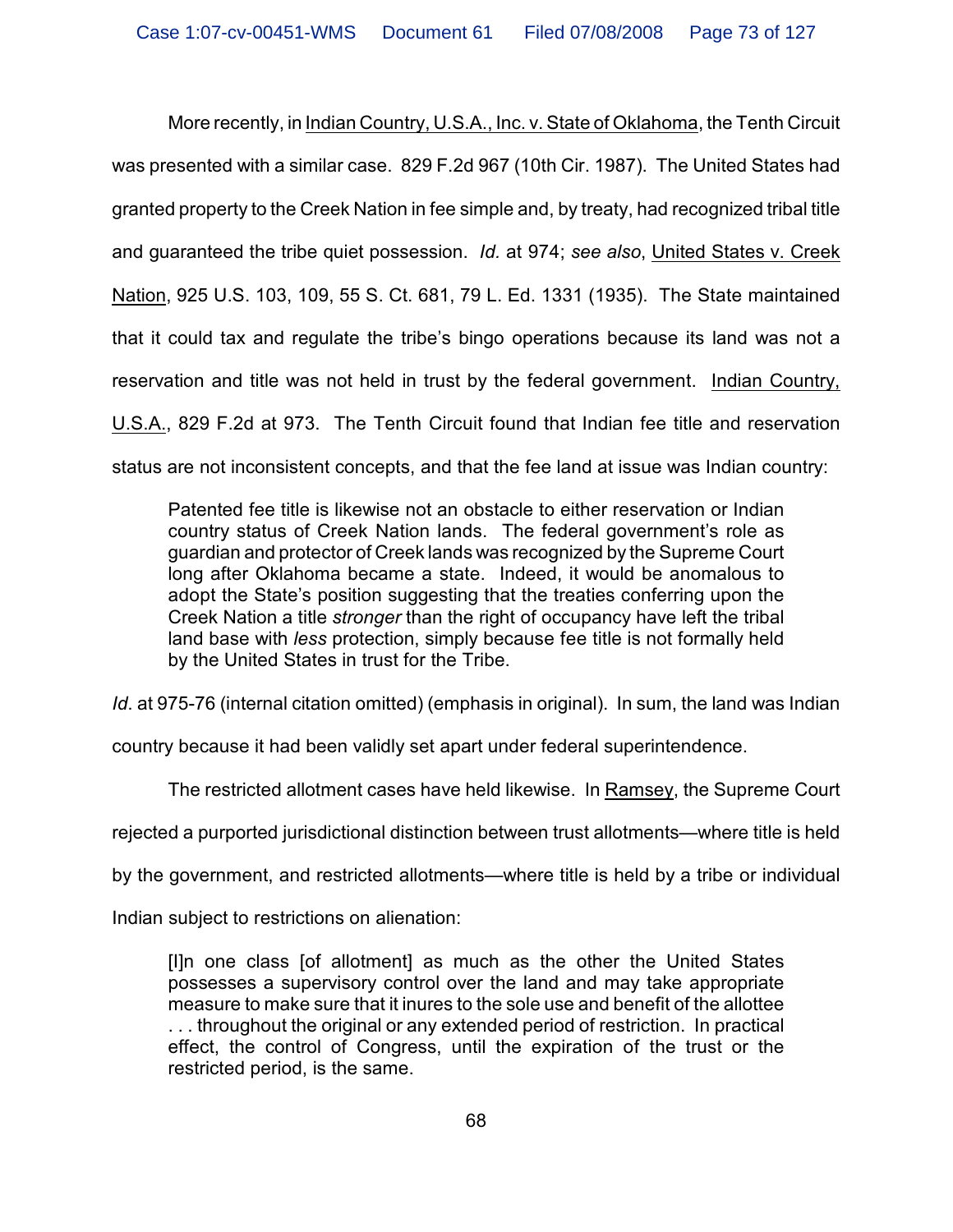More recently, in Indian Country, U.S.A., Inc. v. State of Oklahoma, the Tenth Circuit was presented with a similar case. 829 F.2d 967 (10th Cir. 1987). The United States had granted property to the Creek Nation in fee simple and, by treaty, had recognized tribal title and guaranteed the tribe quiet possession. *Id.* at 974; *see also*, United States v. Creek Nation, 925 U.S. 103, 109, 55 S. Ct. 681, 79 L. Ed. 1331 (1935). The State maintained that it could tax and regulate the tribe's bingo operations because its land was not a reservation and title was not held in trust by the federal government. Indian Country, U.S.A., 829 F.2d at 973. The Tenth Circuit found that Indian fee title and reservation status are not inconsistent concepts, and that the fee land at issue was Indian country:

> Patented fee title is likewise not an obstacle to either reservation or Indian country status of Creek Nation lands. The federal government's role as guardian and protector of Creek lands was recognized by the Supreme Court long after Oklahoma became a state. Indeed, it would be anomalous to adopt the State's position suggesting that the treaties conferring upon the Creek Nation a title *stronger* than the right of occupancy have left the tribal land base with *less* protection, simply because fee title is not formally held by the United States in trust for the Tribe.

*Id*. at 975-76 (internal citation omitted) (emphasis in original). In sum, the land was Indian country because it had been validly set apart under federal superintendence.

The restricted allotment cases have held likewise. In Ramsey, the Supreme Court rejected a purported jurisdictional distinction between trust allotments—where title is held by the government, and restricted allotments—where title is held by a tribe or individual Indian subject to restrictions on alienation:

> [I]n one class [of allotment] as much as the other the United States possesses a supervisory control over the land and may take appropriate measure to make sure that it inures to the sole use and benefit of the allottee . . . throughout the original or any extended period of restriction. In practical effect, the control of Congress, until the expiration of the trust or the restricted period, is the same.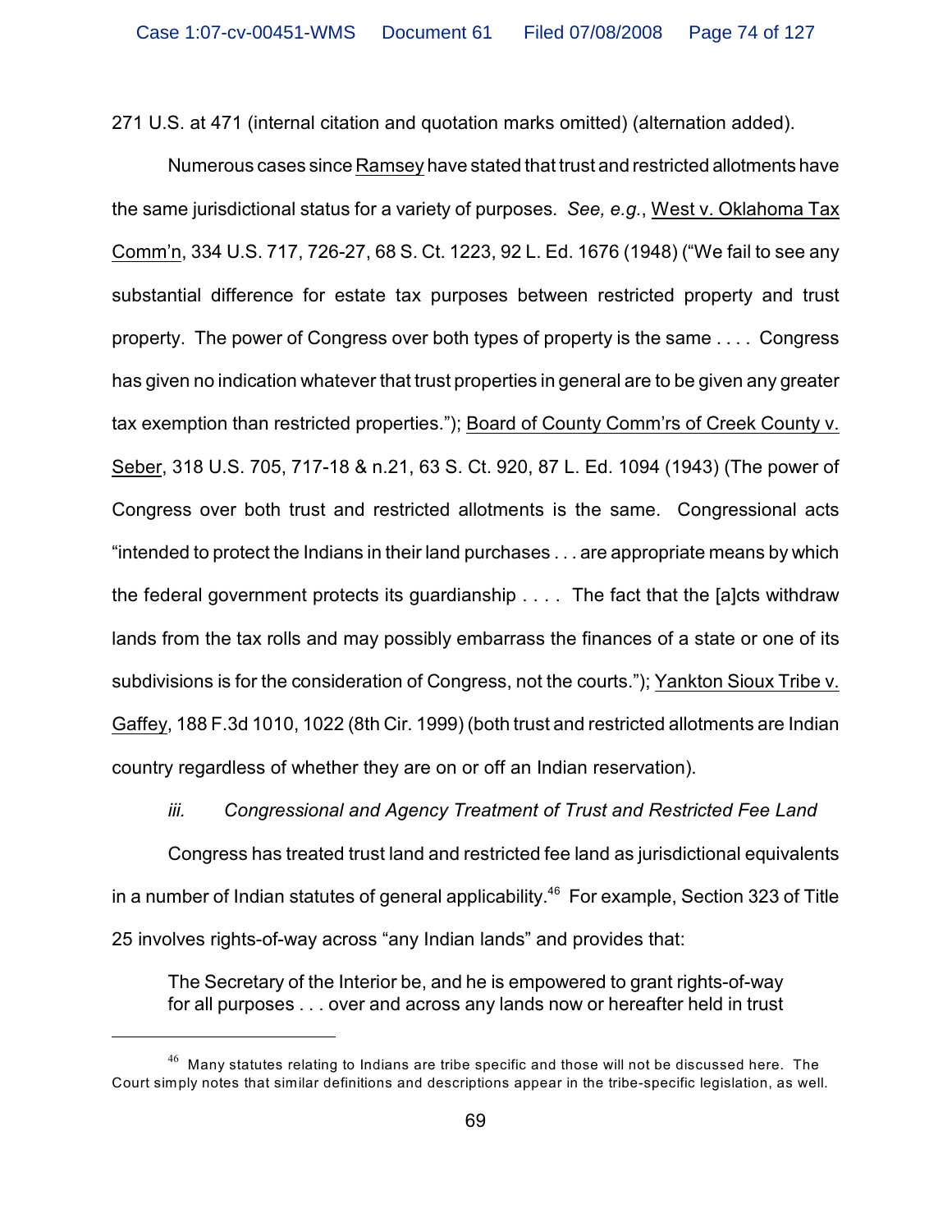271 U.S. at 471 (internal citation and quotation marks omitted) (alternation added).

Numerous cases since Ramsey have stated that trust and restricted allotments have the same jurisdictional status for a variety of purposes. *See, e.g.*, West v. Oklahoma Tax Comm'n, 334 U.S. 717, 726-27, 68 S. Ct. 1223, 92 L. Ed. 1676 (1948) ("We fail to see any substantial difference for estate tax purposes between restricted property and trust property. The power of Congress over both types of property is the same . . . . Congress has given no indication whatever that trust properties in general are to be given any greater tax exemption than restricted properties."); Board of County Comm'rs of Creek County v. Seber, 318 U.S. 705, 717-18 & n.21, 63 S. Ct. 920, 87 L. Ed. 1094 (1943) (The power of Congress over both trust and restricted allotments is the same. Congressional acts "intended to protect the Indians in their land purchases . . . are appropriate means by which the federal government protects its guardianship . . . . The fact that the [a]cts withdraw lands from the tax rolls and may possibly embarrass the finances of a state or one of its subdivisions is for the consideration of Congress, not the courts."); Yankton Sioux Tribe v. Gaffey, 188 F.3d 1010, 1022 (8th Cir. 1999) (both trust and restricted allotments are Indian country regardless of whether they are on or off an Indian reservation).

*iii. Congressional and Agency Treatment of Trust and Restricted Fee Land*

Congress has treated trust land and restricted fee land as jurisdictional equivalents in a number of Indian statutes of general applicability.[46] For example, Section 323 of Title 25 involves rights-of-way across "any Indian lands" and provides that:

> The Secretary of the Interior be, and he is empowered to grant rights-of-way for all purposes . . . over and across any lands now or hereafter held in trust

[46] Many statutes relating to Indians are tribe specific and those will not be discussed here. The Court simply notes that similar definitions and descriptions appear in the tribe-specific legislation, as well.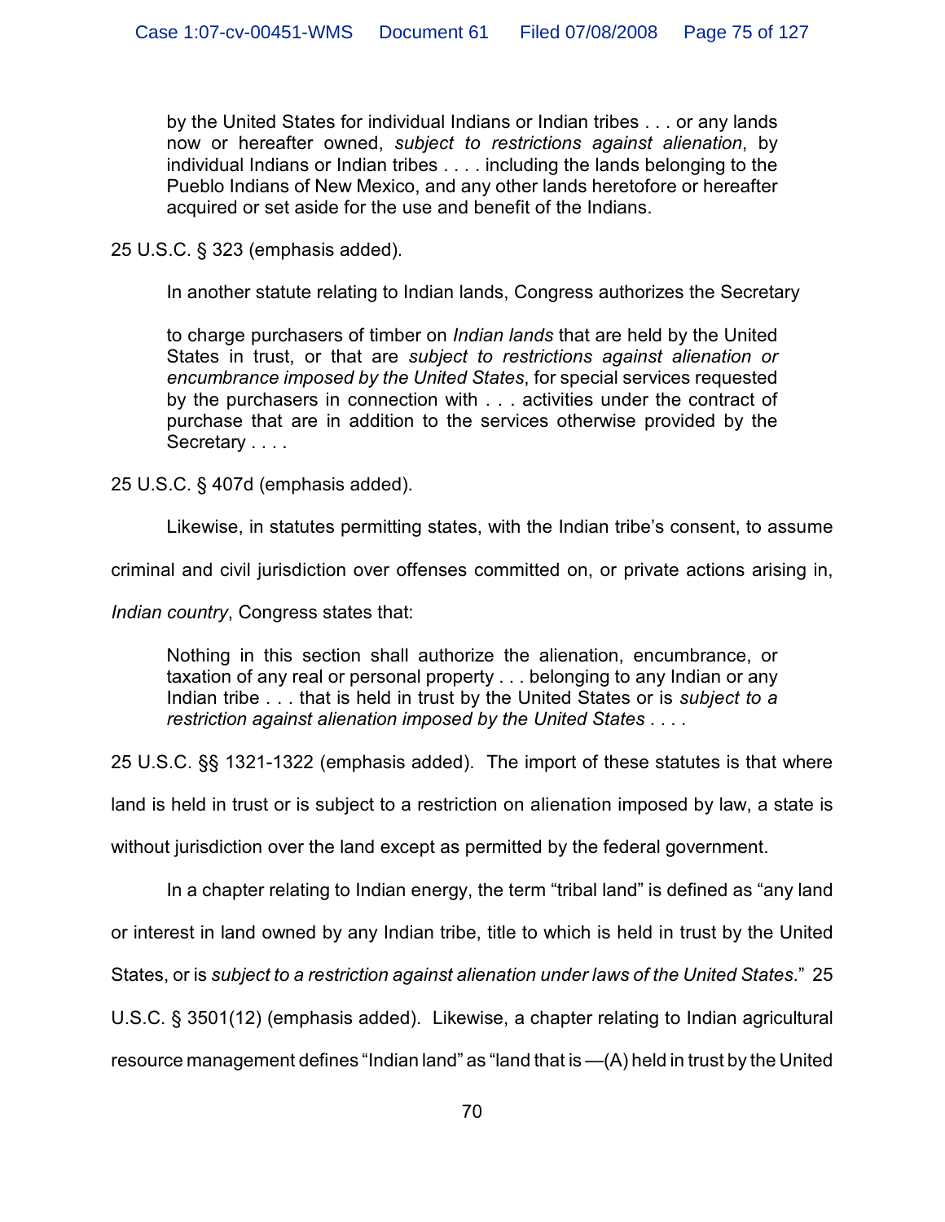> by the United States for individual Indians or Indian tribes . . . or any lands now or hereafter owned, *subject to restrictions against alienation*, by individual Indians or Indian tribes . . . . including the lands belonging to the Pueblo Indians of New Mexico, and any other lands heretofore or hereafter acquired or set aside for the use and benefit of the Indians.

25 U.S.C. § 323 (emphasis added).

In another statute relating to Indian lands, Congress authorizes the Secretary

> to charge purchasers of timber on *Indian lands* that are held by the United States in trust, or that are *subject to restrictions against alienation or encumbrance imposed by the United States*, for special services requested by the purchasers in connection with . . . activities under the contract of purchase that are in addition to the services otherwise provided by the Secretary . . . .

25 U.S.C. § 407d (emphasis added).

Likewise, in statutes permitting states, with the Indian tribe's consent, to assume criminal and civil jurisdiction over offenses committed on, or private actions arising in, *Indian country*, Congress states that:

> Nothing in this section shall authorize the alienation, encumbrance, or taxation of any real or personal property . . . belonging to any Indian or any Indian tribe . . . that is held in trust by the United States or is *subject to a restriction against alienation imposed by the United States* . . . .

25 U.S.C. §§ 1321-1322 (emphasis added). The import of these statutes is that where land is held in trust or is subject to a restriction on alienation imposed by law, a state is without jurisdiction over the land except as permitted by the federal government.

In a chapter relating to Indian energy, the term "tribal land" is defined as "any land or interest in land owned by any Indian tribe, title to which is held in trust by the United States, or is *subject to a restriction against alienation under laws of the United States*." 25 U.S.C. § 3501(12) (emphasis added). Likewise, a chapter relating to Indian agricultural resource management defines "Indian land" as "land that is —(A) held in trust by the United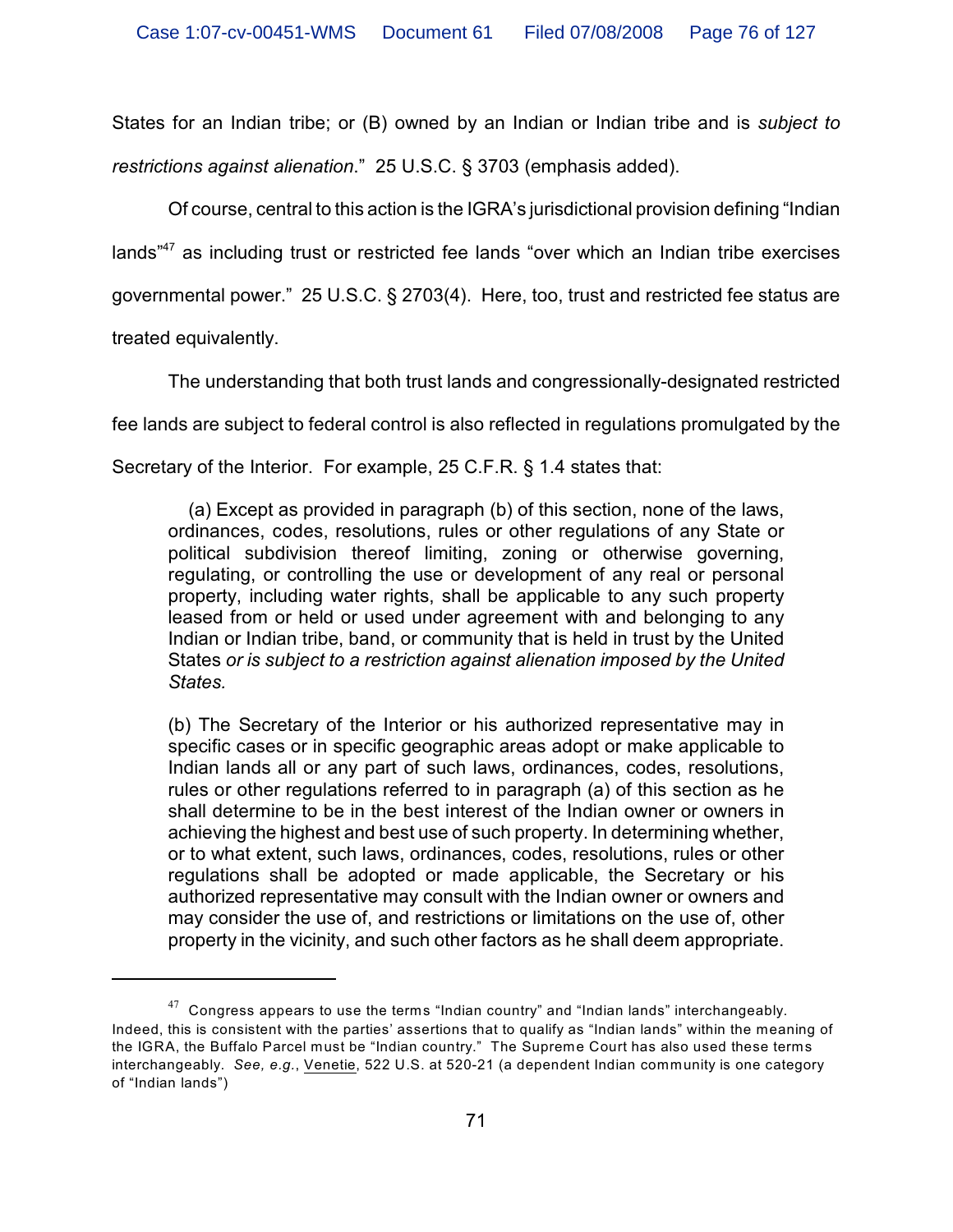States for an Indian tribe; or (B) owned by an Indian or Indian tribe and is *subject to restrictions against alienation*." 25 U.S.C. § 3703 (emphasis added).

Of course, central to this action is the IGRA's jurisdictional provision defining "Indian lands"[47] as including trust or restricted fee lands "over which an Indian tribe exercises governmental power." 25 U.S.C. § 2703(4). Here, too, trust and restricted fee status are treated equivalently.

The understanding that both trust lands and congressionally-designated restricted fee lands are subject to federal control is also reflected in regulations promulgated by the Secretary of the Interior. For example, 25 C.F.R. § 1.4 states that:

> (a) Except as provided in paragraph (b) of this section, none of the laws, ordinances, codes, resolutions, rules or other regulations of any State or political subdivision thereof limiting, zoning or otherwise governing, regulating, or controlling the use or development of any real or personal property, including water rights, shall be applicable to any such property leased from or held or used under agreement with and belonging to any Indian or Indian tribe, band, or community that is held in trust by the United States *or is subject to a restriction against alienation imposed by the United States.*
>
> (b) The Secretary of the Interior or his authorized representative may in specific cases or in specific geographic areas adopt or make applicable to Indian lands all or any part of such laws, ordinances, codes, resolutions, rules or other regulations referred to in paragraph (a) of this section as he shall determine to be in the best interest of the Indian owner or owners in achieving the highest and best use of such property. In determining whether, or to what extent, such laws, ordinances, codes, resolutions, rules or other regulations shall be adopted or made applicable, the Secretary or his authorized representative may consult with the Indian owner or owners and may consider the use of, and restrictions or limitations on the use of, other property in the vicinity, and such other factors as he shall deem appropriate.

---

[47] Congress appears to use the terms "Indian country" and "Indian lands" interchangeably. Indeed, this is consistent with the parties' assertions that to qualify as "Indian lands" within the meaning of the IGRA, the Buffalo Parcel must be "Indian country." The Supreme Court has also used these terms interchangeably. *See, e.g.*, Venetie, 522 U.S. at 520-21 (a dependent Indian community is one category of "Indian lands")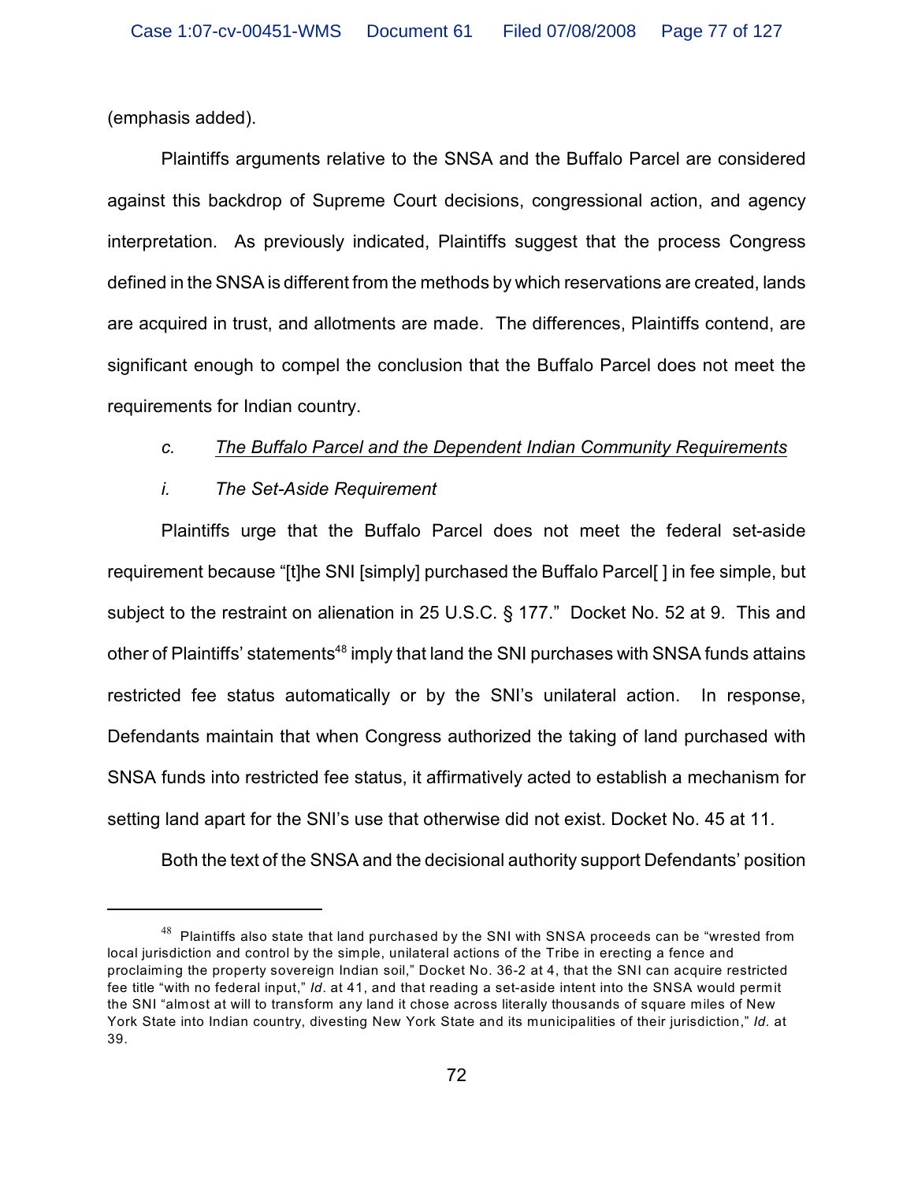(emphasis added).

Plaintiffs arguments relative to the SNSA and the Buffalo Parcel are considered against this backdrop of Supreme Court decisions, congressional action, and agency interpretation. As previously indicated, Plaintiffs suggest that the process Congress defined in the SNSA is different from the methods by which reservations are created, lands are acquired in trust, and allotments are made. The differences, Plaintiffs contend, are significant enough to compel the conclusion that the Buffalo Parcel does not meet the requirements for Indian country.

*c. <u>The Buffalo Parcel and the Dependent Indian Community Requirements</u>*

*i. The Set-Aside Requirement*

Plaintiffs urge that the Buffalo Parcel does not meet the federal set-aside requirement because "[t]he SNI [simply] purchased the Buffalo Parcel[ ] in fee simple, but subject to the restraint on alienation in 25 U.S.C. § 177." Docket No. 52 at 9. This and other of Plaintiffs' statements[48] imply that land the SNI purchases with SNSA funds attains restricted fee status automatically or by the SNI's unilateral action. In response, Defendants maintain that when Congress authorized the taking of land purchased with SNSA funds into restricted fee status, it affirmatively acted to establish a mechanism for setting land apart for the SNI's use that otherwise did not exist. Docket No. 45 at 11.

Both the text of the SNSA and the decisional authority support Defendants' position

[48] Plaintiffs also state that land purchased by the SNI with SNSA proceeds can be "wrested from local jurisdiction and control by the simple, unilateral actions of the Tribe in erecting a fence and proclaiming the property sovereign Indian soil," Docket No. 36-2 at 4, that the SNI can acquire restricted fee title "with no federal input," *Id*. at 41, and that reading a set-aside intent into the SNSA would permit the SNI "almost at will to transform any land it chose across literally thousands of square miles of New York State into Indian country, divesting New York State and its municipalities of their jurisdiction," *Id*. at 39.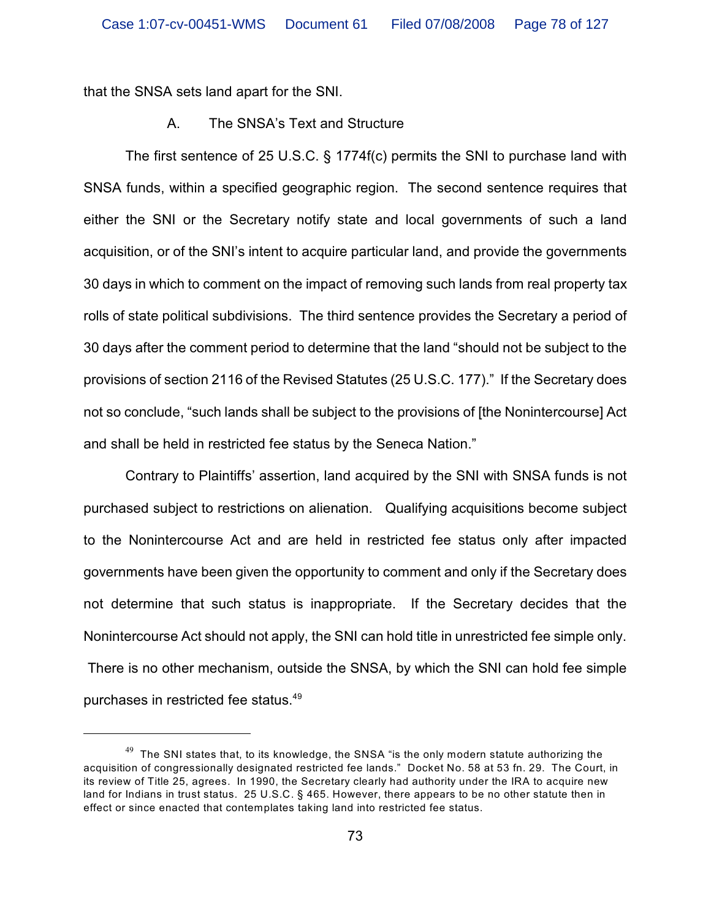that the SNSA sets land apart for the SNI.

### A. The SNSA's Text and Structure

The first sentence of 25 U.S.C. § 1774f(c) permits the SNI to purchase land with SNSA funds, within a specified geographic region. The second sentence requires that either the SNI or the Secretary notify state and local governments of such a land acquisition, or of the SNI's intent to acquire particular land, and provide the governments 30 days in which to comment on the impact of removing such lands from real property tax rolls of state political subdivisions. The third sentence provides the Secretary a period of 30 days after the comment period to determine that the land "should not be subject to the provisions of section 2116 of the Revised Statutes (25 U.S.C. 177)." If the Secretary does not so conclude, "such lands shall be subject to the provisions of [the Nonintercourse] Act and shall be held in restricted fee status by the Seneca Nation."

Contrary to Plaintiffs' assertion, land acquired by the SNI with SNSA funds is not purchased subject to restrictions on alienation. Qualifying acquisitions become subject to the Nonintercourse Act and are held in restricted fee status only after impacted governments have been given the opportunity to comment and only if the Secretary does not determine that such status is inappropriate. If the Secretary decides that the Nonintercourse Act should not apply, the SNI can hold title in unrestricted fee simple only. There is no other mechanism, outside the SNSA, by which the SNI can hold fee simple purchases in restricted fee status.[49]

---

[49] The SNI states that, to its knowledge, the SNSA "is the only modern statute authorizing the acquisition of congressionally designated restricted fee lands." Docket No. 58 at 53 fn. 29. The Court, in its review of Title 25, agrees. In 1990, the Secretary clearly had authority under the IRA to acquire new land for Indians in trust status. 25 U.S.C. § 465. However, there appears to be no other statute then in effect or since enacted that contemplates taking land into restricted fee status.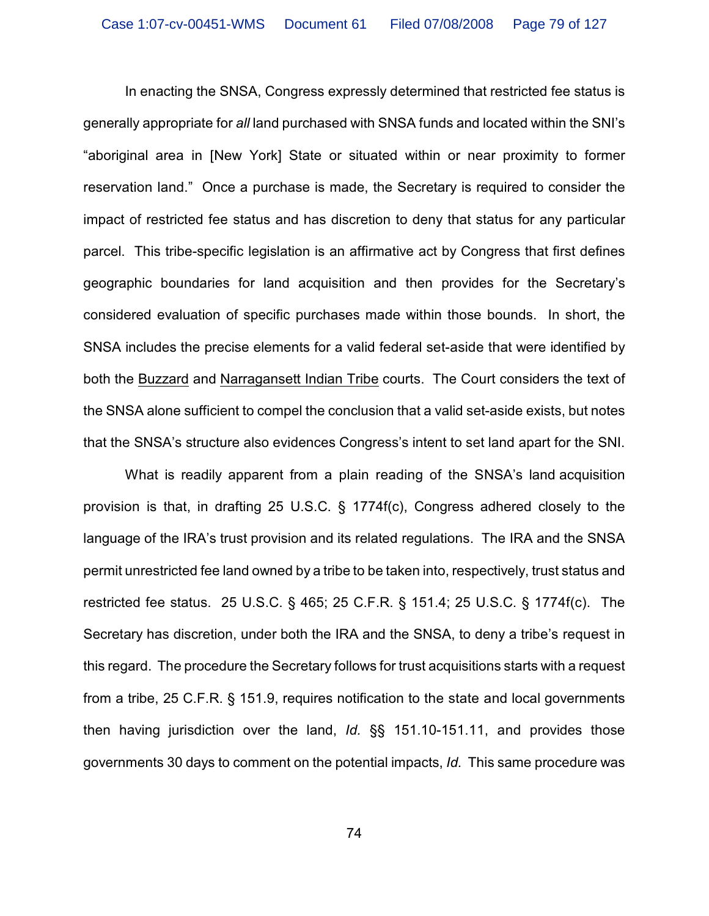In enacting the SNSA, Congress expressly determined that restricted fee status is generally appropriate for *all* land purchased with SNSA funds and located within the SNI's "aboriginal area in [New York] State or situated within or near proximity to former reservation land." Once a purchase is made, the Secretary is required to consider the impact of restricted fee status and has discretion to deny that status for any particular parcel. This tribe-specific legislation is an affirmative act by Congress that first defines geographic boundaries for land acquisition and then provides for the Secretary's considered evaluation of specific purchases made within those bounds. In short, the SNSA includes the precise elements for a valid federal set-aside that were identified by both the Buzzard and Narragansett Indian Tribe courts. The Court considers the text of the SNSA alone sufficient to compel the conclusion that a valid set-aside exists, but notes that the SNSA's structure also evidences Congress's intent to set land apart for the SNI.

What is readily apparent from a plain reading of the SNSA's land acquisition provision is that, in drafting 25 U.S.C. § 1774f(c), Congress adhered closely to the language of the IRA's trust provision and its related regulations. The IRA and the SNSA permit unrestricted fee land owned by a tribe to be taken into, respectively, trust status and restricted fee status. 25 U.S.C. § 465; 25 C.F.R. § 151.4; 25 U.S.C. § 1774f(c). The Secretary has discretion, under both the IRA and the SNSA, to deny a tribe's request in this regard. The procedure the Secretary follows for trust acquisitions starts with a request from a tribe, 25 C.F.R. § 151.9, requires notification to the state and local governments then having jurisdiction over the land, *Id.* §§ 151.10-151.11, and provides those governments 30 days to comment on the potential impacts, *Id.* This same procedure was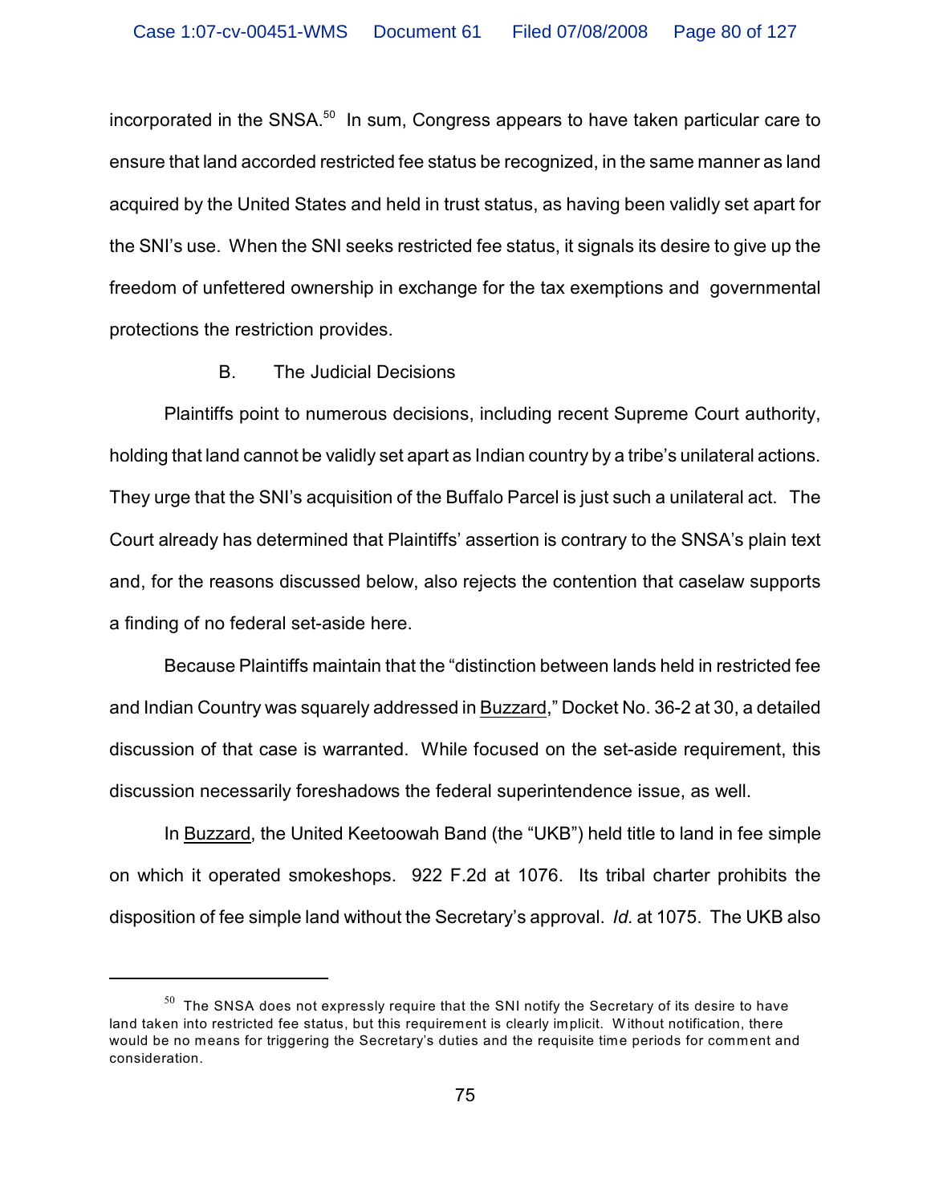incorporated in the SNSA.[50] In sum, Congress appears to have taken particular care to ensure that land accorded restricted fee status be recognized, in the same manner as land acquired by the United States and held in trust status, as having been validly set apart for the SNI's use. When the SNI seeks restricted fee status, it signals its desire to give up the freedom of unfettered ownership in exchange for the tax exemptions and governmental protections the restriction provides.

B. The Judicial Decisions

Plaintiffs point to numerous decisions, including recent Supreme Court authority, holding that land cannot be validly set apart as Indian country by a tribe's unilateral actions. They urge that the SNI's acquisition of the Buffalo Parcel is just such a unilateral act. The Court already has determined that Plaintiffs' assertion is contrary to the SNSA's plain text and, for the reasons discussed below, also rejects the contention that caselaw supports a finding of no federal set-aside here.

Because Plaintiffs maintain that the "distinction between lands held in restricted fee and Indian Country was squarely addressed in Buzzard," Docket No. 36-2 at 30, a detailed discussion of that case is warranted. While focused on the set-aside requirement, this discussion necessarily foreshadows the federal superintendence issue, as well.

In Buzzard, the United Keetoowah Band (the "UKB") held title to land in fee simple on which it operated smokeshops. 922 F.2d at 1076. Its tribal charter prohibits the disposition of fee simple land without the Secretary's approval. *Id.* at 1075. The UKB also

---

[50] The SNSA does not expressly require that the SNI notify the Secretary of its desire to have land taken into restricted fee status, but this requirement is clearly implicit. Without notification, there would be no means for triggering the Secretary's duties and the requisite time periods for comment and consideration.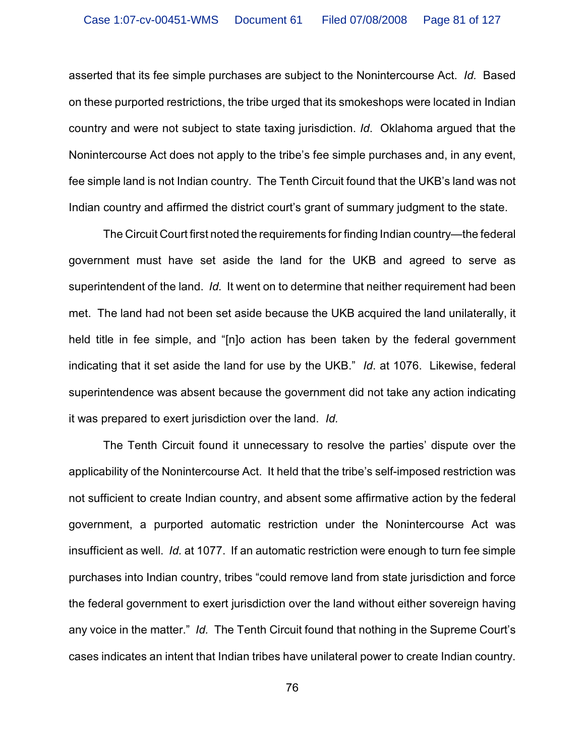asserted that its fee simple purchases are subject to the Nonintercourse Act. *Id.* Based on these purported restrictions, the tribe urged that its smokeshops were located in Indian country and were not subject to state taxing jurisdiction. *Id*. Oklahoma argued that the Nonintercourse Act does not apply to the tribe's fee simple purchases and, in any event, fee simple land is not Indian country. The Tenth Circuit found that the UKB's land was not Indian country and affirmed the district court's grant of summary judgment to the state.

The Circuit Court first noted the requirements for finding Indian country—the federal government must have set aside the land for the UKB and agreed to serve as superintendent of the land. *Id.* It went on to determine that neither requirement had been met. The land had not been set aside because the UKB acquired the land unilaterally, it held title in fee simple, and "[n]o action has been taken by the federal government indicating that it set aside the land for use by the UKB." *Id*. at 1076. Likewise, federal superintendence was absent because the government did not take any action indicating it was prepared to exert jurisdiction over the land. *Id.*

The Tenth Circuit found it unnecessary to resolve the parties' dispute over the applicability of the Nonintercourse Act. It held that the tribe's self-imposed restriction was not sufficient to create Indian country, and absent some affirmative action by the federal government, a purported automatic restriction under the Nonintercourse Act was insufficient as well. *Id.* at 1077. If an automatic restriction were enough to turn fee simple purchases into Indian country, tribes "could remove land from state jurisdiction and force the federal government to exert jurisdiction over the land without either sovereign having any voice in the matter." *Id.* The Tenth Circuit found that nothing in the Supreme Court's cases indicates an intent that Indian tribes have unilateral power to create Indian country.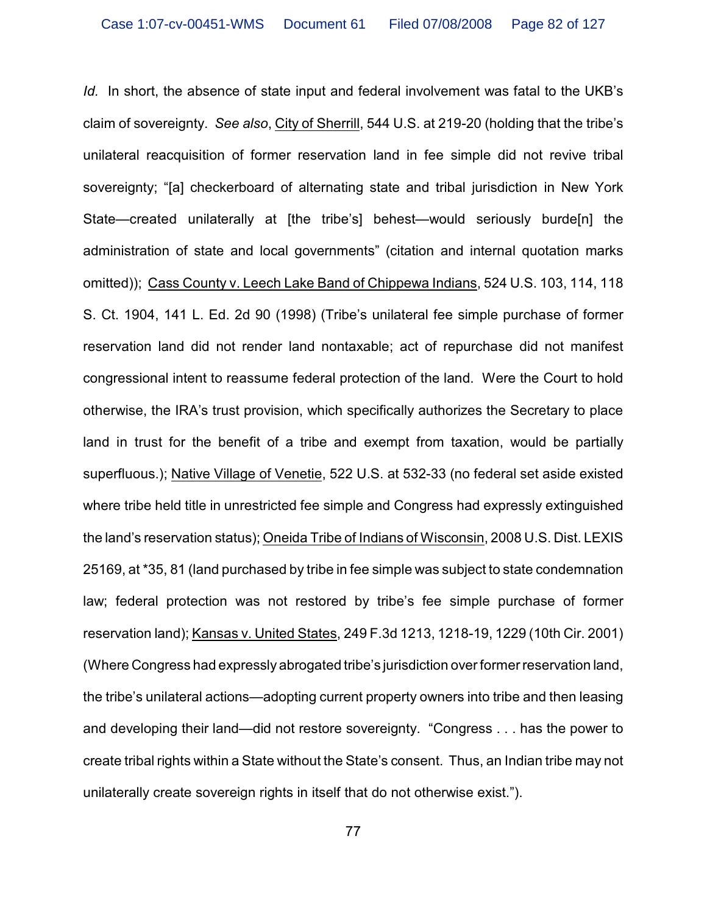*Id.* In short, the absence of state input and federal involvement was fatal to the UKB's claim of sovereignty. *See also*, City of Sherrill, 544 U.S. at 219-20 (holding that the tribe's unilateral reacquisition of former reservation land in fee simple did not revive tribal sovereignty; "[a] checkerboard of alternating state and tribal jurisdiction in New York State—created unilaterally at [the tribe's] behest—would seriously burde[n] the administration of state and local governments" (citation and internal quotation marks omitted)); Cass County v. Leech Lake Band of Chippewa Indians, 524 U.S. 103, 114, 118 S. Ct. 1904, 141 L. Ed. 2d 90 (1998) (Tribe's unilateral fee simple purchase of former reservation land did not render land nontaxable; act of repurchase did not manifest congressional intent to reassume federal protection of the land. Were the Court to hold otherwise, the IRA's trust provision, which specifically authorizes the Secretary to place land in trust for the benefit of a tribe and exempt from taxation, would be partially superfluous.); Native Village of Venetie, 522 U.S. at 532-33 (no federal set aside existed where tribe held title in unrestricted fee simple and Congress had expressly extinguished the land's reservation status); Oneida Tribe of Indians of Wisconsin, 2008 U.S. Dist. LEXIS 25169, at *35, 81 (land purchased by tribe in fee simple was subject to state condemnation law; federal protection was not restored by tribe's fee simple purchase of former reservation land); Kansas v. United States, 249 F.3d 1213, 1218-19, 1229 (10th Cir. 2001) (Where Congress had expressly abrogated tribe's jurisdiction over former reservation land, the tribe's unilateral actions—adopting current property owners into tribe and then leasing and developing their land—did not restore sovereignty. "Congress . . . has the power to create tribal rights within a State without the State's consent. Thus, an Indian tribe may not unilaterally create sovereign rights in itself that do not otherwise exist.").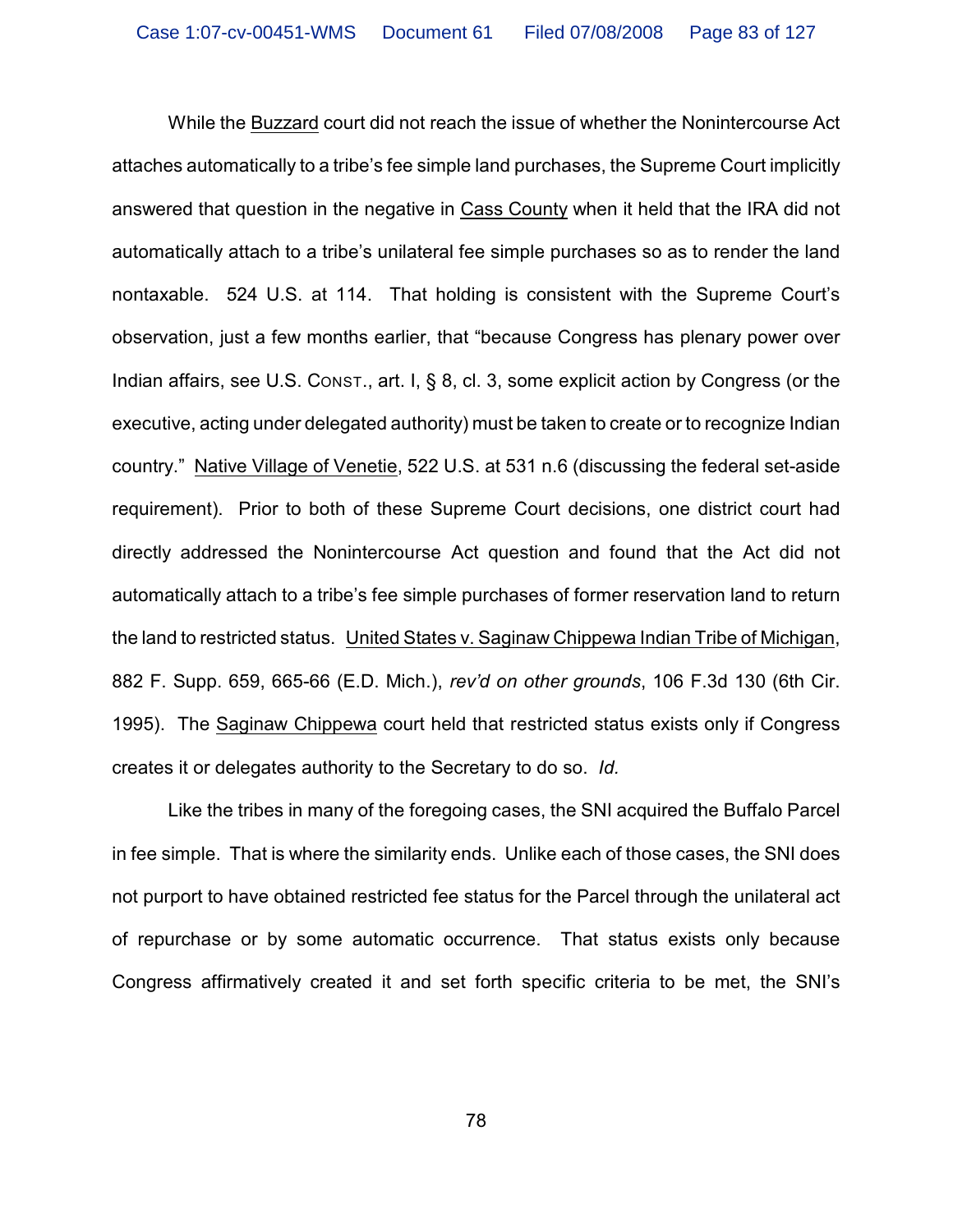While the Buzzard court did not reach the issue of whether the Nonintercourse Act attaches automatically to a tribe's fee simple land purchases, the Supreme Court implicitly answered that question in the negative in Cass County when it held that the IRA did not automatically attach to a tribe's unilateral fee simple purchases so as to render the land nontaxable. 524 U.S. at 114. That holding is consistent with the Supreme Court's observation, just a few months earlier, that "because Congress has plenary power over Indian affairs, see U.S. CONST., art. I, § 8, cl. 3, some explicit action by Congress (or the executive, acting under delegated authority) must be taken to create or to recognize Indian country." Native Village of Venetie, 522 U.S. at 531 n.6 (discussing the federal set-aside requirement). Prior to both of these Supreme Court decisions, one district court had directly addressed the Nonintercourse Act question and found that the Act did not automatically attach to a tribe's fee simple purchases of former reservation land to return the land to restricted status. United States v. Saginaw Chippewa Indian Tribe of Michigan, 882 F. Supp. 659, 665-66 (E.D. Mich.), *rev'd on other grounds*, 106 F.3d 130 (6th Cir. 1995). The Saginaw Chippewa court held that restricted status exists only if Congress creates it or delegates authority to the Secretary to do so. *Id.*

Like the tribes in many of the foregoing cases, the SNI acquired the Buffalo Parcel in fee simple. That is where the similarity ends. Unlike each of those cases, the SNI does not purport to have obtained restricted fee status for the Parcel through the unilateral act of repurchase or by some automatic occurrence. That status exists only because Congress affirmatively created it and set forth specific criteria to be met, the SNI's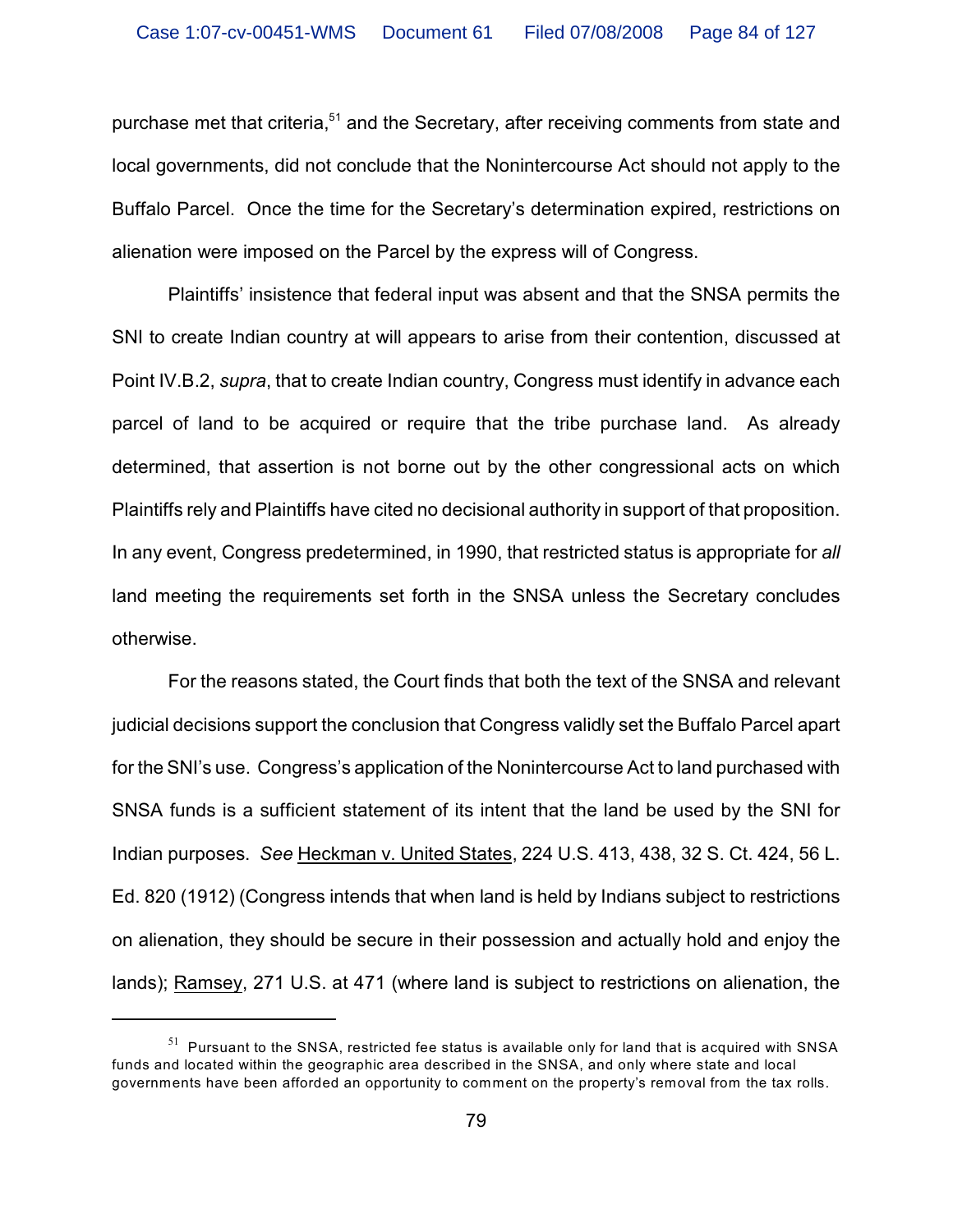purchase met that criteria,[51] and the Secretary, after receiving comments from state and local governments, did not conclude that the Nonintercourse Act should not apply to the Buffalo Parcel. Once the time for the Secretary's determination expired, restrictions on alienation were imposed on the Parcel by the express will of Congress.

Plaintiffs' insistence that federal input was absent and that the SNSA permits the SNI to create Indian country at will appears to arise from their contention, discussed at Point IV.B.2, *supra*, that to create Indian country, Congress must identify in advance each parcel of land to be acquired or require that the tribe purchase land. As already determined, that assertion is not borne out by the other congressional acts on which Plaintiffs rely and Plaintiffs have cited no decisional authority in support of that proposition. In any event, Congress predetermined, in 1990, that restricted status is appropriate for *all* land meeting the requirements set forth in the SNSA unless the Secretary concludes otherwise.

For the reasons stated, the Court finds that both the text of the SNSA and relevant judicial decisions support the conclusion that Congress validly set the Buffalo Parcel apart for the SNI's use. Congress's application of the Nonintercourse Act to land purchased with SNSA funds is a sufficient statement of its intent that the land be used by the SNI for Indian purposes. *See* Heckman v. United States, 224 U.S. 413, 438, 32 S. Ct. 424, 56 L. Ed. 820 (1912) (Congress intends that when land is held by Indians subject to restrictions on alienation, they should be secure in their possession and actually hold and enjoy the lands); Ramsey, 271 U.S. at 471 (where land is subject to restrictions on alienation, the

---

[51] Pursuant to the SNSA, restricted fee status is available only for land that is acquired with SNSA funds and located within the geographic area described in the SNSA, and only where state and local governments have been afforded an opportunity to comment on the property's removal from the tax rolls.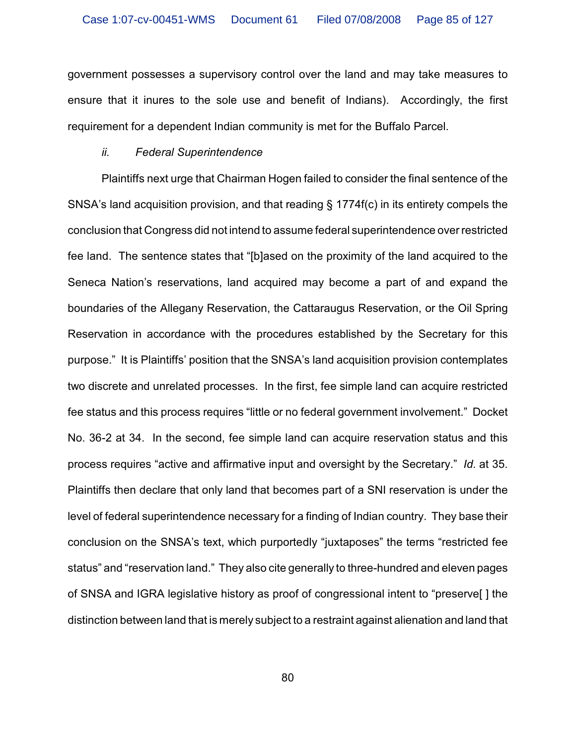government possesses a supervisory control over the land and may take measures to ensure that it inures to the sole use and benefit of Indians). Accordingly, the first requirement for a dependent Indian community is met for the Buffalo Parcel.

*ii. Federal Superintendence*

Plaintiffs next urge that Chairman Hogen failed to consider the final sentence of the SNSA's land acquisition provision, and that reading § 1774f(c) in its entirety compels the conclusion that Congress did not intend to assume federal superintendence over restricted fee land. The sentence states that "[b]ased on the proximity of the land acquired to the Seneca Nation's reservations, land acquired may become a part of and expand the boundaries of the Allegany Reservation, the Cattaraugus Reservation, or the Oil Spring Reservation in accordance with the procedures established by the Secretary for this purpose." It is Plaintiffs' position that the SNSA's land acquisition provision contemplates two discrete and unrelated processes. In the first, fee simple land can acquire restricted fee status and this process requires "little or no federal government involvement." Docket No. 36-2 at 34. In the second, fee simple land can acquire reservation status and this process requires "active and affirmative input and oversight by the Secretary." *Id.* at 35. Plaintiffs then declare that only land that becomes part of a SNI reservation is under the level of federal superintendence necessary for a finding of Indian country. They base their conclusion on the SNSA's text, which purportedly "juxtaposes" the terms "restricted fee status" and "reservation land." They also cite generally to three-hundred and eleven pages of SNSA and IGRA legislative history as proof of congressional intent to "preserve[ ] the distinction between land that is merely subject to a restraint against alienation and land that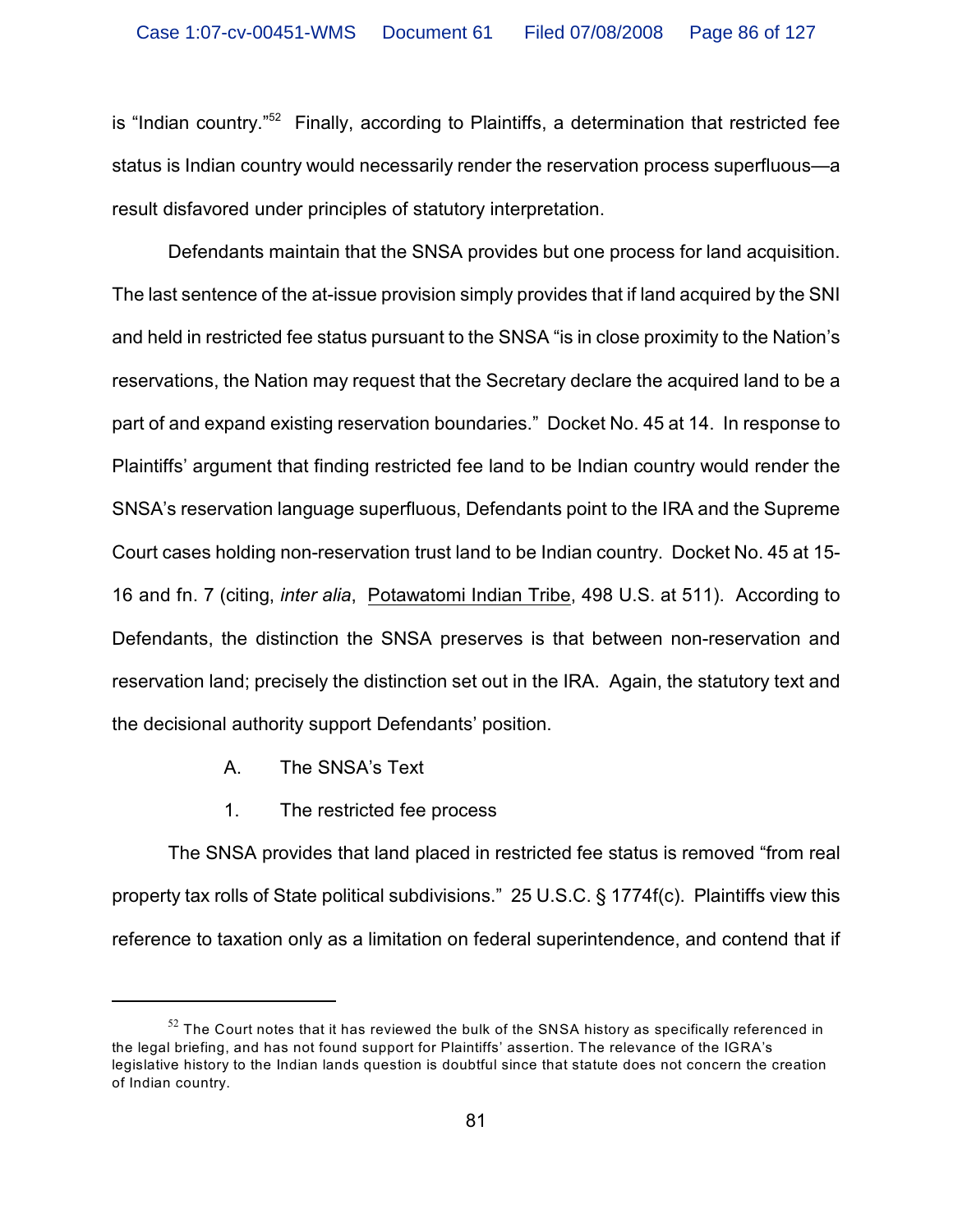is "Indian country."[52] Finally, according to Plaintiffs, a determination that restricted fee status is Indian country would necessarily render the reservation process superfluous—a result disfavored under principles of statutory interpretation.

Defendants maintain that the SNSA provides but one process for land acquisition. The last sentence of the at-issue provision simply provides that if land acquired by the SNI and held in restricted fee status pursuant to the SNSA "is in close proximity to the Nation's reservations, the Nation may request that the Secretary declare the acquired land to be a part of and expand existing reservation boundaries." Docket No. 45 at 14. In response to Plaintiffs' argument that finding restricted fee land to be Indian country would render the SNSA's reservation language superfluous, Defendants point to the IRA and the Supreme Court cases holding non-reservation trust land to be Indian country. Docket No. 45 at 15-16 and fn. 7 (citing, *inter alia*, Potawatomi Indian Tribe, 498 U.S. at 511). According to Defendants, the distinction the SNSA preserves is that between non-reservation and reservation land; precisely the distinction set out in the IRA. Again, the statutory text and the decisional authority support Defendants' position.

A. The SNSA's Text

1. The restricted fee process

The SNSA provides that land placed in restricted fee status is removed "from real property tax rolls of State political subdivisions." 25 U.S.C. § 1774f(c). Plaintiffs view this reference to taxation only as a limitation on federal superintendence, and contend that if

[52] The Court notes that it has reviewed the bulk of the SNSA history as specifically referenced in the legal briefing, and has not found support for Plaintiffs' assertion. The relevance of the IGRA's legislative history to the Indian lands question is doubtful since that statute does not concern the creation of Indian country.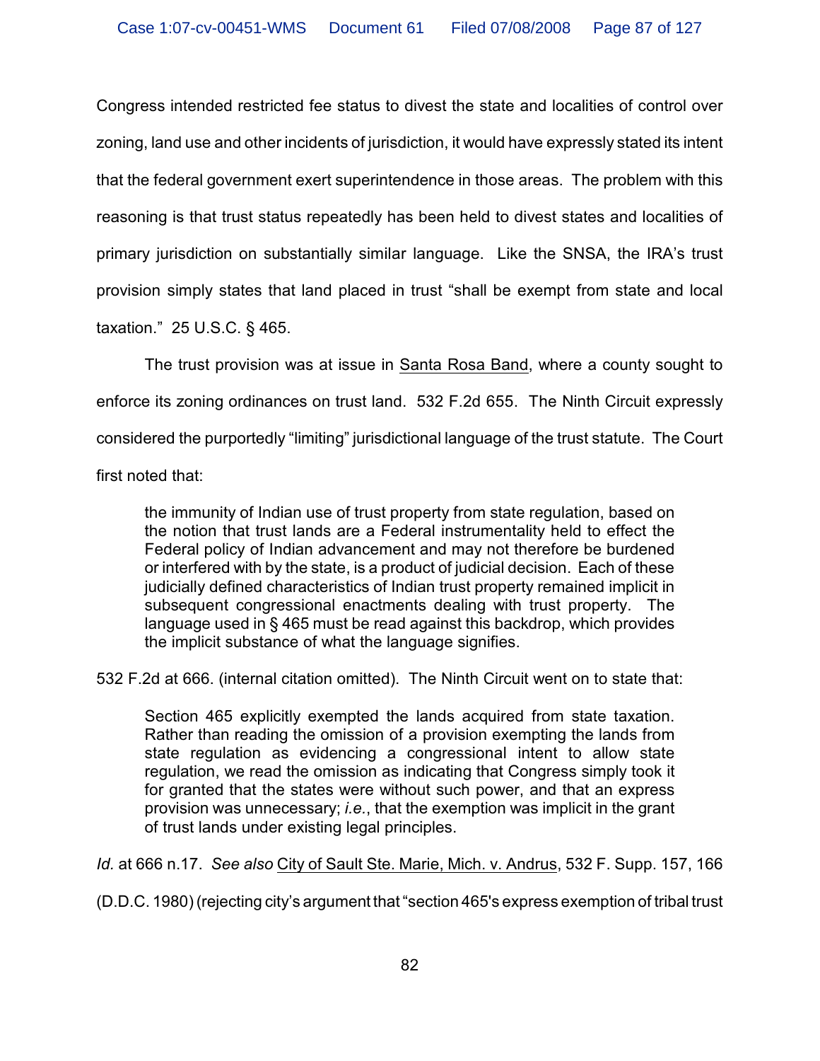Congress intended restricted fee status to divest the state and localities of control over zoning, land use and other incidents of jurisdiction, it would have expressly stated its intent that the federal government exert superintendence in those areas. The problem with this reasoning is that trust status repeatedly has been held to divest states and localities of primary jurisdiction on substantially similar language. Like the SNSA, the IRA's trust provision simply states that land placed in trust "shall be exempt from state and local taxation." 25 U.S.C. § 465.

The trust provision was at issue in Santa Rosa Band, where a county sought to enforce its zoning ordinances on trust land. 532 F.2d 655. The Ninth Circuit expressly considered the purportedly "limiting" jurisdictional language of the trust statute. The Court first noted that:

> the immunity of Indian use of trust property from state regulation, based on the notion that trust lands are a Federal instrumentality held to effect the Federal policy of Indian advancement and may not therefore be burdened or interfered with by the state, is a product of judicial decision. Each of these judicially defined characteristics of Indian trust property remained implicit in subsequent congressional enactments dealing with trust property. The language used in § 465 must be read against this backdrop, which provides the implicit substance of what the language signifies.

532 F.2d at 666. (internal citation omitted). The Ninth Circuit went on to state that:

> Section 465 explicitly exempted the lands acquired from state taxation. Rather than reading the omission of a provision exempting the lands from state regulation as evidencing a congressional intent to allow state regulation, we read the omission as indicating that Congress simply took it for granted that the states were without such power, and that an express provision was unnecessary; *i.e.*, that the exemption was implicit in the grant of trust lands under existing legal principles.

*Id.* at 666 n.17. *See also* City of Sault Ste. Marie, Mich. v. Andrus, 532 F. Supp. 157, 166 (D.D.C. 1980) (rejecting city's argument that "section 465's express exemption of tribal trust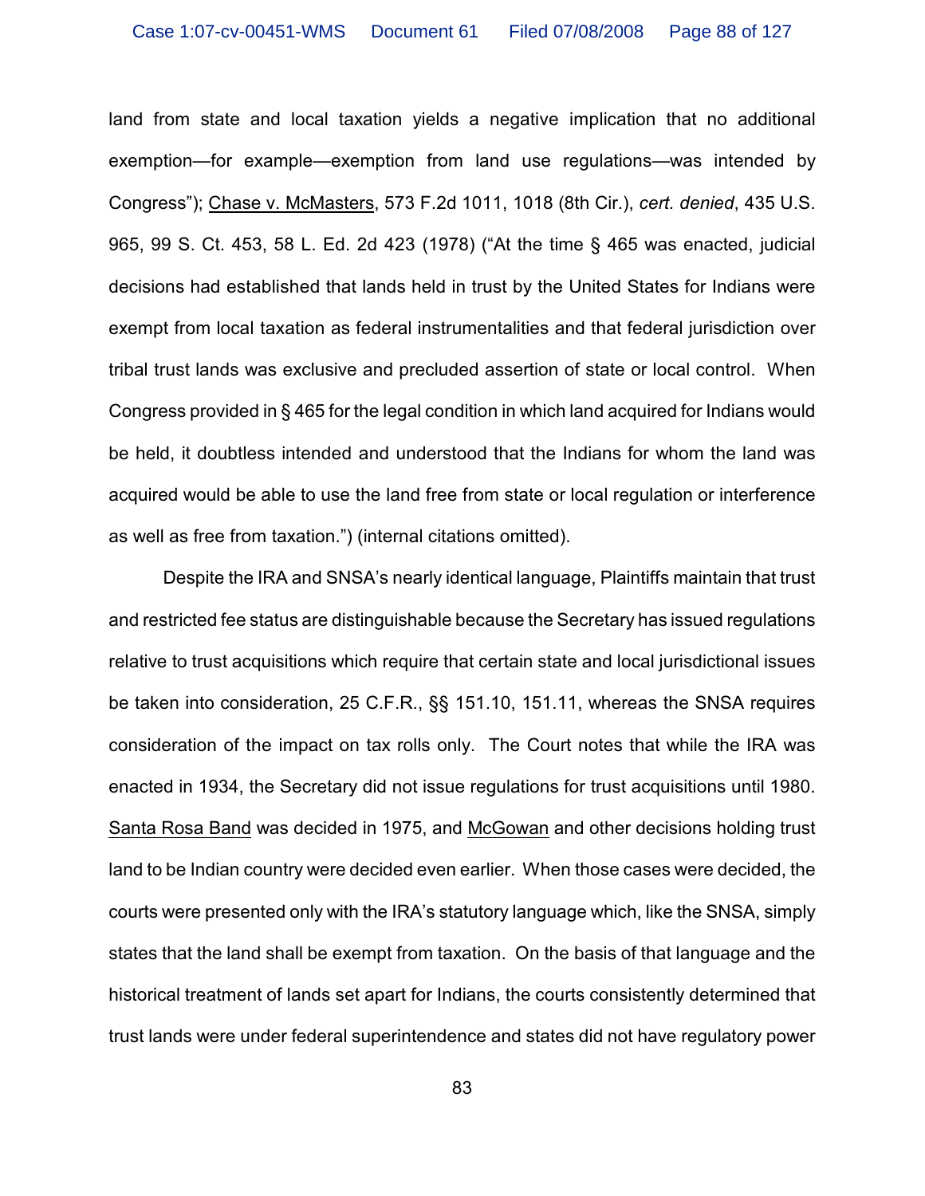land from state and local taxation yields a negative implication that no additional exemption—for example—exemption from land use regulations—was intended by Congress"); Chase v. McMasters, 573 F.2d 1011, 1018 (8th Cir.), *cert. denied*, 435 U.S. 965, 99 S. Ct. 453, 58 L. Ed. 2d 423 (1978) ("At the time § 465 was enacted, judicial decisions had established that lands held in trust by the United States for Indians were exempt from local taxation as federal instrumentalities and that federal jurisdiction over tribal trust lands was exclusive and precluded assertion of state or local control. When Congress provided in § 465 for the legal condition in which land acquired for Indians would be held, it doubtless intended and understood that the Indians for whom the land was acquired would be able to use the land free from state or local regulation or interference as well as free from taxation.") (internal citations omitted).

Despite the IRA and SNSA's nearly identical language, Plaintiffs maintain that trust and restricted fee status are distinguishable because the Secretary has issued regulations relative to trust acquisitions which require that certain state and local jurisdictional issues be taken into consideration, 25 C.F.R., §§ 151.10, 151.11, whereas the SNSA requires consideration of the impact on tax rolls only. The Court notes that while the IRA was enacted in 1934, the Secretary did not issue regulations for trust acquisitions until 1980. Santa Rosa Band was decided in 1975, and McGowan and other decisions holding trust land to be Indian country were decided even earlier. When those cases were decided, the courts were presented only with the IRA's statutory language which, like the SNSA, simply states that the land shall be exempt from taxation. On the basis of that language and the historical treatment of lands set apart for Indians, the courts consistently determined that trust lands were under federal superintendence and states did not have regulatory power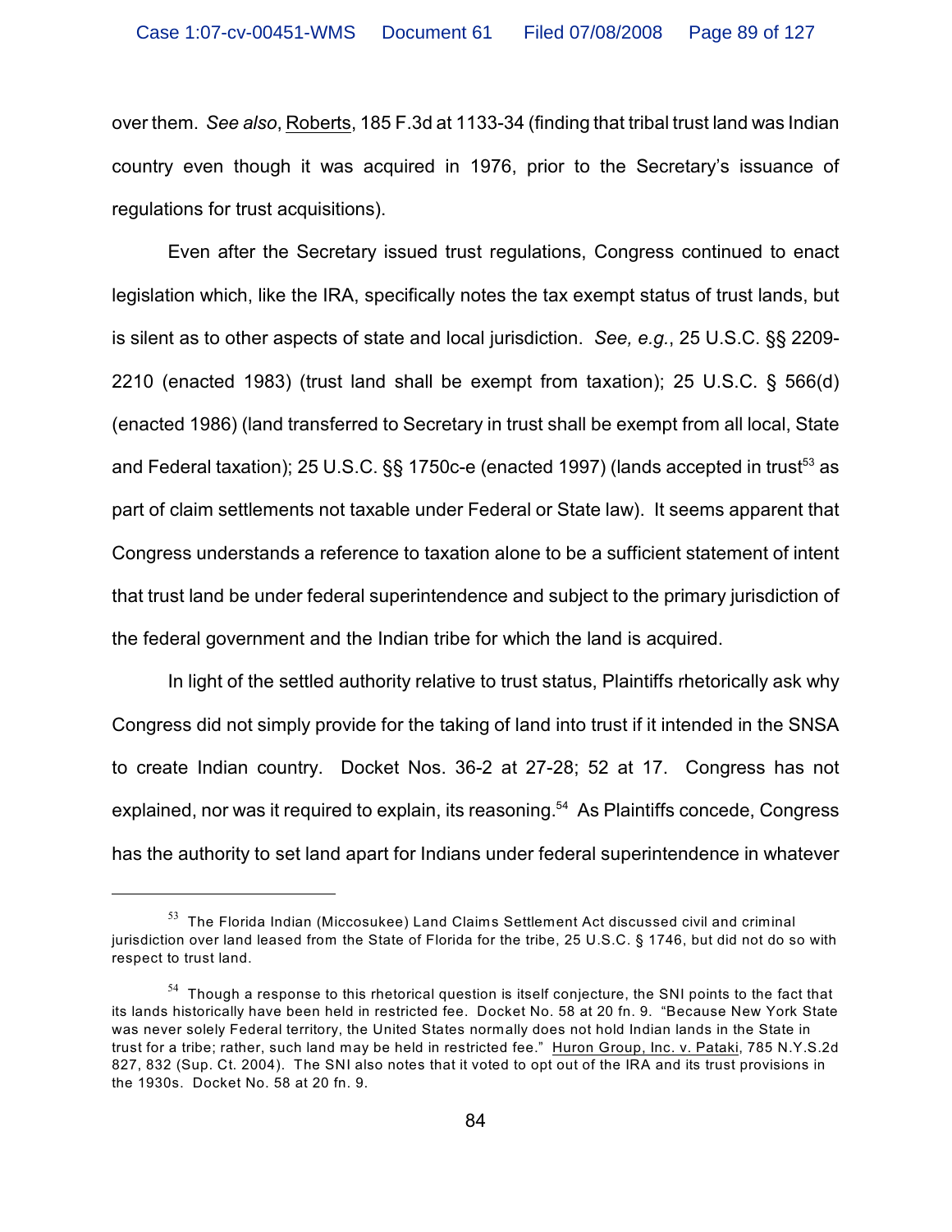over them. *See also*, Roberts, 185 F.3d at 1133-34 (finding that tribal trust land was Indian country even though it was acquired in 1976, prior to the Secretary's issuance of regulations for trust acquisitions).

Even after the Secretary issued trust regulations, Congress continued to enact legislation which, like the IRA, specifically notes the tax exempt status of trust lands, but is silent as to other aspects of state and local jurisdiction. *See, e.g.*, 25 U.S.C. §§ 2209-2210 (enacted 1983) (trust land shall be exempt from taxation); 25 U.S.C. § 566(d) (enacted 1986) (land transferred to Secretary in trust shall be exempt from all local, State and Federal taxation); 25 U.S.C. §§ 1750c-e (enacted 1997) (lands accepted in trust[53] as part of claim settlements not taxable under Federal or State law). It seems apparent that Congress understands a reference to taxation alone to be a sufficient statement of intent that trust land be under federal superintendence and subject to the primary jurisdiction of the federal government and the Indian tribe for which the land is acquired.

In light of the settled authority relative to trust status, Plaintiffs rhetorically ask why Congress did not simply provide for the taking of land into trust if it intended in the SNSA to create Indian country. Docket Nos. 36-2 at 27-28; 52 at 17. Congress has not explained, nor was it required to explain, its reasoning.[54] As Plaintiffs concede, Congress has the authority to set land apart for Indians under federal superintendence in whatever

---

[53] The Florida Indian (Miccosukee) Land Claims Settlement Act discussed civil and criminal jurisdiction over land leased from the State of Florida for the tribe, 25 U.S.C. § 1746, but did not do so with respect to trust land.

[54] Though a response to this rhetorical question is itself conjecture, the SNI points to the fact that its lands historically have been held in restricted fee. Docket No. 58 at 20 fn. 9. "Because New York State was never solely Federal territory, the United States normally does not hold Indian lands in the State in trust for a tribe; rather, such land may be held in restricted fee." Huron Group, Inc. v. Pataki, 785 N.Y.S.2d 827, 832 (Sup. Ct. 2004). The SNI also notes that it voted to opt out of the IRA and its trust provisions in the 1930s. Docket No. 58 at 20 fn. 9.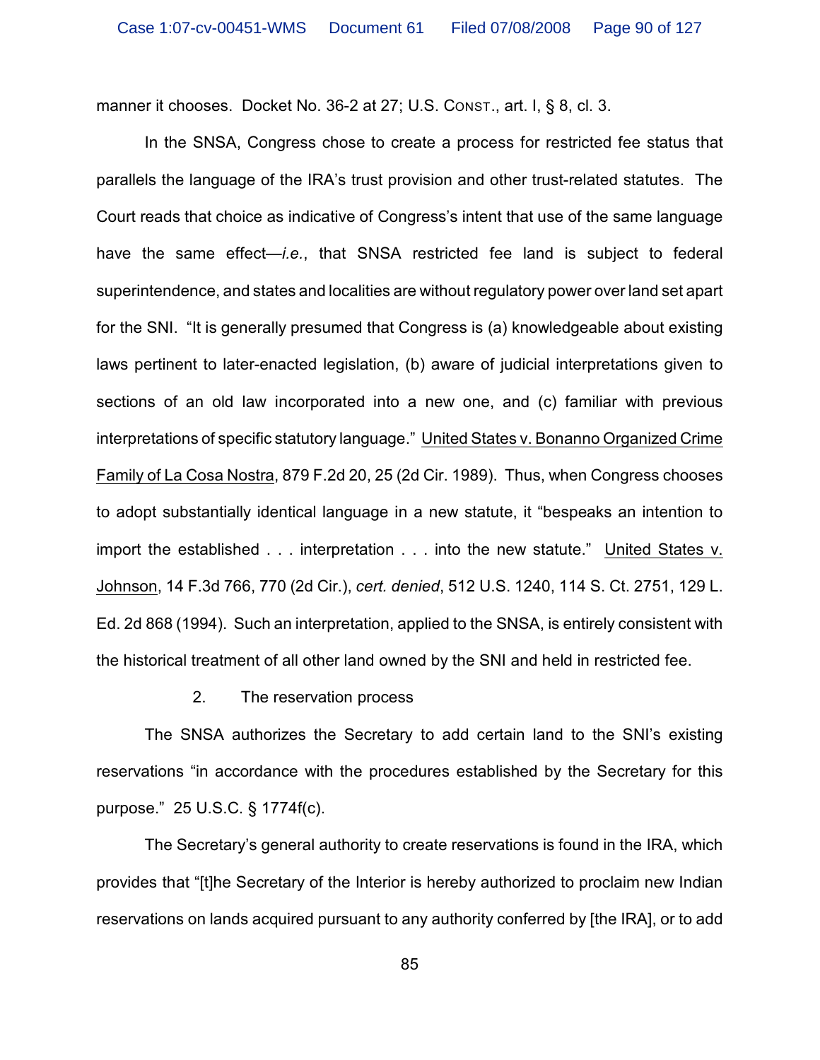manner it chooses. Docket No. 36-2 at 27; U.S. CONST., art. I, § 8, cl. 3.

In the SNSA, Congress chose to create a process for restricted fee status that parallels the language of the IRA's trust provision and other trust-related statutes. The Court reads that choice as indicative of Congress's intent that use of the same language have the same effect—*i.e.*, that SNSA restricted fee land is subject to federal superintendence, and states and localities are without regulatory power over land set apart for the SNI. "It is generally presumed that Congress is (a) knowledgeable about existing laws pertinent to later-enacted legislation, (b) aware of judicial interpretations given to sections of an old law incorporated into a new one, and (c) familiar with previous interpretations of specific statutory language." United States v. Bonanno Organized Crime Family of La Cosa Nostra, 879 F.2d 20, 25 (2d Cir. 1989). Thus, when Congress chooses to adopt substantially identical language in a new statute, it "bespeaks an intention to import the established . . . interpretation . . . into the new statute." United States v. Johnson, 14 F.3d 766, 770 (2d Cir.), *cert. denied*, 512 U.S. 1240, 114 S. Ct. 2751, 129 L. Ed. 2d 868 (1994). Such an interpretation, applied to the SNSA, is entirely consistent with the historical treatment of all other land owned by the SNI and held in restricted fee.

2. The reservation process

The SNSA authorizes the Secretary to add certain land to the SNI's existing reservations "in accordance with the procedures established by the Secretary for this purpose." 25 U.S.C. § 1774f(c).

The Secretary's general authority to create reservations is found in the IRA, which provides that "[t]he Secretary of the Interior is hereby authorized to proclaim new Indian reservations on lands acquired pursuant to any authority conferred by [the IRA], or to add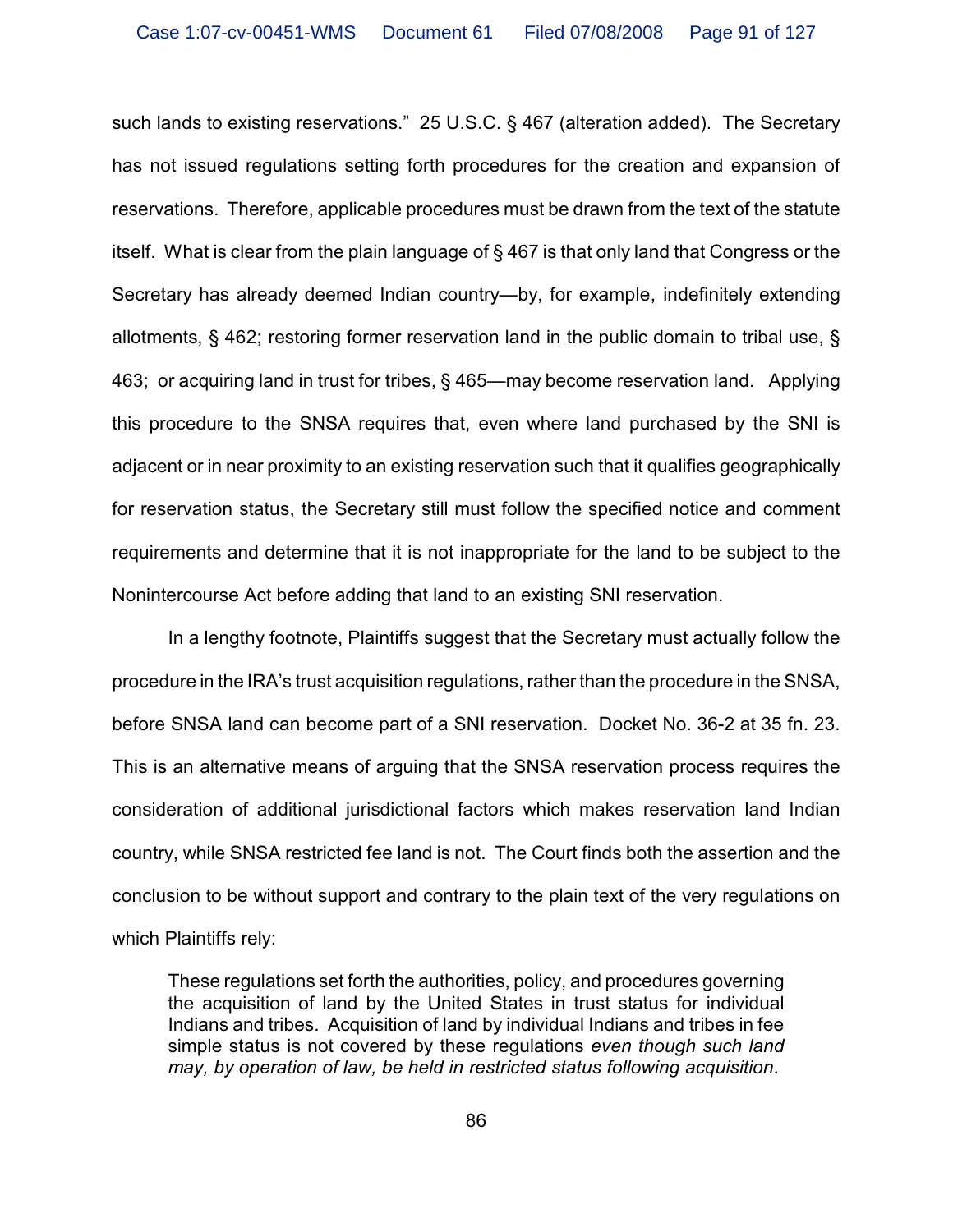such lands to existing reservations." 25 U.S.C. § 467 (alteration added). The Secretary has not issued regulations setting forth procedures for the creation and expansion of reservations. Therefore, applicable procedures must be drawn from the text of the statute itself. What is clear from the plain language of § 467 is that only land that Congress or the Secretary has already deemed Indian country—by, for example, indefinitely extending allotments, § 462; restoring former reservation land in the public domain to tribal use, § 463; or acquiring land in trust for tribes, § 465—may become reservation land. Applying this procedure to the SNSA requires that, even where land purchased by the SNI is adjacent or in near proximity to an existing reservation such that it qualifies geographically for reservation status, the Secretary still must follow the specified notice and comment requirements and determine that it is not inappropriate for the land to be subject to the Nonintercourse Act before adding that land to an existing SNI reservation.

In a lengthy footnote, Plaintiffs suggest that the Secretary must actually follow the procedure in the IRA's trust acquisition regulations, rather than the procedure in the SNSA, before SNSA land can become part of a SNI reservation. Docket No. 36-2 at 35 fn. 23. This is an alternative means of arguing that the SNSA reservation process requires the consideration of additional jurisdictional factors which makes reservation land Indian country, while SNSA restricted fee land is not. The Court finds both the assertion and the conclusion to be without support and contrary to the plain text of the very regulations on which Plaintiffs rely:

> These regulations set forth the authorities, policy, and procedures governing the acquisition of land by the United States in trust status for individual Indians and tribes. Acquisition of land by individual Indians and tribes in fee simple status is not covered by these regulations *even though such land may, by operation of law, be held in restricted status following acquisition*.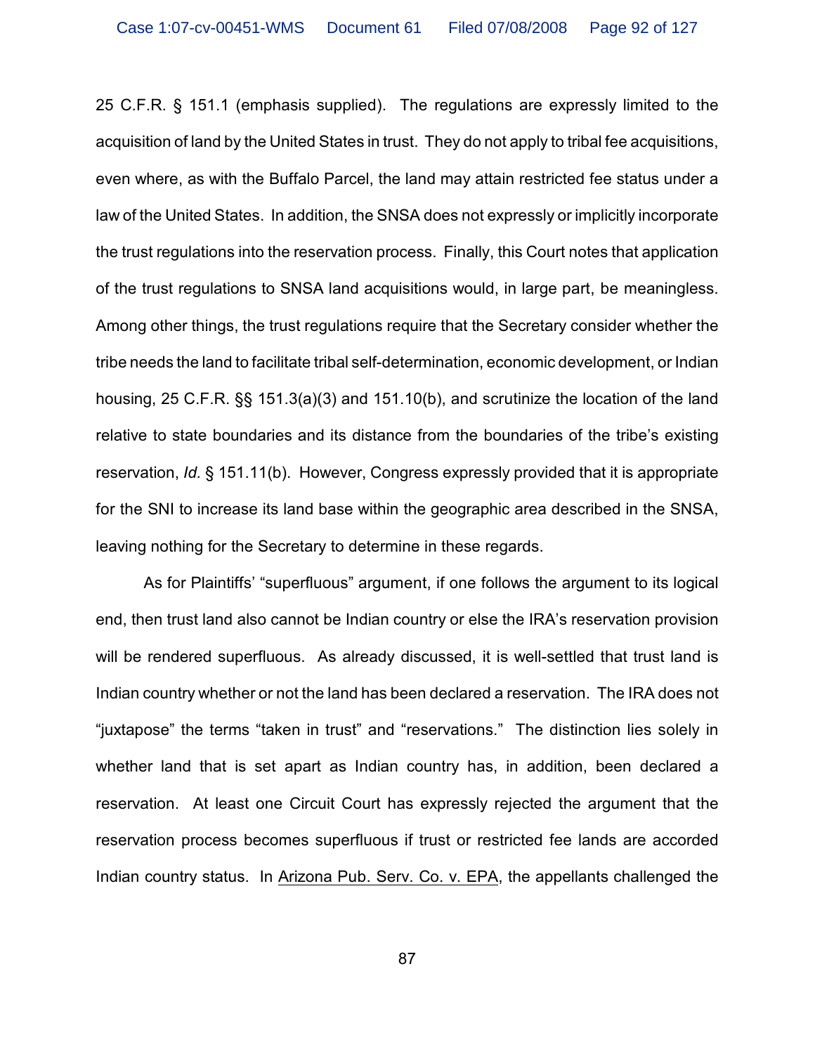25 C.F.R. § 151.1 (emphasis supplied). The regulations are expressly limited to the acquisition of land by the United States in trust. They do not apply to tribal fee acquisitions, even where, as with the Buffalo Parcel, the land may attain restricted fee status under a law of the United States. In addition, the SNSA does not expressly or implicitly incorporate the trust regulations into the reservation process. Finally, this Court notes that application of the trust regulations to SNSA land acquisitions would, in large part, be meaningless. Among other things, the trust regulations require that the Secretary consider whether the tribe needs the land to facilitate tribal self-determination, economic development, or Indian housing, 25 C.F.R. §§ 151.3(a)(3) and 151.10(b), and scrutinize the location of the land relative to state boundaries and its distance from the boundaries of the tribe's existing reservation, *Id.* § 151.11(b). However, Congress expressly provided that it is appropriate for the SNI to increase its land base within the geographic area described in the SNSA, leaving nothing for the Secretary to determine in these regards.

As for Plaintiffs' "superfluous" argument, if one follows the argument to its logical end, then trust land also cannot be Indian country or else the IRA's reservation provision will be rendered superfluous. As already discussed, it is well-settled that trust land is Indian country whether or not the land has been declared a reservation. The IRA does not "juxtapose" the terms "taken in trust" and "reservations." The distinction lies solely in whether land that is set apart as Indian country has, in addition, been declared a reservation. At least one Circuit Court has expressly rejected the argument that the reservation process becomes superfluous if trust or restricted fee lands are accorded Indian country status. In <u>Arizona Pub. Serv. Co. v. EPA</u>, the appellants challenged the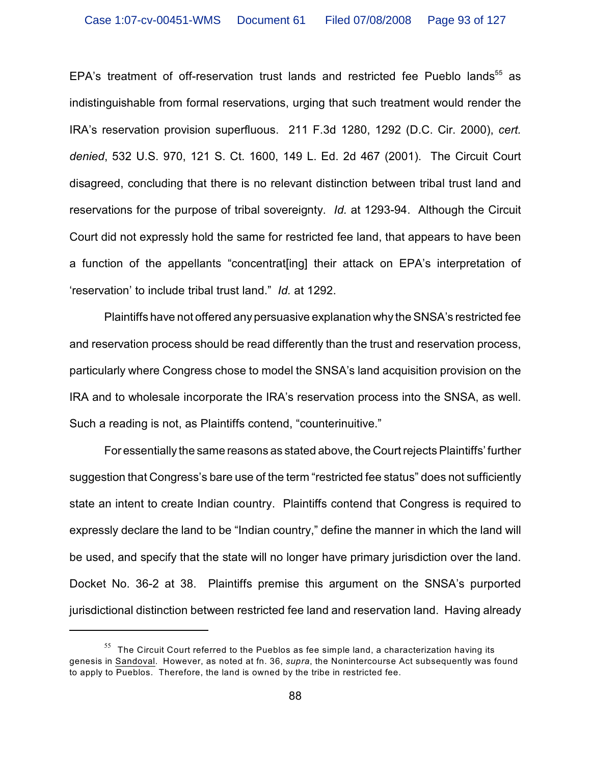EPA's treatment of off-reservation trust lands and restricted fee Pueblo lands[55] as indistinguishable from formal reservations, urging that such treatment would render the IRA's reservation provision superfluous. 211 F.3d 1280, 1292 (D.C. Cir. 2000), *cert. denied*, 532 U.S. 970, 121 S. Ct. 1600, 149 L. Ed. 2d 467 (2001). The Circuit Court disagreed, concluding that there is no relevant distinction between tribal trust land and reservations for the purpose of tribal sovereignty. *Id.* at 1293-94. Although the Circuit Court did not expressly hold the same for restricted fee land, that appears to have been a function of the appellants "concentrat[ing] their attack on EPA's interpretation of 'reservation' to include tribal trust land." *Id.* at 1292.

Plaintiffs have not offered any persuasive explanation why the SNSA's restricted fee and reservation process should be read differently than the trust and reservation process, particularly where Congress chose to model the SNSA's land acquisition provision on the IRA and to wholesale incorporate the IRA's reservation process into the SNSA, as well. Such a reading is not, as Plaintiffs contend, "counterinuitive."

For essentially the same reasons as stated above, the Court rejects Plaintiffs' further suggestion that Congress's bare use of the term "restricted fee status" does not sufficiently state an intent to create Indian country. Plaintiffs contend that Congress is required to expressly declare the land to be "Indian country," define the manner in which the land will be used, and specify that the state will no longer have primary jurisdiction over the land. Docket No. 36-2 at 38. Plaintiffs premise this argument on the SNSA's purported jurisdictional distinction between restricted fee land and reservation land. Having already

---

[55] The Circuit Court referred to the Pueblos as fee simple land, a characterization having its genesis in Sandoval. However, as noted at fn. 36, *supra*, the Nonintercourse Act subsequently was found to apply to Pueblos. Therefore, the land is owned by the tribe in restricted fee.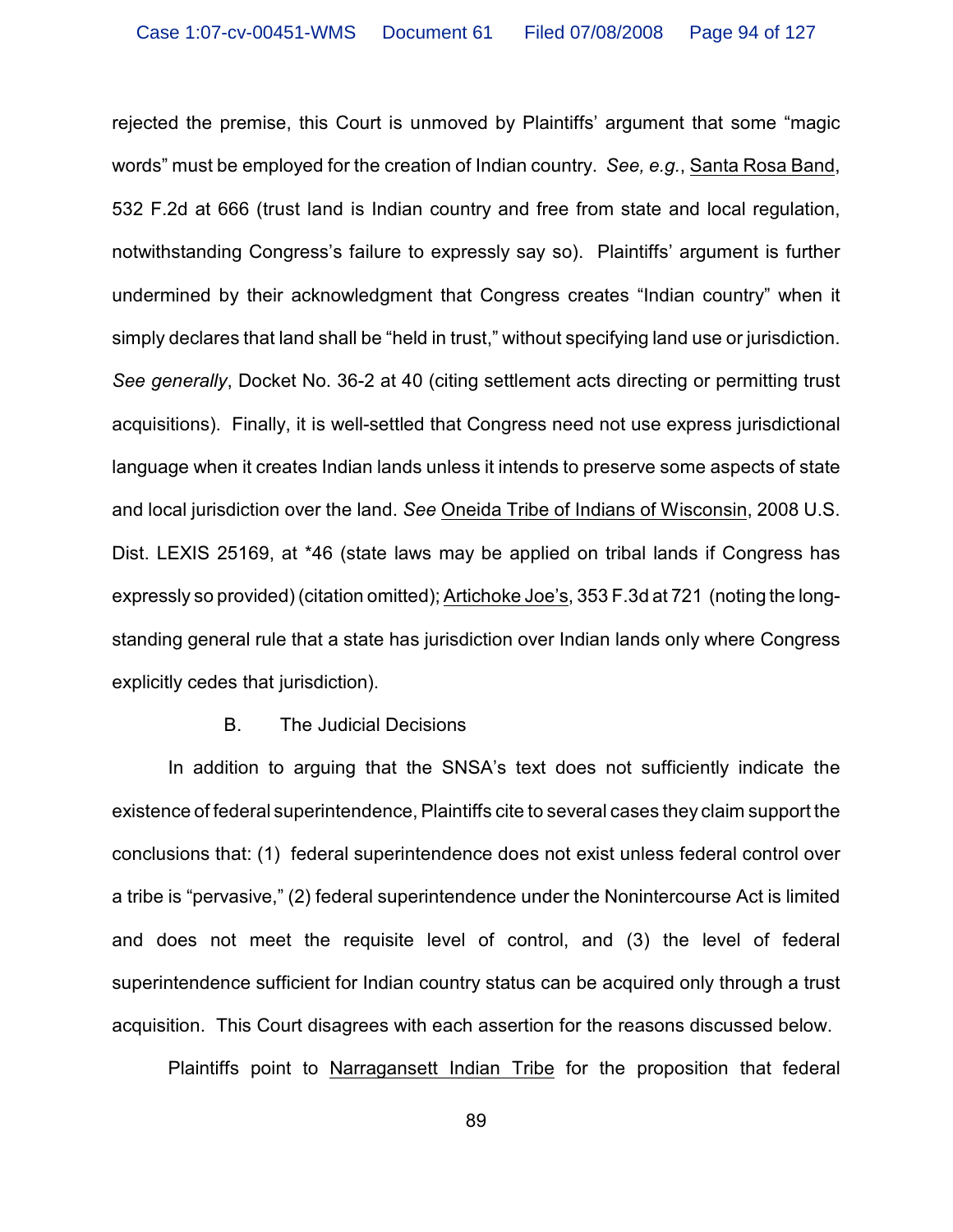rejected the premise, this Court is unmoved by Plaintiffs' argument that some "magic words" must be employed for the creation of Indian country. *See, e.g.*, Santa Rosa Band, 532 F.2d at 666 (trust land is Indian country and free from state and local regulation, notwithstanding Congress's failure to expressly say so). Plaintiffs' argument is further undermined by their acknowledgment that Congress creates "Indian country" when it simply declares that land shall be "held in trust," without specifying land use or jurisdiction. *See generally*, Docket No. 36-2 at 40 (citing settlement acts directing or permitting trust acquisitions). Finally, it is well-settled that Congress need not use express jurisdictional language when it creates Indian lands unless it intends to preserve some aspects of state and local jurisdiction over the land. *See* Oneida Tribe of Indians of Wisconsin, 2008 U.S. Dist. LEXIS 25169, at *46 (state laws may be applied on tribal lands if Congress has expressly so provided) (citation omitted); Artichoke Joe's, 353 F.3d at 721 (noting the long-standing general rule that a state has jurisdiction over Indian lands only where Congress explicitly cedes that jurisdiction).

### B. The Judicial Decisions

In addition to arguing that the SNSA's text does not sufficiently indicate the existence of federal superintendence, Plaintiffs cite to several cases they claim support the conclusions that: (1) federal superintendence does not exist unless federal control over a tribe is "pervasive," (2) federal superintendence under the Nonintercourse Act is limited and does not meet the requisite level of control, and (3) the level of federal superintendence sufficient for Indian country status can be acquired only through a trust acquisition. This Court disagrees with each assertion for the reasons discussed below.

Plaintiffs point to Narragansett Indian Tribe for the proposition that federal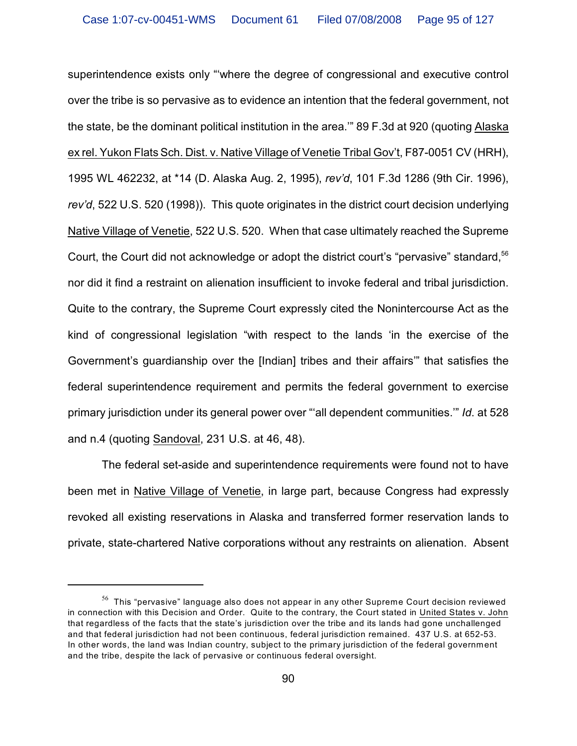superintendence exists only "'where the degree of congressional and executive control over the tribe is so pervasive as to evidence an intention that the federal government, not the state, be the dominant political institution in the area.'" 89 F.3d at 920 (quoting Alaska ex rel. Yukon Flats Sch. Dist. v. Native Village of Venetie Tribal Gov't, F87-0051 CV (HRH), 1995 WL 462232, at *14 (D. Alaska Aug. 2, 1995), *rev'd*, 101 F.3d 1286 (9th Cir. 1996), *rev'd*, 522 U.S. 520 (1998)). This quote originates in the district court decision underlying Native Village of Venetie, 522 U.S. 520. When that case ultimately reached the Supreme Court, the Court did not acknowledge or adopt the district court's "pervasive" standard,[56] nor did it find a restraint on alienation insufficient to invoke federal and tribal jurisdiction. Quite to the contrary, the Supreme Court expressly cited the Nonintercourse Act as the kind of congressional legislation "with respect to the lands 'in the exercise of the Government's guardianship over the [Indian] tribes and their affairs'" that satisfies the federal superintendence requirement and permits the federal government to exercise primary jurisdiction under its general power over "'all dependent communities.'" *Id*. at 528 and n.4 (quoting Sandoval, 231 U.S. at 46, 48).

The federal set-aside and superintendence requirements were found not to have been met in Native Village of Venetie, in large part, because Congress had expressly revoked all existing reservations in Alaska and transferred former reservation lands to private, state-chartered Native corporations without any restraints on alienation. Absent

---

[56] This "pervasive" language also does not appear in any other Supreme Court decision reviewed in connection with this Decision and Order. Quite to the contrary, the Court stated in United States v. John that regardless of the facts that the state's jurisdiction over the tribe and its lands had gone unchallenged and that federal jurisdiction had not been continuous, federal jurisdiction remained. 437 U.S. at 652-53. In other words, the land was Indian country, subject to the primary jurisdiction of the federal government and the tribe, despite the lack of pervasive or continuous federal oversight.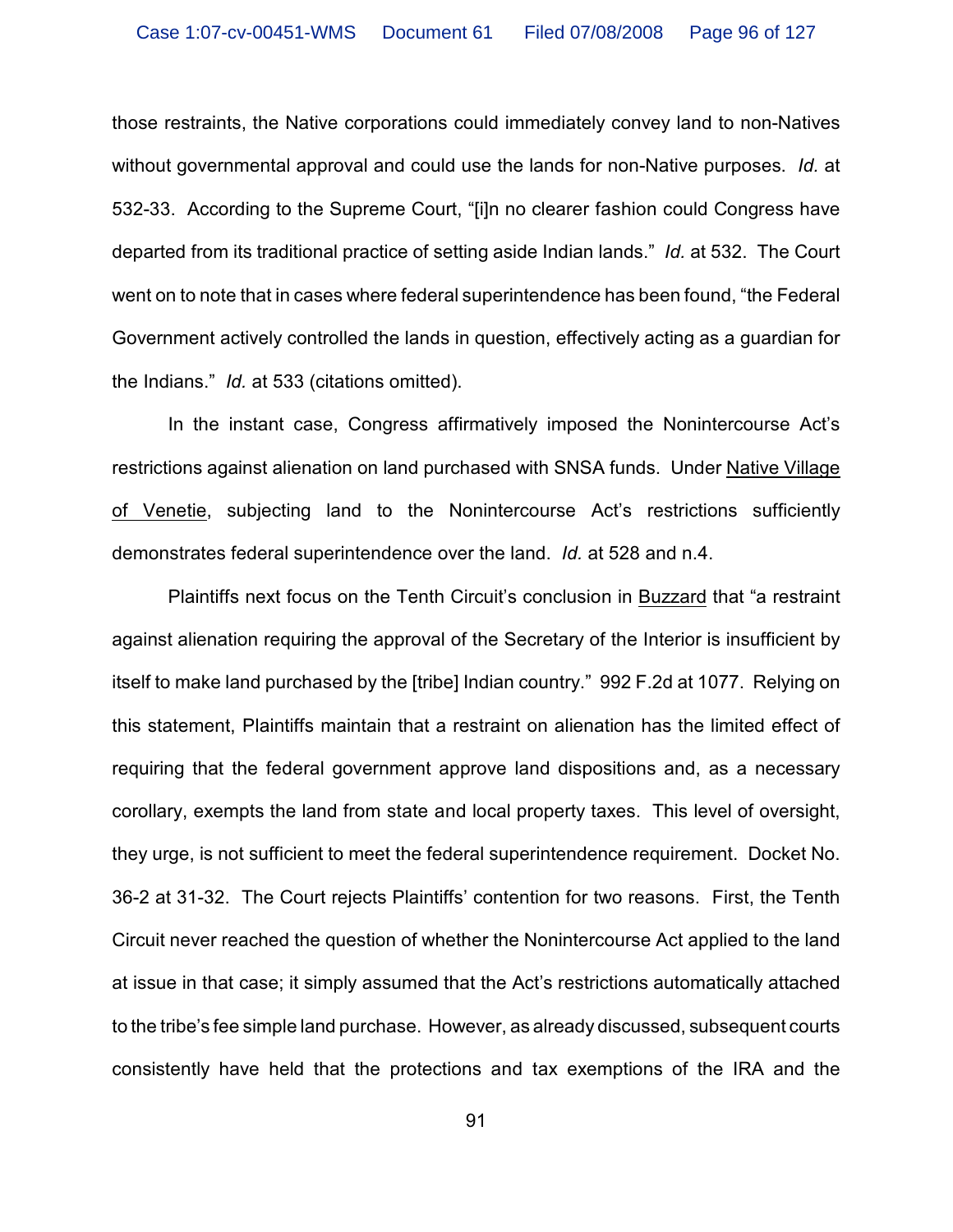those restraints, the Native corporations could immediately convey land to non-Natives without governmental approval and could use the lands for non-Native purposes. *Id.* at 532-33. According to the Supreme Court, "[i]n no clearer fashion could Congress have departed from its traditional practice of setting aside Indian lands." *Id.* at 532. The Court went on to note that in cases where federal superintendence has been found, "the Federal Government actively controlled the lands in question, effectively acting as a guardian for the Indians." *Id.* at 533 (citations omitted).

In the instant case, Congress affirmatively imposed the Nonintercourse Act's restrictions against alienation on land purchased with SNSA funds. Under Native Village of Venetie, subjecting land to the Nonintercourse Act's restrictions sufficiently demonstrates federal superintendence over the land. *Id.* at 528 and n.4.

Plaintiffs next focus on the Tenth Circuit's conclusion in Buzzard that "a restraint against alienation requiring the approval of the Secretary of the Interior is insufficient by itself to make land purchased by the [tribe] Indian country." 992 F.2d at 1077. Relying on this statement, Plaintiffs maintain that a restraint on alienation has the limited effect of requiring that the federal government approve land dispositions and, as a necessary corollary, exempts the land from state and local property taxes. This level of oversight, they urge, is not sufficient to meet the federal superintendence requirement. Docket No. 36-2 at 31-32. The Court rejects Plaintiffs' contention for two reasons. First, the Tenth Circuit never reached the question of whether the Nonintercourse Act applied to the land at issue in that case; it simply assumed that the Act's restrictions automatically attached to the tribe's fee simple land purchase. However, as already discussed, subsequent courts consistently have held that the protections and tax exemptions of the IRA and the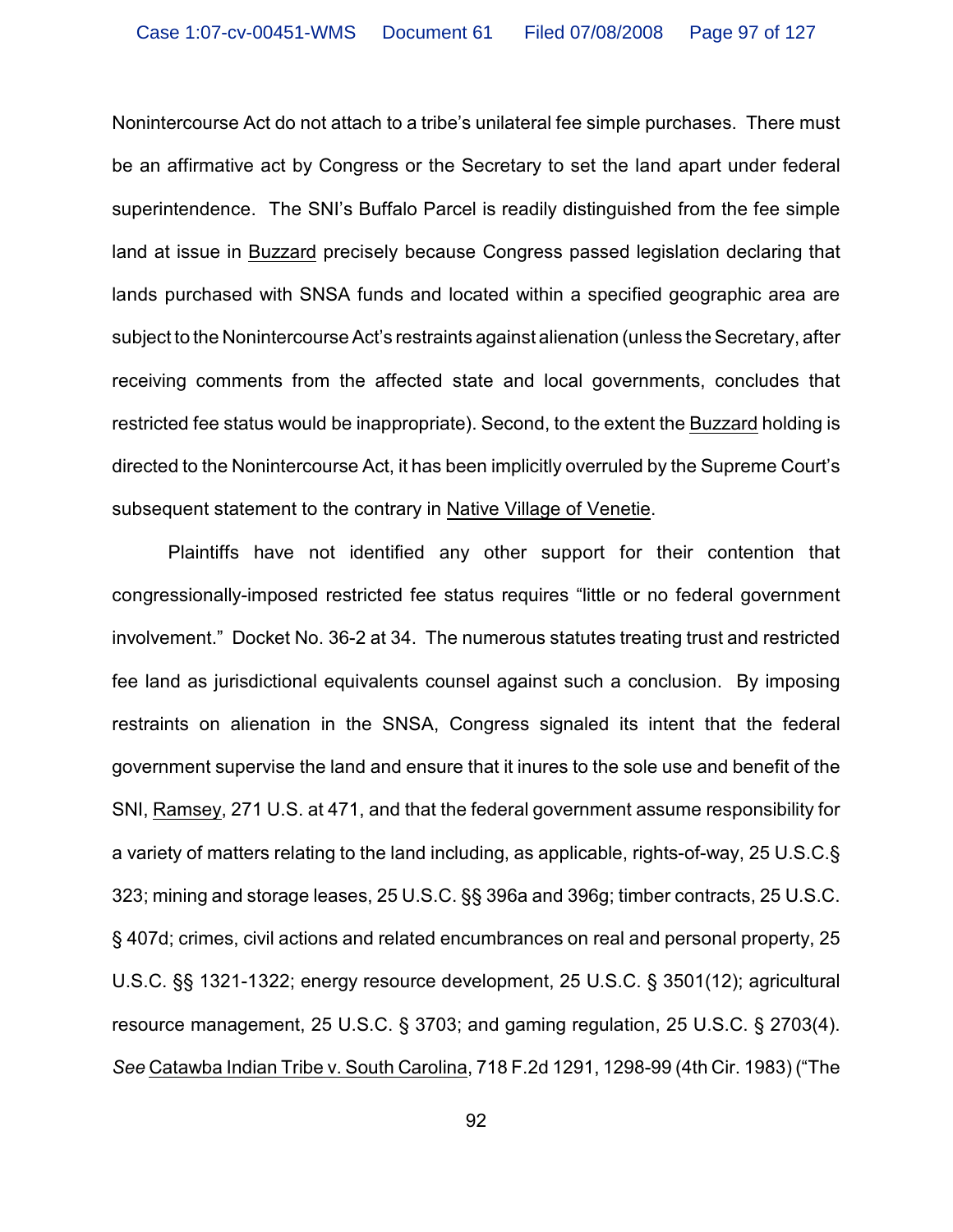Nonintercourse Act do not attach to a tribe's unilateral fee simple purchases. There must be an affirmative act by Congress or the Secretary to set the land apart under federal superintendence. The SNI's Buffalo Parcel is readily distinguished from the fee simple land at issue in Buzzard precisely because Congress passed legislation declaring that lands purchased with SNSA funds and located within a specified geographic area are subject to the Nonintercourse Act's restraints against alienation (unless the Secretary, after receiving comments from the affected state and local governments, concludes that restricted fee status would be inappropriate). Second, to the extent the Buzzard holding is directed to the Nonintercourse Act, it has been implicitly overruled by the Supreme Court's subsequent statement to the contrary in Native Village of Venetie.

Plaintiffs have not identified any other support for their contention that congressionally-imposed restricted fee status requires "little or no federal government involvement." Docket No. 36-2 at 34. The numerous statutes treating trust and restricted fee land as jurisdictional equivalents counsel against such a conclusion. By imposing restraints on alienation in the SNSA, Congress signaled its intent that the federal government supervise the land and ensure that it inures to the sole use and benefit of the SNI, Ramsey, 271 U.S. at 471, and that the federal government assume responsibility for a variety of matters relating to the land including, as applicable, rights-of-way, 25 U.S.C.§ 323; mining and storage leases, 25 U.S.C. §§ 396a and 396g; timber contracts, 25 U.S.C. § 407d; crimes, civil actions and related encumbrances on real and personal property, 25 U.S.C. §§ 1321-1322; energy resource development, 25 U.S.C. § 3501(12); agricultural resource management, 25 U.S.C. § 3703; and gaming regulation, 25 U.S.C. § 2703(4). *See* Catawba Indian Tribe v. South Carolina, 718 F.2d 1291, 1298-99 (4th Cir. 1983) ("The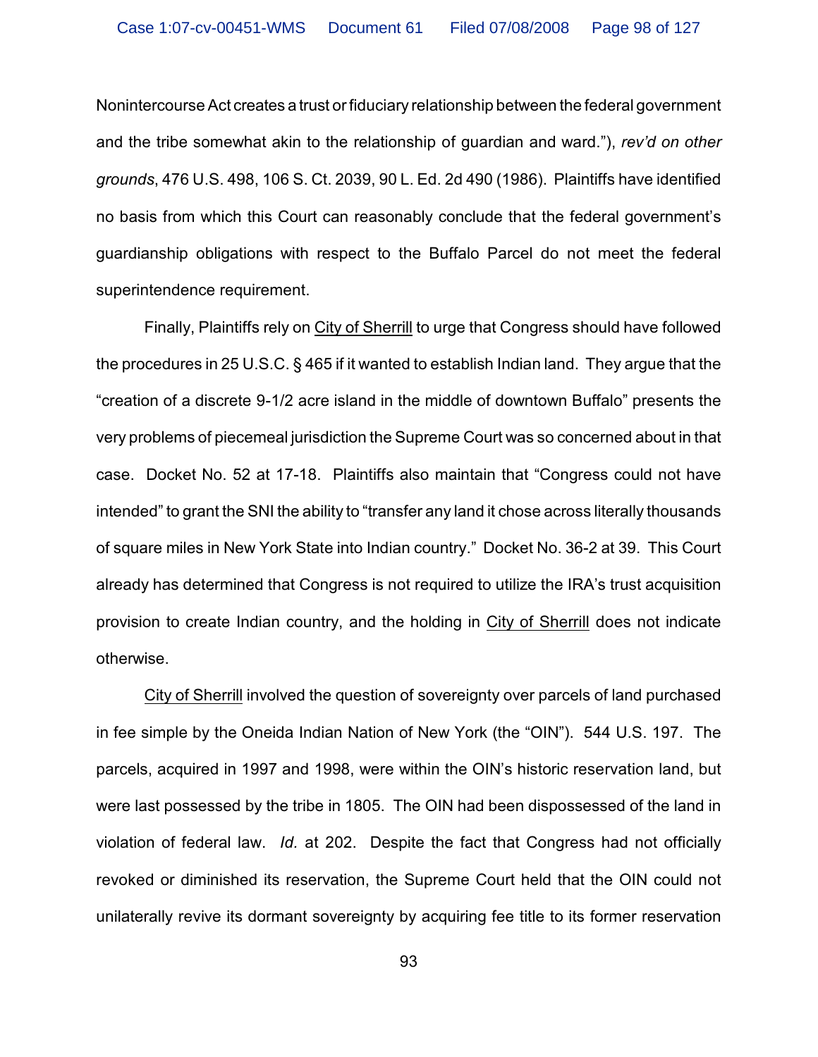Nonintercourse Act creates a trust or fiduciary relationship between the federal government and the tribe somewhat akin to the relationship of guardian and ward."), *rev'd on other grounds*, 476 U.S. 498, 106 S. Ct. 2039, 90 L. Ed. 2d 490 (1986). Plaintiffs have identified no basis from which this Court can reasonably conclude that the federal government's guardianship obligations with respect to the Buffalo Parcel do not meet the federal superintendence requirement.

Finally, Plaintiffs rely on City of Sherrill to urge that Congress should have followed the procedures in 25 U.S.C. § 465 if it wanted to establish Indian land. They argue that the "creation of a discrete 9-1/2 acre island in the middle of downtown Buffalo" presents the very problems of piecemeal jurisdiction the Supreme Court was so concerned about in that case. Docket No. 52 at 17-18. Plaintiffs also maintain that "Congress could not have intended" to grant the SNI the ability to "transfer any land it chose across literally thousands of square miles in New York State into Indian country." Docket No. 36-2 at 39. This Court already has determined that Congress is not required to utilize the IRA's trust acquisition provision to create Indian country, and the holding in City of Sherrill does not indicate otherwise.

City of Sherrill involved the question of sovereignty over parcels of land purchased in fee simple by the Oneida Indian Nation of New York (the "OIN"). 544 U.S. 197. The parcels, acquired in 1997 and 1998, were within the OIN's historic reservation land, but were last possessed by the tribe in 1805. The OIN had been dispossessed of the land in violation of federal law. *Id.* at 202. Despite the fact that Congress had not officially revoked or diminished its reservation, the Supreme Court held that the OIN could not unilaterally revive its dormant sovereignty by acquiring fee title to its former reservation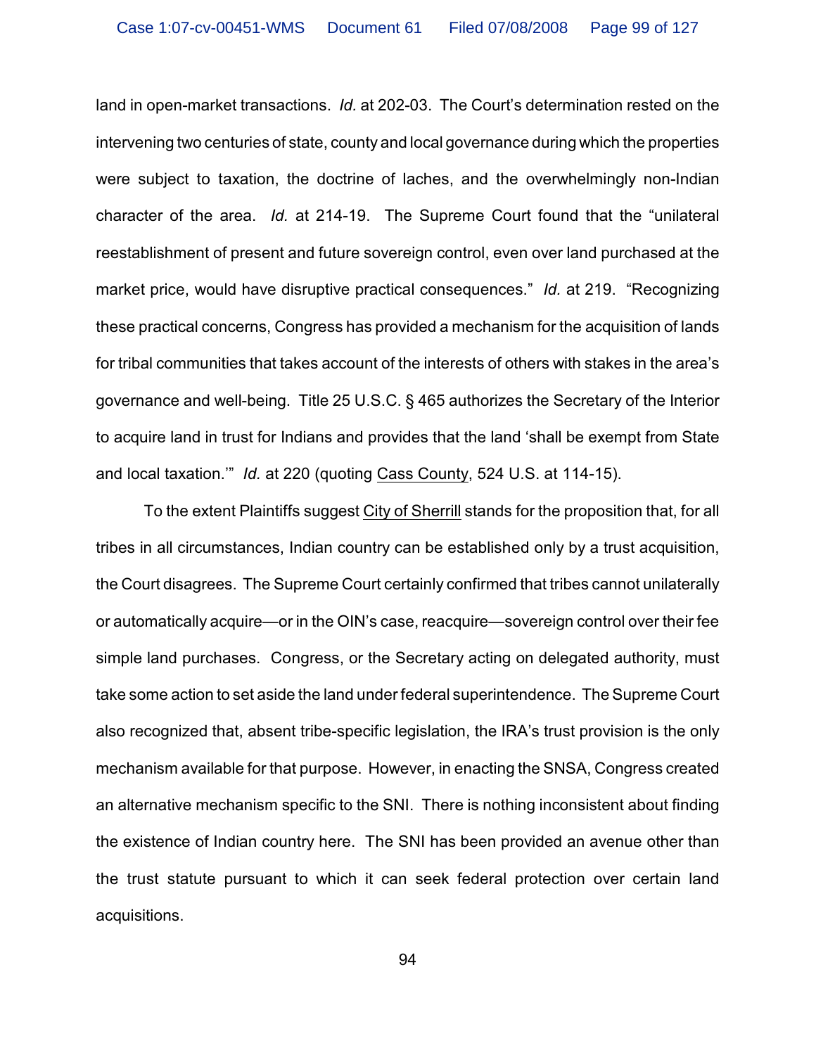land in open-market transactions. *Id.* at 202-03. The Court's determination rested on the intervening two centuries of state, county and local governance during which the properties were subject to taxation, the doctrine of laches, and the overwhelmingly non-Indian character of the area. *Id.* at 214-19. The Supreme Court found that the "unilateral reestablishment of present and future sovereign control, even over land purchased at the market price, would have disruptive practical consequences." *Id.* at 219. "Recognizing these practical concerns, Congress has provided a mechanism for the acquisition of lands for tribal communities that takes account of the interests of others with stakes in the area's governance and well-being. Title 25 U.S.C. § 465 authorizes the Secretary of the Interior to acquire land in trust for Indians and provides that the land 'shall be exempt from State and local taxation.'" *Id.* at 220 (quoting Cass County, 524 U.S. at 114-15).

To the extent Plaintiffs suggest City of Sherrill stands for the proposition that, for all tribes in all circumstances, Indian country can be established only by a trust acquisition, the Court disagrees. The Supreme Court certainly confirmed that tribes cannot unilaterally or automatically acquire—or in the OIN's case, reacquire—sovereign control over their fee simple land purchases. Congress, or the Secretary acting on delegated authority, must take some action to set aside the land under federal superintendence. The Supreme Court also recognized that, absent tribe-specific legislation, the IRA's trust provision is the only mechanism available for that purpose. However, in enacting the SNSA, Congress created an alternative mechanism specific to the SNI. There is nothing inconsistent about finding the existence of Indian country here. The SNI has been provided an avenue other than the trust statute pursuant to which it can seek federal protection over certain land acquisitions.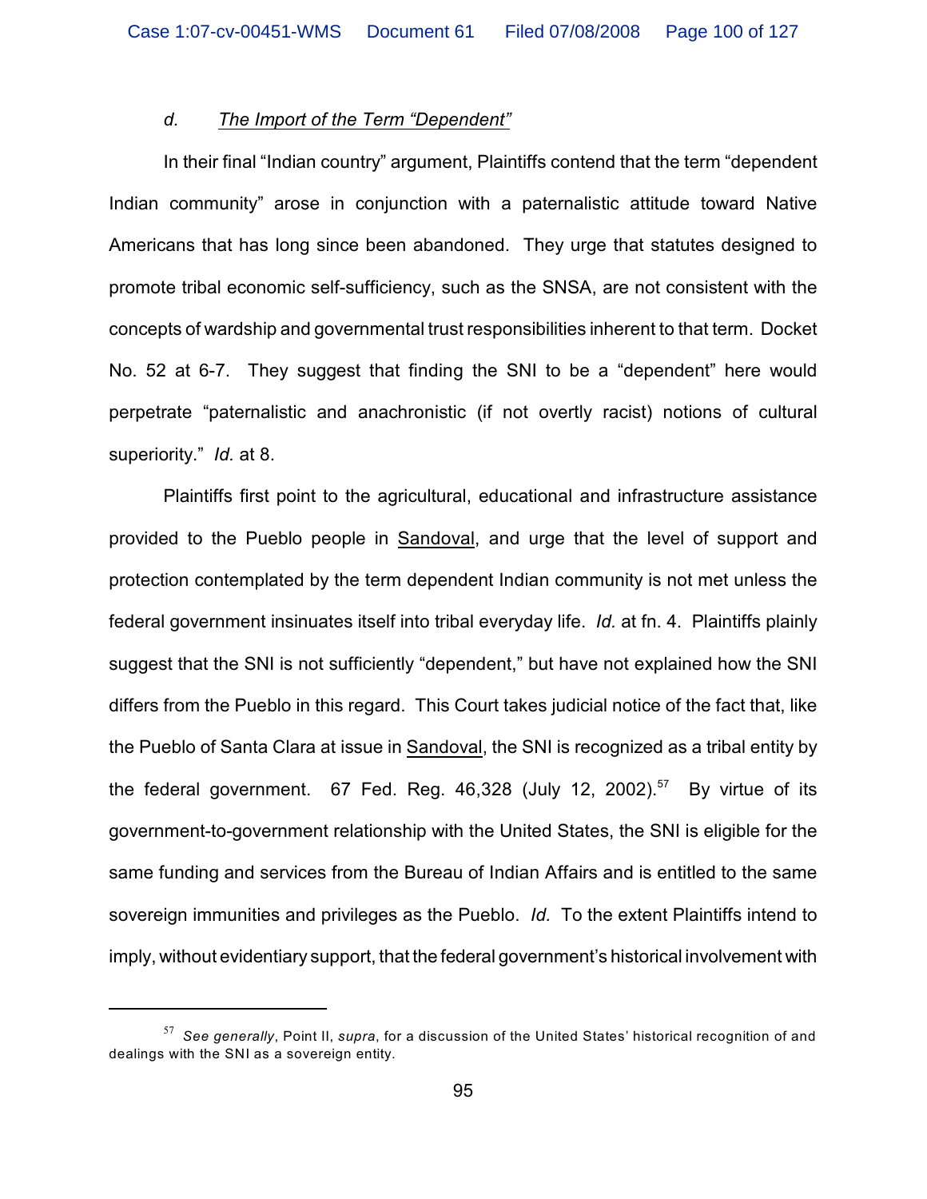#### d. *The Import of the Term "Dependent"*

In their final "Indian country" argument, Plaintiffs contend that the term "dependent Indian community" arose in conjunction with a paternalistic attitude toward Native Americans that has long since been abandoned. They urge that statutes designed to promote tribal economic self-sufficiency, such as the SNSA, are not consistent with the concepts of wardship and governmental trust responsibilities inherent to that term. Docket No. 52 at 6-7. They suggest that finding the SNI to be a "dependent" here would perpetrate "paternalistic and anachronistic (if not overtly racist) notions of cultural superiority." *Id.* at 8.

Plaintiffs first point to the agricultural, educational and infrastructure assistance provided to the Pueblo people in Sandoval, and urge that the level of support and protection contemplated by the term dependent Indian community is not met unless the federal government insinuates itself into tribal everyday life. *Id.* at fn. 4. Plaintiffs plainly suggest that the SNI is not sufficiently "dependent," but have not explained how the SNI differs from the Pueblo in this regard. This Court takes judicial notice of the fact that, like the Pueblo of Santa Clara at issue in Sandoval, the SNI is recognized as a tribal entity by the federal government. 67 Fed. Reg. 46,328 (July 12, 2002).[57] By virtue of its government-to-government relationship with the United States, the SNI is eligible for the same funding and services from the Bureau of Indian Affairs and is entitled to the same sovereign immunities and privileges as the Pueblo. *Id.* To the extent Plaintiffs intend to imply, without evidentiary support, that the federal government's historical involvement with

---

[57] *See generally*, Point II, *supra*, for a discussion of the United States' historical recognition of and dealings with the SNI as a sovereign entity.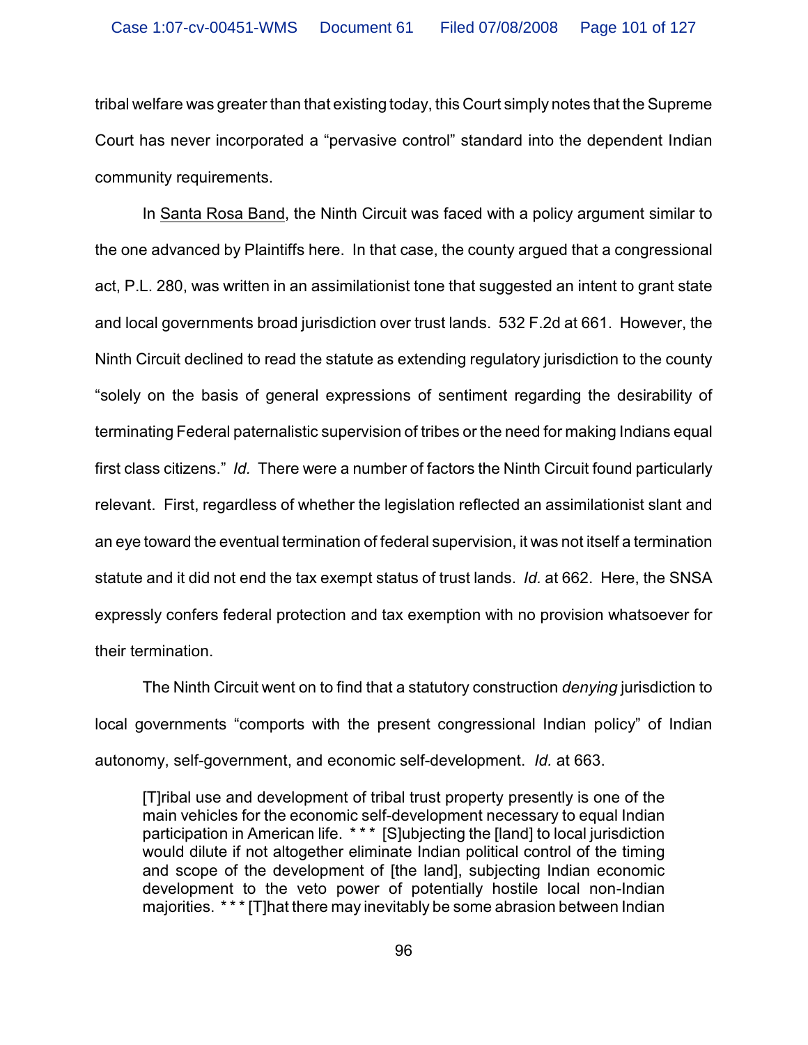tribal welfare was greater than that existing today, this Court simply notes that the Supreme Court has never incorporated a "pervasive control" standard into the dependent Indian community requirements.

In Santa Rosa Band, the Ninth Circuit was faced with a policy argument similar to the one advanced by Plaintiffs here. In that case, the county argued that a congressional act, P.L. 280, was written in an assimilationist tone that suggested an intent to grant state and local governments broad jurisdiction over trust lands. 532 F.2d at 661. However, the Ninth Circuit declined to read the statute as extending regulatory jurisdiction to the county "solely on the basis of general expressions of sentiment regarding the desirability of terminating Federal paternalistic supervision of tribes or the need for making Indians equal first class citizens." *Id.* There were a number of factors the Ninth Circuit found particularly relevant. First, regardless of whether the legislation reflected an assimilationist slant and an eye toward the eventual termination of federal supervision, it was not itself a termination statute and it did not end the tax exempt status of trust lands. *Id.* at 662. Here, the SNSA expressly confers federal protection and tax exemption with no provision whatsoever for their termination.

The Ninth Circuit went on to find that a statutory construction *denying* jurisdiction to local governments "comports with the present congressional Indian policy" of Indian autonomy, self-government, and economic self-development. *Id.* at 663.

> [T]ribal use and development of tribal trust property presently is one of the main vehicles for the economic self-development necessary to equal Indian participation in American life. * * * [S]ubjecting the [land] to local jurisdiction would dilute if not altogether eliminate Indian political control of the timing and scope of the development of [the land], subjecting Indian economic development to the veto power of potentially hostile local non-Indian majorities. * * * [T]hat there may inevitably be some abrasion between Indian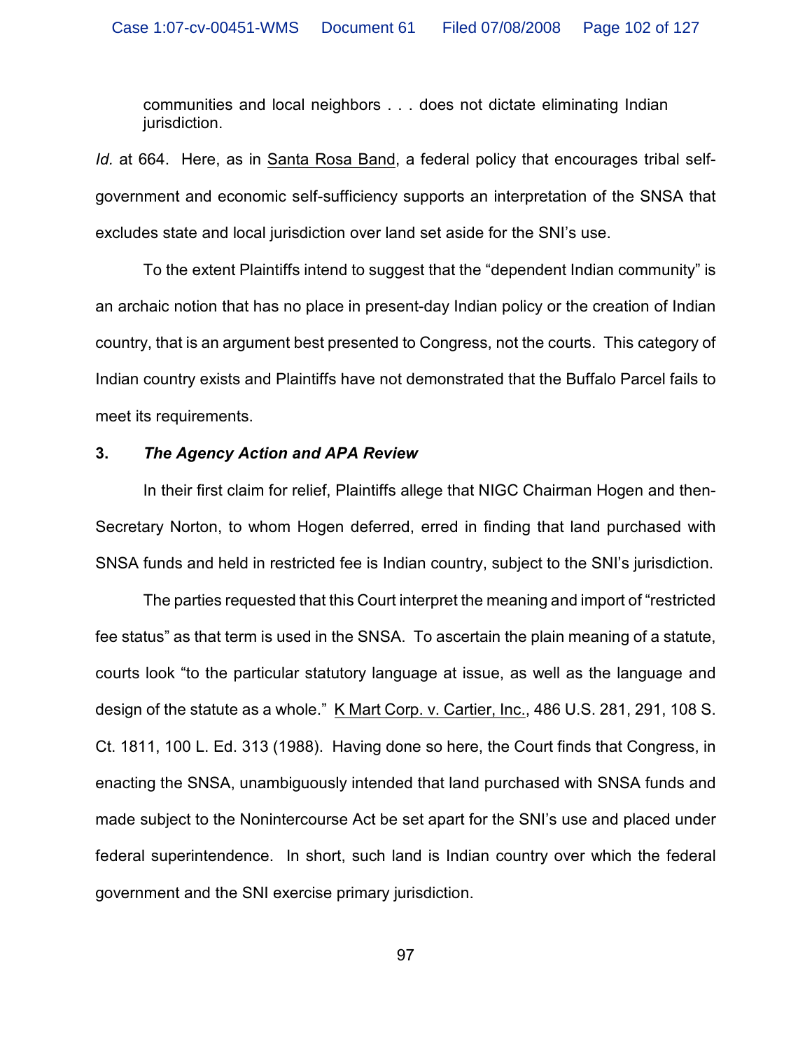> communities and local neighbors . . . does not dictate eliminating Indian jurisdiction.

*Id.* at 664. Here, as in Santa Rosa Band, a federal policy that encourages tribal self-government and economic self-sufficiency supports an interpretation of the SNSA that excludes state and local jurisdiction over land set aside for the SNI's use.

To the extent Plaintiffs intend to suggest that the "dependent Indian community" is an archaic notion that has no place in present-day Indian policy or the creation of Indian country, that is an argument best presented to Congress, not the courts. This category of Indian country exists and Plaintiffs have not demonstrated that the Buffalo Parcel fails to meet its requirements.

**3. *The Agency Action and APA Review***

In their first claim for relief, Plaintiffs allege that NIGC Chairman Hogen and then-Secretary Norton, to whom Hogen deferred, erred in finding that land purchased with SNSA funds and held in restricted fee is Indian country, subject to the SNI's jurisdiction.

The parties requested that this Court interpret the meaning and import of "restricted fee status" as that term is used in the SNSA. To ascertain the plain meaning of a statute, courts look "to the particular statutory language at issue, as well as the language and design of the statute as a whole." K Mart Corp. v. Cartier, Inc., 486 U.S. 281, 291, 108 S. Ct. 1811, 100 L. Ed. 313 (1988). Having done so here, the Court finds that Congress, in enacting the SNSA, unambiguously intended that land purchased with SNSA funds and made subject to the Nonintercourse Act be set apart for the SNI's use and placed under federal superintendence. In short, such land is Indian country over which the federal government and the SNI exercise primary jurisdiction.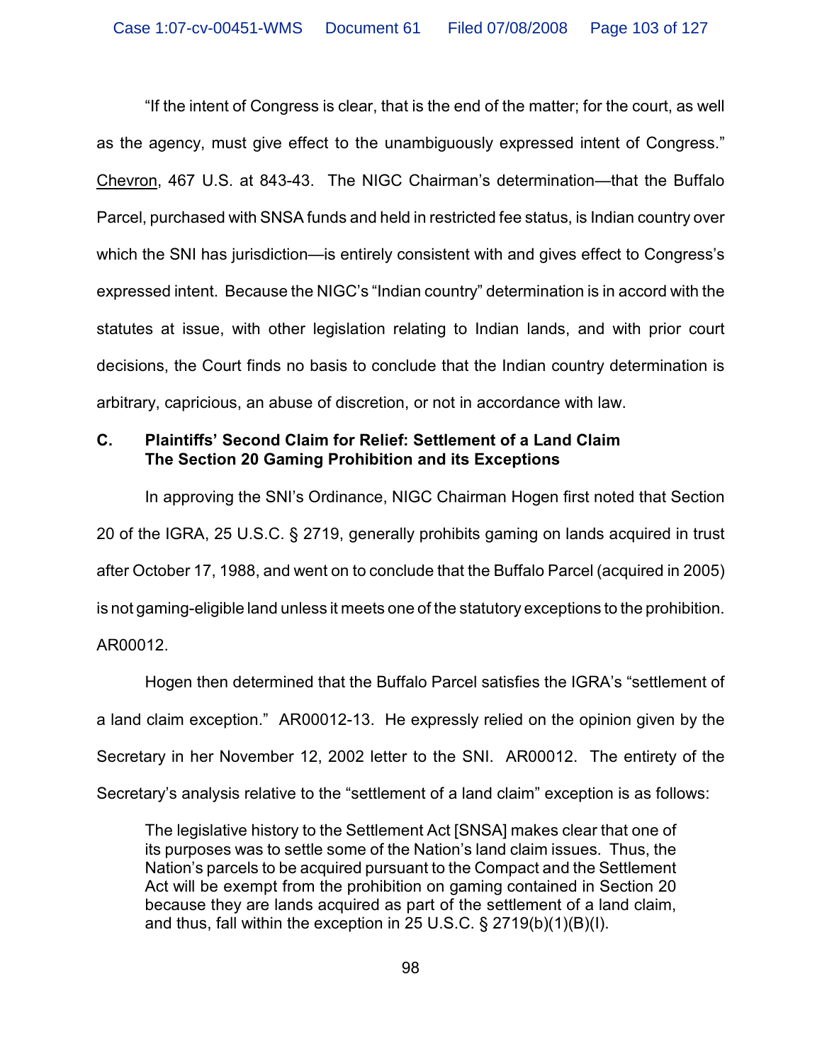"If the intent of Congress is clear, that is the end of the matter; for the court, as well as the agency, must give effect to the unambiguously expressed intent of Congress." Chevron, 467 U.S. at 843-43. The NIGC Chairman's determination—that the Buffalo Parcel, purchased with SNSA funds and held in restricted fee status, is Indian country over which the SNI has jurisdiction—is entirely consistent with and gives effect to Congress's expressed intent. Because the NIGC's "Indian country" determination is in accord with the statutes at issue, with other legislation relating to Indian lands, and with prior court decisions, the Court finds no basis to conclude that the Indian country determination is arbitrary, capricious, an abuse of discretion, or not in accordance with law.

**C. Plaintiffs' Second Claim for Relief: Settlement of a Land Claim The Section 20 Gaming Prohibition and its Exceptions**

In approving the SNI's Ordinance, NIGC Chairman Hogen first noted that Section 20 of the IGRA, 25 U.S.C. § 2719, generally prohibits gaming on lands acquired in trust after October 17, 1988, and went on to conclude that the Buffalo Parcel (acquired in 2005) is not gaming-eligible land unless it meets one of the statutory exceptions to the prohibition. AR00012.

Hogen then determined that the Buffalo Parcel satisfies the IGRA's "settlement of a land claim exception." AR00012-13. He expressly relied on the opinion given by the Secretary in her November 12, 2002 letter to the SNI. AR00012. The entirety of the Secretary's analysis relative to the "settlement of a land claim" exception is as follows:

> The legislative history to the Settlement Act [SNSA] makes clear that one of its purposes was to settle some of the Nation's land claim issues. Thus, the Nation's parcels to be acquired pursuant to the Compact and the Settlement Act will be exempt from the prohibition on gaming contained in Section 20 because they are lands acquired as part of the settlement of a land claim, and thus, fall within the exception in 25 U.S.C. § 2719(b)(1)(B)(I).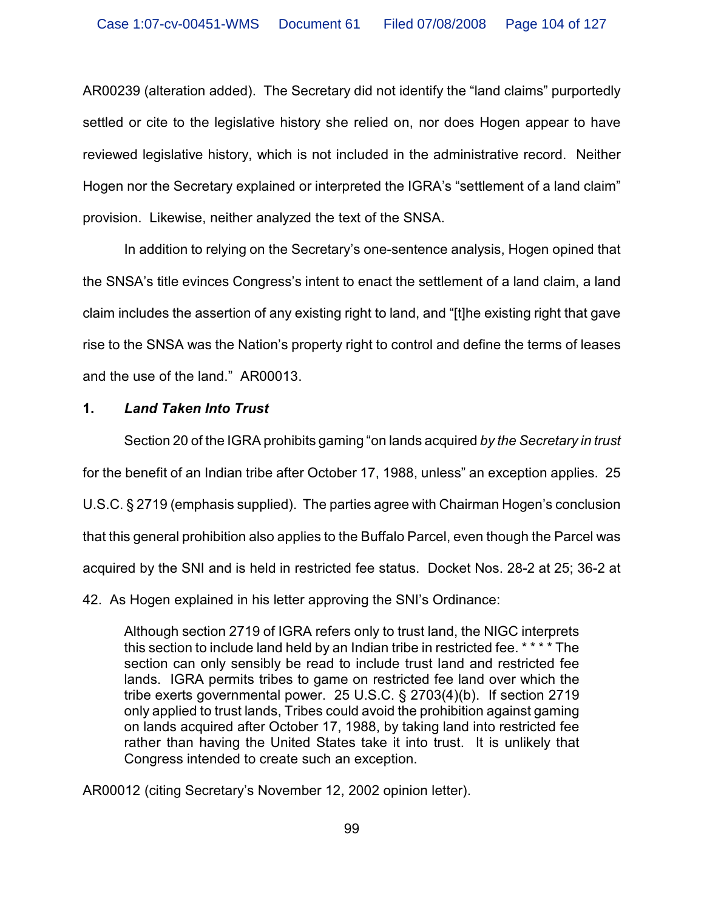AR00239 (alteration added). The Secretary did not identify the "land claims" purportedly settled or cite to the legislative history she relied on, nor does Hogen appear to have reviewed legislative history, which is not included in the administrative record. Neither Hogen nor the Secretary explained or interpreted the IGRA's "settlement of a land claim" provision. Likewise, neither analyzed the text of the SNSA.

In addition to relying on the Secretary's one-sentence analysis, Hogen opined that the SNSA's title evinces Congress's intent to enact the settlement of a land claim, a land claim includes the assertion of any existing right to land, and "[t]he existing right that gave rise to the SNSA was the Nation's property right to control and define the terms of leases and the use of the land." AR00013.

**1. *Land Taken Into Trust***

Section 20 of the IGRA prohibits gaming "on lands acquired *by the Secretary in trust* for the benefit of an Indian tribe after October 17, 1988, unless" an exception applies. 25 U.S.C. § 2719 (emphasis supplied). The parties agree with Chairman Hogen's conclusion that this general prohibition also applies to the Buffalo Parcel, even though the Parcel was acquired by the SNI and is held in restricted fee status. Docket Nos. 28-2 at 25; 36-2 at 42. As Hogen explained in his letter approving the SNI's Ordinance:

> Although section 2719 of IGRA refers only to trust land, the NIGC interprets this section to include land held by an Indian tribe in restricted fee. * * * * The section can only sensibly be read to include trust land and restricted fee lands. IGRA permits tribes to game on restricted fee land over which the tribe exerts governmental power. 25 U.S.C. § 2703(4)(b). If section 2719 only applied to trust lands, Tribes could avoid the prohibition against gaming on lands acquired after October 17, 1988, by taking land into restricted fee rather than having the United States take it into trust. It is unlikely that Congress intended to create such an exception.

AR00012 (citing Secretary's November 12, 2002 opinion letter).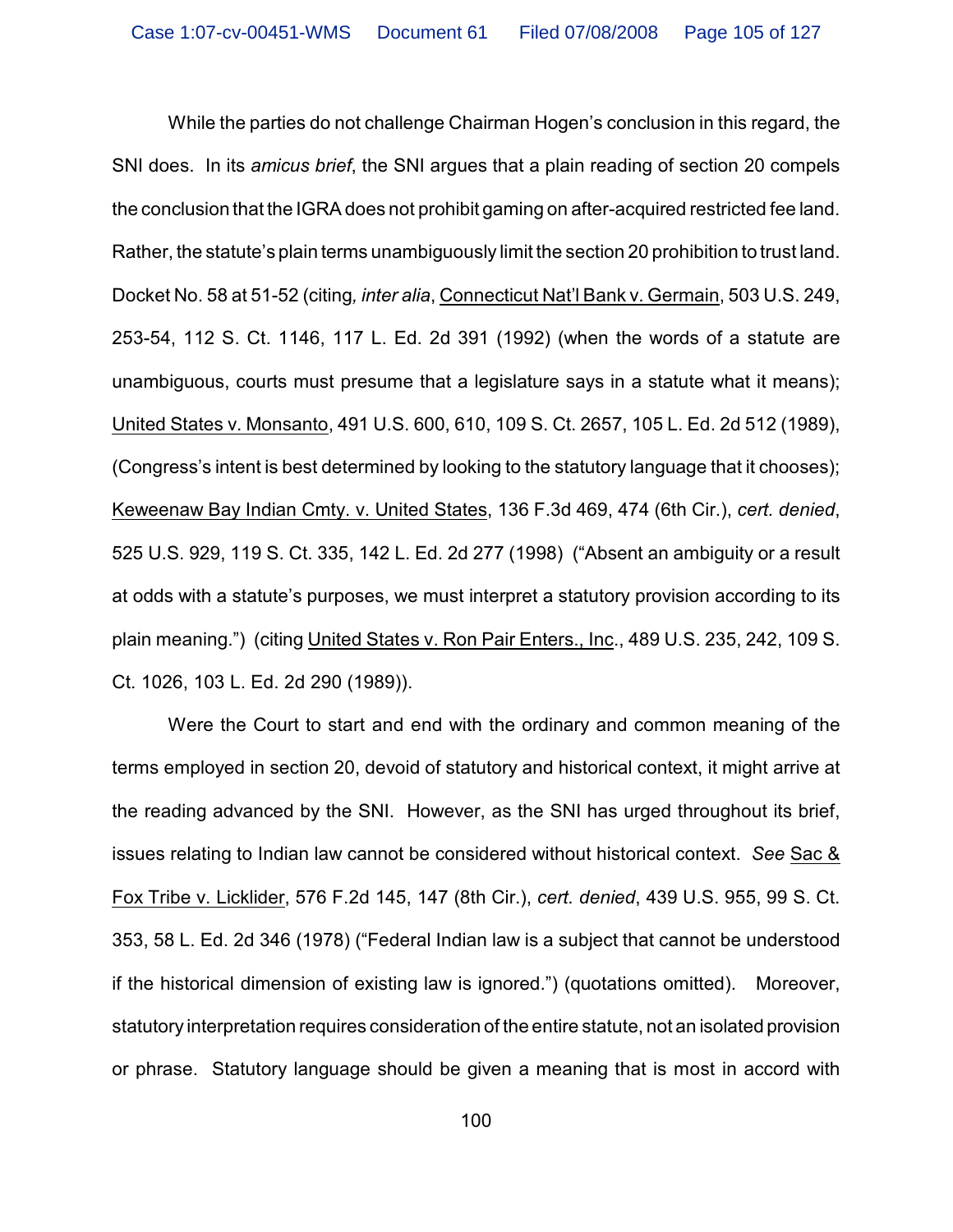While the parties do not challenge Chairman Hogen's conclusion in this regard, the SNI does. In its *amicus brief*, the SNI argues that a plain reading of section 20 compels the conclusion that the IGRA does not prohibit gaming on after-acquired restricted fee land. Rather, the statute's plain terms unambiguously limit the section 20 prohibition to trust land. Docket No. 58 at 51-52 (citing*, inter alia*, Connecticut Nat'l Bank v. Germain, 503 U.S. 249, 253-54, 112 S. Ct. 1146, 117 L. Ed. 2d 391 (1992) (when the words of a statute are unambiguous, courts must presume that a legislature says in a statute what it means); United States v. Monsanto, 491 U.S. 600, 610, 109 S. Ct. 2657, 105 L. Ed. 2d 512 (1989), (Congress's intent is best determined by looking to the statutory language that it chooses); Keweenaw Bay Indian Cmty. v. United States, 136 F.3d 469, 474 (6th Cir.), *cert. denied*, 525 U.S. 929, 119 S. Ct. 335, 142 L. Ed. 2d 277 (1998) ("Absent an ambiguity or a result at odds with a statute's purposes, we must interpret a statutory provision according to its plain meaning.") (citing United States v. Ron Pair Enters., Inc., 489 U.S. 235, 242, 109 S. Ct. 1026, 103 L. Ed. 2d 290 (1989)).

Were the Court to start and end with the ordinary and common meaning of the terms employed in section 20, devoid of statutory and historical context, it might arrive at the reading advanced by the SNI. However, as the SNI has urged throughout its brief, issues relating to Indian law cannot be considered without historical context. *See* Sac & Fox Tribe v. Licklider, 576 F.2d 145, 147 (8th Cir.), *cert. denied*, 439 U.S. 955, 99 S. Ct. 353, 58 L. Ed. 2d 346 (1978) ("Federal Indian law is a subject that cannot be understood if the historical dimension of existing law is ignored.") (quotations omitted). Moreover, statutory interpretation requires consideration of the entire statute, not an isolated provision or phrase. Statutory language should be given a meaning that is most in accord with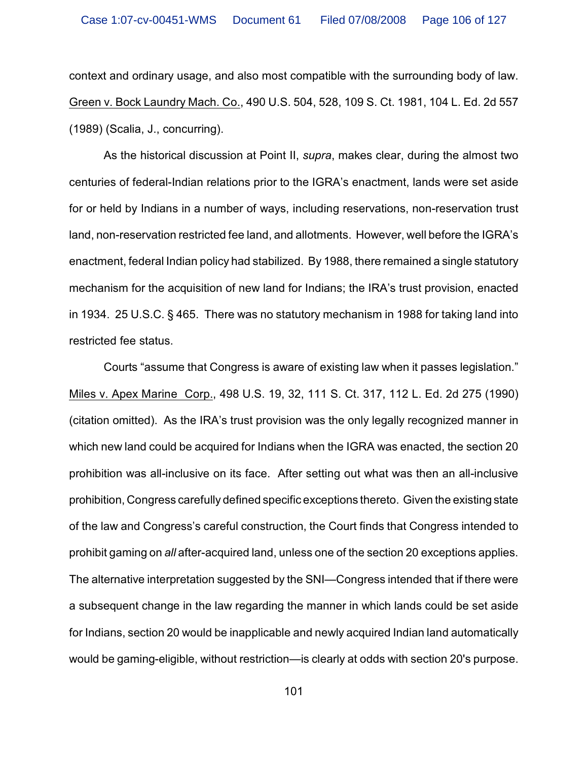context and ordinary usage, and also most compatible with the surrounding body of law. Green v. Bock Laundry Mach. Co., 490 U.S. 504, 528, 109 S. Ct. 1981, 104 L. Ed. 2d 557 (1989) (Scalia, J., concurring).

As the historical discussion at Point II, *supra*, makes clear, during the almost two centuries of federal-Indian relations prior to the IGRA's enactment, lands were set aside for or held by Indians in a number of ways, including reservations, non-reservation trust land, non-reservation restricted fee land, and allotments. However, well before the IGRA's enactment, federal Indian policy had stabilized. By 1988, there remained a single statutory mechanism for the acquisition of new land for Indians; the IRA's trust provision, enacted in 1934. 25 U.S.C. § 465. There was no statutory mechanism in 1988 for taking land into restricted fee status.

Courts "assume that Congress is aware of existing law when it passes legislation." Miles v. Apex Marine Corp., 498 U.S. 19, 32, 111 S. Ct. 317, 112 L. Ed. 2d 275 (1990) (citation omitted). As the IRA's trust provision was the only legally recognized manner in which new land could be acquired for Indians when the IGRA was enacted, the section 20 prohibition was all-inclusive on its face. After setting out what was then an all-inclusive prohibition, Congress carefully defined specific exceptions thereto. Given the existing state of the law and Congress's careful construction, the Court finds that Congress intended to prohibit gaming on *all* after-acquired land, unless one of the section 20 exceptions applies. The alternative interpretation suggested by the SNI—Congress intended that if there were a subsequent change in the law regarding the manner in which lands could be set aside for Indians, section 20 would be inapplicable and newly acquired Indian land automatically would be gaming-eligible, without restriction—is clearly at odds with section 20's purpose.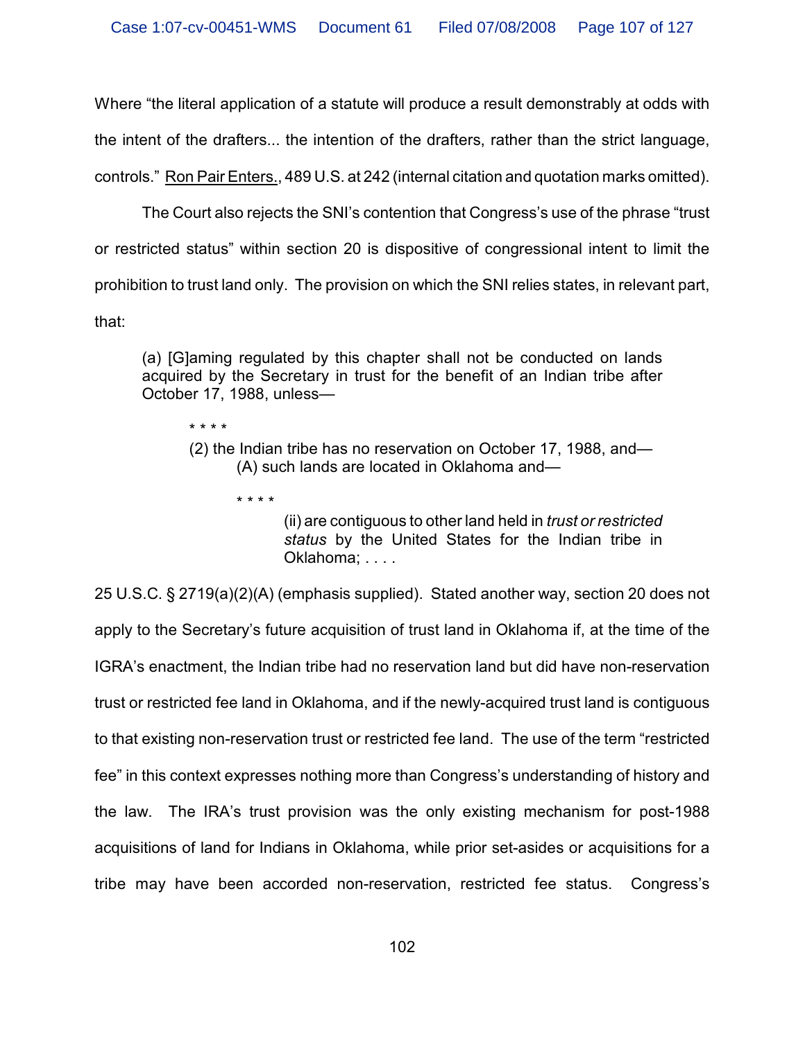Where "the literal application of a statute will produce a result demonstrably at odds with the intent of the drafters... the intention of the drafters, rather than the strict language, controls." Ron Pair Enters., 489 U.S. at 242 (internal citation and quotation marks omitted).

The Court also rejects the SNI's contention that Congress's use of the phrase "trust or restricted status" within section 20 is dispositive of congressional intent to limit the prohibition to trust land only. The provision on which the SNI relies states, in relevant part, that:

> (a) [G]aming regulated by this chapter shall not be conducted on lands acquired by the Secretary in trust for the benefit of an Indian tribe after October 17, 1988, unless—
>
> > * * * *
> >
> > (2) the Indian tribe has no reservation on October 17, 1988, and—
> > (A) such lands are located in Oklahoma and—
> >
> > > * * * *
> > >
> > > (ii) are contiguous to other land held in *trust or restricted status* by the United States for the Indian tribe in Oklahoma; . . . .

25 U.S.C. § 2719(a)(2)(A) (emphasis supplied). Stated another way, section 20 does not apply to the Secretary's future acquisition of trust land in Oklahoma if, at the time of the IGRA's enactment, the Indian tribe had no reservation land but did have non-reservation trust or restricted fee land in Oklahoma, and if the newly-acquired trust land is contiguous to that existing non-reservation trust or restricted fee land. The use of the term "restricted fee" in this context expresses nothing more than Congress's understanding of history and the law. The IRA's trust provision was the only existing mechanism for post-1988 acquisitions of land for Indians in Oklahoma, while prior set-asides or acquisitions for a tribe may have been accorded non-reservation, restricted fee status. Congress's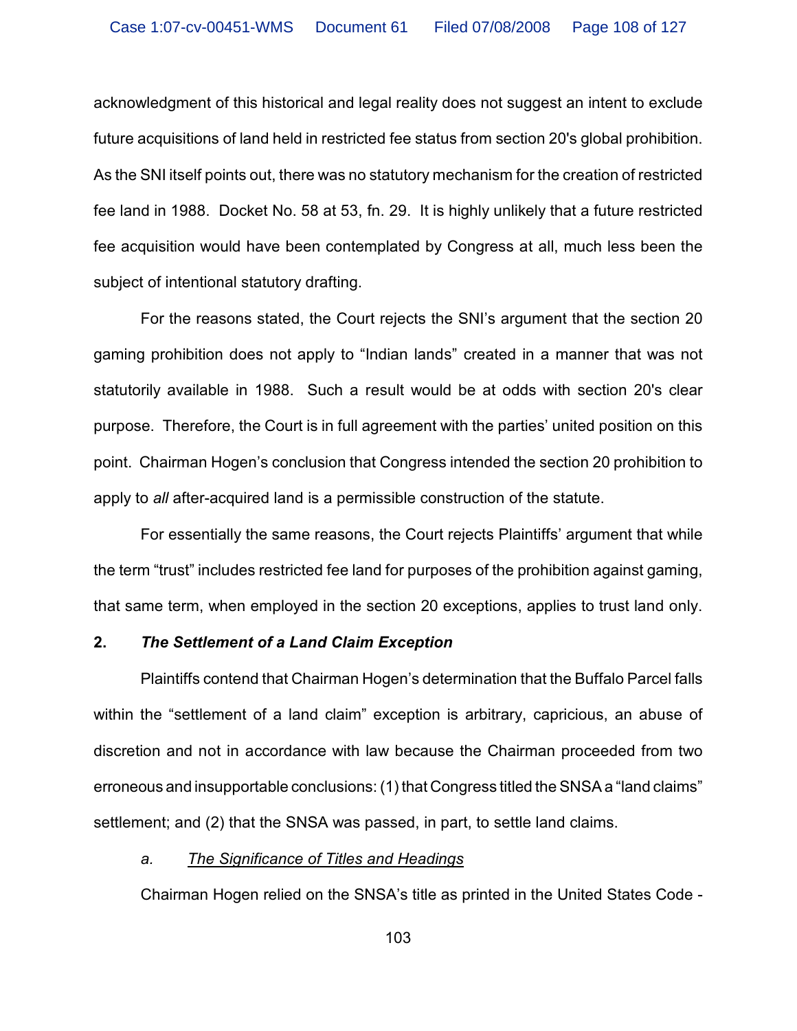acknowledgment of this historical and legal reality does not suggest an intent to exclude future acquisitions of land held in restricted fee status from section 20's global prohibition. As the SNI itself points out, there was no statutory mechanism for the creation of restricted fee land in 1988. Docket No. 58 at 53, fn. 29. It is highly unlikely that a future restricted fee acquisition would have been contemplated by Congress at all, much less been the subject of intentional statutory drafting.

For the reasons stated, the Court rejects the SNI's argument that the section 20 gaming prohibition does not apply to "Indian lands" created in a manner that was not statutorily available in 1988. Such a result would be at odds with section 20's clear purpose. Therefore, the Court is in full agreement with the parties' united position on this point. Chairman Hogen's conclusion that Congress intended the section 20 prohibition to apply to *all* after-acquired land is a permissible construction of the statute.

For essentially the same reasons, the Court rejects Plaintiffs' argument that while the term "trust" includes restricted fee land for purposes of the prohibition against gaming, that same term, when employed in the section 20 exceptions, applies to trust land only.

**2. *The Settlement of a Land Claim Exception***

Plaintiffs contend that Chairman Hogen's determination that the Buffalo Parcel falls within the "settlement of a land claim" exception is arbitrary, capricious, an abuse of discretion and not in accordance with law because the Chairman proceeded from two erroneous and insupportable conclusions: (1) that Congress titled the SNSA a "land claims" settlement; and (2) that the SNSA was passed, in part, to settle land claims.

*a. <u>The Significance of Titles and Headings</u>*

Chairman Hogen relied on the SNSA's title as printed in the United States Code -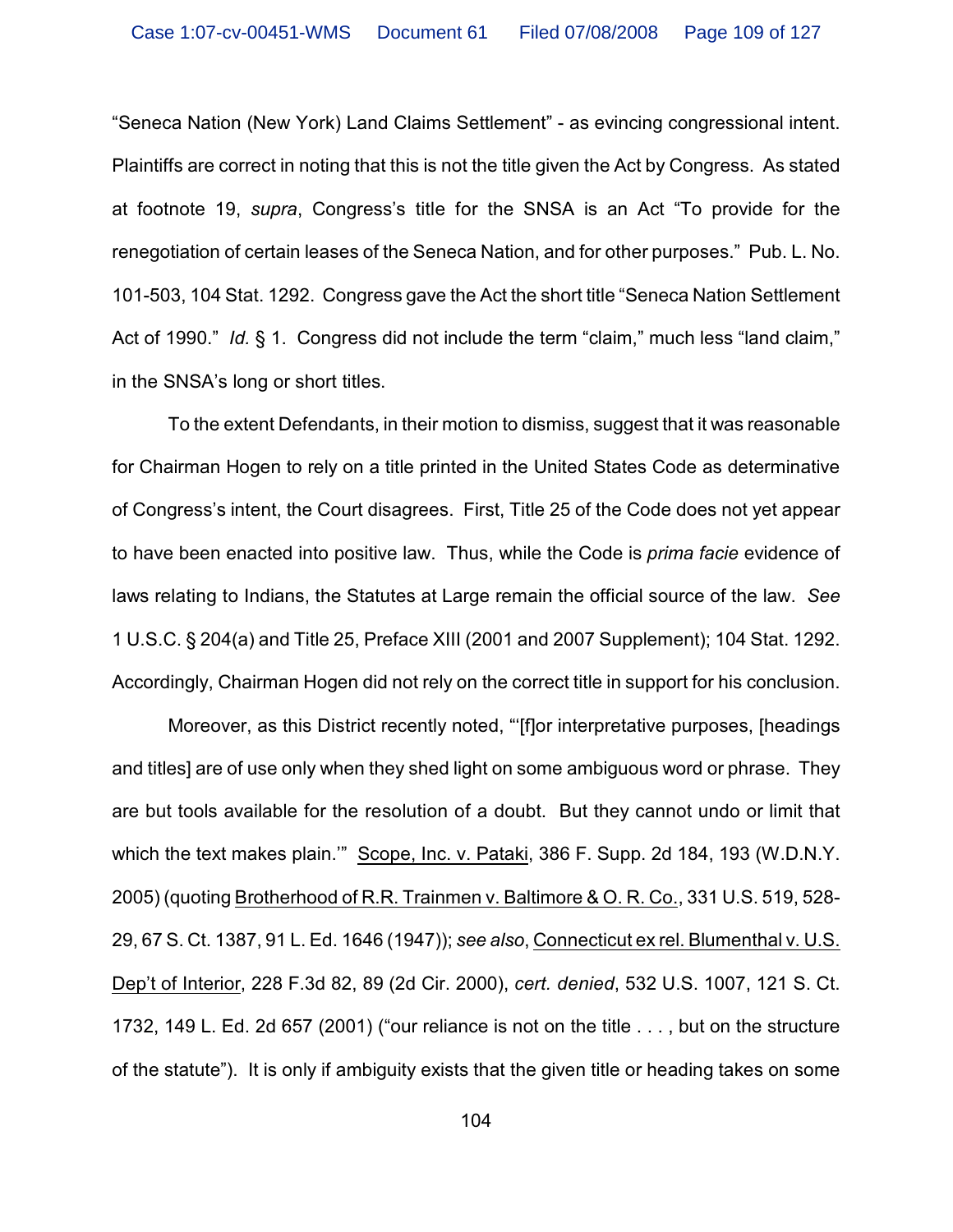"Seneca Nation (New York) Land Claims Settlement" - as evincing congressional intent. Plaintiffs are correct in noting that this is not the title given the Act by Congress. As stated at footnote 19, *supra*, Congress's title for the SNSA is an Act "To provide for the renegotiation of certain leases of the Seneca Nation, and for other purposes." Pub. L. No. 101-503, 104 Stat. 1292. Congress gave the Act the short title "Seneca Nation Settlement Act of 1990." *Id.* § 1. Congress did not include the term "claim," much less "land claim," in the SNSA's long or short titles.

To the extent Defendants, in their motion to dismiss, suggest that it was reasonable for Chairman Hogen to rely on a title printed in the United States Code as determinative of Congress's intent, the Court disagrees. First, Title 25 of the Code does not yet appear to have been enacted into positive law. Thus, while the Code is *prima facie* evidence of laws relating to Indians, the Statutes at Large remain the official source of the law. *See* 1 U.S.C. § 204(a) and Title 25, Preface XIII (2001 and 2007 Supplement); 104 Stat. 1292. Accordingly, Chairman Hogen did not rely on the correct title in support for his conclusion.

Moreover, as this District recently noted, "'[f]or interpretative purposes, [headings and titles] are of use only when they shed light on some ambiguous word or phrase. They are but tools available for the resolution of a doubt. But they cannot undo or limit that which the text makes plain.'" Scope, Inc. v. Pataki, 386 F. Supp. 2d 184, 193 (W.D.N.Y. 2005) (quoting Brotherhood of R.R. Trainmen v. Baltimore & O. R. Co., 331 U.S. 519, 528-29, 67 S. Ct. 1387, 91 L. Ed. 1646 (1947)); *see also*, Connecticut ex rel. Blumenthal v. U.S. Dep't of Interior, 228 F.3d 82, 89 (2d Cir. 2000), *cert. denied*, 532 U.S. 1007, 121 S. Ct. 1732, 149 L. Ed. 2d 657 (2001) ("our reliance is not on the title . . . , but on the structure of the statute"). It is only if ambiguity exists that the given title or heading takes on some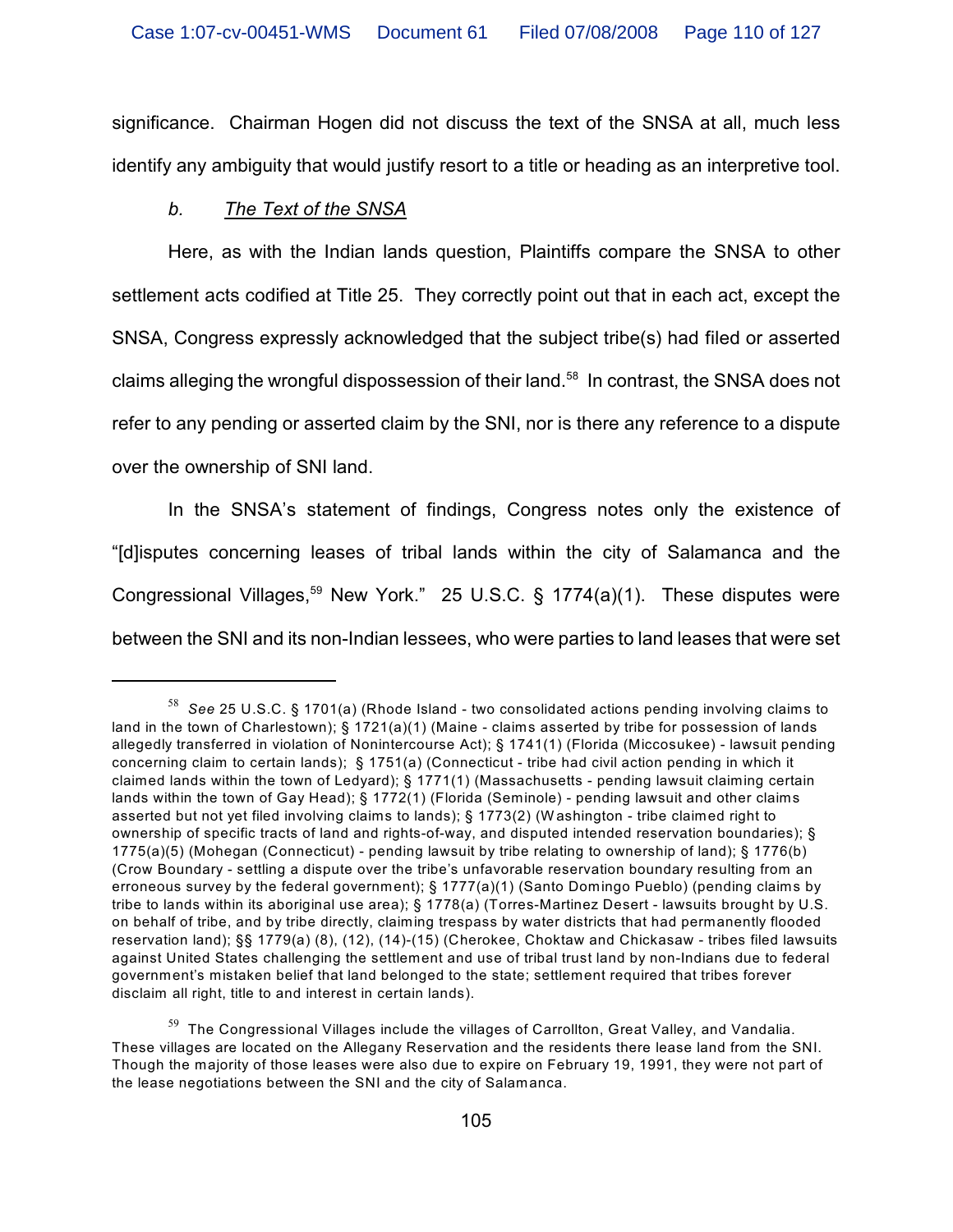significance. Chairman Hogen did not discuss the text of the SNSA at all, much less identify any ambiguity that would justify resort to a title or heading as an interpretive tool.

*b.* *The Text of the SNSA*

Here, as with the Indian lands question, Plaintiffs compare the SNSA to other settlement acts codified at Title 25. They correctly point out that in each act, except the SNSA, Congress expressly acknowledged that the subject tribe(s) had filed or asserted claims alleging the wrongful dispossession of their land.[58] In contrast, the SNSA does not refer to any pending or asserted claim by the SNI, nor is there any reference to a dispute over the ownership of SNI land.

In the SNSA's statement of findings, Congress notes only the existence of "[d]isputes concerning leases of tribal lands within the city of Salamanca and the Congressional Villages,[59] New York." 25 U.S.C. § 1774(a)(1). These disputes were between the SNI and its non-Indian lessees, who were parties to land leases that were set

---

[58] *See* 25 U.S.C. § 1701(a) (Rhode Island - two consolidated actions pending involving claims to land in the town of Charlestown); § 1721(a)(1) (Maine - claims asserted by tribe for possession of lands allegedly transferred in violation of Nonintercourse Act); § 1741(1) (Florida (Miccosukee) - lawsuit pending concerning claim to certain lands); § 1751(a) (Connecticut - tribe had civil action pending in which it claimed lands within the town of Ledyard); § 1771(1) (Massachusetts - pending lawsuit claiming certain lands within the town of Gay Head); § 1772(1) (Florida (Seminole) - pending lawsuit and other claims asserted but not yet filed involving claims to lands); § 1773(2) (Washington - tribe claimed right to ownership of specific tracts of land and rights-of-way, and disputed intended reservation boundaries); § 1775(a)(5) (Mohegan (Connecticut) - pending lawsuit by tribe relating to ownership of land); § 1776(b) (Crow Boundary - settling a dispute over the tribe's unfavorable reservation boundary resulting from an erroneous survey by the federal government); § 1777(a)(1) (Santo Domingo Pueblo) (pending claims by tribe to lands within its aboriginal use area); § 1778(a) (Torres-Martinez Desert - lawsuits brought by U.S. on behalf of tribe, and by tribe directly, claiming trespass by water districts that had permanently flooded reservation land); §§ 1779(a) (8), (12), (14)-(15) (Cherokee, Choktaw and Chickasaw - tribes filed lawsuits against United States challenging the settlement and use of tribal trust land by non-Indians due to federal government's mistaken belief that land belonged to the state; settlement required that tribes forever disclaim all right, title to and interest in certain lands).

[59] The Congressional Villages include the villages of Carrollton, Great Valley, and Vandalia. These villages are located on the Allegany Reservation and the residents there lease land from the SNI. Though the majority of those leases were also due to expire on February 19, 1991, they were not part of the lease negotiations between the SNI and the city of Salamanca.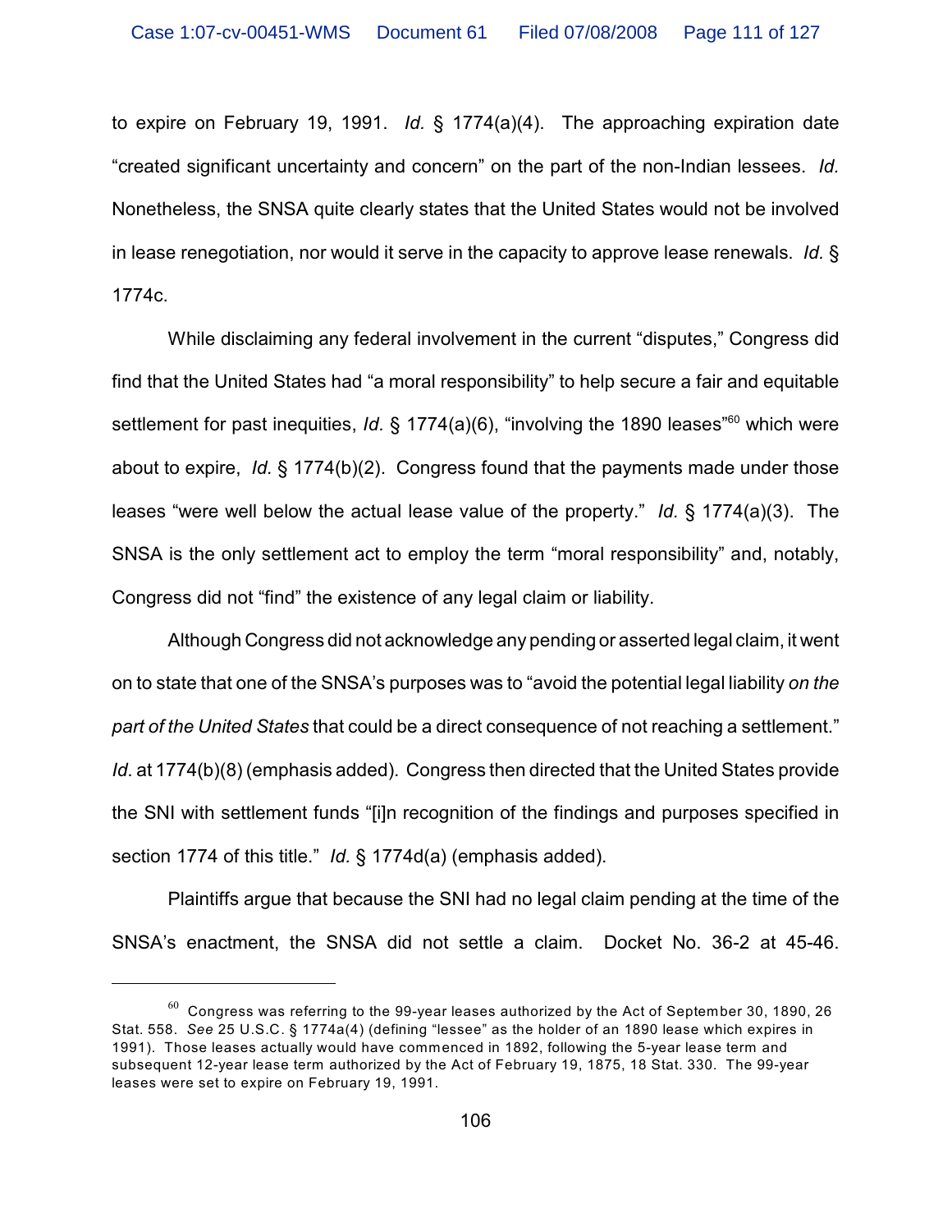to expire on February 19, 1991. *Id.* § 1774(a)(4). The approaching expiration date "created significant uncertainty and concern" on the part of the non-Indian lessees. *Id.* Nonetheless, the SNSA quite clearly states that the United States would not be involved in lease renegotiation, nor would it serve in the capacity to approve lease renewals. *Id.* § 1774c.

While disclaiming any federal involvement in the current "disputes," Congress did find that the United States had "a moral responsibility" to help secure a fair and equitable settlement for past inequities, *Id.* § 1774(a)(6), "involving the 1890 leases"[60] which were about to expire, *Id.* § 1774(b)(2). Congress found that the payments made under those leases "were well below the actual lease value of the property." *Id.* § 1774(a)(3). The SNSA is the only settlement act to employ the term "moral responsibility" and, notably, Congress did not "find" the existence of any legal claim or liability.

Although Congress did not acknowledge any pending or asserted legal claim, it went on to state that one of the SNSA's purposes was to "avoid the potential legal liability *on the part of the United States* that could be a direct consequence of not reaching a settlement." *Id*. at 1774(b)(8) (emphasis added). Congress then directed that the United States provide the SNI with settlement funds "[i]n recognition of the findings and purposes specified in section 1774 of this title." *Id.* § 1774d(a) (emphasis added).

Plaintiffs argue that because the SNI had no legal claim pending at the time of the SNSA's enactment, the SNSA did not settle a claim. Docket No. 36-2 at 45-46.

---

[60] Congress was referring to the 99-year leases authorized by the Act of September 30, 1890, 26 Stat. 558. *See* 25 U.S.C. § 1774a(4) (defining "lessee" as the holder of an 1890 lease which expires in 1991). Those leases actually would have commenced in 1892, following the 5-year lease term and subsequent 12-year lease term authorized by the Act of February 19, 1875, 18 Stat. 330. The 99-year leases were set to expire on February 19, 1991.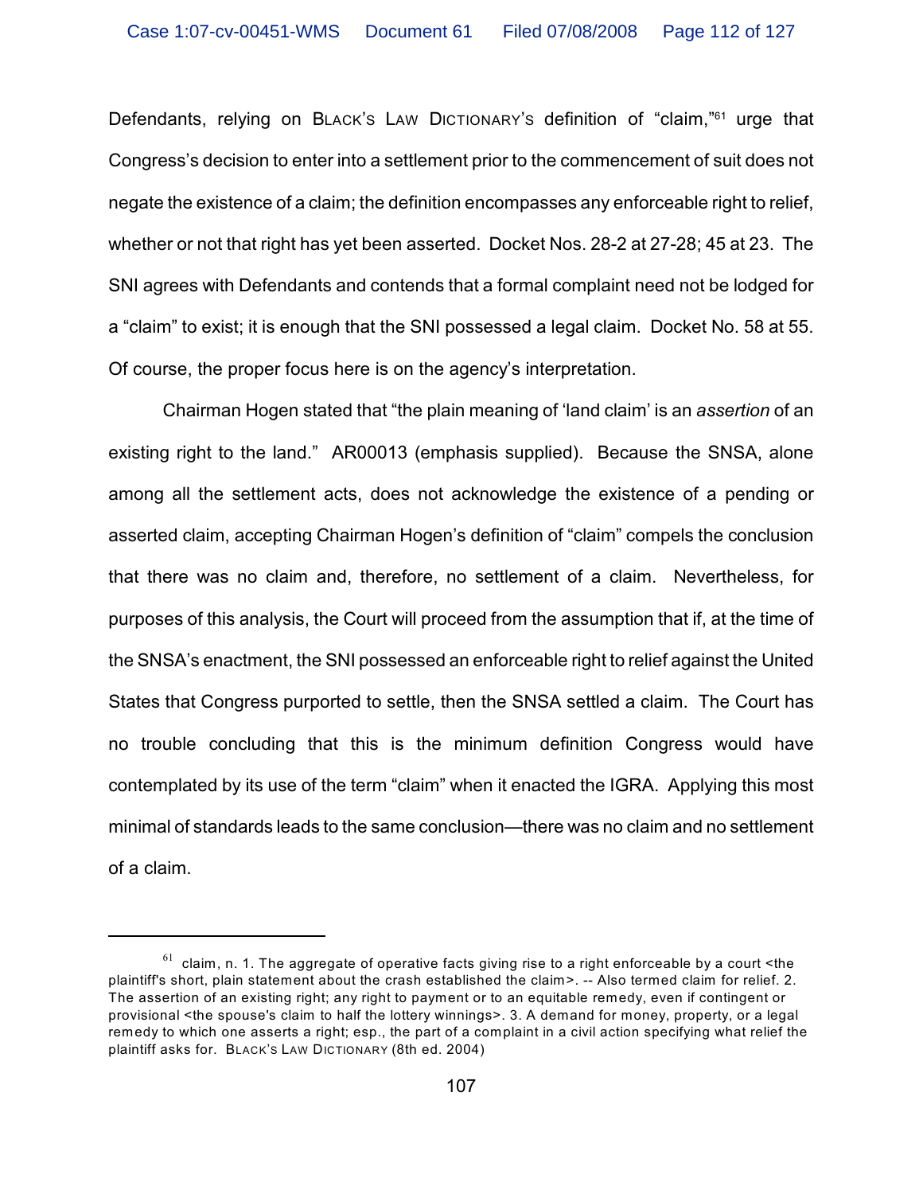Defendants, relying on BLACK'S LAW DICTIONARY'S definition of "claim,"[61] urge that Congress's decision to enter into a settlement prior to the commencement of suit does not negate the existence of a claim; the definition encompasses any enforceable right to relief, whether or not that right has yet been asserted. Docket Nos. 28-2 at 27-28; 45 at 23. The SNI agrees with Defendants and contends that a formal complaint need not be lodged for a "claim" to exist; it is enough that the SNI possessed a legal claim. Docket No. 58 at 55. Of course, the proper focus here is on the agency's interpretation.

Chairman Hogen stated that "the plain meaning of 'land claim' is an *assertion* of an existing right to the land." AR00013 (emphasis supplied). Because the SNSA, alone among all the settlement acts, does not acknowledge the existence of a pending or asserted claim, accepting Chairman Hogen's definition of "claim" compels the conclusion that there was no claim and, therefore, no settlement of a claim. Nevertheless, for purposes of this analysis, the Court will proceed from the assumption that if, at the time of the SNSA's enactment, the SNI possessed an enforceable right to relief against the United States that Congress purported to settle, then the SNSA settled a claim. The Court has no trouble concluding that this is the minimum definition Congress would have contemplated by its use of the term "claim" when it enacted the IGRA. Applying this most minimal of standards leads to the same conclusion—there was no claim and no settlement of a claim.

---

[61] claim, n. 1. The aggregate of operative facts giving rise to a right enforceable by a court <the plaintiff's short, plain statement about the crash established the claim>. -- Also termed claim for relief. 2. The assertion of an existing right; any right to payment or to an equitable remedy, even if contingent or provisional <the spouse's claim to half the lottery winnings>. 3. A demand for money, property, or a legal remedy to which one asserts a right; esp., the part of a complaint in a civil action specifying what relief the plaintiff asks for. BLACK'S LAW DICTIONARY (8th ed. 2004)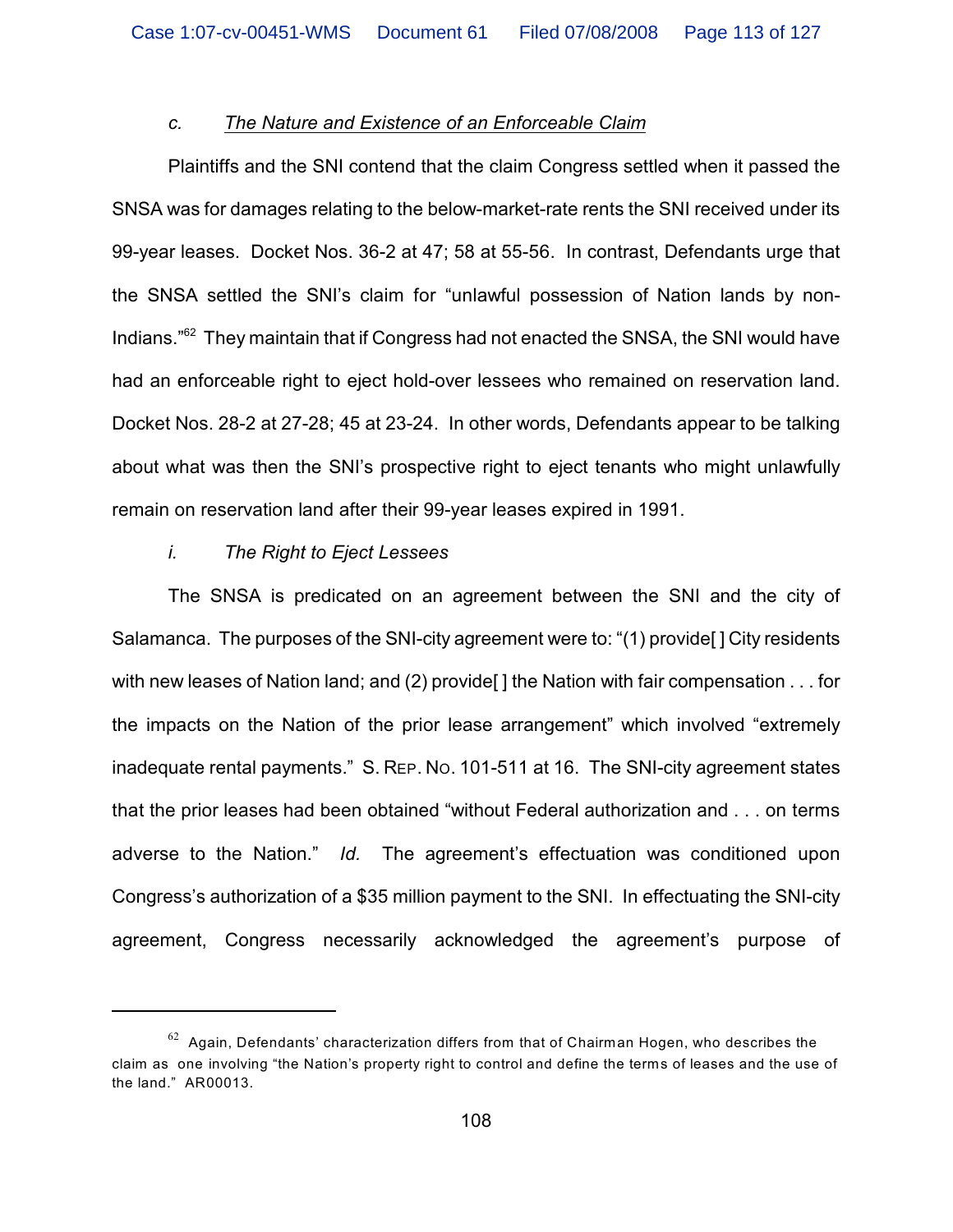*c.* *The Nature and Existence of an Enforceable Claim*

Plaintiffs and the SNI contend that the claim Congress settled when it passed the SNSA was for damages relating to the below-market-rate rents the SNI received under its 99-year leases. Docket Nos. 36-2 at 47; 58 at 55-56. In contrast, Defendants urge that the SNSA settled the SNI's claim for "unlawful possession of Nation lands by non-Indians."[62] They maintain that if Congress had not enacted the SNSA, the SNI would have had an enforceable right to eject hold-over lessees who remained on reservation land. Docket Nos. 28-2 at 27-28; 45 at 23-24. In other words, Defendants appear to be talking about what was then the SNI's prospective right to eject tenants who might unlawfully remain on reservation land after their 99-year leases expired in 1991.

*i.* *The Right to Eject Lessees*

The SNSA is predicated on an agreement between the SNI and the city of Salamanca. The purposes of the SNI-city agreement were to: "(1) provide[ ] City residents with new leases of Nation land; and (2) provide[ ] the Nation with fair compensation . . . for the impacts on the Nation of the prior lease arrangement" which involved "extremely inadequate rental payments." S. REP. NO. 101-511 at 16. The SNI-city agreement states that the prior leases had been obtained "without Federal authorization and . . . on terms adverse to the Nation." *Id.* The agreement's effectuation was conditioned upon Congress's authorization of a $35 million payment to the SNI. In effectuating the SNI-city agreement, Congress necessarily acknowledged the agreement's purpose of

[62] Again, Defendants' characterization differs from that of Chairman Hogen, who describes the claim as one involving "the Nation's property right to control and define the terms of leases and the use of the land." AR00013.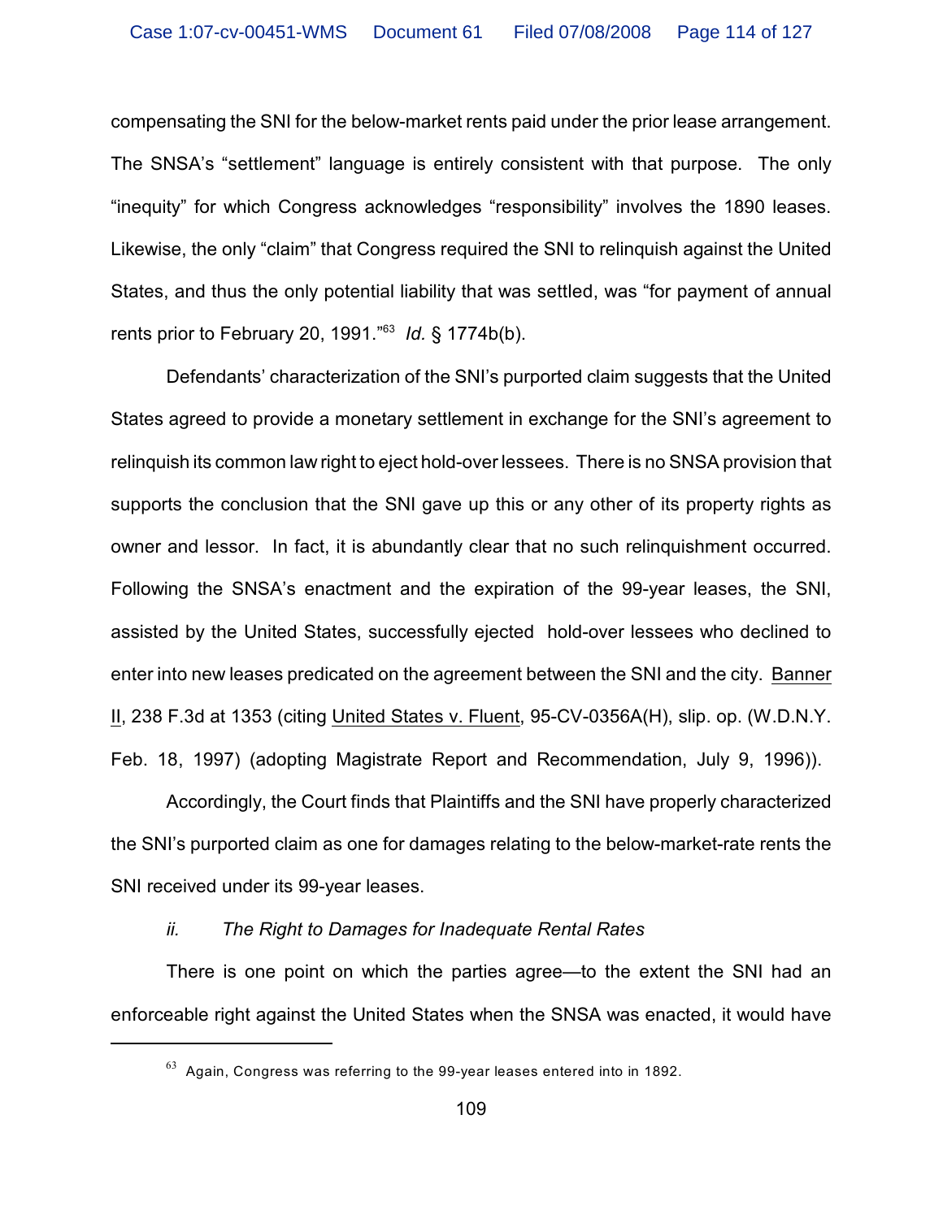compensating the SNI for the below-market rents paid under the prior lease arrangement. The SNSA's "settlement" language is entirely consistent with that purpose. The only "inequity" for which Congress acknowledges "responsibility" involves the 1890 leases. Likewise, the only "claim" that Congress required the SNI to relinquish against the United States, and thus the only potential liability that was settled, was "for payment of annual rents prior to February 20, 1991."[63] *Id.* § 1774b(b).

Defendants' characterization of the SNI's purported claim suggests that the United States agreed to provide a monetary settlement in exchange for the SNI's agreement to relinquish its common law right to eject hold-over lessees. There is no SNSA provision that supports the conclusion that the SNI gave up this or any other of its property rights as owner and lessor. In fact, it is abundantly clear that no such relinquishment occurred. Following the SNSA's enactment and the expiration of the 99-year leases, the SNI, assisted by the United States, successfully ejected hold-over lessees who declined to enter into new leases predicated on the agreement between the SNI and the city. Banner II, 238 F.3d at 1353 (citing United States v. Fluent, 95-CV-0356A(H), slip. op. (W.D.N.Y. Feb. 18, 1997) (adopting Magistrate Report and Recommendation, July 9, 1996)).

Accordingly, the Court finds that Plaintiffs and the SNI have properly characterized the SNI's purported claim as one for damages relating to the below-market-rate rents the SNI received under its 99-year leases.

*ii. The Right to Damages for Inadequate Rental Rates*

There is one point on which the parties agree—to the extent the SNI had an enforceable right against the United States when the SNSA was enacted, it would have

[63] Again, Congress was referring to the 99-year leases entered into in 1892.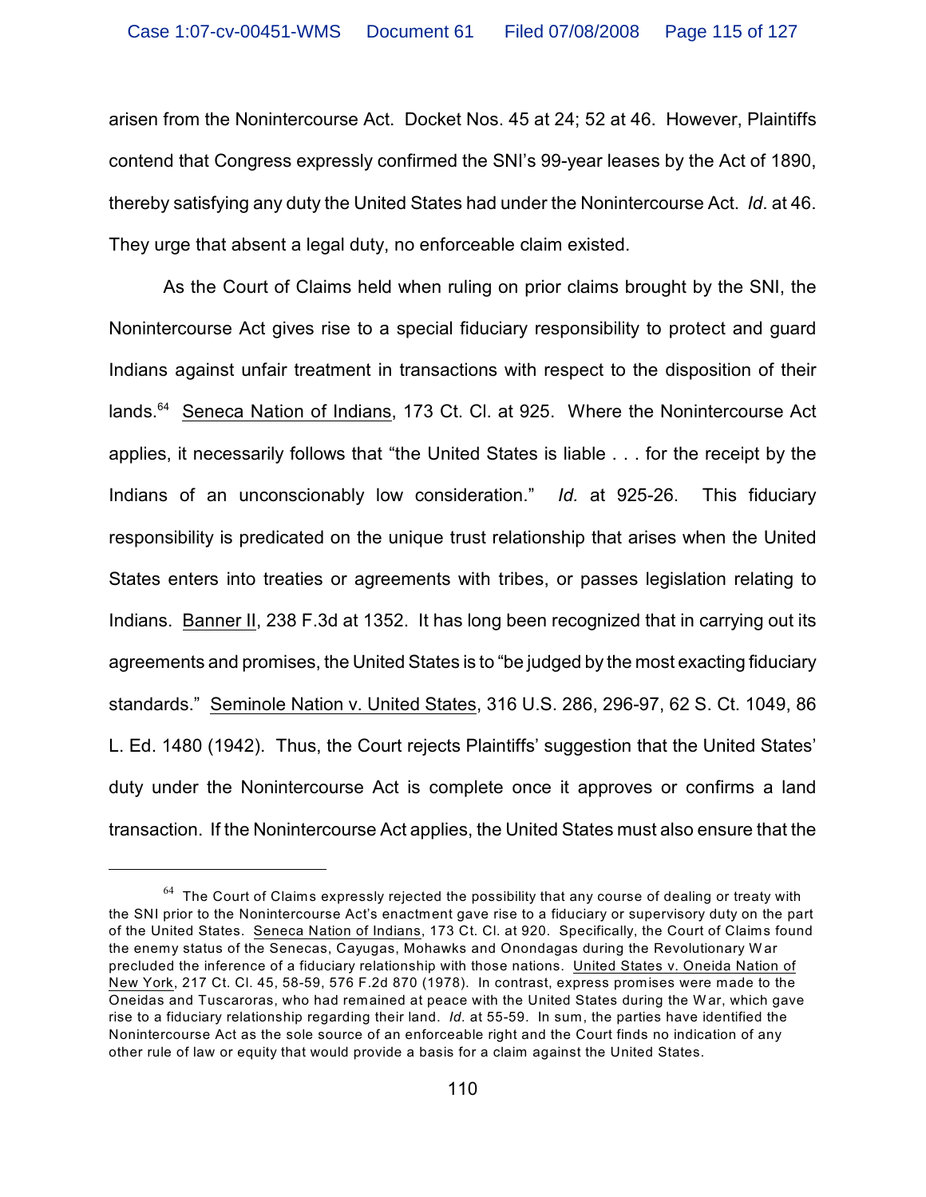arisen from the Nonintercourse Act. Docket Nos. 45 at 24; 52 at 46. However, Plaintiffs contend that Congress expressly confirmed the SNI's 99-year leases by the Act of 1890, thereby satisfying any duty the United States had under the Nonintercourse Act. *Id*. at 46. They urge that absent a legal duty, no enforceable claim existed.

As the Court of Claims held when ruling on prior claims brought by the SNI, the Nonintercourse Act gives rise to a special fiduciary responsibility to protect and guard Indians against unfair treatment in transactions with respect to the disposition of their lands.[64] Seneca Nation of Indians, 173 Ct. Cl. at 925. Where the Nonintercourse Act applies, it necessarily follows that "the United States is liable . . . for the receipt by the Indians of an unconscionably low consideration." *Id.* at 925-26. This fiduciary responsibility is predicated on the unique trust relationship that arises when the United States enters into treaties or agreements with tribes, or passes legislation relating to Indians. Banner II, 238 F.3d at 1352. It has long been recognized that in carrying out its agreements and promises, the United States is to "be judged by the most exacting fiduciary standards." Seminole Nation v. United States, 316 U.S. 286, 296-97, 62 S. Ct. 1049, 86 L. Ed. 1480 (1942). Thus, the Court rejects Plaintiffs' suggestion that the United States' duty under the Nonintercourse Act is complete once it approves or confirms a land transaction. If the Nonintercourse Act applies, the United States must also ensure that the

---

[64] The Court of Claims expressly rejected the possibility that any course of dealing or treaty with the SNI prior to the Nonintercourse Act's enactment gave rise to a fiduciary or supervisory duty on the part of the United States. Seneca Nation of Indians, 173 Ct. Cl. at 920. Specifically, the Court of Claims found the enemy status of the Senecas, Cayugas, Mohawks and Onondagas during the Revolutionary War precluded the inference of a fiduciary relationship with those nations. United States v. Oneida Nation of New York, 217 Ct. Cl. 45, 58-59, 576 F.2d 870 (1978). In contrast, express promises were made to the Oneidas and Tuscaroras, who had remained at peace with the United States during the War, which gave rise to a fiduciary relationship regarding their land. *Id.* at 55-59. In sum, the parties have identified the Nonintercourse Act as the sole source of an enforceable right and the Court finds no indication of any other rule of law or equity that would provide a basis for a claim against the United States.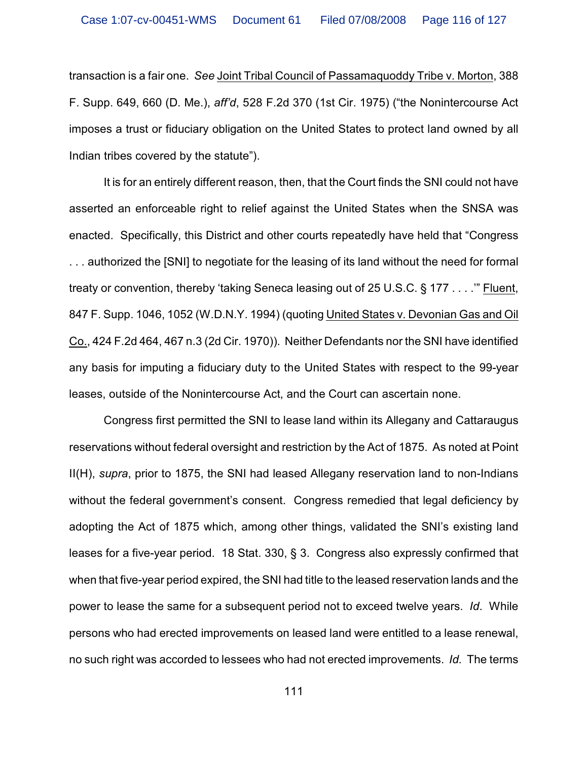transaction is a fair one. *See* Joint Tribal Council of Passamaquoddy Tribe v. Morton, 388 F. Supp. 649, 660 (D. Me.), *aff'd*, 528 F.2d 370 (1st Cir. 1975) ("the Nonintercourse Act imposes a trust or fiduciary obligation on the United States to protect land owned by all Indian tribes covered by the statute").

It is for an entirely different reason, then, that the Court finds the SNI could not have asserted an enforceable right to relief against the United States when the SNSA was enacted. Specifically, this District and other courts repeatedly have held that "Congress . . . authorized the [SNI] to negotiate for the leasing of its land without the need for formal treaty or convention, thereby 'taking Seneca leasing out of 25 U.S.C. § 177 . . . .'" Fluent, 847 F. Supp. 1046, 1052 (W.D.N.Y. 1994) (quoting United States v. Devonian Gas and Oil Co., 424 F.2d 464, 467 n.3 (2d Cir. 1970)). Neither Defendants nor the SNI have identified any basis for imputing a fiduciary duty to the United States with respect to the 99-year leases, outside of the Nonintercourse Act, and the Court can ascertain none.

Congress first permitted the SNI to lease land within its Allegany and Cattaraugus reservations without federal oversight and restriction by the Act of 1875. As noted at Point II(H), *supra*, prior to 1875, the SNI had leased Allegany reservation land to non-Indians without the federal government's consent. Congress remedied that legal deficiency by adopting the Act of 1875 which, among other things, validated the SNI's existing land leases for a five-year period. 18 Stat. 330, § 3. Congress also expressly confirmed that when that five-year period expired, the SNI had title to the leased reservation lands and the power to lease the same for a subsequent period not to exceed twelve years. *Id*. While persons who had erected improvements on leased land were entitled to a lease renewal, no such right was accorded to lessees who had not erected improvements. *Id.* The terms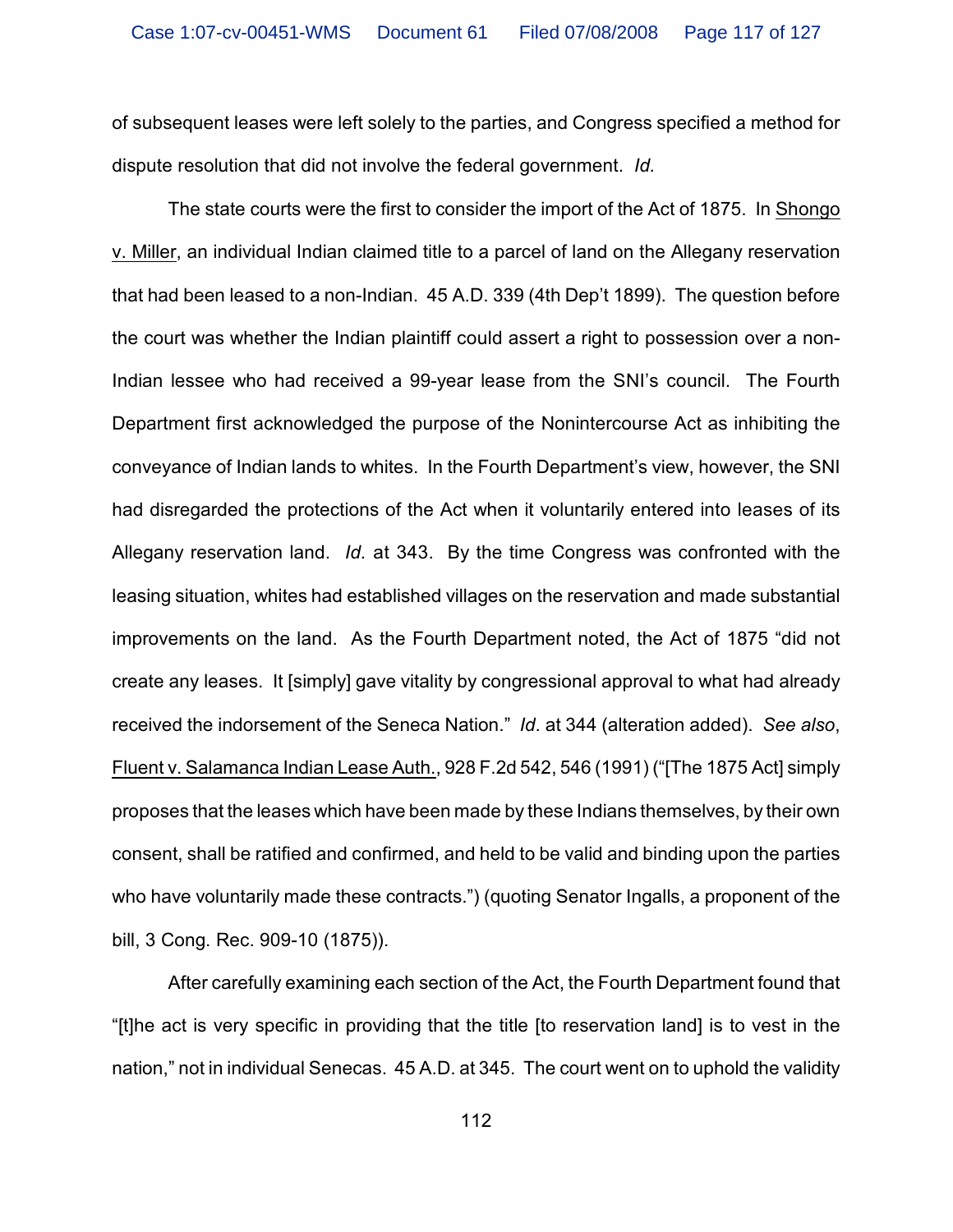of subsequent leases were left solely to the parties, and Congress specified a method for dispute resolution that did not involve the federal government. *Id.*

The state courts were the first to consider the import of the Act of 1875. In Shongo v. Miller, an individual Indian claimed title to a parcel of land on the Allegany reservation that had been leased to a non-Indian. 45 A.D. 339 (4th Dep't 1899). The question before the court was whether the Indian plaintiff could assert a right to possession over a non-Indian lessee who had received a 99-year lease from the SNI's council. The Fourth Department first acknowledged the purpose of the Nonintercourse Act as inhibiting the conveyance of Indian lands to whites. In the Fourth Department's view, however, the SNI had disregarded the protections of the Act when it voluntarily entered into leases of its Allegany reservation land. *Id.* at 343. By the time Congress was confronted with the leasing situation, whites had established villages on the reservation and made substantial improvements on the land. As the Fourth Department noted, the Act of 1875 "did not create any leases. It [simply] gave vitality by congressional approval to what had already received the indorsement of the Seneca Nation." *Id*. at 344 (alteration added). *See also*, Fluent v. Salamanca Indian Lease Auth., 928 F.2d 542, 546 (1991) ("[The 1875 Act] simply proposes that the leases which have been made by these Indians themselves, by their own consent, shall be ratified and confirmed, and held to be valid and binding upon the parties who have voluntarily made these contracts.") (quoting Senator Ingalls, a proponent of the bill, 3 Cong. Rec. 909-10 (1875)).

After carefully examining each section of the Act, the Fourth Department found that "[t]he act is very specific in providing that the title [to reservation land] is to vest in the nation," not in individual Senecas. 45 A.D. at 345. The court went on to uphold the validity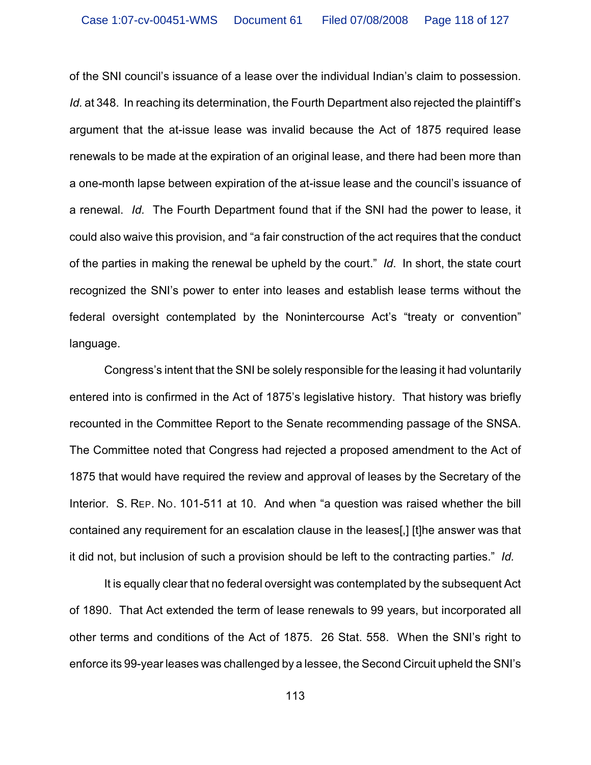of the SNI council's issuance of a lease over the individual Indian's claim to possession. *Id.* at 348. In reaching its determination, the Fourth Department also rejected the plaintiff's argument that the at-issue lease was invalid because the Act of 1875 required lease renewals to be made at the expiration of an original lease, and there had been more than a one-month lapse between expiration of the at-issue lease and the council's issuance of a renewal. *Id.* The Fourth Department found that if the SNI had the power to lease, it could also waive this provision, and "a fair construction of the act requires that the conduct of the parties in making the renewal be upheld by the court." *Id*. In short, the state court recognized the SNI's power to enter into leases and establish lease terms without the federal oversight contemplated by the Nonintercourse Act's "treaty or convention" language.

Congress's intent that the SNI be solely responsible for the leasing it had voluntarily entered into is confirmed in the Act of 1875's legislative history. That history was briefly recounted in the Committee Report to the Senate recommending passage of the SNSA. The Committee noted that Congress had rejected a proposed amendment to the Act of 1875 that would have required the review and approval of leases by the Secretary of the Interior. S. REP. NO. 101-511 at 10. And when "a question was raised whether the bill contained any requirement for an escalation clause in the leases[,] [t]he answer was that it did not, but inclusion of such a provision should be left to the contracting parties." *Id.*

It is equally clear that no federal oversight was contemplated by the subsequent Act of 1890. That Act extended the term of lease renewals to 99 years, but incorporated all other terms and conditions of the Act of 1875. 26 Stat. 558. When the SNI's right to enforce its 99-year leases was challenged by a lessee, the Second Circuit upheld the SNI's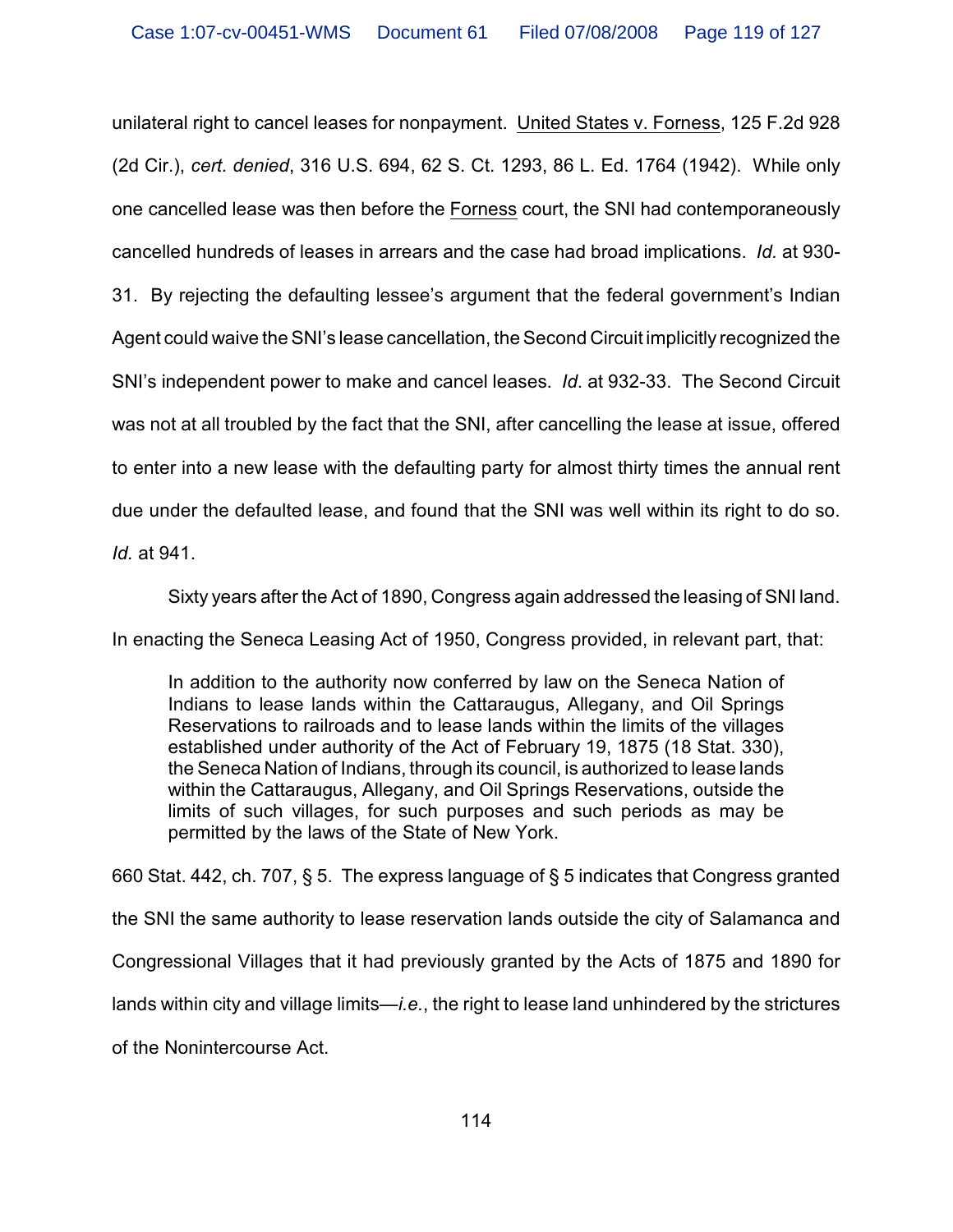unilateral right to cancel leases for nonpayment. United States v. Forness, 125 F.2d 928 (2d Cir.), *cert. denied*, 316 U.S. 694, 62 S. Ct. 1293, 86 L. Ed. 1764 (1942). While only one cancelled lease was then before the Forness court, the SNI had contemporaneously cancelled hundreds of leases in arrears and the case had broad implications. *Id.* at 930-31. By rejecting the defaulting lessee's argument that the federal government's Indian Agent could waive the SNI's lease cancellation, the Second Circuit implicitly recognized the SNI's independent power to make and cancel leases. *Id*. at 932-33. The Second Circuit was not at all troubled by the fact that the SNI, after cancelling the lease at issue, offered to enter into a new lease with the defaulting party for almost thirty times the annual rent due under the defaulted lease, and found that the SNI was well within its right to do so. *Id.* at 941.

Sixty years after the Act of 1890, Congress again addressed the leasing of SNI land. In enacting the Seneca Leasing Act of 1950, Congress provided, in relevant part, that:

> In addition to the authority now conferred by law on the Seneca Nation of Indians to lease lands within the Cattaraugus, Allegany, and Oil Springs Reservations to railroads and to lease lands within the limits of the villages established under authority of the Act of February 19, 1875 (18 Stat. 330), the Seneca Nation of Indians, through its council, is authorized to lease lands within the Cattaraugus, Allegany, and Oil Springs Reservations, outside the limits of such villages, for such purposes and such periods as may be permitted by the laws of the State of New York.

660 Stat. 442, ch. 707, § 5. The express language of § 5 indicates that Congress granted the SNI the same authority to lease reservation lands outside the city of Salamanca and Congressional Villages that it had previously granted by the Acts of 1875 and 1890 for lands within city and village limits—*i.e.*, the right to lease land unhindered by the strictures of the Nonintercourse Act.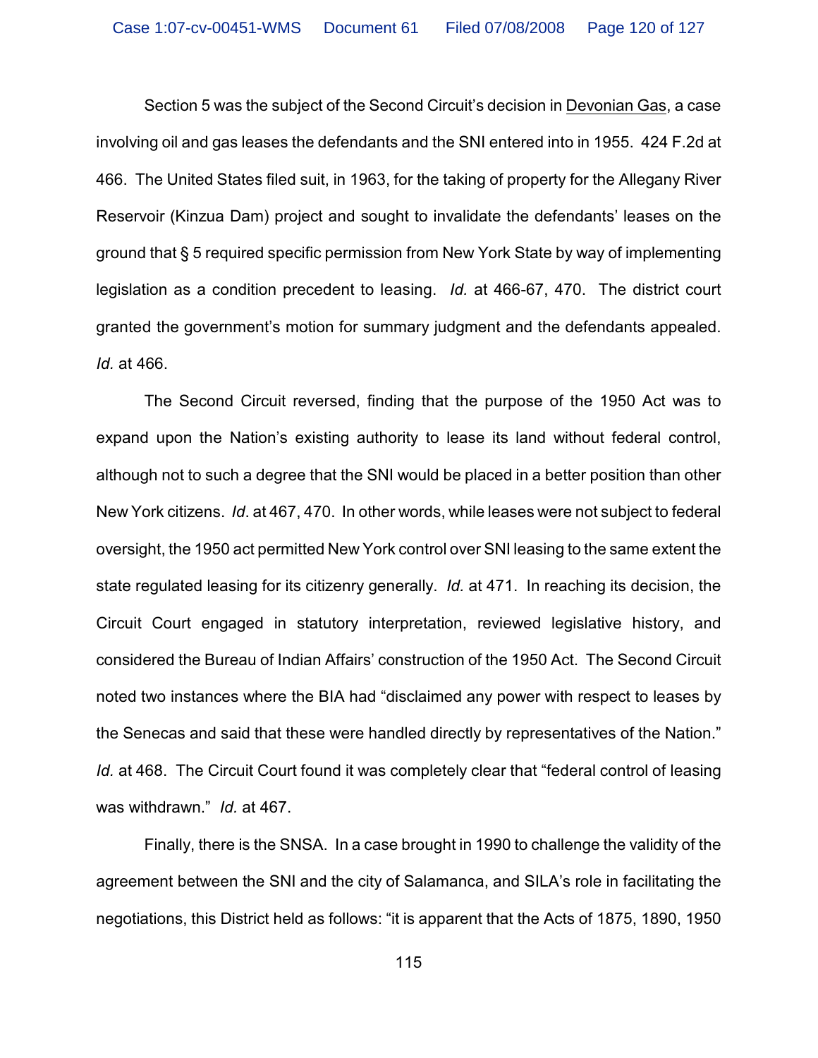Section 5 was the subject of the Second Circuit's decision in Devonian Gas, a case involving oil and gas leases the defendants and the SNI entered into in 1955. 424 F.2d at 466. The United States filed suit, in 1963, for the taking of property for the Allegany River Reservoir (Kinzua Dam) project and sought to invalidate the defendants' leases on the ground that § 5 required specific permission from New York State by way of implementing legislation as a condition precedent to leasing. *Id.* at 466-67, 470. The district court granted the government's motion for summary judgment and the defendants appealed. *Id.* at 466.

The Second Circuit reversed, finding that the purpose of the 1950 Act was to expand upon the Nation's existing authority to lease its land without federal control, although not to such a degree that the SNI would be placed in a better position than other New York citizens. *Id*. at 467, 470. In other words, while leases were not subject to federal oversight, the 1950 act permitted New York control over SNI leasing to the same extent the state regulated leasing for its citizenry generally. *Id.* at 471. In reaching its decision, the Circuit Court engaged in statutory interpretation, reviewed legislative history, and considered the Bureau of Indian Affairs' construction of the 1950 Act. The Second Circuit noted two instances where the BIA had "disclaimed any power with respect to leases by the Senecas and said that these were handled directly by representatives of the Nation." *Id.* at 468. The Circuit Court found it was completely clear that "federal control of leasing was withdrawn." *Id.* at 467.

Finally, there is the SNSA. In a case brought in 1990 to challenge the validity of the agreement between the SNI and the city of Salamanca, and SILA's role in facilitating the negotiations, this District held as follows: "it is apparent that the Acts of 1875, 1890, 1950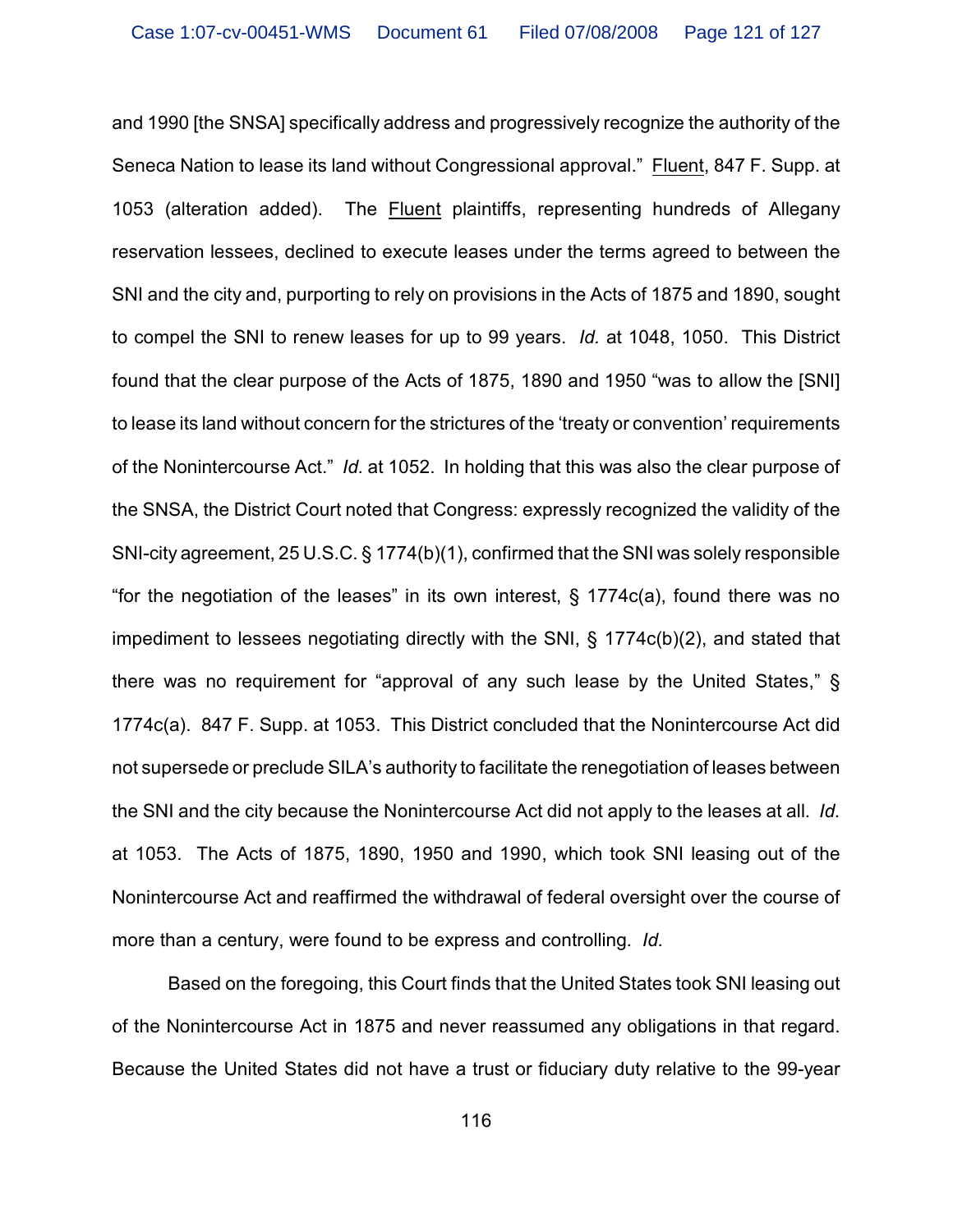and 1990 [the SNSA] specifically address and progressively recognize the authority of the Seneca Nation to lease its land without Congressional approval." Fluent, 847 F. Supp. at 1053 (alteration added). The Fluent plaintiffs, representing hundreds of Allegany reservation lessees, declined to execute leases under the terms agreed to between the SNI and the city and, purporting to rely on provisions in the Acts of 1875 and 1890, sought to compel the SNI to renew leases for up to 99 years. *Id.* at 1048, 1050. This District found that the clear purpose of the Acts of 1875, 1890 and 1950 "was to allow the [SNI] to lease its land without concern for the strictures of the 'treaty or convention' requirements of the Nonintercourse Act." *Id.* at 1052. In holding that this was also the clear purpose of the SNSA, the District Court noted that Congress: expressly recognized the validity of the SNI-city agreement, 25 U.S.C. § 1774(b)(1), confirmed that the SNI was solely responsible "for the negotiation of the leases" in its own interest, § 1774c(a), found there was no impediment to lessees negotiating directly with the SNI, § 1774c(b)(2), and stated that there was no requirement for "approval of any such lease by the United States," § 1774c(a). 847 F. Supp. at 1053. This District concluded that the Nonintercourse Act did not supersede or preclude SILA's authority to facilitate the renegotiation of leases between the SNI and the city because the Nonintercourse Act did not apply to the leases at all. *Id.* at 1053. The Acts of 1875, 1890, 1950 and 1990, which took SNI leasing out of the Nonintercourse Act and reaffirmed the withdrawal of federal oversight over the course of more than a century, were found to be express and controlling. *Id.*

Based on the foregoing, this Court finds that the United States took SNI leasing out of the Nonintercourse Act in 1875 and never reassumed any obligations in that regard. Because the United States did not have a trust or fiduciary duty relative to the 99-year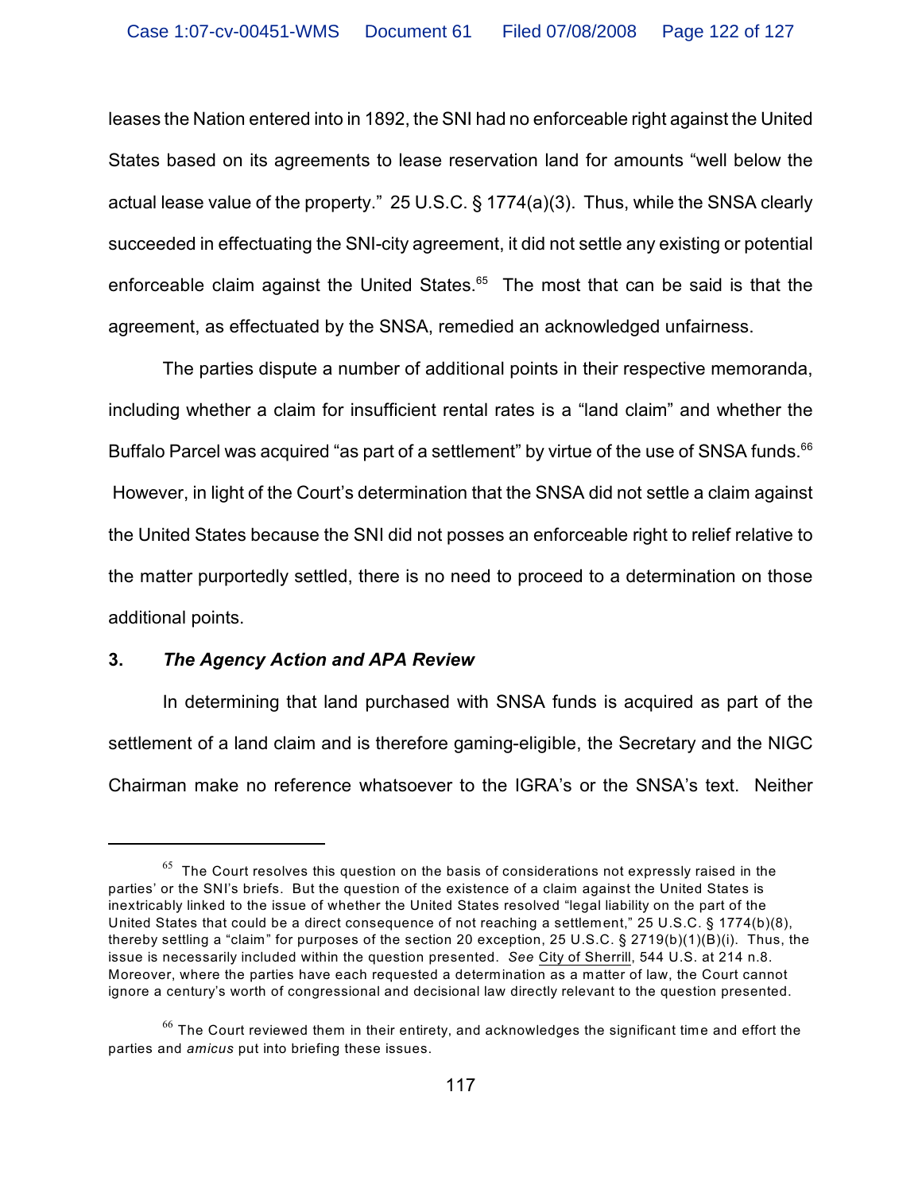leases the Nation entered into in 1892, the SNI had no enforceable right against the United States based on its agreements to lease reservation land for amounts "well below the actual lease value of the property." 25 U.S.C. § 1774(a)(3). Thus, while the SNSA clearly succeeded in effectuating the SNI-city agreement, it did not settle any existing or potential enforceable claim against the United States.[65] The most that can be said is that the agreement, as effectuated by the SNSA, remedied an acknowledged unfairness.

The parties dispute a number of additional points in their respective memoranda, including whether a claim for insufficient rental rates is a "land claim" and whether the Buffalo Parcel was acquired "as part of a settlement" by virtue of the use of SNSA funds.[66] However, in light of the Court's determination that the SNSA did not settle a claim against the United States because the SNI did not posses an enforceable right to relief relative to the matter purportedly settled, there is no need to proceed to a determination on those additional points.

### 3. *The Agency Action and APA Review*

In determining that land purchased with SNSA funds is acquired as part of the settlement of a land claim and is therefore gaming-eligible, the Secretary and the NIGC Chairman make no reference whatsoever to the IGRA's or the SNSA's text. Neither

---

[65] The Court resolves this question on the basis of considerations not expressly raised in the parties' or the SNI's briefs. But the question of the existence of a claim against the United States is inextricably linked to the issue of whether the United States resolved "legal liability on the part of the United States that could be a direct consequence of not reaching a settlement," 25 U.S.C. § 1774(b)(8), thereby settling a "claim" for purposes of the section 20 exception, 25 U.S.C. § 2719(b)(1)(B)(i). Thus, the issue is necessarily included within the question presented. *See* City of Sherrill, 544 U.S. at 214 n.8. Moreover, where the parties have each requested a determination as a matter of law, the Court cannot ignore a century's worth of congressional and decisional law directly relevant to the question presented.

[66] The Court reviewed them in their entirety, and acknowledges the significant time and effort the parties and *amicus* put into briefing these issues.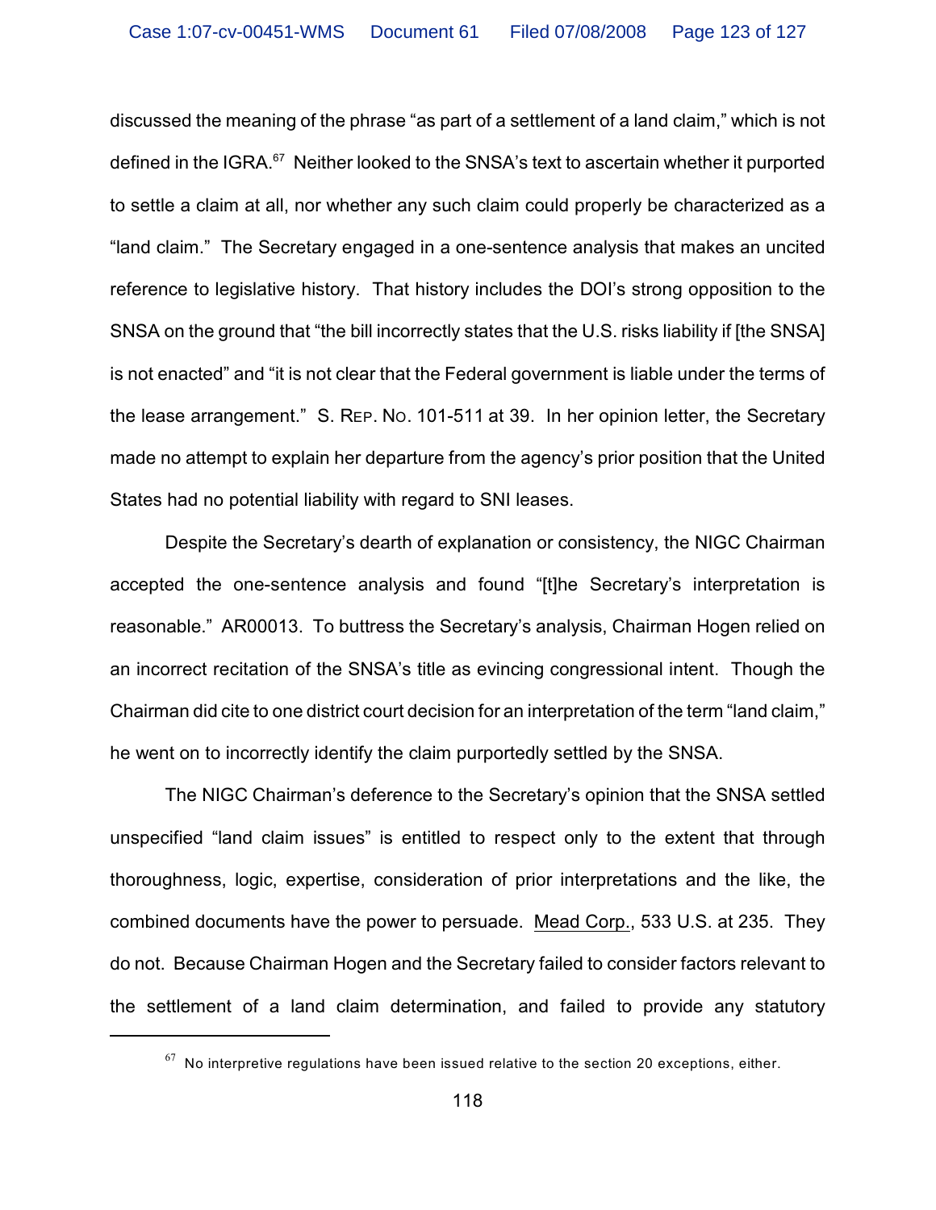discussed the meaning of the phrase "as part of a settlement of a land claim," which is not defined in the IGRA.[67] Neither looked to the SNSA's text to ascertain whether it purported to settle a claim at all, nor whether any such claim could properly be characterized as a "land claim." The Secretary engaged in a one-sentence analysis that makes an uncited reference to legislative history. That history includes the DOI's strong opposition to the SNSA on the ground that "the bill incorrectly states that the U.S. risks liability if [the SNSA] is not enacted" and "it is not clear that the Federal government is liable under the terms of the lease arrangement." S. REP. NO. 101-511 at 39. In her opinion letter, the Secretary made no attempt to explain her departure from the agency's prior position that the United States had no potential liability with regard to SNI leases.

Despite the Secretary's dearth of explanation or consistency, the NIGC Chairman accepted the one-sentence analysis and found "[t]he Secretary's interpretation is reasonable." AR00013. To buttress the Secretary's analysis, Chairman Hogen relied on an incorrect recitation of the SNSA's title as evincing congressional intent. Though the Chairman did cite to one district court decision for an interpretation of the term "land claim," he went on to incorrectly identify the claim purportedly settled by the SNSA.

The NIGC Chairman's deference to the Secretary's opinion that the SNSA settled unspecified "land claim issues" is entitled to respect only to the extent that through thoroughness, logic, expertise, consideration of prior interpretations and the like, the combined documents have the power to persuade. Mead Corp., 533 U.S. at 235. They do not. Because Chairman Hogen and the Secretary failed to consider factors relevant to the settlement of a land claim determination, and failed to provide any statutory

---

[67] No interpretive regulations have been issued relative to the section 20 exceptions, either.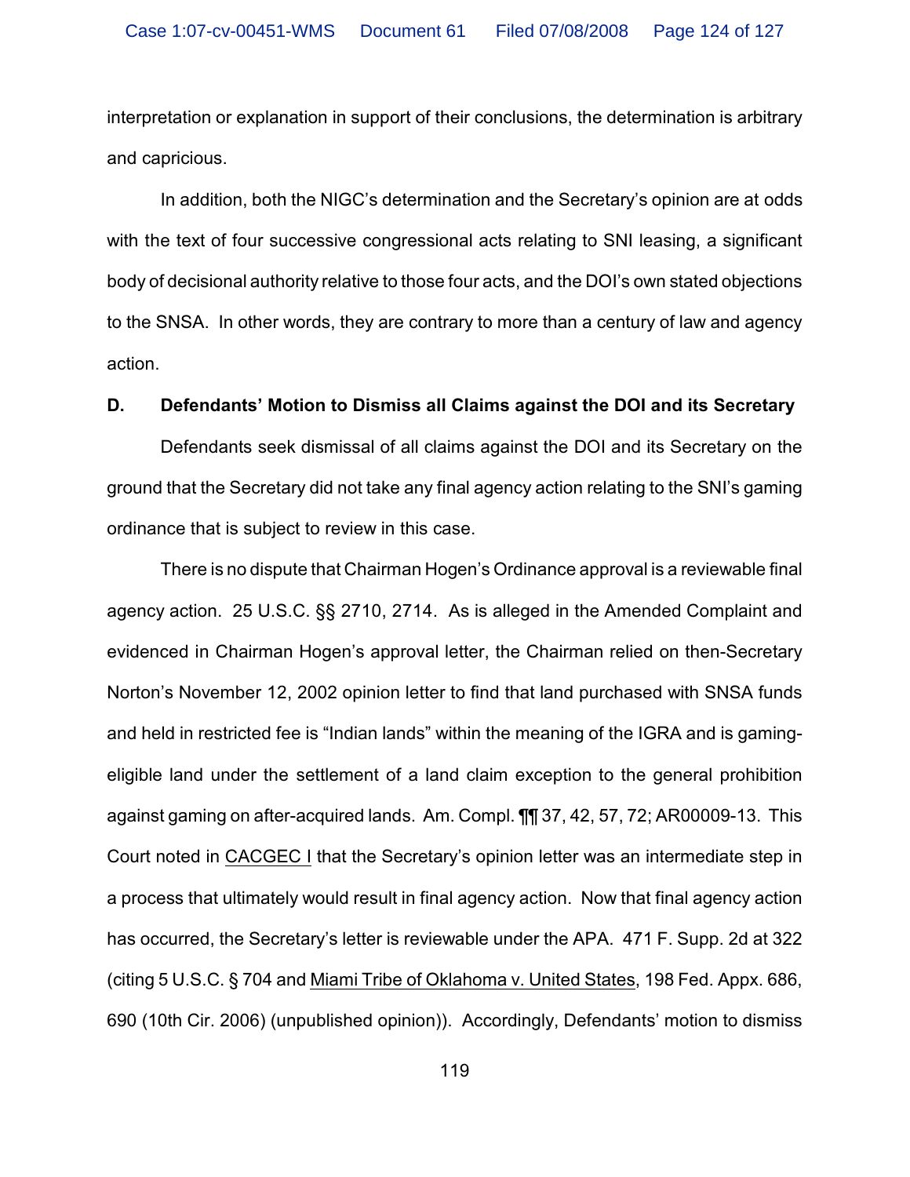interpretation or explanation in support of their conclusions, the determination is arbitrary and capricious.

In addition, both the NIGC's determination and the Secretary's opinion are at odds with the text of four successive congressional acts relating to SNI leasing, a significant body of decisional authority relative to those four acts, and the DOI's own stated objections to the SNSA. In other words, they are contrary to more than a century of law and agency action.

### D. Defendants' Motion to Dismiss all Claims against the DOI and its Secretary

Defendants seek dismissal of all claims against the DOI and its Secretary on the ground that the Secretary did not take any final agency action relating to the SNI's gaming ordinance that is subject to review in this case.

There is no dispute that Chairman Hogen's Ordinance approval is a reviewable final agency action. 25 U.S.C. §§ 2710, 2714. As is alleged in the Amended Complaint and evidenced in Chairman Hogen's approval letter, the Chairman relied on then-Secretary Norton's November 12, 2002 opinion letter to find that land purchased with SNSA funds and held in restricted fee is "Indian lands" within the meaning of the IGRA and is gaming-eligible land under the settlement of a land claim exception to the general prohibition against gaming on after-acquired lands. Am. Compl. ¶¶ 37, 42, 57, 72; AR00009-13. This Court noted in CACGEC I that the Secretary's opinion letter was an intermediate step in a process that ultimately would result in final agency action. Now that final agency action has occurred, the Secretary's letter is reviewable under the APA. 471 F. Supp. 2d at 322 (citing 5 U.S.C. § 704 and Miami Tribe of Oklahoma v. United States, 198 Fed. Appx. 686, 690 (10th Cir. 2006) (unpublished opinion)). Accordingly, Defendants' motion to dismiss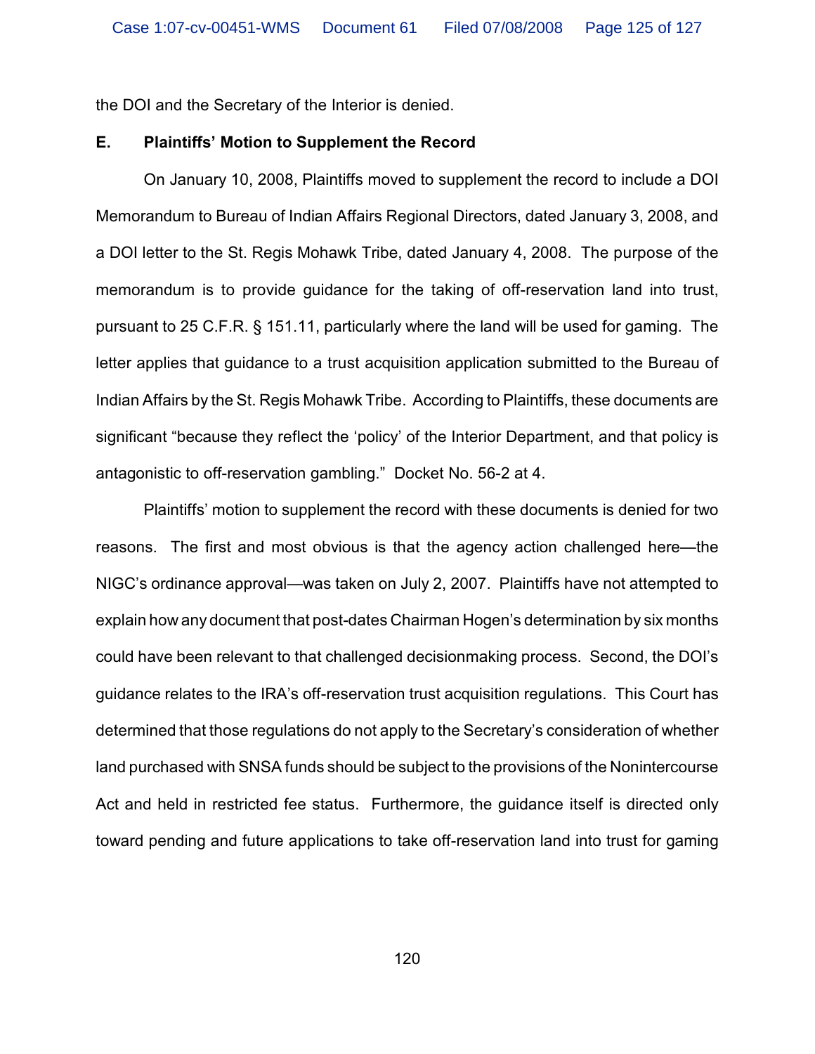the DOI and the Secretary of the Interior is denied.

### E. Plaintiffs' Motion to Supplement the Record

On January 10, 2008, Plaintiffs moved to supplement the record to include a DOI Memorandum to Bureau of Indian Affairs Regional Directors, dated January 3, 2008, and a DOI letter to the St. Regis Mohawk Tribe, dated January 4, 2008. The purpose of the memorandum is to provide guidance for the taking of off-reservation land into trust, pursuant to 25 C.F.R. § 151.11, particularly where the land will be used for gaming. The letter applies that guidance to a trust acquisition application submitted to the Bureau of Indian Affairs by the St. Regis Mohawk Tribe. According to Plaintiffs, these documents are significant "because they reflect the 'policy' of the Interior Department, and that policy is antagonistic to off-reservation gambling." Docket No. 56-2 at 4.

Plaintiffs' motion to supplement the record with these documents is denied for two reasons. The first and most obvious is that the agency action challenged here—the NIGC's ordinance approval—was taken on July 2, 2007. Plaintiffs have not attempted to explain how any document that post-dates Chairman Hogen's determination by six months could have been relevant to that challenged decisionmaking process. Second, the DOI's guidance relates to the IRA's off-reservation trust acquisition regulations. This Court has determined that those regulations do not apply to the Secretary's consideration of whether land purchased with SNSA funds should be subject to the provisions of the Nonintercourse Act and held in restricted fee status. Furthermore, the guidance itself is directed only toward pending and future applications to take off-reservation land into trust for gaming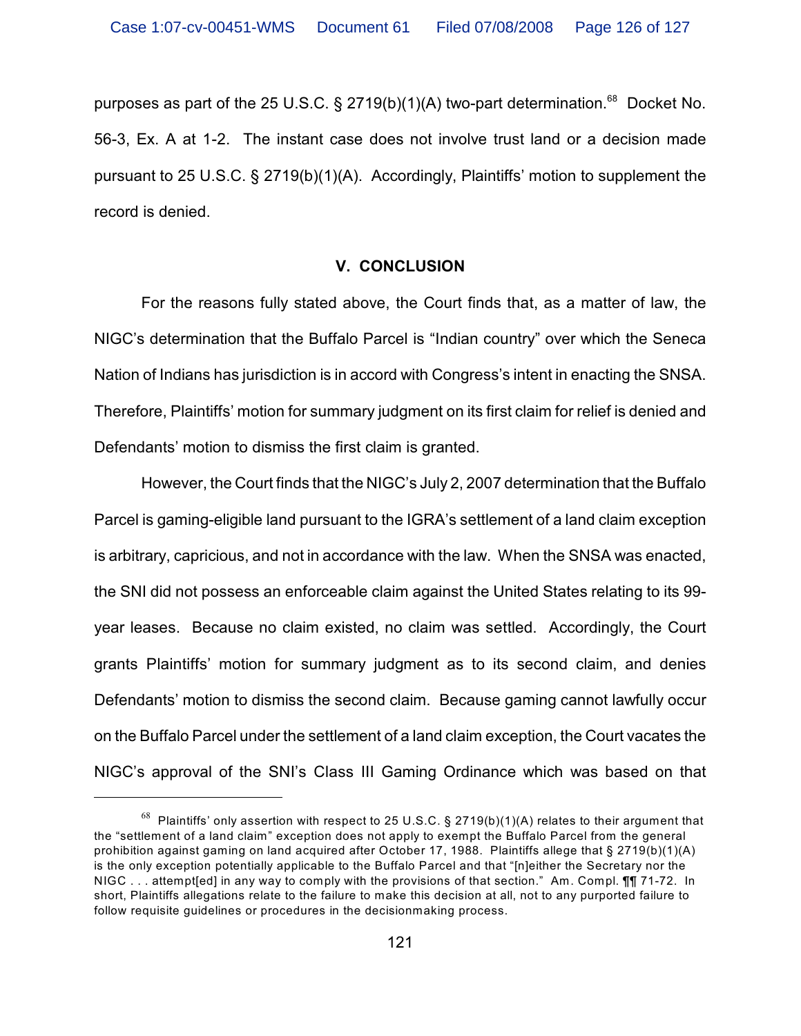purposes as part of the 25 U.S.C. § 2719(b)(1)(A) two-part determination.[68] Docket No. 56-3, Ex. A at 1-2. The instant case does not involve trust land or a decision made pursuant to 25 U.S.C. § 2719(b)(1)(A). Accordingly, Plaintiffs' motion to supplement the record is denied.

## V. CONCLUSION

For the reasons fully stated above, the Court finds that, as a matter of law, the NIGC's determination that the Buffalo Parcel is "Indian country" over which the Seneca Nation of Indians has jurisdiction is in accord with Congress's intent in enacting the SNSA. Therefore, Plaintiffs' motion for summary judgment on its first claim for relief is denied and Defendants' motion to dismiss the first claim is granted.

However, the Court finds that the NIGC's July 2, 2007 determination that the Buffalo Parcel is gaming-eligible land pursuant to the IGRA's settlement of a land claim exception is arbitrary, capricious, and not in accordance with the law. When the SNSA was enacted, the SNI did not possess an enforceable claim against the United States relating to its 99-year leases. Because no claim existed, no claim was settled. Accordingly, the Court grants Plaintiffs' motion for summary judgment as to its second claim, and denies Defendants' motion to dismiss the second claim. Because gaming cannot lawfully occur on the Buffalo Parcel under the settlement of a land claim exception, the Court vacates the NIGC's approval of the SNI's Class III Gaming Ordinance which was based on that

---

[68] Plaintiffs' only assertion with respect to 25 U.S.C. § 2719(b)(1)(A) relates to their argument that the "settlement of a land claim" exception does not apply to exempt the Buffalo Parcel from the general prohibition against gaming on land acquired after October 17, 1988. Plaintiffs allege that § 2719(b)(1)(A) is the only exception potentially applicable to the Buffalo Parcel and that "[n]either the Secretary nor the NIGC . . . attempt[ed] in any way to comply with the provisions of that section." Am. Compl. ¶¶ 71-72. In short, Plaintiffs allegations relate to the failure to make this decision at all, not to any purported failure to follow requisite guidelines or procedures in the decisionmaking process.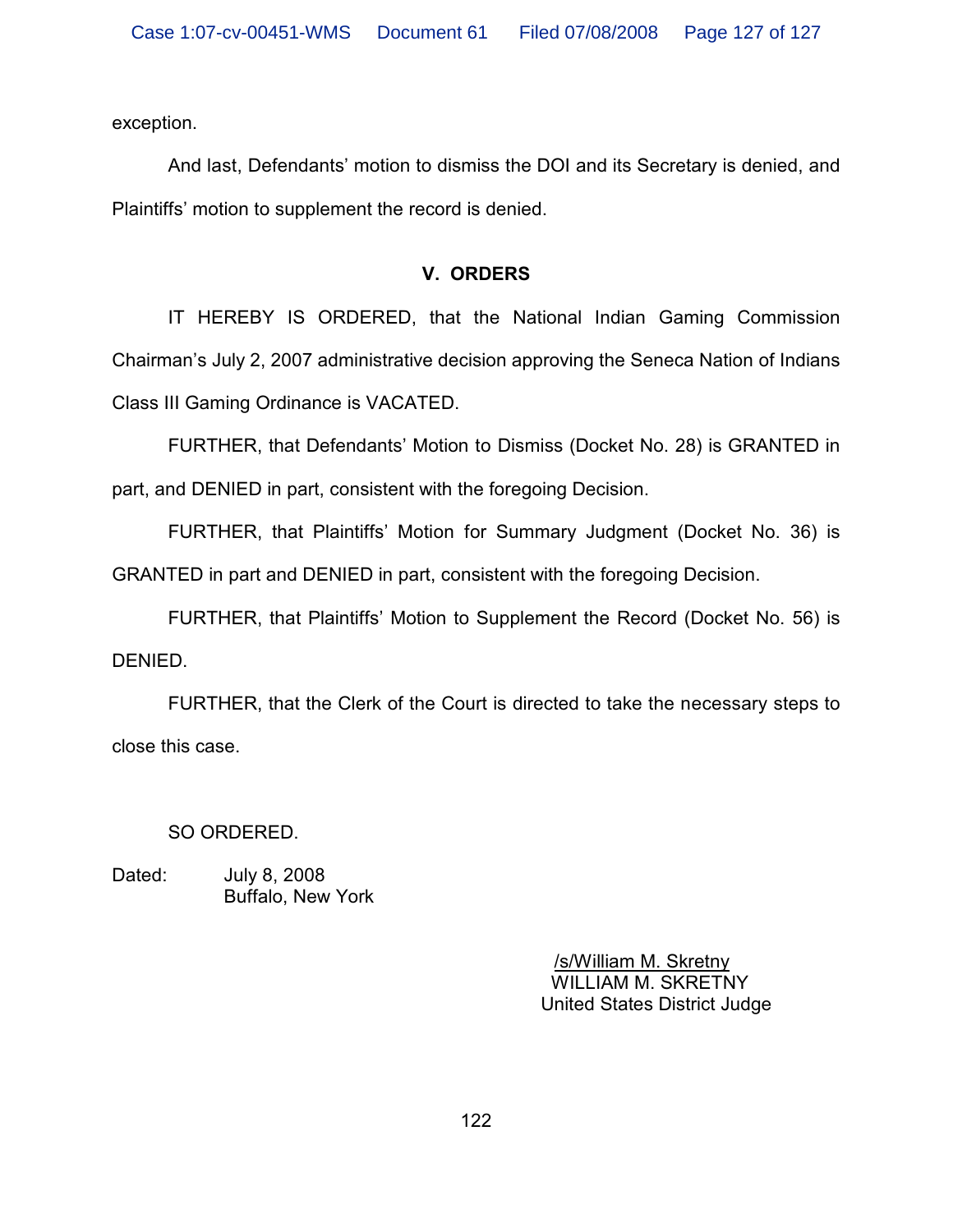exception.

And last, Defendants' motion to dismiss the DOI and its Secretary is denied, and Plaintiffs' motion to supplement the record is denied.

## V. ORDERS

IT HEREBY IS ORDERED, that the National Indian Gaming Commission Chairman's July 2, 2007 administrative decision approving the Seneca Nation of Indians Class III Gaming Ordinance is VACATED.

FURTHER, that Defendants' Motion to Dismiss (Docket No. 28) is GRANTED in part, and DENIED in part, consistent with the foregoing Decision.

FURTHER, that Plaintiffs' Motion for Summary Judgment (Docket No. 36) is GRANTED in part and DENIED in part, consistent with the foregoing Decision.

FURTHER, that Plaintiffs' Motion to Supplement the Record (Docket No. 56) is DENIED.

FURTHER, that the Clerk of the Court is directed to take the necessary steps to close this case.

SO ORDERED.

Dated: July 8, 2008
Buffalo, New York

/s/William M. Skretny
WILLIAM M. SKRETNY
United States District Judge